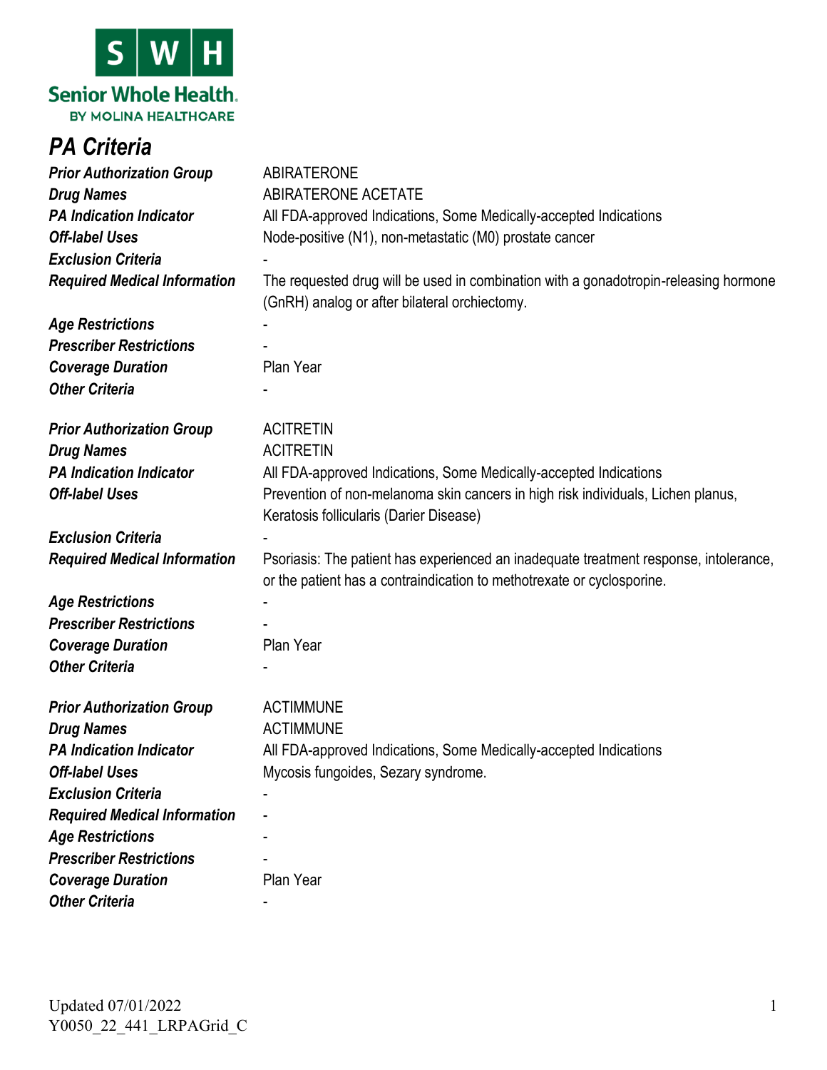Senior Whole Health.
BY MOLINA HEALTHCARE

# PA Criteria

| | |
|---|---|
| ***Prior Authorization Group*** | ABIRATERONE |
| ***Drug Names*** | ABIRATERONE ACETATE |
| ***PA Indication Indicator*** | All FDA-approved Indications, Some Medically-accepted Indications |
| ***Off-label Uses*** | Node-positive (N1), non-metastatic (M0) prostate cancer |
| ***Exclusion Criteria*** | - |
| ***Required Medical Information*** | The requested drug will be used in combination with a gonadotropin-releasing hormone (GnRH) analog or after bilateral orchiectomy. |
| ***Age Restrictions*** | - |
| ***Prescriber Restrictions*** | - |
| ***Coverage Duration*** | Plan Year |
| ***Other Criteria*** | - |

| | |
|---|---|
| ***Prior Authorization Group*** | ACITRETIN |
| ***Drug Names*** | ACITRETIN |
| ***PA Indication Indicator*** | All FDA-approved Indications, Some Medically-accepted Indications |
| ***Off-label Uses*** | Prevention of non-melanoma skin cancers in high risk individuals, Lichen planus, Keratosis follicularis (Darier Disease) |
| ***Exclusion Criteria*** | - |
| ***Required Medical Information*** | Psoriasis: The patient has experienced an inadequate treatment response, intolerance, or the patient has a contraindication to methotrexate or cyclosporine. |
| ***Age Restrictions*** | - |
| ***Prescriber Restrictions*** | - |
| ***Coverage Duration*** | Plan Year |
| ***Other Criteria*** | - |

| | |
|---|---|
| ***Prior Authorization Group*** | ACTIMMUNE |
| ***Drug Names*** | ACTIMMUNE |
| ***PA Indication Indicator*** | All FDA-approved Indications, Some Medically-accepted Indications |
| ***Off-label Uses*** | Mycosis fungoides, Sezary syndrome. |
| ***Exclusion Criteria*** | - |
| ***Required Medical Information*** | - |
| ***Age Restrictions*** | - |
| ***Prescriber Restrictions*** | - |
| ***Coverage Duration*** | Plan Year |
| ***Other Criteria*** | - |

Updated 07/01/2022
Y0050_22_441_LRPAGrid_C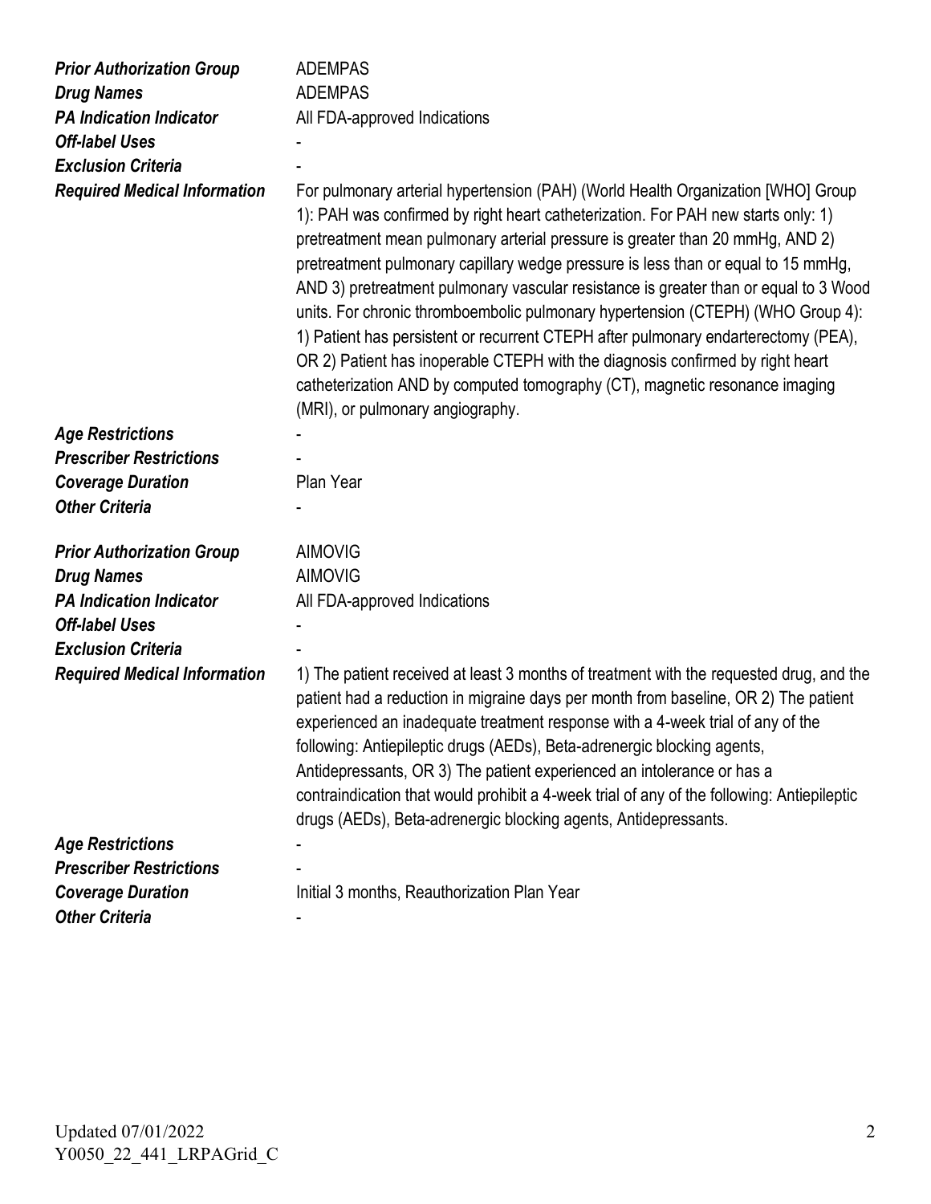| | |
|---|---|
| ***Prior Authorization Group*** | ADEMPAS |
| ***Drug Names*** | ADEMPAS |
| ***PA Indication Indicator*** | All FDA-approved Indications |
| ***Off-label Uses*** | - |
| ***Exclusion Criteria*** | - |
| ***Required Medical Information*** | For pulmonary arterial hypertension (PAH) (World Health Organization [WHO] Group 1): PAH was confirmed by right heart catheterization. For PAH new starts only: 1) pretreatment mean pulmonary arterial pressure is greater than 20 mmHg, AND 2) pretreatment pulmonary capillary wedge pressure is less than or equal to 15 mmHg, AND 3) pretreatment pulmonary vascular resistance is greater than or equal to 3 Wood units. For chronic thromboembolic pulmonary hypertension (CTEPH) (WHO Group 4): 1) Patient has persistent or recurrent CTEPH after pulmonary endarterectomy (PEA), OR 2) Patient has inoperable CTEPH with the diagnosis confirmed by right heart catheterization AND by computed tomography (CT), magnetic resonance imaging (MRI), or pulmonary angiography. |
| ***Age Restrictions*** | - |
| ***Prescriber Restrictions*** | - |
| ***Coverage Duration*** | Plan Year |
| ***Other Criteria*** | - |

| | |
|---|---|
| ***Prior Authorization Group*** | AIMOVIG |
| ***Drug Names*** | AIMOVIG |
| ***PA Indication Indicator*** | All FDA-approved Indications |
| ***Off-label Uses*** | - |
| ***Exclusion Criteria*** | - |
| ***Required Medical Information*** | 1) The patient received at least 3 months of treatment with the requested drug, and the patient had a reduction in migraine days per month from baseline, OR 2) The patient experienced an inadequate treatment response with a 4-week trial of any of the following: Antiepileptic drugs (AEDs), Beta-adrenergic blocking agents, Antidepressants, OR 3) The patient experienced an intolerance or has a contraindication that would prohibit a 4-week trial of any of the following: Antiepileptic drugs (AEDs), Beta-adrenergic blocking agents, Antidepressants. |
| ***Age Restrictions*** | - |
| ***Prescriber Restrictions*** | - |
| ***Coverage Duration*** | Initial 3 months, Reauthorization Plan Year |
| ***Other Criteria*** | - |

Updated 07/01/2022
Y0050_22_441_LRPAGrid_C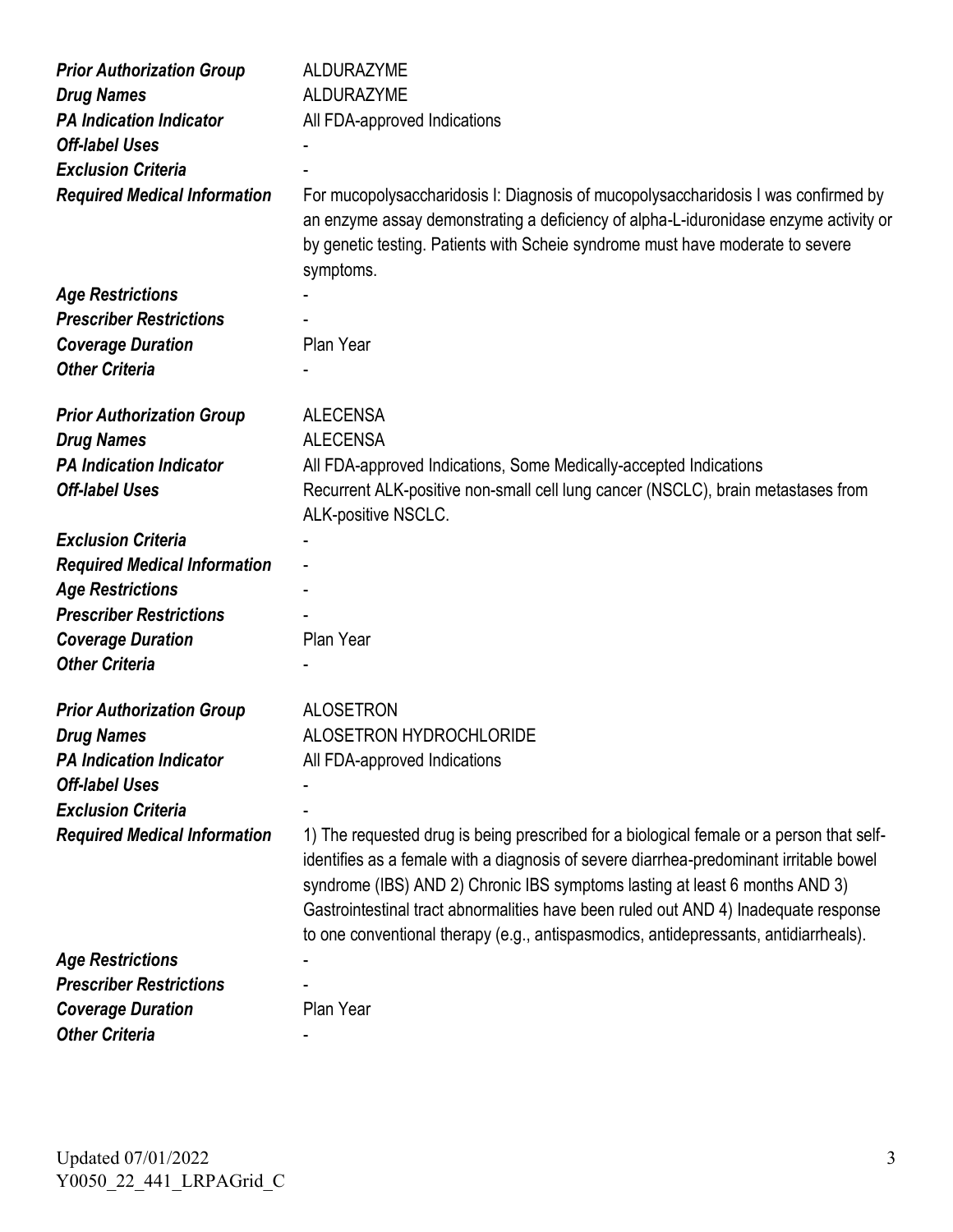| | |
|---|---|
| ***Prior Authorization Group*** | ALDURAZYME |
| ***Drug Names*** | ALDURAZYME |
| ***PA Indication Indicator*** | All FDA-approved Indications |
| ***Off-label Uses*** | - |
| ***Exclusion Criteria*** | - |
| ***Required Medical Information*** | For mucopolysaccharidosis I: Diagnosis of mucopolysaccharidosis I was confirmed by an enzyme assay demonstrating a deficiency of alpha-L-iduronidase enzyme activity or by genetic testing. Patients with Scheie syndrome must have moderate to severe symptoms. |
| ***Age Restrictions*** | - |
| ***Prescriber Restrictions*** | - |
| ***Coverage Duration*** | Plan Year |
| ***Other Criteria*** | - |

| | |
|---|---|
| ***Prior Authorization Group*** | ALECENSA |
| ***Drug Names*** | ALECENSA |
| ***PA Indication Indicator*** | All FDA-approved Indications, Some Medically-accepted Indications |
| ***Off-label Uses*** | Recurrent ALK-positive non-small cell lung cancer (NSCLC), brain metastases from ALK-positive NSCLC. |
| ***Exclusion Criteria*** | - |
| ***Required Medical Information*** | - |
| ***Age Restrictions*** | - |
| ***Prescriber Restrictions*** | - |
| ***Coverage Duration*** | Plan Year |
| ***Other Criteria*** | - |

| | |
|---|---|
| ***Prior Authorization Group*** | ALOSETRON |
| ***Drug Names*** | ALOSETRON HYDROCHLORIDE |
| ***PA Indication Indicator*** | All FDA-approved Indications |
| ***Off-label Uses*** | - |
| ***Exclusion Criteria*** | - |
| ***Required Medical Information*** | 1) The requested drug is being prescribed for a biological female or a person that self-identifies as a female with a diagnosis of severe diarrhea-predominant irritable bowel syndrome (IBS) AND 2) Chronic IBS symptoms lasting at least 6 months AND 3) Gastrointestinal tract abnormalities have been ruled out AND 4) Inadequate response to one conventional therapy (e.g., antispasmodics, antidepressants, antidiarrheals). |
| ***Age Restrictions*** | - |
| ***Prescriber Restrictions*** | - |
| ***Coverage Duration*** | Plan Year |
| ***Other Criteria*** | - |

Updated 07/01/2022
Y0050_22_441_LRPAGrid_C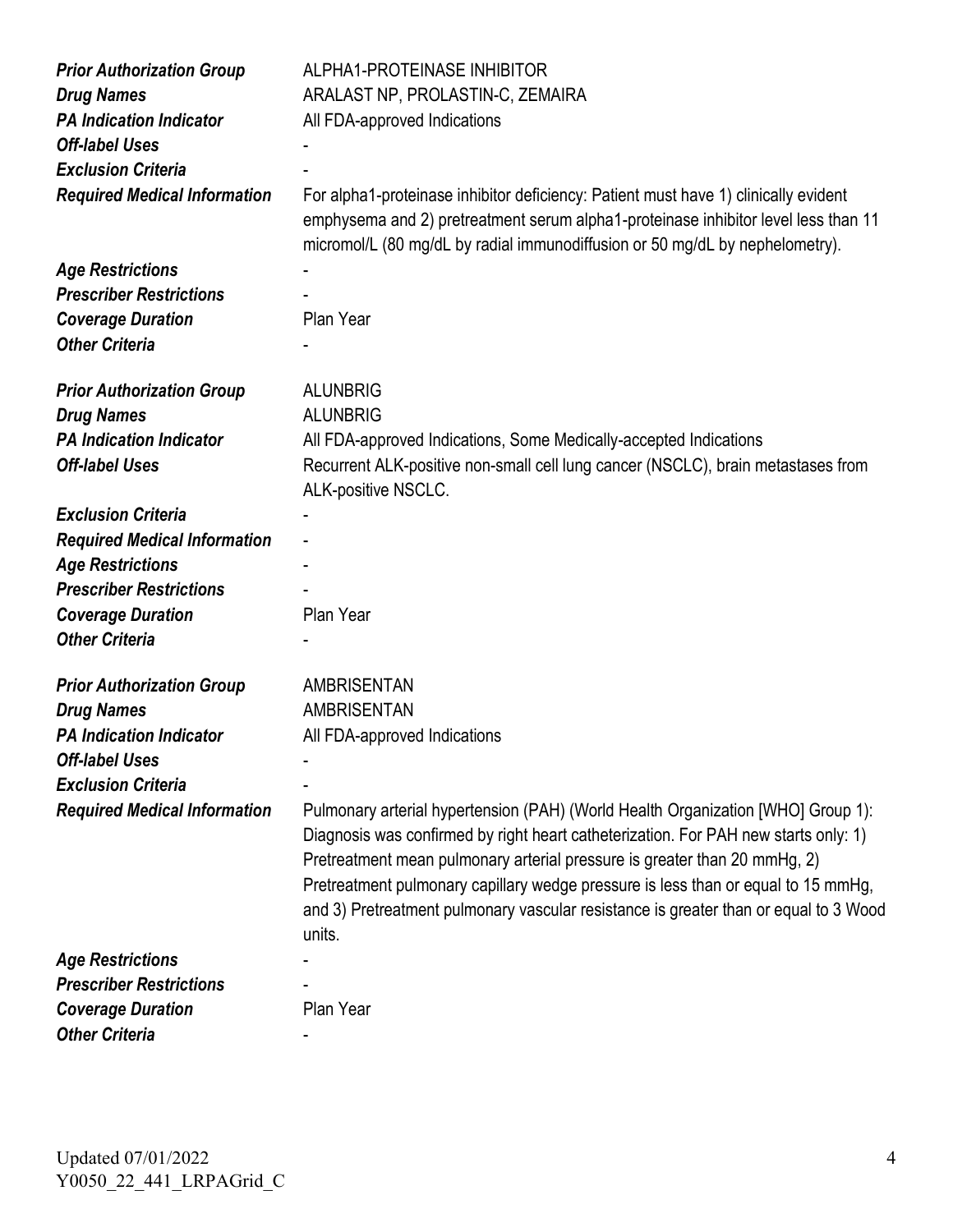| | |
|---|---|
| ***Prior Authorization Group*** | ALPHA1-PROTEINASE INHIBITOR |
| ***Drug Names*** | ARALAST NP, PROLASTIN-C, ZEMAIRA |
| ***PA Indication Indicator*** | All FDA-approved Indications |
| ***Off-label Uses*** | - |
| ***Exclusion Criteria*** | - |
| ***Required Medical Information*** | For alpha1-proteinase inhibitor deficiency: Patient must have 1) clinically evident emphysema and 2) pretreatment serum alpha1-proteinase inhibitor level less than 11 micromol/L (80 mg/dL by radial immunodiffusion or 50 mg/dL by nephelometry). |
| ***Age Restrictions*** | - |
| ***Prescriber Restrictions*** | - |
| ***Coverage Duration*** | Plan Year |
| ***Other Criteria*** | - |

| | |
|---|---|
| ***Prior Authorization Group*** | ALUNBRIG |
| ***Drug Names*** | ALUNBRIG |
| ***PA Indication Indicator*** | All FDA-approved Indications, Some Medically-accepted Indications |
| ***Off-label Uses*** | Recurrent ALK-positive non-small cell lung cancer (NSCLC), brain metastases from ALK-positive NSCLC. |
| ***Exclusion Criteria*** | - |
| ***Required Medical Information*** | - |
| ***Age Restrictions*** | - |
| ***Prescriber Restrictions*** | - |
| ***Coverage Duration*** | Plan Year |
| ***Other Criteria*** | - |

| | |
|---|---|
| ***Prior Authorization Group*** | AMBRISENTAN |
| ***Drug Names*** | AMBRISENTAN |
| ***PA Indication Indicator*** | All FDA-approved Indications |
| ***Off-label Uses*** | - |
| ***Exclusion Criteria*** | - |
| ***Required Medical Information*** | Pulmonary arterial hypertension (PAH) (World Health Organization [WHO] Group 1): Diagnosis was confirmed by right heart catheterization. For PAH new starts only: 1) Pretreatment mean pulmonary arterial pressure is greater than 20 mmHg, 2) Pretreatment pulmonary capillary wedge pressure is less than or equal to 15 mmHg, and 3) Pretreatment pulmonary vascular resistance is greater than or equal to 3 Wood units. |
| ***Age Restrictions*** | - |
| ***Prescriber Restrictions*** | - |
| ***Coverage Duration*** | Plan Year |
| ***Other Criteria*** | - |

Updated 07/01/2022
Y0050_22_441_LRPAGrid_C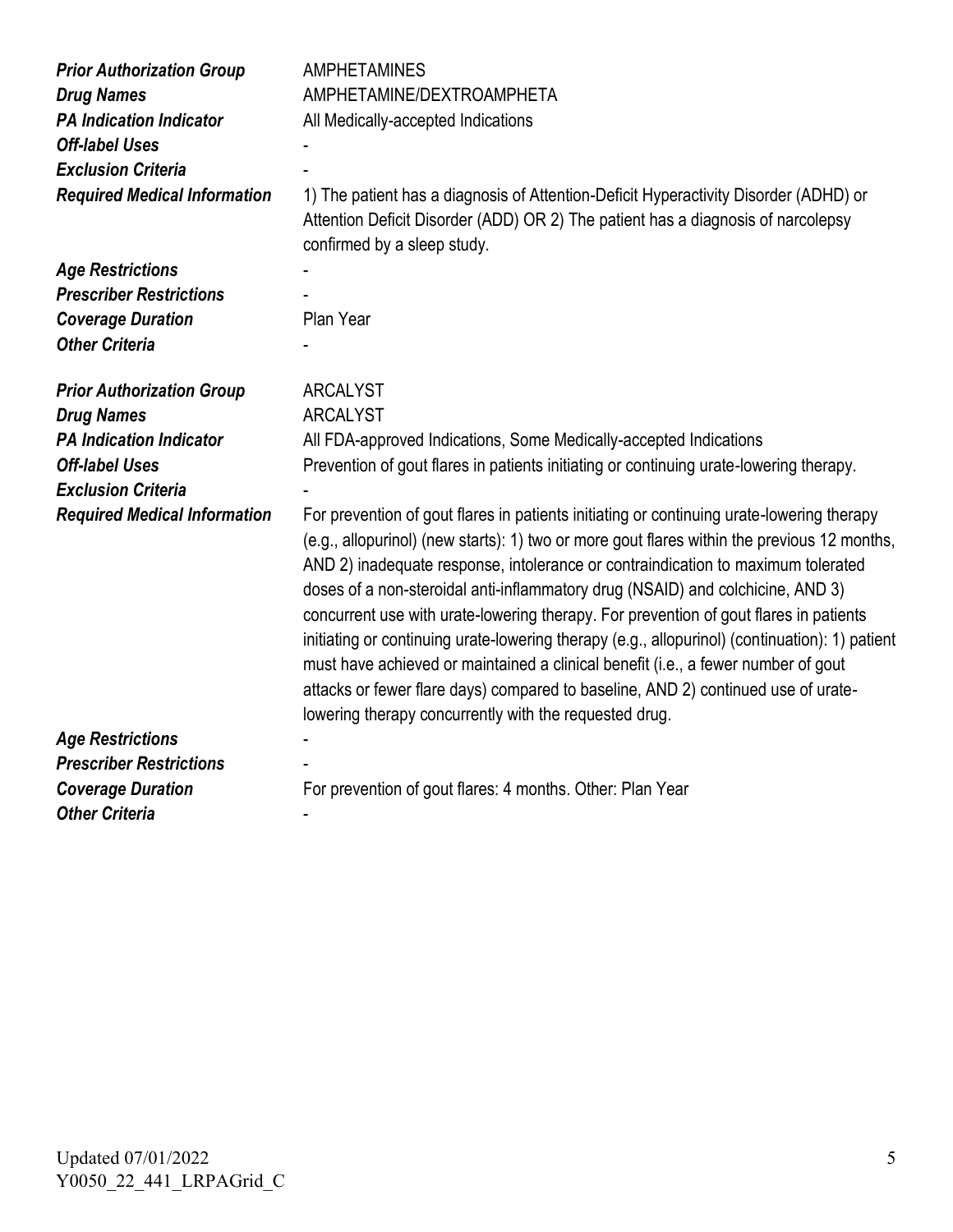| | |
|---|---|
| ***Prior Authorization Group*** | AMPHETAMINES |
| ***Drug Names*** | AMPHETAMINE/DEXTROAMPHETA |
| ***PA Indication Indicator*** | All Medically-accepted Indications |
| ***Off-label Uses*** | - |
| ***Exclusion Criteria*** | - |
| ***Required Medical Information*** | 1) The patient has a diagnosis of Attention-Deficit Hyperactivity Disorder (ADHD) or Attention Deficit Disorder (ADD) OR 2) The patient has a diagnosis of narcolepsy confirmed by a sleep study. |
| ***Age Restrictions*** | - |
| ***Prescriber Restrictions*** | - |
| ***Coverage Duration*** | Plan Year |
| ***Other Criteria*** | - |

| | |
|---|---|
| ***Prior Authorization Group*** | ARCALYST |
| ***Drug Names*** | ARCALYST |
| ***PA Indication Indicator*** | All FDA-approved Indications, Some Medically-accepted Indications |
| ***Off-label Uses*** | Prevention of gout flares in patients initiating or continuing urate-lowering therapy. |
| ***Exclusion Criteria*** | - |
| ***Required Medical Information*** | For prevention of gout flares in patients initiating or continuing urate-lowering therapy (e.g., allopurinol) (new starts): 1) two or more gout flares within the previous 12 months, AND 2) inadequate response, intolerance or contraindication to maximum tolerated doses of a non-steroidal anti-inflammatory drug (NSAID) and colchicine, AND 3) concurrent use with urate-lowering therapy. For prevention of gout flares in patients initiating or continuing urate-lowering therapy (e.g., allopurinol) (continuation): 1) patient must have achieved or maintained a clinical benefit (i.e., a fewer number of gout attacks or fewer flare days) compared to baseline, AND 2) continued use of urate-lowering therapy concurrently with the requested drug. |
| ***Age Restrictions*** | - |
| ***Prescriber Restrictions*** | - |
| ***Coverage Duration*** | For prevention of gout flares: 4 months. Other: Plan Year |
| ***Other Criteria*** | - |

Updated 07/01/2022
Y0050_22_441_LRPAGrid_C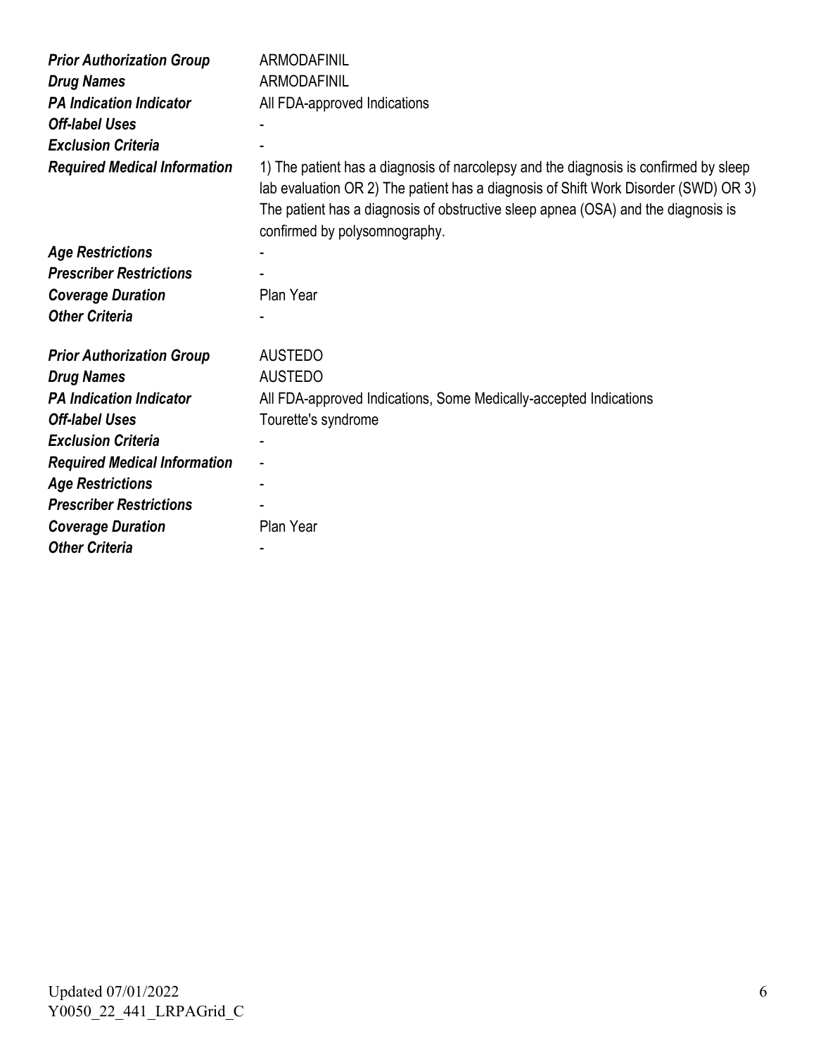| | |
|---|---|
| ***Prior Authorization Group*** | ARMODAFINIL |
| ***Drug Names*** | ARMODAFINIL |
| ***PA Indication Indicator*** | All FDA-approved Indications |
| ***Off-label Uses*** | - |
| ***Exclusion Criteria*** | - |
| ***Required Medical Information*** | 1) The patient has a diagnosis of narcolepsy and the diagnosis is confirmed by sleep lab evaluation OR 2) The patient has a diagnosis of Shift Work Disorder (SWD) OR 3) The patient has a diagnosis of obstructive sleep apnea (OSA) and the diagnosis is confirmed by polysomnography. |
| ***Age Restrictions*** | - |
| ***Prescriber Restrictions*** | - |
| ***Coverage Duration*** | Plan Year |
| ***Other Criteria*** | - |

| | |
|---|---|
| ***Prior Authorization Group*** | AUSTEDO |
| ***Drug Names*** | AUSTEDO |
| ***PA Indication Indicator*** | All FDA-approved Indications, Some Medically-accepted Indications |
| ***Off-label Uses*** | Tourette's syndrome |
| ***Exclusion Criteria*** | - |
| ***Required Medical Information*** | - |
| ***Age Restrictions*** | - |
| ***Prescriber Restrictions*** | - |
| ***Coverage Duration*** | Plan Year |
| ***Other Criteria*** | - |

Updated 07/01/2022
Y0050_22_441_LRPAGrid_C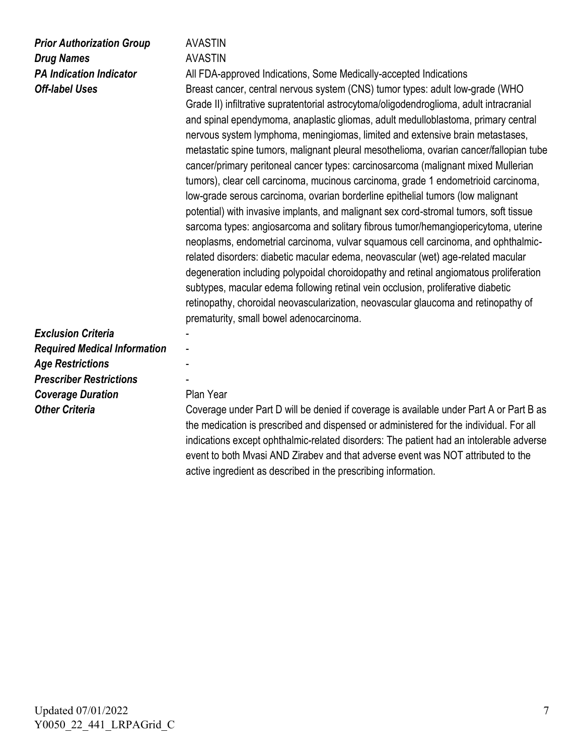| | |
|---|---|
| ***Prior Authorization Group*** | AVASTIN |
| ***Drug Names*** | AVASTIN |
| ***PA Indication Indicator*** | All FDA-approved Indications, Some Medically-accepted Indications |
| ***Off-label Uses*** | Breast cancer, central nervous system (CNS) tumor types: adult low-grade (WHO Grade II) infiltrative supratentorial astrocytoma/oligodendroglioma, adult intracranial and spinal ependymoma, anaplastic gliomas, adult medulloblastoma, primary central nervous system lymphoma, meningiomas, limited and extensive brain metastases, metastatic spine tumors, malignant pleural mesothelioma, ovarian cancer/fallopian tube cancer/primary peritoneal cancer types: carcinosarcoma (malignant mixed Mullerian tumors), clear cell carcinoma, mucinous carcinoma, grade 1 endometrioid carcinoma, low-grade serous carcinoma, ovarian borderline epithelial tumors (low malignant potential) with invasive implants, and malignant sex cord-stromal tumors, soft tissue sarcoma types: angiosarcoma and solitary fibrous tumor/hemangiopericytoma, uterine neoplasms, endometrial carcinoma, vulvar squamous cell carcinoma, and ophthalmic-related disorders: diabetic macular edema, neovascular (wet) age-related macular degeneration including polypoidal choroidopathy and retinal angiomatous proliferation subtypes, macular edema following retinal vein occlusion, proliferative diabetic retinopathy, choroidal neovascularization, neovascular glaucoma and retinopathy of prematurity, small bowel adenocarcinoma. |
| ***Exclusion Criteria*** | - |
| ***Required Medical Information*** | - |
| ***Age Restrictions*** | - |
| ***Prescriber Restrictions*** | - |
| ***Coverage Duration*** | Plan Year |
| ***Other Criteria*** | Coverage under Part D will be denied if coverage is available under Part A or Part B as the medication is prescribed and dispensed or administered for the individual. For all indications except ophthalmic-related disorders: The patient had an intolerable adverse event to both Mvasi AND Zirabev and that adverse event was NOT attributed to the active ingredient as described in the prescribing information. |

Updated 07/01/2022
Y0050_22_441_LRPAGrid_C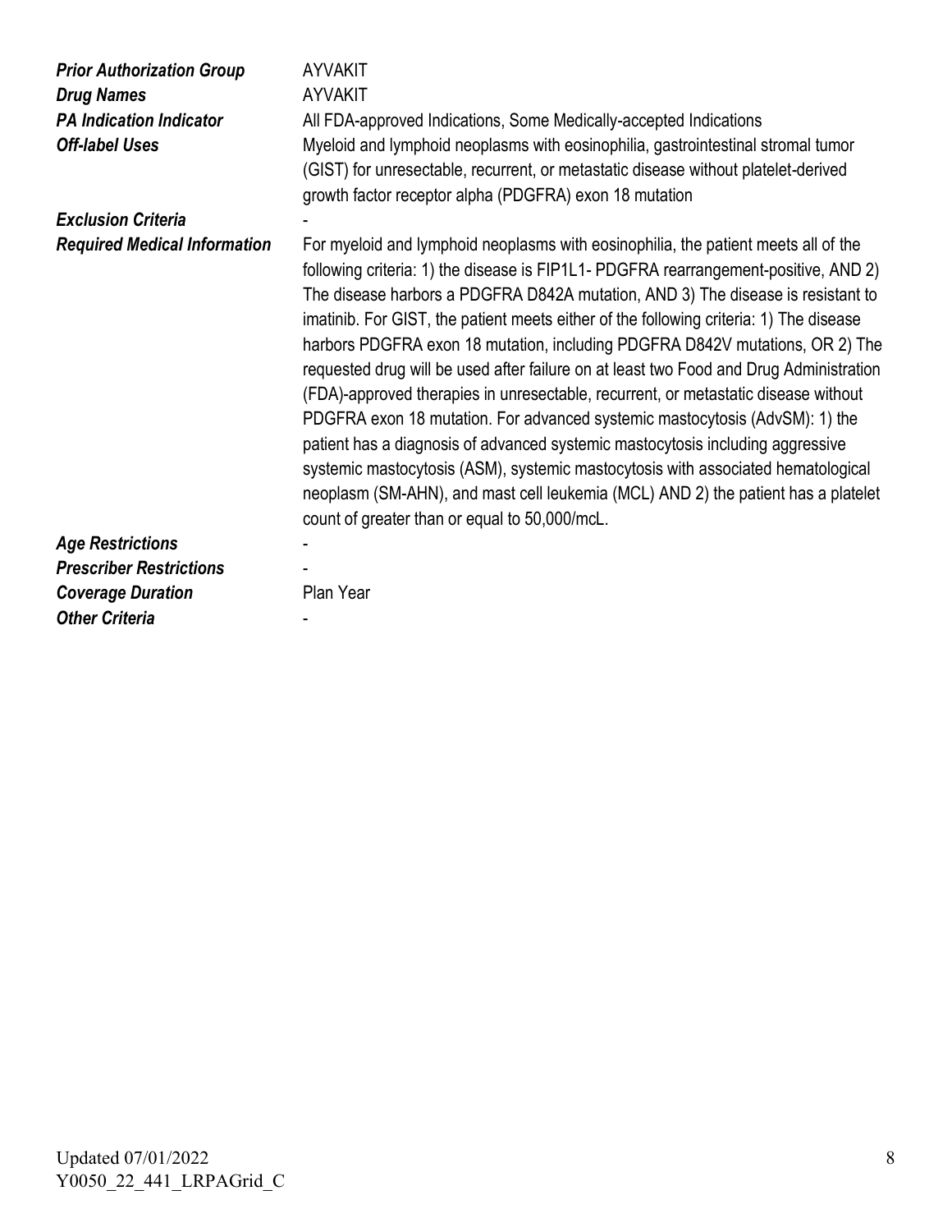| | |
|---|---|
| ***Prior Authorization Group*** | AYVAKIT |
| ***Drug Names*** | AYVAKIT |
| ***PA Indication Indicator*** | All FDA-approved Indications, Some Medically-accepted Indications |
| ***Off-label Uses*** | Myeloid and lymphoid neoplasms with eosinophilia, gastrointestinal stromal tumor (GIST) for unresectable, recurrent, or metastatic disease without platelet-derived growth factor receptor alpha (PDGFRA) exon 18 mutation |
| ***Exclusion Criteria*** | - |
| ***Required Medical Information*** | For myeloid and lymphoid neoplasms with eosinophilia, the patient meets all of the following criteria: 1) the disease is FIP1L1- PDGFRA rearrangement-positive, AND 2) The disease harbors a PDGFRA D842A mutation, AND 3) The disease is resistant to imatinib. For GIST, the patient meets either of the following criteria: 1) The disease harbors PDGFRA exon 18 mutation, including PDGFRA D842V mutations, OR 2) The requested drug will be used after failure on at least two Food and Drug Administration (FDA)-approved therapies in unresectable, recurrent, or metastatic disease without PDGFRA exon 18 mutation. For advanced systemic mastocytosis (AdvSM): 1) the patient has a diagnosis of advanced systemic mastocytosis including aggressive systemic mastocytosis (ASM), systemic mastocytosis with associated hematological neoplasm (SM-AHN), and mast cell leukemia (MCL) AND 2) the patient has a platelet count of greater than or equal to 50,000/mcL. |
| ***Age Restrictions*** | - |
| ***Prescriber Restrictions*** | - |
| ***Coverage Duration*** | Plan Year |
| ***Other Criteria*** | - |

Updated 07/01/2022
Y0050_22_441_LRPAGrid_C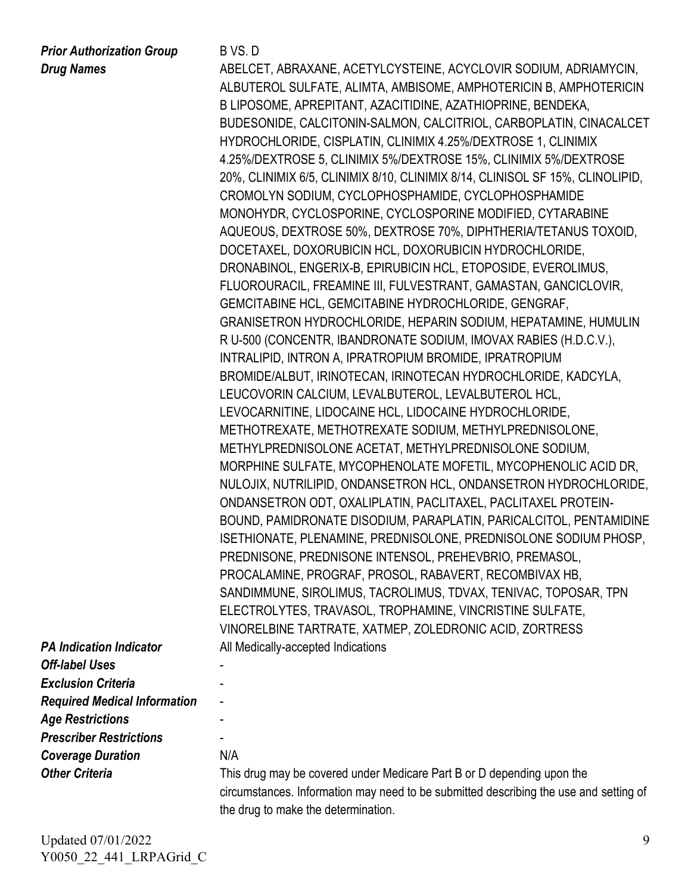| | |
|---|---|
| ***Prior Authorization Group*** | B VS. D |
| ***Drug Names*** | ABELCET, ABRAXANE, ACETYLCYSTEINE, ACYCLOVIR SODIUM, ADRIAMYCIN, ALBUTEROL SULFATE, ALIMTA, AMBISOME, AMPHOTERICIN B, AMPHOTERICIN B LIPOSOME, APREPITANT, AZACITIDINE, AZATHIOPRINE, BENDEKA, BUDESONIDE, CALCITONIN-SALMON, CALCITRIOL, CARBOPLATIN, CINACALCET HYDROCHLORIDE, CISPLATIN, CLINIMIX 4.25%/DEXTROSE 1, CLINIMIX 4.25%/DEXTROSE 5, CLINIMIX 5%/DEXTROSE 15%, CLINIMIX 5%/DEXTROSE 20%, CLINIMIX 6/5, CLINIMIX 8/10, CLINIMIX 8/14, CLINISOL SF 15%, CLINOLIPID, CROMOLYN SODIUM, CYCLOPHOSPHAMIDE, CYCLOPHOSPHAMIDE MONOHYDR, CYCLOSPORINE, CYCLOSPORINE MODIFIED, CYTARABINE AQUEOUS, DEXTROSE 50%, DEXTROSE 70%, DIPHTHERIA/TETANUS TOXOID, DOCETAXEL, DOXORUBICIN HCL, DOXORUBICIN HYDROCHLORIDE, DRONABINOL, ENGERIX-B, EPIRUBICIN HCL, ETOPOSIDE, EVEROLIMUS, FLUOROURACIL, FREAMINE III, FULVESTRANT, GAMASTAN, GANCICLOVIR, GEMCITABINE HCL, GEMCITABINE HYDROCHLORIDE, GENGRAF, GRANISETRON HYDROCHLORIDE, HEPARIN SODIUM, HEPATAMINE, HUMULIN R U-500 (CONCENTR, IBANDRONATE SODIUM, IMOVAX RABIES (H.D.C.V.), INTRALIPID, INTRON A, IPRATROPIUM BROMIDE, IPRATROPIUM BROMIDE/ALBUT, IRINOTECAN, IRINOTECAN HYDROCHLORIDE, KADCYLA, LEUCOVORIN CALCIUM, LEVALBUTEROL, LEVALBUTEROL HCL, LEVOCARNITINE, LIDOCAINE HCL, LIDOCAINE HYDROCHLORIDE, METHOTREXATE, METHOTREXATE SODIUM, METHYLPREDNISOLONE, METHYLPREDNISOLONE ACETAT, METHYLPREDNISOLONE SODIUM, MORPHINE SULFATE, MYCOPHENOLATE MOFETIL, MYCOPHENOLIC ACID DR, NULOJIX, NUTRILIPID, ONDANSETRON HCL, ONDANSETRON HYDROCHLORIDE, ONDANSETRON ODT, OXALIPLATIN, PACLITAXEL, PACLITAXEL PROTEIN-BOUND, PAMIDRONATE DISODIUM, PARAPLATIN, PARICALCITOL, PENTAMIDINE ISETHIONATE, PLENAMINE, PREDNISOLONE, PREDNISOLONE SODIUM PHOSP, PREDNISONE, PREDNISONE INTENSOL, PREHEVBRIO, PREMASOL, PROCALAMINE, PROGRAF, PROSOL, RABAVERT, RECOMBIVAX HB, SANDIMMUNE, SIROLIMUS, TACROLIMUS, TDVAX, TENIVAC, TOPOSAR, TPN ELECTROLYTES, TRAVASOL, TROPHAMINE, VINCRISTINE SULFATE, VINORELBINE TARTRATE, XATMEP, ZOLEDRONIC ACID, ZORTRESS |
| ***PA Indication Indicator*** | All Medically-accepted Indications |
| ***Off-label Uses*** | - |
| ***Exclusion Criteria*** | - |
| ***Required Medical Information*** | - |
| ***Age Restrictions*** | - |
| ***Prescriber Restrictions*** | - |
| ***Coverage Duration*** | N/A |
| ***Other Criteria*** | This drug may be covered under Medicare Part B or D depending upon the circumstances. Information may need to be submitted describing the use and setting of the drug to make the determination. |

Updated 07/01/2022
Y0050_22_441_LRPAGrid_C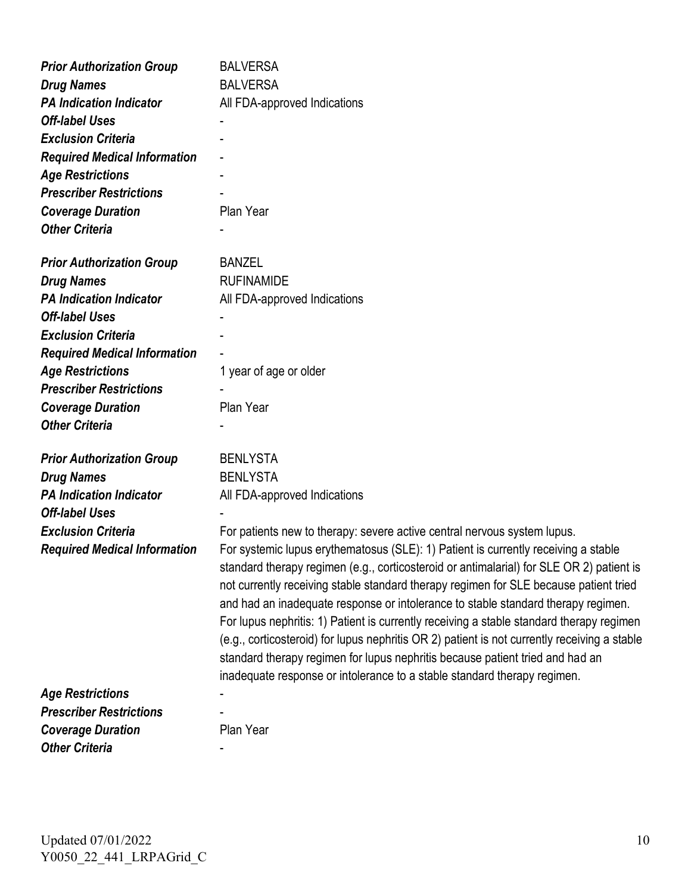| | |
|---|---|
| ***Prior Authorization Group*** | BALVERSA |
| ***Drug Names*** | BALVERSA |
| ***PA Indication Indicator*** | All FDA-approved Indications |
| ***Off-label Uses*** | - |
| ***Exclusion Criteria*** | - |
| ***Required Medical Information*** | - |
| ***Age Restrictions*** | - |
| ***Prescriber Restrictions*** | - |
| ***Coverage Duration*** | Plan Year |
| ***Other Criteria*** | - |

| | |
|---|---|
| ***Prior Authorization Group*** | BANZEL |
| ***Drug Names*** | RUFINAMIDE |
| ***PA Indication Indicator*** | All FDA-approved Indications |
| ***Off-label Uses*** | - |
| ***Exclusion Criteria*** | - |
| ***Required Medical Information*** | - |
| ***Age Restrictions*** | 1 year of age or older |
| ***Prescriber Restrictions*** | - |
| ***Coverage Duration*** | Plan Year |
| ***Other Criteria*** | - |

| | |
|---|---|
| ***Prior Authorization Group*** | BENLYSTA |
| ***Drug Names*** | BENLYSTA |
| ***PA Indication Indicator*** | All FDA-approved Indications |
| ***Off-label Uses*** | - |
| ***Exclusion Criteria*** | For patients new to therapy: severe active central nervous system lupus. |
| ***Required Medical Information*** | For systemic lupus erythematosus (SLE): 1) Patient is currently receiving a stable standard therapy regimen (e.g., corticosteroid or antimalarial) for SLE OR 2) patient is not currently receiving stable standard therapy regimen for SLE because patient tried and had an inadequate response or intolerance to stable standard therapy regimen. For lupus nephritis: 1) Patient is currently receiving a stable standard therapy regimen (e.g., corticosteroid) for lupus nephritis OR 2) patient is not currently receiving a stable standard therapy regimen for lupus nephritis because patient tried and had an inadequate response or intolerance to a stable standard therapy regimen. |
| ***Age Restrictions*** | - |
| ***Prescriber Restrictions*** | - |
| ***Coverage Duration*** | Plan Year |
| ***Other Criteria*** | - |

Updated 07/01/2022
Y0050_22_441_LRPAGrid_C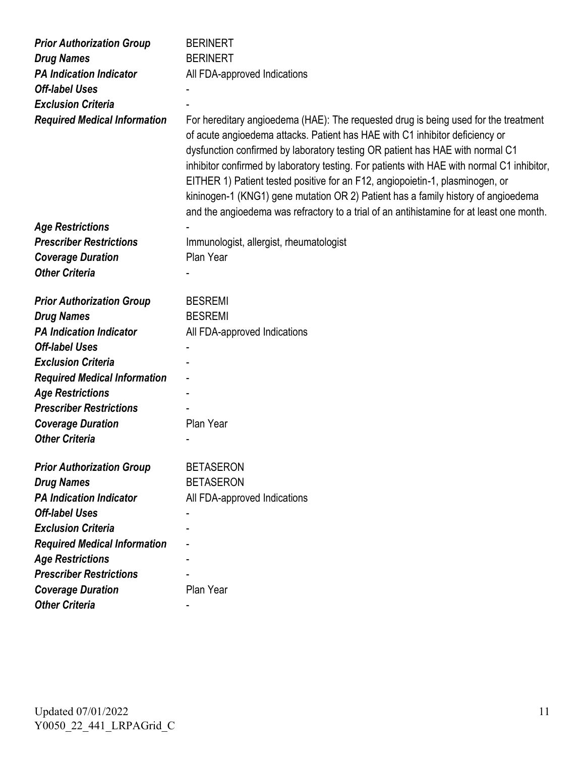| | |
|---|---|
| ***Prior Authorization Group*** | BERINERT |
| ***Drug Names*** | BERINERT |
| ***PA Indication Indicator*** | All FDA-approved Indications |
| ***Off-label Uses*** | - |
| ***Exclusion Criteria*** | - |
| ***Required Medical Information*** | For hereditary angioedema (HAE): The requested drug is being used for the treatment of acute angioedema attacks. Patient has HAE with C1 inhibitor deficiency or dysfunction confirmed by laboratory testing OR patient has HAE with normal C1 inhibitor confirmed by laboratory testing. For patients with HAE with normal C1 inhibitor, EITHER 1) Patient tested positive for an F12, angiopoietin-1, plasminogen, or kininogen-1 (KNG1) gene mutation OR 2) Patient has a family history of angioedema and the angioedema was refractory to a trial of an antihistamine for at least one month. |
| ***Age Restrictions*** | - |
| ***Prescriber Restrictions*** | Immunologist, allergist, rheumatologist |
| ***Coverage Duration*** | Plan Year |
| ***Other Criteria*** | - |

| | |
|---|---|
| ***Prior Authorization Group*** | BESREMI |
| ***Drug Names*** | BESREMI |
| ***PA Indication Indicator*** | All FDA-approved Indications |
| ***Off-label Uses*** | - |
| ***Exclusion Criteria*** | - |
| ***Required Medical Information*** | - |
| ***Age Restrictions*** | - |
| ***Prescriber Restrictions*** | - |
| ***Coverage Duration*** | Plan Year |
| ***Other Criteria*** | - |

| | |
|---|---|
| ***Prior Authorization Group*** | BETASERON |
| ***Drug Names*** | BETASERON |
| ***PA Indication Indicator*** | All FDA-approved Indications |
| ***Off-label Uses*** | - |
| ***Exclusion Criteria*** | - |
| ***Required Medical Information*** | - |
| ***Age Restrictions*** | - |
| ***Prescriber Restrictions*** | - |
| ***Coverage Duration*** | Plan Year |
| ***Other Criteria*** | - |

Updated 07/01/2022
Y0050_22_441_LRPAGrid_C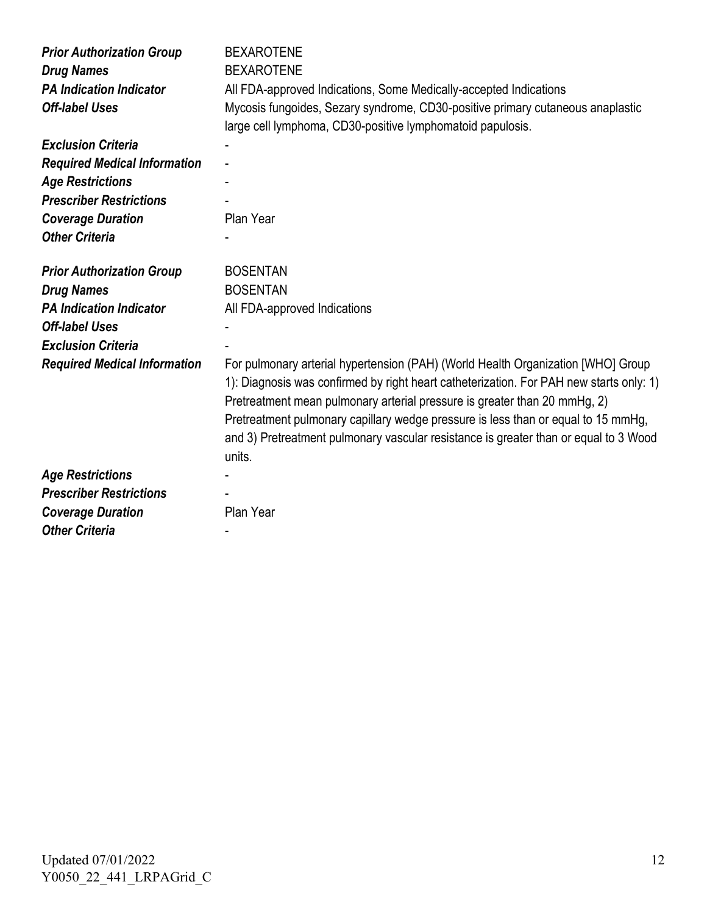| | |
|---|---|
| ***Prior Authorization Group*** | BEXAROTENE |
| ***Drug Names*** | BEXAROTENE |
| ***PA Indication Indicator*** | All FDA-approved Indications, Some Medically-accepted Indications |
| ***Off-label Uses*** | Mycosis fungoides, Sezary syndrome, CD30-positive primary cutaneous anaplastic large cell lymphoma, CD30-positive lymphomatoid papulosis. |
| ***Exclusion Criteria*** | - |
| ***Required Medical Information*** | - |
| ***Age Restrictions*** | - |
| ***Prescriber Restrictions*** | - |
| ***Coverage Duration*** | Plan Year |
| ***Other Criteria*** | - |

| | |
|---|---|
| ***Prior Authorization Group*** | BOSENTAN |
| ***Drug Names*** | BOSENTAN |
| ***PA Indication Indicator*** | All FDA-approved Indications |
| ***Off-label Uses*** | - |
| ***Exclusion Criteria*** | - |
| ***Required Medical Information*** | For pulmonary arterial hypertension (PAH) (World Health Organization [WHO] Group 1): Diagnosis was confirmed by right heart catheterization. For PAH new starts only: 1) Pretreatment mean pulmonary arterial pressure is greater than 20 mmHg, 2) Pretreatment pulmonary capillary wedge pressure is less than or equal to 15 mmHg, and 3) Pretreatment pulmonary vascular resistance is greater than or equal to 3 Wood units. |
| ***Age Restrictions*** | - |
| ***Prescriber Restrictions*** | - |
| ***Coverage Duration*** | Plan Year |
| ***Other Criteria*** | - |

Updated 07/01/2022
Y0050_22_441_LRPAGrid_C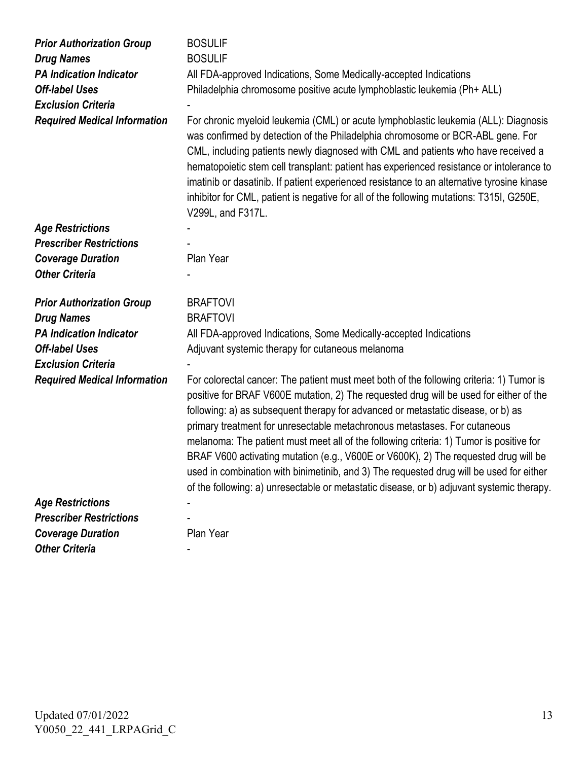| | |
|---|---|
| ***Prior Authorization Group*** | BOSULIF |
| ***Drug Names*** | BOSULIF |
| ***PA Indication Indicator*** | All FDA-approved Indications, Some Medically-accepted Indications |
| ***Off-label Uses*** | Philadelphia chromosome positive acute lymphoblastic leukemia (Ph+ ALL) |
| ***Exclusion Criteria*** | - |
| ***Required Medical Information*** | For chronic myeloid leukemia (CML) or acute lymphoblastic leukemia (ALL): Diagnosis was confirmed by detection of the Philadelphia chromosome or BCR-ABL gene. For CML, including patients newly diagnosed with CML and patients who have received a hematopoietic stem cell transplant: patient has experienced resistance or intolerance to imatinib or dasatinib. If patient experienced resistance to an alternative tyrosine kinase inhibitor for CML, patient is negative for all of the following mutations: T315I, G250E, V299L, and F317L. |
| ***Age Restrictions*** | - |
| ***Prescriber Restrictions*** | - |
| ***Coverage Duration*** | Plan Year |
| ***Other Criteria*** | - |

| | |
|---|---|
| ***Prior Authorization Group*** | BRAFTOVI |
| ***Drug Names*** | BRAFTOVI |
| ***PA Indication Indicator*** | All FDA-approved Indications, Some Medically-accepted Indications |
| ***Off-label Uses*** | Adjuvant systemic therapy for cutaneous melanoma |
| ***Exclusion Criteria*** | - |
| ***Required Medical Information*** | For colorectal cancer: The patient must meet both of the following criteria: 1) Tumor is positive for BRAF V600E mutation, 2) The requested drug will be used for either of the following: a) as subsequent therapy for advanced or metastatic disease, or b) as primary treatment for unresectable metachronous metastases. For cutaneous melanoma: The patient must meet all of the following criteria: 1) Tumor is positive for BRAF V600 activating mutation (e.g., V600E or V600K), 2) The requested drug will be used in combination with binimetinib, and 3) The requested drug will be used for either of the following: a) unresectable or metastatic disease, or b) adjuvant systemic therapy. |
| ***Age Restrictions*** | - |
| ***Prescriber Restrictions*** | - |
| ***Coverage Duration*** | Plan Year |
| ***Other Criteria*** | - |

Updated 07/01/2022
Y0050_22_441_LRPAGrid_C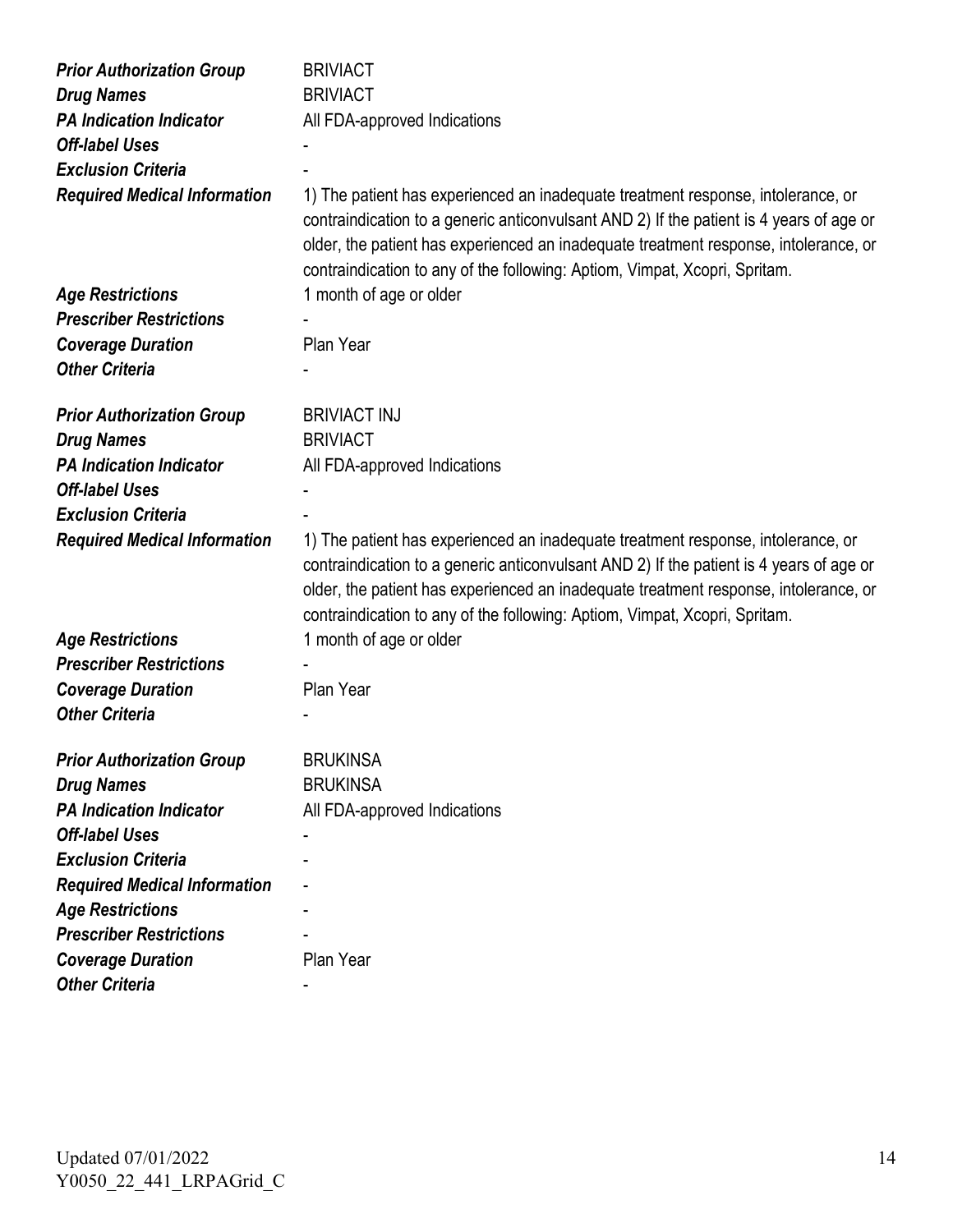| | |
|---|---|
| ***Prior Authorization Group*** | BRIVIACT |
| ***Drug Names*** | BRIVIACT |
| ***PA Indication Indicator*** | All FDA-approved Indications |
| ***Off-label Uses*** | - |
| ***Exclusion Criteria*** | - |
| ***Required Medical Information*** | 1) The patient has experienced an inadequate treatment response, intolerance, or contraindication to a generic anticonvulsant AND 2) If the patient is 4 years of age or older, the patient has experienced an inadequate treatment response, intolerance, or contraindication to any of the following: Aptiom, Vimpat, Xcopri, Spritam. |
| ***Age Restrictions*** | 1 month of age or older |
| ***Prescriber Restrictions*** | - |
| ***Coverage Duration*** | Plan Year |
| ***Other Criteria*** | - |

| | |
|---|---|
| ***Prior Authorization Group*** | BRIVIACT INJ |
| ***Drug Names*** | BRIVIACT |
| ***PA Indication Indicator*** | All FDA-approved Indications |
| ***Off-label Uses*** | - |
| ***Exclusion Criteria*** | - |
| ***Required Medical Information*** | 1) The patient has experienced an inadequate treatment response, intolerance, or contraindication to a generic anticonvulsant AND 2) If the patient is 4 years of age or older, the patient has experienced an inadequate treatment response, intolerance, or contraindication to any of the following: Aptiom, Vimpat, Xcopri, Spritam. |
| ***Age Restrictions*** | 1 month of age or older |
| ***Prescriber Restrictions*** | - |
| ***Coverage Duration*** | Plan Year |
| ***Other Criteria*** | - |

| | |
|---|---|
| ***Prior Authorization Group*** | BRUKINSA |
| ***Drug Names*** | BRUKINSA |
| ***PA Indication Indicator*** | All FDA-approved Indications |
| ***Off-label Uses*** | - |
| ***Exclusion Criteria*** | - |
| ***Required Medical Information*** | - |
| ***Age Restrictions*** | - |
| ***Prescriber Restrictions*** | - |
| ***Coverage Duration*** | Plan Year |
| ***Other Criteria*** | - |

Updated 07/01/2022
Y0050_22_441_LRPAGrid_C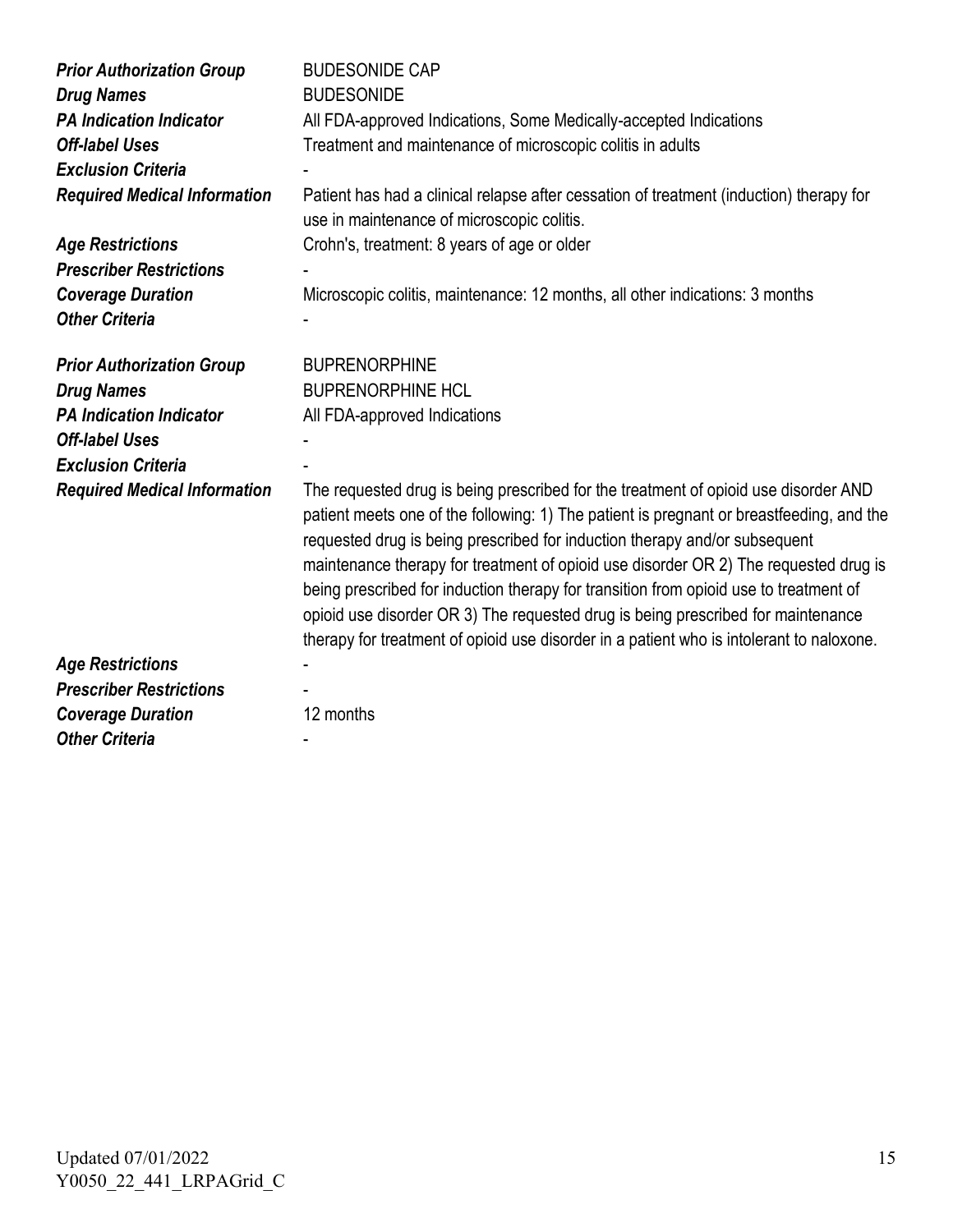| | |
|---|---|
| ***Prior Authorization Group*** | BUDESONIDE CAP |
| ***Drug Names*** | BUDESONIDE |
| ***PA Indication Indicator*** | All FDA-approved Indications, Some Medically-accepted Indications |
| ***Off-label Uses*** | Treatment and maintenance of microscopic colitis in adults |
| ***Exclusion Criteria*** | - |
| ***Required Medical Information*** | Patient has had a clinical relapse after cessation of treatment (induction) therapy for use in maintenance of microscopic colitis. |
| ***Age Restrictions*** | Crohn's, treatment: 8 years of age or older |
| ***Prescriber Restrictions*** | - |
| ***Coverage Duration*** | Microscopic colitis, maintenance: 12 months, all other indications: 3 months |
| ***Other Criteria*** | - |

| | |
|---|---|
| ***Prior Authorization Group*** | BUPRENORPHINE |
| ***Drug Names*** | BUPRENORPHINE HCL |
| ***PA Indication Indicator*** | All FDA-approved Indications |
| ***Off-label Uses*** | - |
| ***Exclusion Criteria*** | - |
| ***Required Medical Information*** | The requested drug is being prescribed for the treatment of opioid use disorder AND patient meets one of the following: 1) The patient is pregnant or breastfeeding, and the requested drug is being prescribed for induction therapy and/or subsequent maintenance therapy for treatment of opioid use disorder OR 2) The requested drug is being prescribed for induction therapy for transition from opioid use to treatment of opioid use disorder OR 3) The requested drug is being prescribed for maintenance therapy for treatment of opioid use disorder in a patient who is intolerant to naloxone. |
| ***Age Restrictions*** | - |
| ***Prescriber Restrictions*** | - |
| ***Coverage Duration*** | 12 months |
| ***Other Criteria*** | - |

Updated 07/01/2022
Y0050_22_441_LRPAGrid_C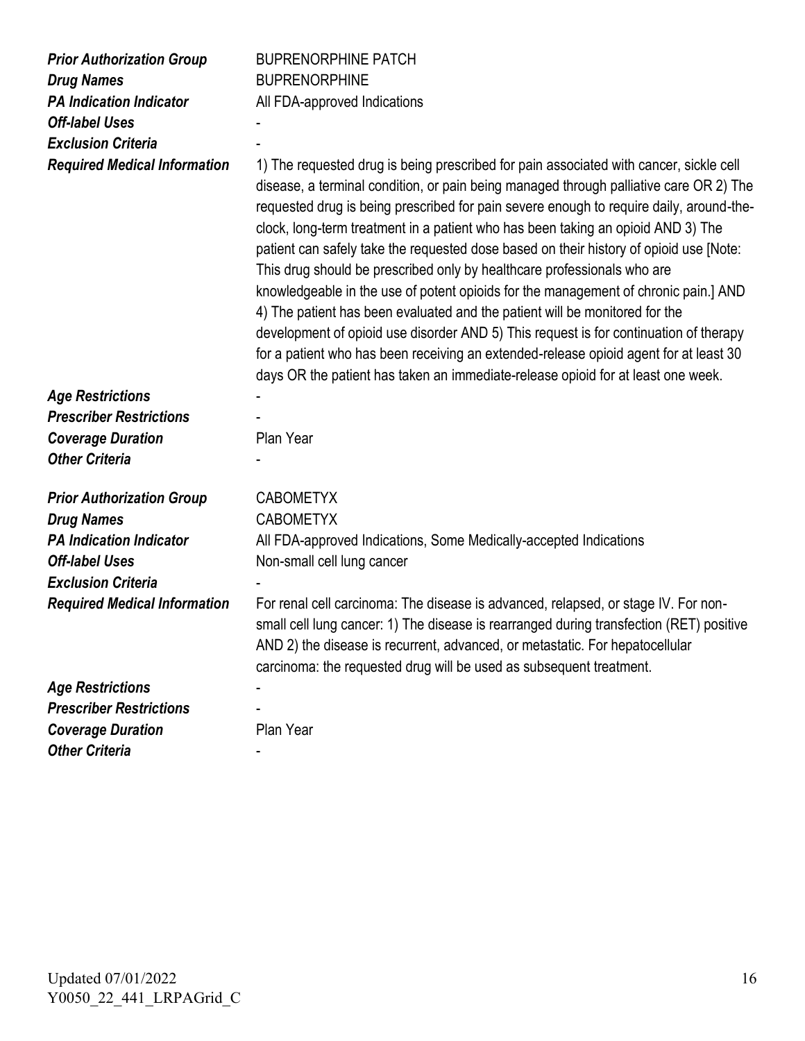| | |
|---|---|
| ***Prior Authorization Group*** | BUPRENORPHINE PATCH |
| ***Drug Names*** | BUPRENORPHINE |
| ***PA Indication Indicator*** | All FDA-approved Indications |
| ***Off-label Uses*** | - |
| ***Exclusion Criteria*** | - |
| ***Required Medical Information*** | 1) The requested drug is being prescribed for pain associated with cancer, sickle cell disease, a terminal condition, or pain being managed through palliative care OR 2) The requested drug is being prescribed for pain severe enough to require daily, around-the-clock, long-term treatment in a patient who has been taking an opioid AND 3) The patient can safely take the requested dose based on their history of opioid use [Note: This drug should be prescribed only by healthcare professionals who are knowledgeable in the use of potent opioids for the management of chronic pain.] AND 4) The patient has been evaluated and the patient will be monitored for the development of opioid use disorder AND 5) This request is for continuation of therapy for a patient who has been receiving an extended-release opioid agent for at least 30 days OR the patient has taken an immediate-release opioid for at least one week. |
| ***Age Restrictions*** | - |
| ***Prescriber Restrictions*** | - |
| ***Coverage Duration*** | Plan Year |
| ***Other Criteria*** | - |

| | |
|---|---|
| ***Prior Authorization Group*** | CABOMETYX |
| ***Drug Names*** | CABOMETYX |
| ***PA Indication Indicator*** | All FDA-approved Indications, Some Medically-accepted Indications |
| ***Off-label Uses*** | Non-small cell lung cancer |
| ***Exclusion Criteria*** | - |
| ***Required Medical Information*** | For renal cell carcinoma: The disease is advanced, relapsed, or stage IV. For non-small cell lung cancer: 1) The disease is rearranged during transfection (RET) positive AND 2) the disease is recurrent, advanced, or metastatic. For hepatocellular carcinoma: the requested drug will be used as subsequent treatment. |
| ***Age Restrictions*** | - |
| ***Prescriber Restrictions*** | - |
| ***Coverage Duration*** | Plan Year |
| ***Other Criteria*** | - |

Updated 07/01/2022
Y0050_22_441_LRPAGrid_C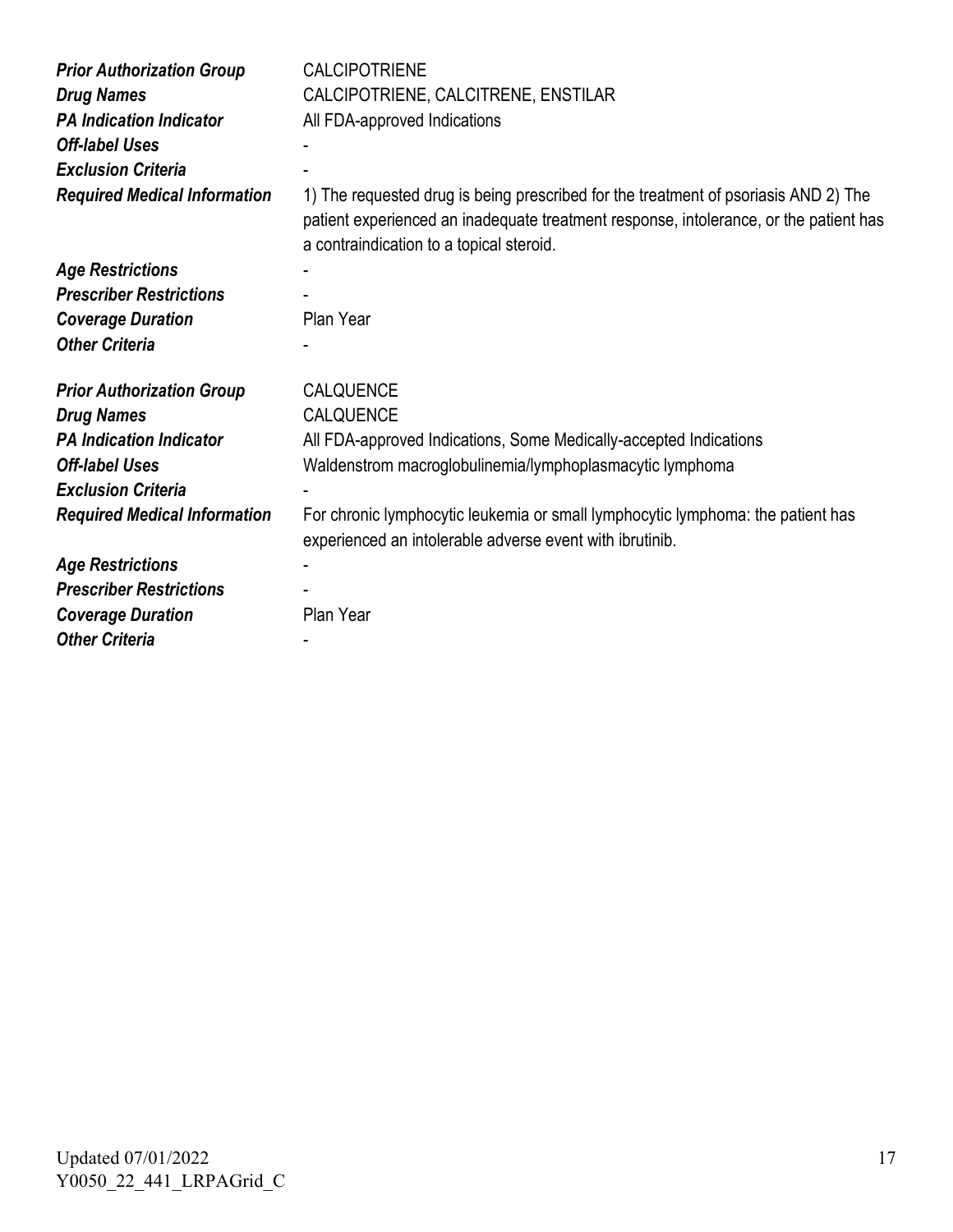| | |
|---|---|
| ***Prior Authorization Group*** | CALCIPOTRIENE |
| ***Drug Names*** | CALCIPOTRIENE, CALCITRENE, ENSTILAR |
| ***PA Indication Indicator*** | All FDA-approved Indications |
| ***Off-label Uses*** | - |
| ***Exclusion Criteria*** | - |
| ***Required Medical Information*** | 1) The requested drug is being prescribed for the treatment of psoriasis AND 2) The patient experienced an inadequate treatment response, intolerance, or the patient has a contraindication to a topical steroid. |
| ***Age Restrictions*** | - |
| ***Prescriber Restrictions*** | - |
| ***Coverage Duration*** | Plan Year |
| ***Other Criteria*** | - |

| | |
|---|---|
| ***Prior Authorization Group*** | CALQUENCE |
| ***Drug Names*** | CALQUENCE |
| ***PA Indication Indicator*** | All FDA-approved Indications, Some Medically-accepted Indications |
| ***Off-label Uses*** | Waldenstrom macroglobulinemia/lymphoplasmacytic lymphoma |
| ***Exclusion Criteria*** | - |
| ***Required Medical Information*** | For chronic lymphocytic leukemia or small lymphocytic lymphoma: the patient has experienced an intolerable adverse event with ibrutinib. |
| ***Age Restrictions*** | - |
| ***Prescriber Restrictions*** | - |
| ***Coverage Duration*** | Plan Year |
| ***Other Criteria*** | - |

Updated 07/01/2022
Y0050_22_441_LRPAGrid_C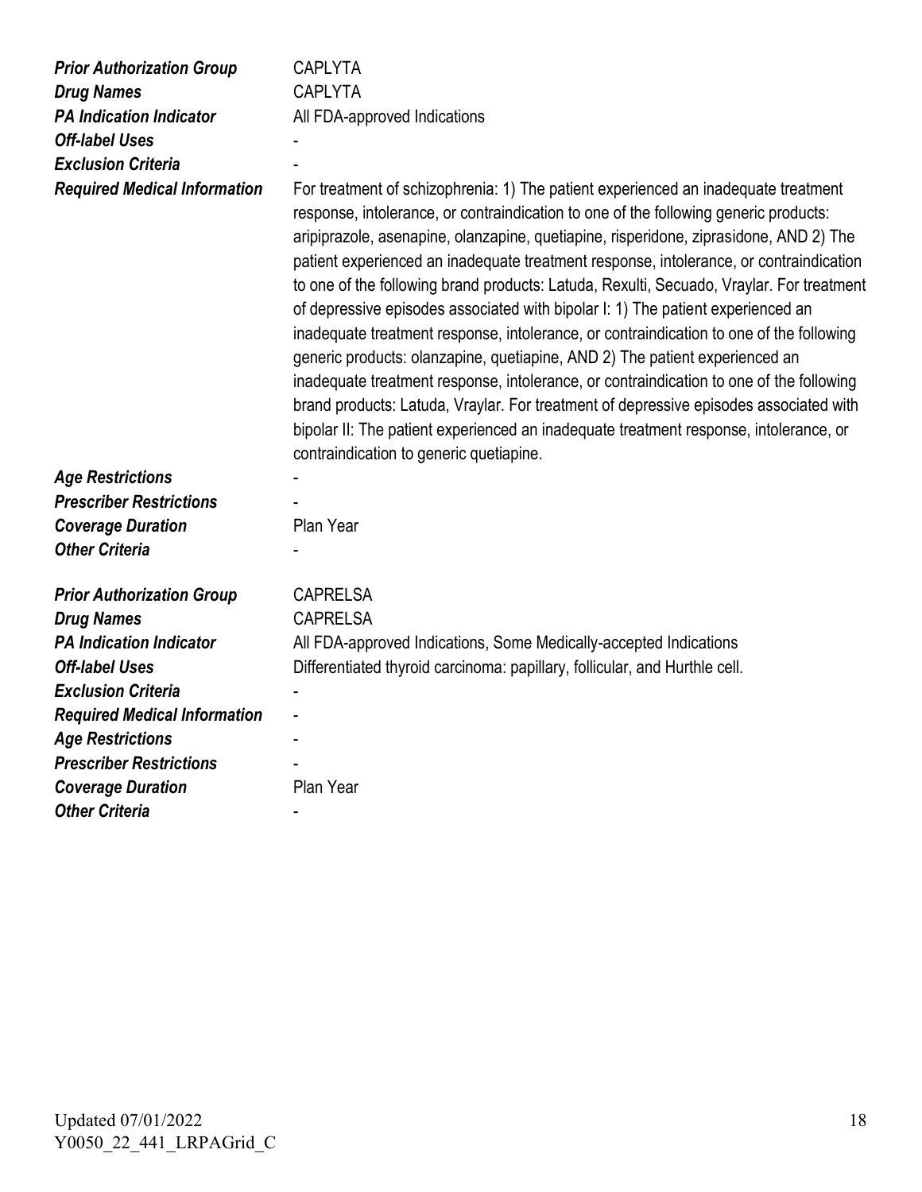| | |
|---|---|
| ***Prior Authorization Group*** | CAPLYTA |
| ***Drug Names*** | CAPLYTA |
| ***PA Indication Indicator*** | All FDA-approved Indications |
| ***Off-label Uses*** | - |
| ***Exclusion Criteria*** | - |
| ***Required Medical Information*** | For treatment of schizophrenia: 1) The patient experienced an inadequate treatment response, intolerance, or contraindication to one of the following generic products: aripiprazole, asenapine, olanzapine, quetiapine, risperidone, ziprasidone, AND 2) The patient experienced an inadequate treatment response, intolerance, or contraindication to one of the following brand products: Latuda, Rexulti, Secuado, Vraylar. For treatment of depressive episodes associated with bipolar I: 1) The patient experienced an inadequate treatment response, intolerance, or contraindication to one of the following generic products: olanzapine, quetiapine, AND 2) The patient experienced an inadequate treatment response, intolerance, or contraindication to one of the following brand products: Latuda, Vraylar. For treatment of depressive episodes associated with bipolar II: The patient experienced an inadequate treatment response, intolerance, or contraindication to generic quetiapine. |
| ***Age Restrictions*** | - |
| ***Prescriber Restrictions*** | - |
| ***Coverage Duration*** | Plan Year |
| ***Other Criteria*** | - |

| | |
|---|---|
| ***Prior Authorization Group*** | CAPRELSA |
| ***Drug Names*** | CAPRELSA |
| ***PA Indication Indicator*** | All FDA-approved Indications, Some Medically-accepted Indications |
| ***Off-label Uses*** | Differentiated thyroid carcinoma: papillary, follicular, and Hurthle cell. |
| ***Exclusion Criteria*** | - |
| ***Required Medical Information*** | - |
| ***Age Restrictions*** | - |
| ***Prescriber Restrictions*** | - |
| ***Coverage Duration*** | Plan Year |
| ***Other Criteria*** | - |

Updated 07/01/2022
Y0050_22_441_LRPAGrid_C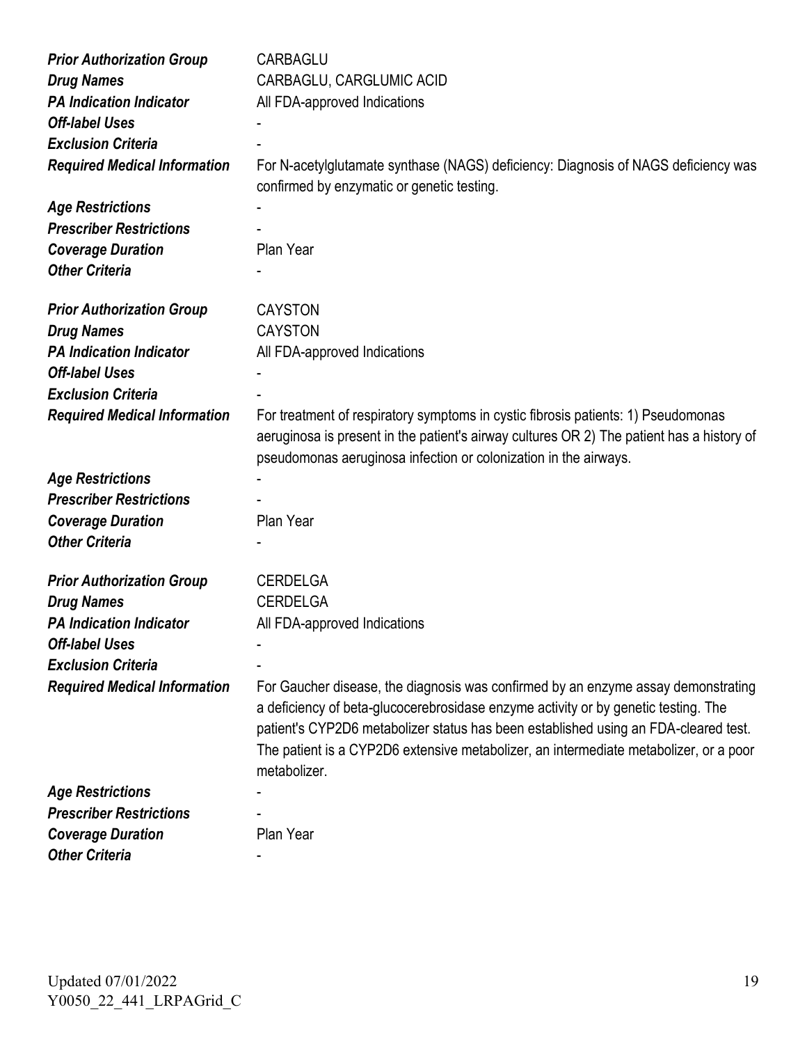| | |
|---|---|
| ***Prior Authorization Group*** | CARBAGLU |
| ***Drug Names*** | CARBAGLU, CARGLUMIC ACID |
| ***PA Indication Indicator*** | All FDA-approved Indications |
| ***Off-label Uses*** | - |
| ***Exclusion Criteria*** | - |
| ***Required Medical Information*** | For N-acetylglutamate synthase (NAGS) deficiency: Diagnosis of NAGS deficiency was confirmed by enzymatic or genetic testing. |
| ***Age Restrictions*** | - |
| ***Prescriber Restrictions*** | - |
| ***Coverage Duration*** | Plan Year |
| ***Other Criteria*** | - |

| | |
|---|---|
| ***Prior Authorization Group*** | CAYSTON |
| ***Drug Names*** | CAYSTON |
| ***PA Indication Indicator*** | All FDA-approved Indications |
| ***Off-label Uses*** | - |
| ***Exclusion Criteria*** | - |
| ***Required Medical Information*** | For treatment of respiratory symptoms in cystic fibrosis patients: 1) Pseudomonas aeruginosa is present in the patient's airway cultures OR 2) The patient has a history of pseudomonas aeruginosa infection or colonization in the airways. |
| ***Age Restrictions*** | - |
| ***Prescriber Restrictions*** | - |
| ***Coverage Duration*** | Plan Year |
| ***Other Criteria*** | - |

| | |
|---|---|
| ***Prior Authorization Group*** | CERDELGA |
| ***Drug Names*** | CERDELGA |
| ***PA Indication Indicator*** | All FDA-approved Indications |
| ***Off-label Uses*** | - |
| ***Exclusion Criteria*** | - |
| ***Required Medical Information*** | For Gaucher disease, the diagnosis was confirmed by an enzyme assay demonstrating a deficiency of beta-glucocerebrosidase enzyme activity or by genetic testing. The patient's CYP2D6 metabolizer status has been established using an FDA-cleared test. The patient is a CYP2D6 extensive metabolizer, an intermediate metabolizer, or a poor metabolizer. |
| ***Age Restrictions*** | - |
| ***Prescriber Restrictions*** | - |
| ***Coverage Duration*** | Plan Year |
| ***Other Criteria*** | - |

Updated 07/01/2022
Y0050_22_441_LRPAGrid_C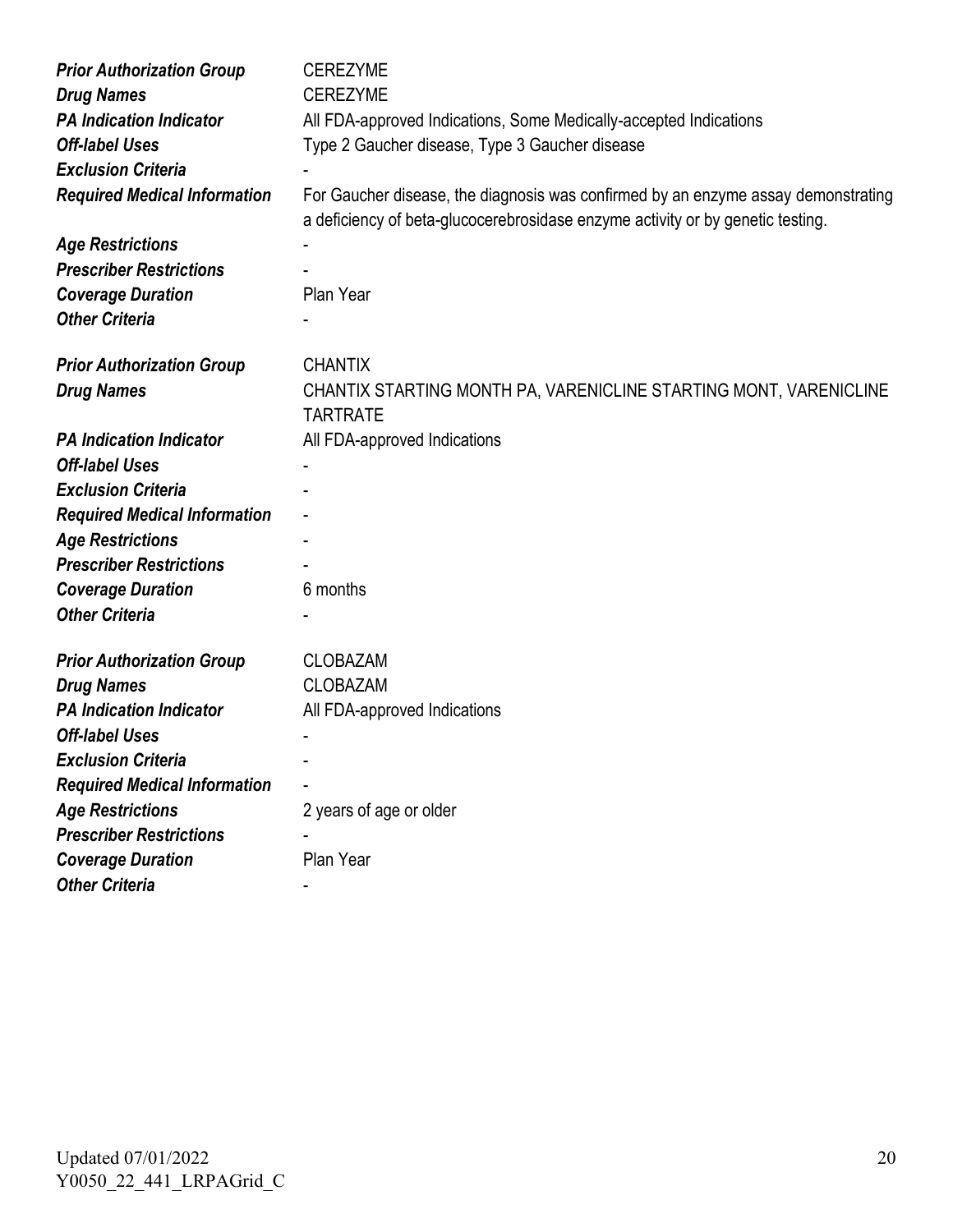| | |
|---|---|
| ***Prior Authorization Group*** | CEREZYME |
| ***Drug Names*** | CEREZYME |
| ***PA Indication Indicator*** | All FDA-approved Indications, Some Medically-accepted Indications |
| ***Off-label Uses*** | Type 2 Gaucher disease, Type 3 Gaucher disease |
| ***Exclusion Criteria*** | - |
| ***Required Medical Information*** | For Gaucher disease, the diagnosis was confirmed by an enzyme assay demonstrating a deficiency of beta-glucocerebrosidase enzyme activity or by genetic testing. |
| ***Age Restrictions*** | - |
| ***Prescriber Restrictions*** | - |
| ***Coverage Duration*** | Plan Year |
| ***Other Criteria*** | - |

| | |
|---|---|
| ***Prior Authorization Group*** | CHANTIX |
| ***Drug Names*** | CHANTIX STARTING MONTH PA, VARENICLINE STARTING MONT, VARENICLINE TARTRATE |
| ***PA Indication Indicator*** | All FDA-approved Indications |
| ***Off-label Uses*** | - |
| ***Exclusion Criteria*** | - |
| ***Required Medical Information*** | - |
| ***Age Restrictions*** | - |
| ***Prescriber Restrictions*** | - |
| ***Coverage Duration*** | 6 months |
| ***Other Criteria*** | - |

| | |
|---|---|
| ***Prior Authorization Group*** | CLOBAZAM |
| ***Drug Names*** | CLOBAZAM |
| ***PA Indication Indicator*** | All FDA-approved Indications |
| ***Off-label Uses*** | - |
| ***Exclusion Criteria*** | - |
| ***Required Medical Information*** | - |
| ***Age Restrictions*** | 2 years of age or older |
| ***Prescriber Restrictions*** | - |
| ***Coverage Duration*** | Plan Year |
| ***Other Criteria*** | - |

Updated 07/01/2022
Y0050_22_441_LRPAGrid_C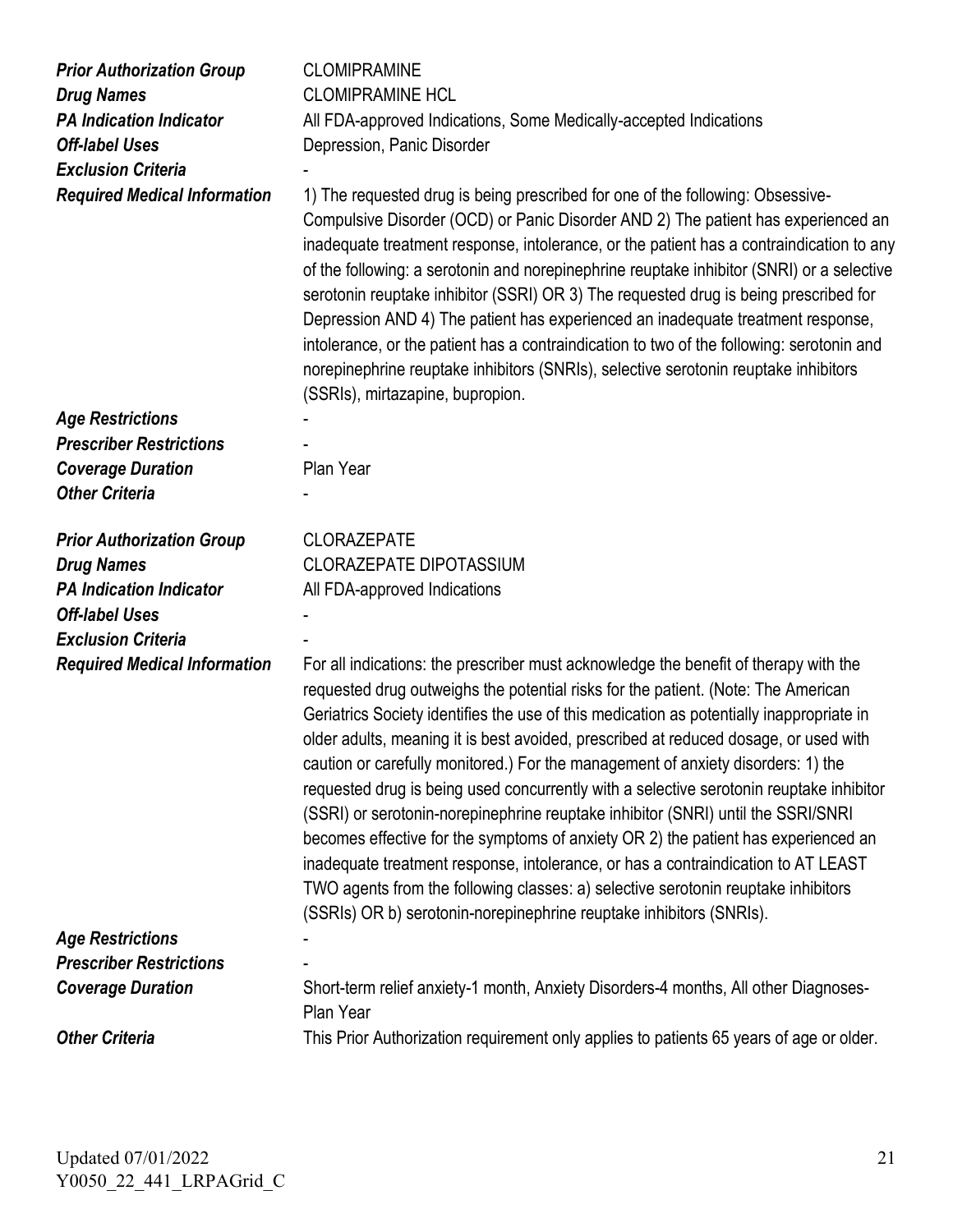| | |
|---|---|
| ***Prior Authorization Group*** | CLOMIPRAMINE |
| ***Drug Names*** | CLOMIPRAMINE HCL |
| ***PA Indication Indicator*** | All FDA-approved Indications, Some Medically-accepted Indications |
| ***Off-label Uses*** | Depression, Panic Disorder |
| ***Exclusion Criteria*** | - |
| ***Required Medical Information*** | 1) The requested drug is being prescribed for one of the following: Obsessive-Compulsive Disorder (OCD) or Panic Disorder AND 2) The patient has experienced an inadequate treatment response, intolerance, or the patient has a contraindication to any of the following: a serotonin and norepinephrine reuptake inhibitor (SNRI) or a selective serotonin reuptake inhibitor (SSRI) OR 3) The requested drug is being prescribed for Depression AND 4) The patient has experienced an inadequate treatment response, intolerance, or the patient has a contraindication to two of the following: serotonin and norepinephrine reuptake inhibitors (SNRIs), selective serotonin reuptake inhibitors (SSRIs), mirtazapine, bupropion. |
| ***Age Restrictions*** | - |
| ***Prescriber Restrictions*** | - |
| ***Coverage Duration*** | Plan Year |
| ***Other Criteria*** | - |

| | |
|---|---|
| ***Prior Authorization Group*** | CLORAZEPATE |
| ***Drug Names*** | CLORAZEPATE DIPOTASSIUM |
| ***PA Indication Indicator*** | All FDA-approved Indications |
| ***Off-label Uses*** | - |
| ***Exclusion Criteria*** | - |
| ***Required Medical Information*** | For all indications: the prescriber must acknowledge the benefit of therapy with the requested drug outweighs the potential risks for the patient. (Note: The American Geriatrics Society identifies the use of this medication as potentially inappropriate in older adults, meaning it is best avoided, prescribed at reduced dosage, or used with caution or carefully monitored.) For the management of anxiety disorders: 1) the requested drug is being used concurrently with a selective serotonin reuptake inhibitor (SSRI) or serotonin-norepinephrine reuptake inhibitor (SNRI) until the SSRI/SNRI becomes effective for the symptoms of anxiety OR 2) the patient has experienced an inadequate treatment response, intolerance, or has a contraindication to AT LEAST TWO agents from the following classes: a) selective serotonin reuptake inhibitors (SSRIs) OR b) serotonin-norepinephrine reuptake inhibitors (SNRIs). |
| ***Age Restrictions*** | - |
| ***Prescriber Restrictions*** | - |
| ***Coverage Duration*** | Short-term relief anxiety-1 month, Anxiety Disorders-4 months, All other Diagnoses-Plan Year |
| ***Other Criteria*** | This Prior Authorization requirement only applies to patients 65 years of age or older. |

Updated 07/01/2022
Y0050_22_441_LRPAGrid_C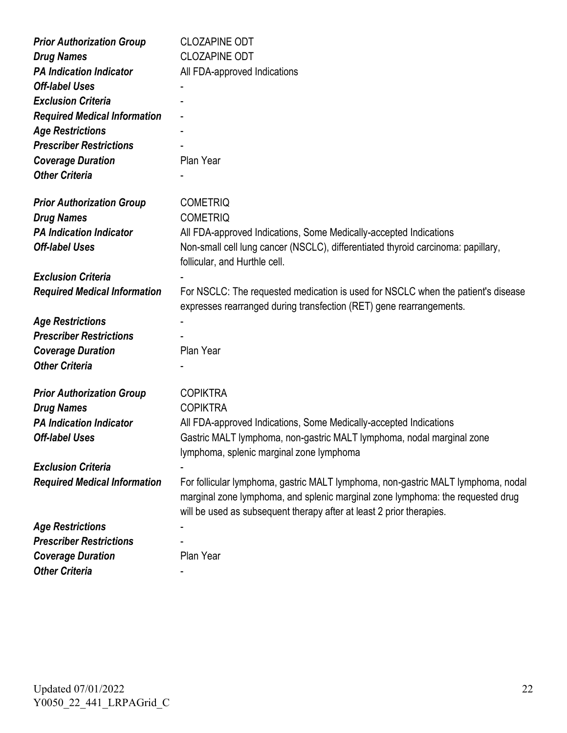| | |
|---|---|
| ***Prior Authorization Group*** | CLOZAPINE ODT |
| ***Drug Names*** | CLOZAPINE ODT |
| ***PA Indication Indicator*** | All FDA-approved Indications |
| ***Off-label Uses*** | - |
| ***Exclusion Criteria*** | - |
| ***Required Medical Information*** | - |
| ***Age Restrictions*** | - |
| ***Prescriber Restrictions*** | - |
| ***Coverage Duration*** | Plan Year |
| ***Other Criteria*** | - |

| | |
|---|---|
| ***Prior Authorization Group*** | COMETRIQ |
| ***Drug Names*** | COMETRIQ |
| ***PA Indication Indicator*** | All FDA-approved Indications, Some Medically-accepted Indications |
| ***Off-label Uses*** | Non-small cell lung cancer (NSCLC), differentiated thyroid carcinoma: papillary, follicular, and Hurthle cell. |
| ***Exclusion Criteria*** | - |
| ***Required Medical Information*** | For NSCLC: The requested medication is used for NSCLC when the patient's disease expresses rearranged during transfection (RET) gene rearrangements. |
| ***Age Restrictions*** | - |
| ***Prescriber Restrictions*** | - |
| ***Coverage Duration*** | Plan Year |
| ***Other Criteria*** | - |

| | |
|---|---|
| ***Prior Authorization Group*** | COPIKTRA |
| ***Drug Names*** | COPIKTRA |
| ***PA Indication Indicator*** | All FDA-approved Indications, Some Medically-accepted Indications |
| ***Off-label Uses*** | Gastric MALT lymphoma, non-gastric MALT lymphoma, nodal marginal zone lymphoma, splenic marginal zone lymphoma |
| ***Exclusion Criteria*** | - |
| ***Required Medical Information*** | For follicular lymphoma, gastric MALT lymphoma, non-gastric MALT lymphoma, nodal marginal zone lymphoma, and splenic marginal zone lymphoma: the requested drug will be used as subsequent therapy after at least 2 prior therapies. |
| ***Age Restrictions*** | - |
| ***Prescriber Restrictions*** | - |
| ***Coverage Duration*** | Plan Year |
| ***Other Criteria*** | - |

Updated 07/01/2022
Y0050_22_441_LRPAGrid_C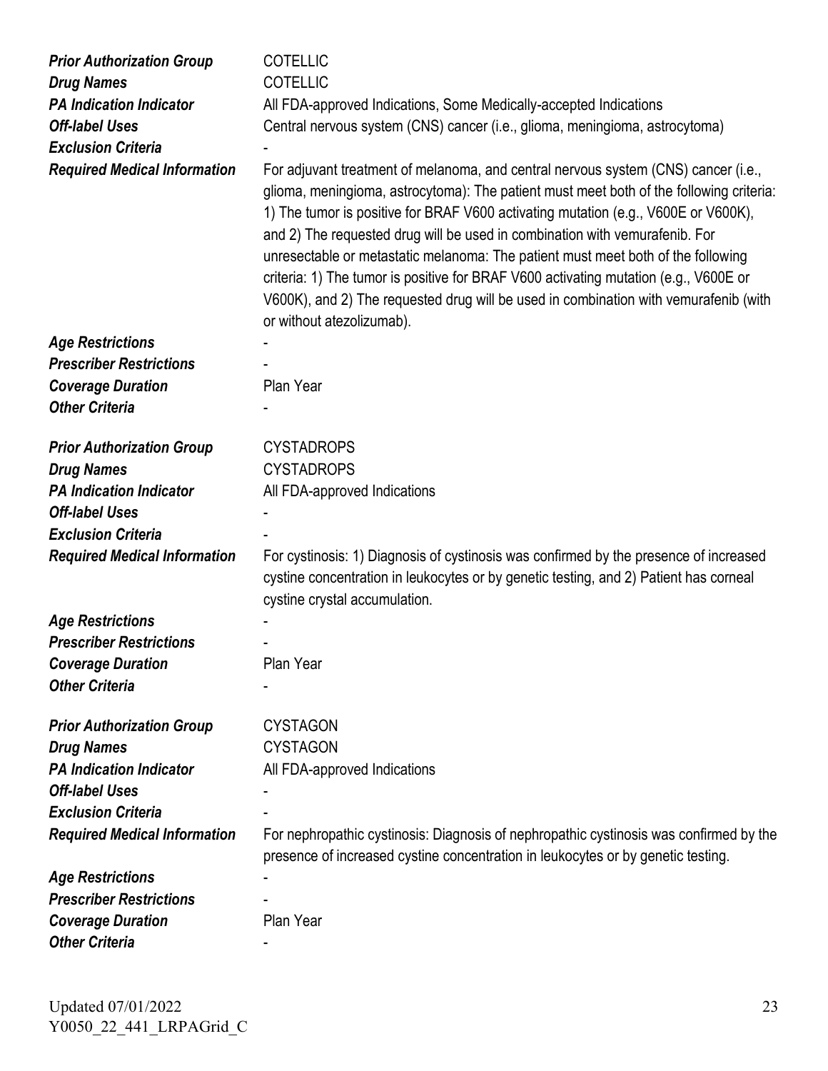| | |
|---|---|
| ***Prior Authorization Group*** | COTELLIC |
| ***Drug Names*** | COTELLIC |
| ***PA Indication Indicator*** | All FDA-approved Indications, Some Medically-accepted Indications |
| ***Off-label Uses*** | Central nervous system (CNS) cancer (i.e., glioma, meningioma, astrocytoma) |
| ***Exclusion Criteria*** | - |
| ***Required Medical Information*** | For adjuvant treatment of melanoma, and central nervous system (CNS) cancer (i.e., glioma, meningioma, astrocytoma): The patient must meet both of the following criteria: 1) The tumor is positive for BRAF V600 activating mutation (e.g., V600E or V600K), and 2) The requested drug will be used in combination with vemurafenib. For unresectable or metastatic melanoma: The patient must meet both of the following criteria: 1) The tumor is positive for BRAF V600 activating mutation (e.g., V600E or V600K), and 2) The requested drug will be used in combination with vemurafenib (with or without atezolizumab). |
| ***Age Restrictions*** | - |
| ***Prescriber Restrictions*** | - |
| ***Coverage Duration*** | Plan Year |
| ***Other Criteria*** | - |

| | |
|---|---|
| ***Prior Authorization Group*** | CYSTADROPS |
| ***Drug Names*** | CYSTADROPS |
| ***PA Indication Indicator*** | All FDA-approved Indications |
| ***Off-label Uses*** | - |
| ***Exclusion Criteria*** | - |
| ***Required Medical Information*** | For cystinosis: 1) Diagnosis of cystinosis was confirmed by the presence of increased cystine concentration in leukocytes or by genetic testing, and 2) Patient has corneal cystine crystal accumulation. |
| ***Age Restrictions*** | - |
| ***Prescriber Restrictions*** | - |
| ***Coverage Duration*** | Plan Year |
| ***Other Criteria*** | - |

| | |
|---|---|
| ***Prior Authorization Group*** | CYSTAGON |
| ***Drug Names*** | CYSTAGON |
| ***PA Indication Indicator*** | All FDA-approved Indications |
| ***Off-label Uses*** | - |
| ***Exclusion Criteria*** | - |
| ***Required Medical Information*** | For nephropathic cystinosis: Diagnosis of nephropathic cystinosis was confirmed by the presence of increased cystine concentration in leukocytes or by genetic testing. |
| ***Age Restrictions*** | - |
| ***Prescriber Restrictions*** | - |
| ***Coverage Duration*** | Plan Year |
| ***Other Criteria*** | - |

Updated 07/01/2022
Y0050_22_441_LRPAGrid_C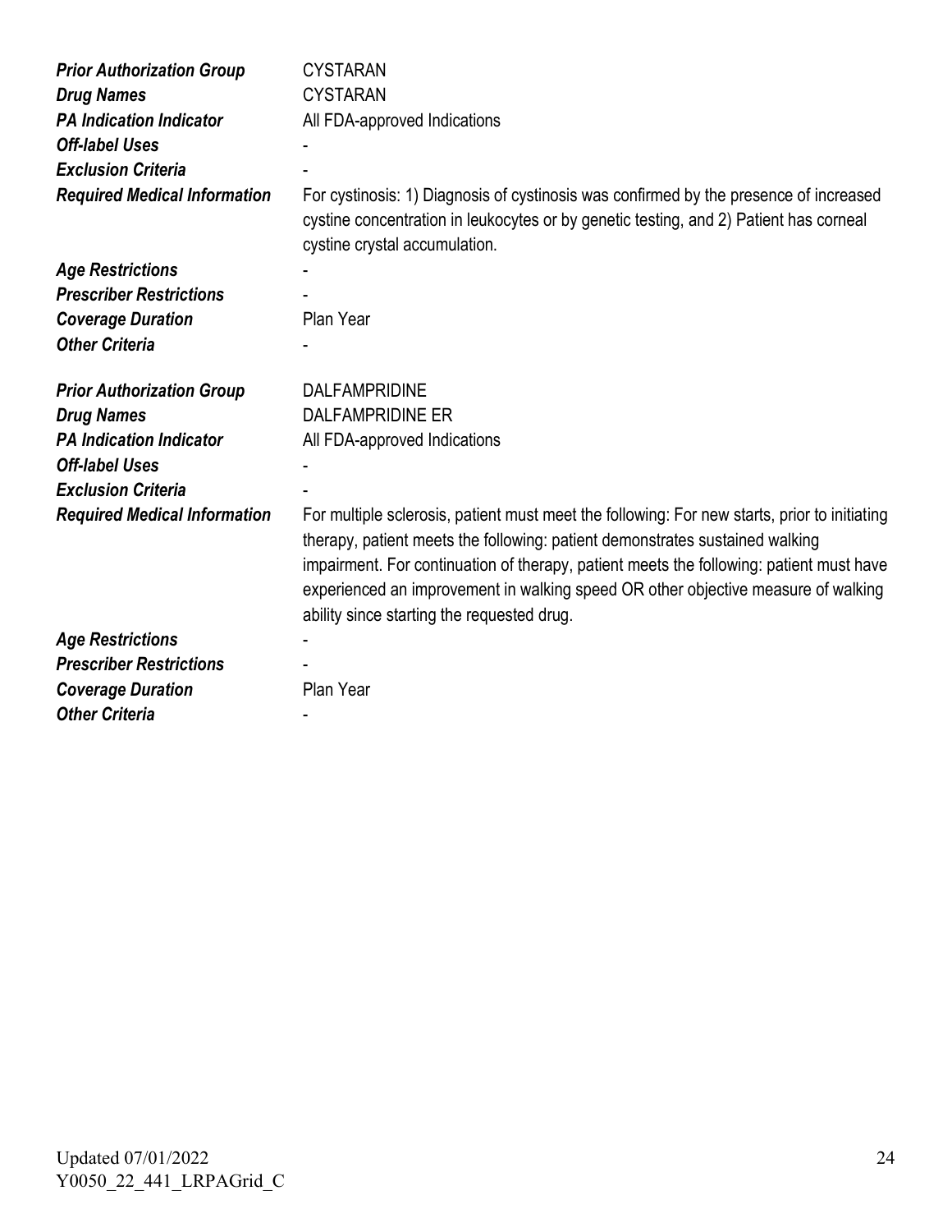| | |
|---|---|
| ***Prior Authorization Group*** | CYSTARAN |
| ***Drug Names*** | CYSTARAN |
| ***PA Indication Indicator*** | All FDA-approved Indications |
| ***Off-label Uses*** | - |
| ***Exclusion Criteria*** | - |
| ***Required Medical Information*** | For cystinosis: 1) Diagnosis of cystinosis was confirmed by the presence of increased cystine concentration in leukocytes or by genetic testing, and 2) Patient has corneal cystine crystal accumulation. |
| ***Age Restrictions*** | - |
| ***Prescriber Restrictions*** | - |
| ***Coverage Duration*** | Plan Year |
| ***Other Criteria*** | - |

| | |
|---|---|
| ***Prior Authorization Group*** | DALFAMPRIDINE |
| ***Drug Names*** | DALFAMPRIDINE ER |
| ***PA Indication Indicator*** | All FDA-approved Indications |
| ***Off-label Uses*** | - |
| ***Exclusion Criteria*** | - |
| ***Required Medical Information*** | For multiple sclerosis, patient must meet the following: For new starts, prior to initiating therapy, patient meets the following: patient demonstrates sustained walking impairment. For continuation of therapy, patient meets the following: patient must have experienced an improvement in walking speed OR other objective measure of walking ability since starting the requested drug. |
| ***Age Restrictions*** | - |
| ***Prescriber Restrictions*** | - |
| ***Coverage Duration*** | Plan Year |
| ***Other Criteria*** | - |

Updated 07/01/2022
Y0050_22_441_LRPAGrid_C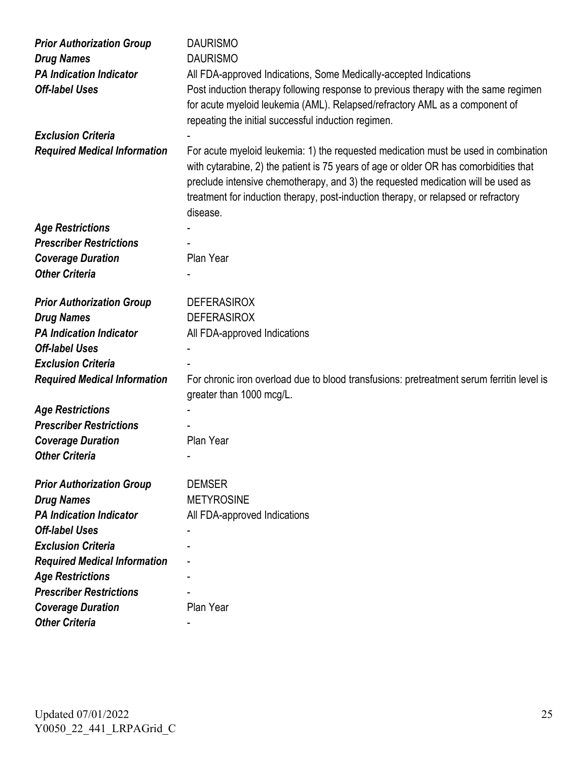| | |
|---|---|
| ***Prior Authorization Group*** | DAURISMO |
| ***Drug Names*** | DAURISMO |
| ***PA Indication Indicator*** | All FDA-approved Indications, Some Medically-accepted Indications |
| ***Off-label Uses*** | Post induction therapy following response to previous therapy with the same regimen for acute myeloid leukemia (AML). Relapsed/refractory AML as a component of repeating the initial successful induction regimen. |
| ***Exclusion Criteria*** | - |
| ***Required Medical Information*** | For acute myeloid leukemia: 1) the requested medication must be used in combination with cytarabine, 2) the patient is 75 years of age or older OR has comorbidities that preclude intensive chemotherapy, and 3) the requested medication will be used as treatment for induction therapy, post-induction therapy, or relapsed or refractory disease. |
| ***Age Restrictions*** | - |
| ***Prescriber Restrictions*** | - |
| ***Coverage Duration*** | Plan Year |
| ***Other Criteria*** | - |

| | |
|---|---|
| ***Prior Authorization Group*** | DEFERASIROX |
| ***Drug Names*** | DEFERASIROX |
| ***PA Indication Indicator*** | All FDA-approved Indications |
| ***Off-label Uses*** | - |
| ***Exclusion Criteria*** | - |
| ***Required Medical Information*** | For chronic iron overload due to blood transfusions: pretreatment serum ferritin level is greater than 1000 mcg/L. |
| ***Age Restrictions*** | - |
| ***Prescriber Restrictions*** | - |
| ***Coverage Duration*** | Plan Year |
| ***Other Criteria*** | - |

| | |
|---|---|
| ***Prior Authorization Group*** | DEMSER |
| ***Drug Names*** | METYROSINE |
| ***PA Indication Indicator*** | All FDA-approved Indications |
| ***Off-label Uses*** | - |
| ***Exclusion Criteria*** | - |
| ***Required Medical Information*** | - |
| ***Age Restrictions*** | - |
| ***Prescriber Restrictions*** | - |
| ***Coverage Duration*** | Plan Year |
| ***Other Criteria*** | - |

Updated 07/01/2022
Y0050_22_441_LRPAGrid_C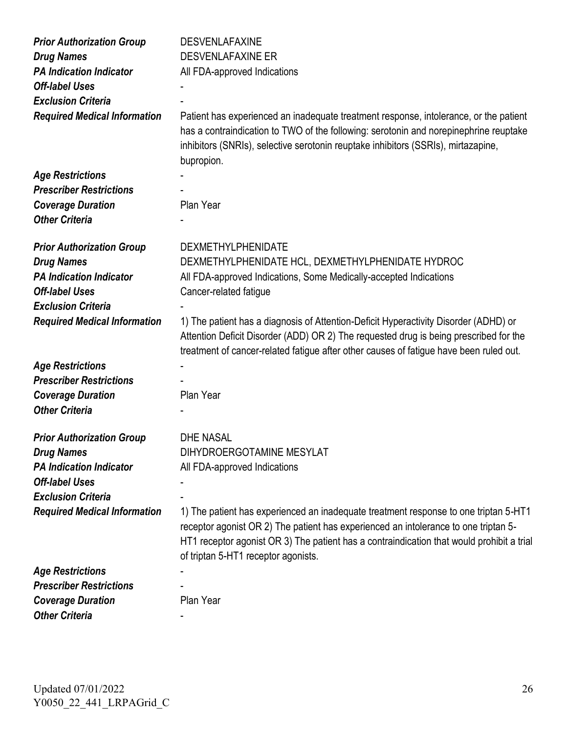| | |
|---|---|
| ***Prior Authorization Group*** | DESVENLAFAXINE |
| ***Drug Names*** | DESVENLAFAXINE ER |
| ***PA Indication Indicator*** | All FDA-approved Indications |
| ***Off-label Uses*** | - |
| ***Exclusion Criteria*** | - |
| ***Required Medical Information*** | Patient has experienced an inadequate treatment response, intolerance, or the patient has a contraindication to TWO of the following: serotonin and norepinephrine reuptake inhibitors (SNRIs), selective serotonin reuptake inhibitors (SSRIs), mirtazapine, bupropion. |
| ***Age Restrictions*** | - |
| ***Prescriber Restrictions*** | - |
| ***Coverage Duration*** | Plan Year |
| ***Other Criteria*** | - |

| | |
|---|---|
| ***Prior Authorization Group*** | DEXMETHYLPHENIDATE |
| ***Drug Names*** | DEXMETHYLPHENIDATE HCL, DEXMETHYLPHENIDATE HYDROC |
| ***PA Indication Indicator*** | All FDA-approved Indications, Some Medically-accepted Indications |
| ***Off-label Uses*** | Cancer-related fatigue |
| ***Exclusion Criteria*** | - |
| ***Required Medical Information*** | 1) The patient has a diagnosis of Attention-Deficit Hyperactivity Disorder (ADHD) or Attention Deficit Disorder (ADD) OR 2) The requested drug is being prescribed for the treatment of cancer-related fatigue after other causes of fatigue have been ruled out. |
| ***Age Restrictions*** | - |
| ***Prescriber Restrictions*** | - |
| ***Coverage Duration*** | Plan Year |
| ***Other Criteria*** | - |

| | |
|---|---|
| ***Prior Authorization Group*** | DHE NASAL |
| ***Drug Names*** | DIHYDROERGOTAMINE MESYLAT |
| ***PA Indication Indicator*** | All FDA-approved Indications |
| ***Off-label Uses*** | - |
| ***Exclusion Criteria*** | - |
| ***Required Medical Information*** | 1) The patient has experienced an inadequate treatment response to one triptan 5-HT1 receptor agonist OR 2) The patient has experienced an intolerance to one triptan 5-HT1 receptor agonist OR 3) The patient has a contraindication that would prohibit a trial of triptan 5-HT1 receptor agonists. |
| ***Age Restrictions*** | - |
| ***Prescriber Restrictions*** | - |
| ***Coverage Duration*** | Plan Year |
| ***Other Criteria*** | - |

Updated 07/01/2022
Y0050_22_441_LRPAGrid_C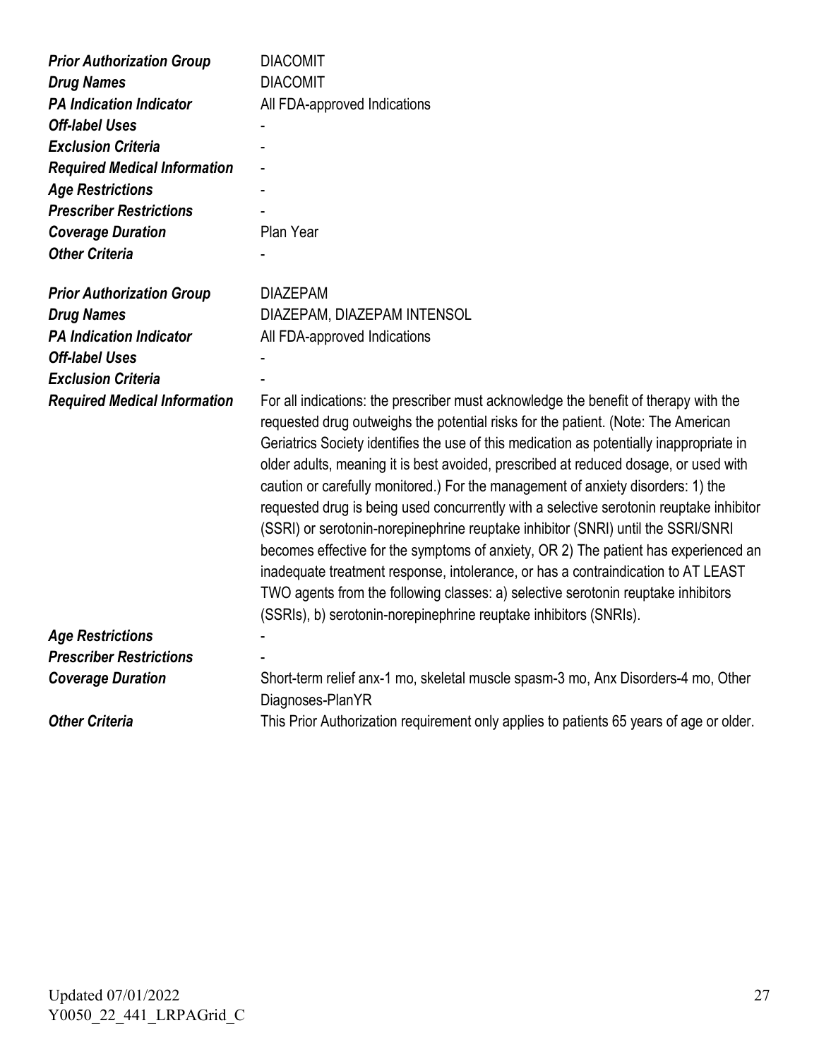| | |
|---|---|
| ***Prior Authorization Group*** | DIACOMIT |
| ***Drug Names*** | DIACOMIT |
| ***PA Indication Indicator*** | All FDA-approved Indications |
| ***Off-label Uses*** | - |
| ***Exclusion Criteria*** | - |
| ***Required Medical Information*** | - |
| ***Age Restrictions*** | - |
| ***Prescriber Restrictions*** | - |
| ***Coverage Duration*** | Plan Year |
| ***Other Criteria*** | - |

| | |
|---|---|
| ***Prior Authorization Group*** | DIAZEPAM |
| ***Drug Names*** | DIAZEPAM, DIAZEPAM INTENSOL |
| ***PA Indication Indicator*** | All FDA-approved Indications |
| ***Off-label Uses*** | - |
| ***Exclusion Criteria*** | - |
| ***Required Medical Information*** | For all indications: the prescriber must acknowledge the benefit of therapy with the requested drug outweighs the potential risks for the patient. (Note: The American Geriatrics Society identifies the use of this medication as potentially inappropriate in older adults, meaning it is best avoided, prescribed at reduced dosage, or used with caution or carefully monitored.) For the management of anxiety disorders: 1) the requested drug is being used concurrently with a selective serotonin reuptake inhibitor (SSRI) or serotonin-norepinephrine reuptake inhibitor (SNRI) until the SSRI/SNRI becomes effective for the symptoms of anxiety, OR 2) The patient has experienced an inadequate treatment response, intolerance, or has a contraindication to AT LEAST TWO agents from the following classes: a) selective serotonin reuptake inhibitors (SSRIs), b) serotonin-norepinephrine reuptake inhibitors (SNRIs). |
| ***Age Restrictions*** | - |
| ***Prescriber Restrictions*** | - |
| ***Coverage Duration*** | Short-term relief anx-1 mo, skeletal muscle spasm-3 mo, Anx Disorders-4 mo, Other Diagnoses-PlanYR |
| ***Other Criteria*** | This Prior Authorization requirement only applies to patients 65 years of age or older. |

Updated 07/01/2022
Y0050_22_441_LRPAGrid_C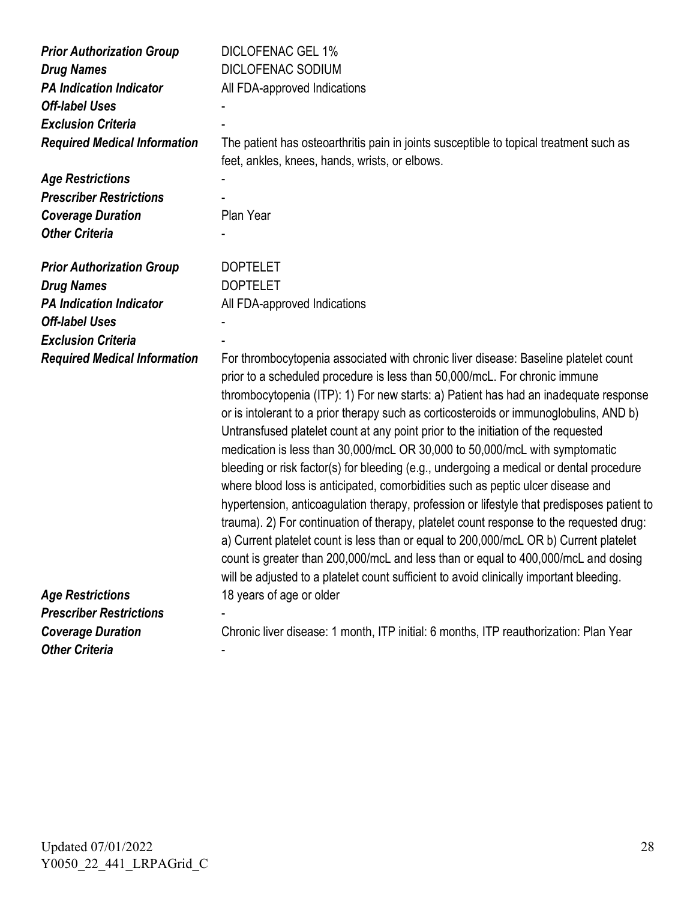| | |
|---|---|
| ***Prior Authorization Group*** | DICLOFENAC GEL 1% |
| ***Drug Names*** | DICLOFENAC SODIUM |
| ***PA Indication Indicator*** | All FDA-approved Indications |
| ***Off-label Uses*** | - |
| ***Exclusion Criteria*** | - |
| ***Required Medical Information*** | The patient has osteoarthritis pain in joints susceptible to topical treatment such as feet, ankles, knees, hands, wrists, or elbows. |
| ***Age Restrictions*** | - |
| ***Prescriber Restrictions*** | - |
| ***Coverage Duration*** | Plan Year |
| ***Other Criteria*** | - |

| | |
|---|---|
| ***Prior Authorization Group*** | DOPTELET |
| ***Drug Names*** | DOPTELET |
| ***PA Indication Indicator*** | All FDA-approved Indications |
| ***Off-label Uses*** | - |
| ***Exclusion Criteria*** | - |
| ***Required Medical Information*** | For thrombocytopenia associated with chronic liver disease: Baseline platelet count prior to a scheduled procedure is less than 50,000/mcL. For chronic immune thrombocytopenia (ITP): 1) For new starts: a) Patient has had an inadequate response or is intolerant to a prior therapy such as corticosteroids or immunoglobulins, AND b) Untransfused platelet count at any point prior to the initiation of the requested medication is less than 30,000/mcL OR 30,000 to 50,000/mcL with symptomatic bleeding or risk factor(s) for bleeding (e.g., undergoing a medical or dental procedure where blood loss is anticipated, comorbidities such as peptic ulcer disease and hypertension, anticoagulation therapy, profession or lifestyle that predisposes patient to trauma). 2) For continuation of therapy, platelet count response to the requested drug: a) Current platelet count is less than or equal to 200,000/mcL OR b) Current platelet count is greater than 200,000/mcL and less than or equal to 400,000/mcL and dosing will be adjusted to a platelet count sufficient to avoid clinically important bleeding. |
| ***Age Restrictions*** | 18 years of age or older |
| ***Prescriber Restrictions*** | - |
| ***Coverage Duration*** | Chronic liver disease: 1 month, ITP initial: 6 months, ITP reauthorization: Plan Year |
| ***Other Criteria*** | - |

Updated 07/01/2022
Y0050_22_441_LRPAGrid_C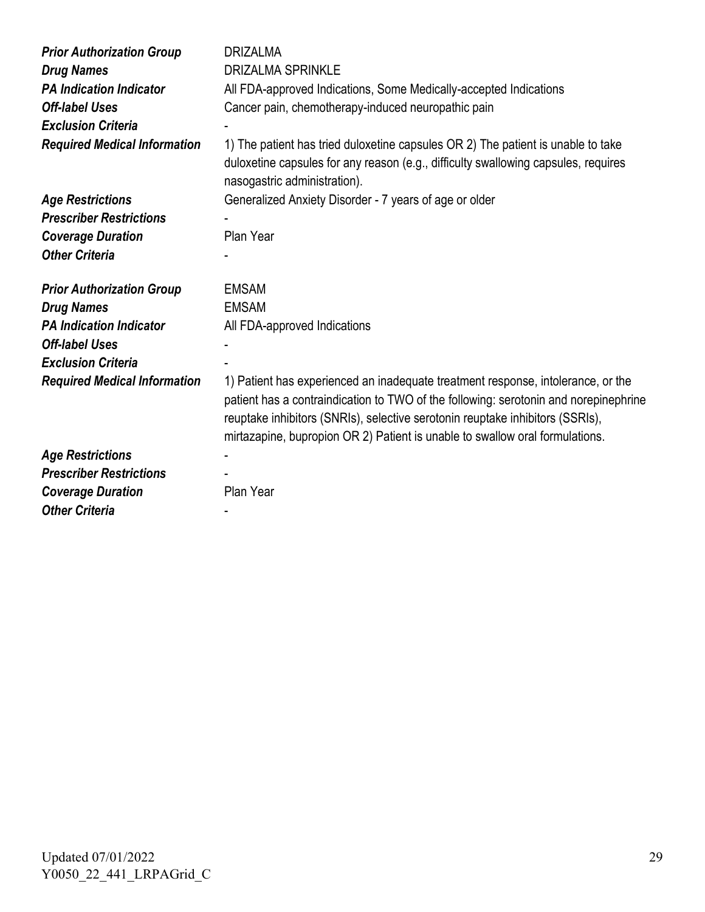| | |
|---|---|
| ***Prior Authorization Group*** | DRIZALMA |
| ***Drug Names*** | DRIZALMA SPRINKLE |
| ***PA Indication Indicator*** | All FDA-approved Indications, Some Medically-accepted Indications |
| ***Off-label Uses*** | Cancer pain, chemotherapy-induced neuropathic pain |
| ***Exclusion Criteria*** | - |
| ***Required Medical Information*** | 1) The patient has tried duloxetine capsules OR 2) The patient is unable to take duloxetine capsules for any reason (e.g., difficulty swallowing capsules, requires nasogastric administration). |
| ***Age Restrictions*** | Generalized Anxiety Disorder - 7 years of age or older |
| ***Prescriber Restrictions*** | - |
| ***Coverage Duration*** | Plan Year |
| ***Other Criteria*** | - |

| | |
|---|---|
| ***Prior Authorization Group*** | EMSAM |
| ***Drug Names*** | EMSAM |
| ***PA Indication Indicator*** | All FDA-approved Indications |
| ***Off-label Uses*** | - |
| ***Exclusion Criteria*** | - |
| ***Required Medical Information*** | 1) Patient has experienced an inadequate treatment response, intolerance, or the patient has a contraindication to TWO of the following: serotonin and norepinephrine reuptake inhibitors (SNRIs), selective serotonin reuptake inhibitors (SSRIs), mirtazapine, bupropion OR 2) Patient is unable to swallow oral formulations. |
| ***Age Restrictions*** | - |
| ***Prescriber Restrictions*** | - |
| ***Coverage Duration*** | Plan Year |
| ***Other Criteria*** | - |

Updated 07/01/2022
Y0050_22_441_LRPAGrid_C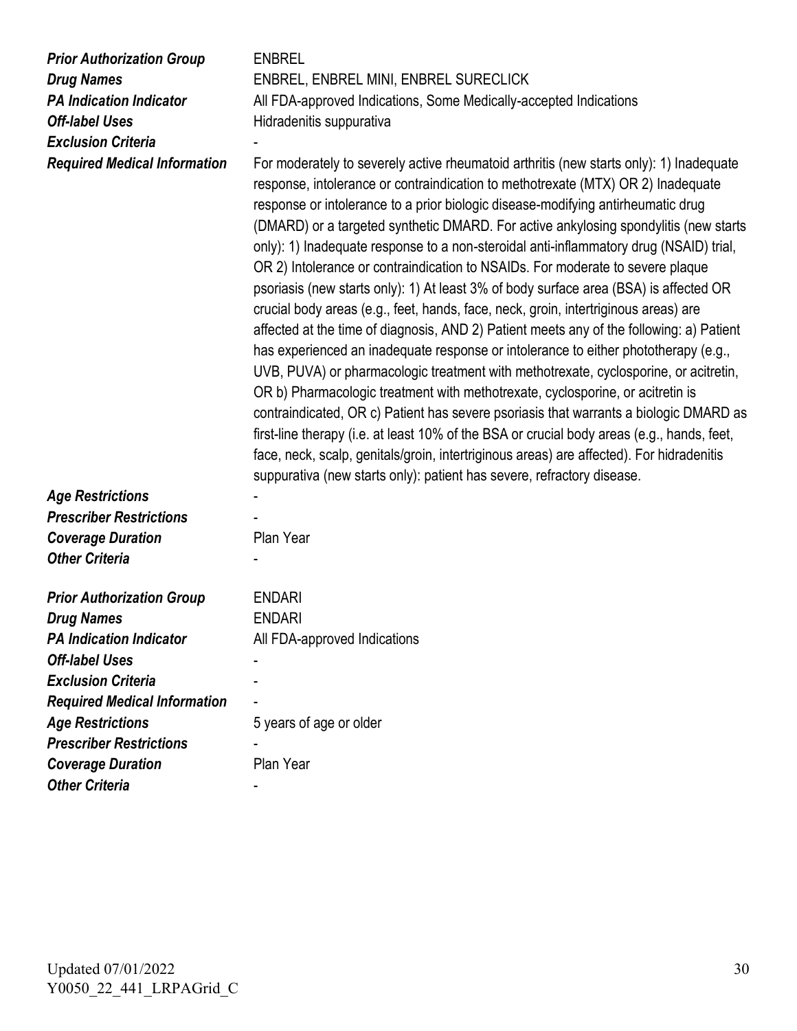| | |
|---|---|
| ***Prior Authorization Group*** | ENBREL |
| ***Drug Names*** | ENBREL, ENBREL MINI, ENBREL SURECLICK |
| ***PA Indication Indicator*** | All FDA-approved Indications, Some Medically-accepted Indications |
| ***Off-label Uses*** | Hidradenitis suppurativa |
| ***Exclusion Criteria*** | - |
| ***Required Medical Information*** | For moderately to severely active rheumatoid arthritis (new starts only): 1) Inadequate response, intolerance or contraindication to methotrexate (MTX) OR 2) Inadequate response or intolerance to a prior biologic disease-modifying antirheumatic drug (DMARD) or a targeted synthetic DMARD. For active ankylosing spondylitis (new starts only): 1) Inadequate response to a non-steroidal anti-inflammatory drug (NSAID) trial, OR 2) Intolerance or contraindication to NSAIDs. For moderate to severe plaque psoriasis (new starts only): 1) At least 3% of body surface area (BSA) is affected OR crucial body areas (e.g., feet, hands, face, neck, groin, intertriginous areas) are affected at the time of diagnosis, AND 2) Patient meets any of the following: a) Patient has experienced an inadequate response or intolerance to either phototherapy (e.g., UVB, PUVA) or pharmacologic treatment with methotrexate, cyclosporine, or acitretin, OR b) Pharmacologic treatment with methotrexate, cyclosporine, or acitretin is contraindicated, OR c) Patient has severe psoriasis that warrants a biologic DMARD as first-line therapy (i.e. at least 10% of the BSA or crucial body areas (e.g., hands, feet, face, neck, scalp, genitals/groin, intertriginous areas) are affected). For hidradenitis suppurativa (new starts only): patient has severe, refractory disease. |
| ***Age Restrictions*** | - |
| ***Prescriber Restrictions*** | - |
| ***Coverage Duration*** | Plan Year |
| ***Other Criteria*** | - |

| | |
|---|---|
| ***Prior Authorization Group*** | ENDARI |
| ***Drug Names*** | ENDARI |
| ***PA Indication Indicator*** | All FDA-approved Indications |
| ***Off-label Uses*** | - |
| ***Exclusion Criteria*** | - |
| ***Required Medical Information*** | - |
| ***Age Restrictions*** | 5 years of age or older |
| ***Prescriber Restrictions*** | - |
| ***Coverage Duration*** | Plan Year |
| ***Other Criteria*** | - |

Updated 07/01/2022
Y0050_22_441_LRPAGrid_C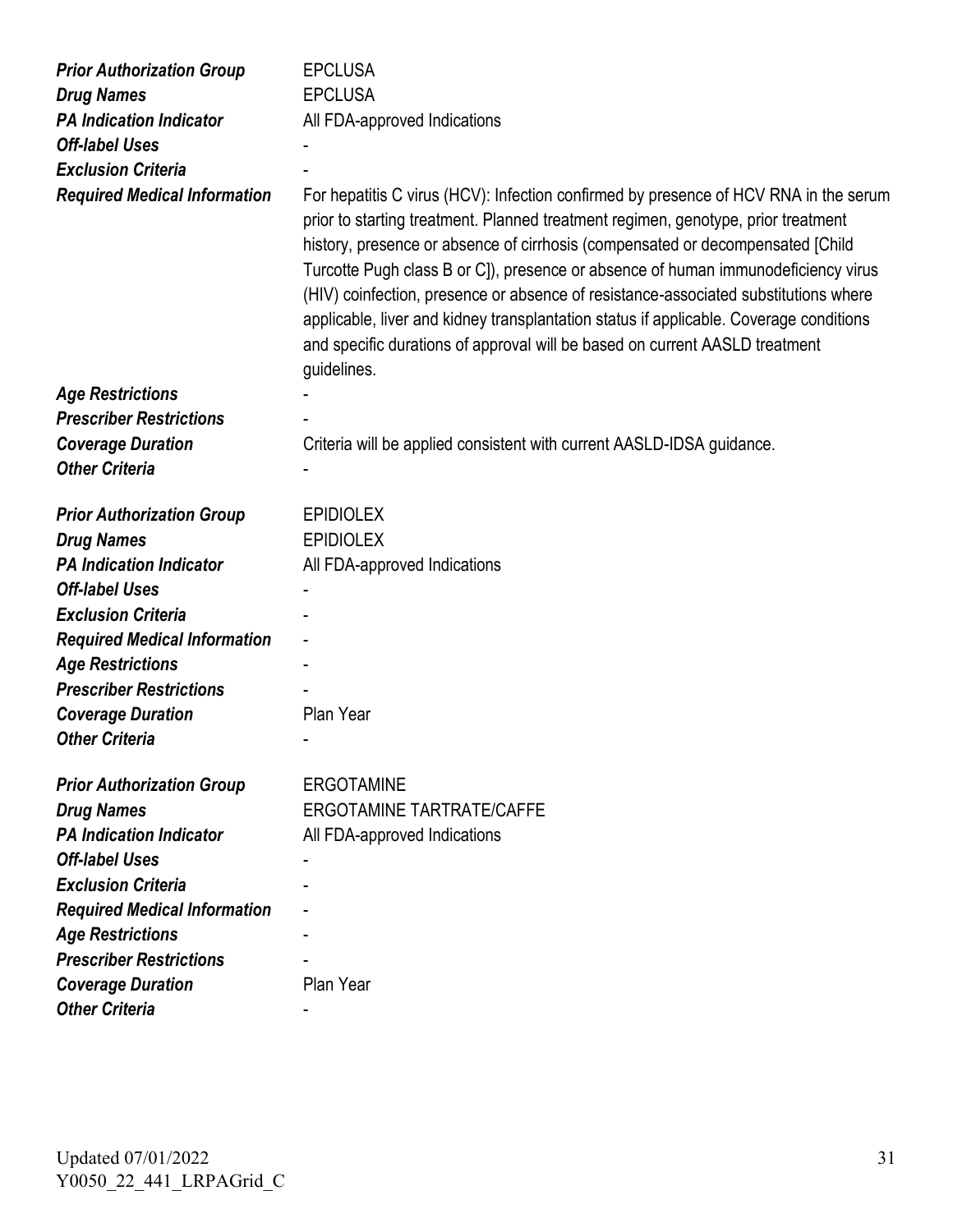| | |
|---|---|
| ***Prior Authorization Group*** | EPCLUSA |
| ***Drug Names*** | EPCLUSA |
| ***PA Indication Indicator*** | All FDA-approved Indications |
| ***Off-label Uses*** | - |
| ***Exclusion Criteria*** | - |
| ***Required Medical Information*** | For hepatitis C virus (HCV): Infection confirmed by presence of HCV RNA in the serum prior to starting treatment. Planned treatment regimen, genotype, prior treatment history, presence or absence of cirrhosis (compensated or decompensated [Child Turcotte Pugh class B or C]), presence or absence of human immunodeficiency virus (HIV) coinfection, presence or absence of resistance-associated substitutions where applicable, liver and kidney transplantation status if applicable. Coverage conditions and specific durations of approval will be based on current AASLD treatment guidelines. |
| ***Age Restrictions*** | - |
| ***Prescriber Restrictions*** | - |
| ***Coverage Duration*** | Criteria will be applied consistent with current AASLD-IDSA guidance. |
| ***Other Criteria*** | - |

| | |
|---|---|
| ***Prior Authorization Group*** | EPIDIOLEX |
| ***Drug Names*** | EPIDIOLEX |
| ***PA Indication Indicator*** | All FDA-approved Indications |
| ***Off-label Uses*** | - |
| ***Exclusion Criteria*** | - |
| ***Required Medical Information*** | - |
| ***Age Restrictions*** | - |
| ***Prescriber Restrictions*** | - |
| ***Coverage Duration*** | Plan Year |
| ***Other Criteria*** | - |

| | |
|---|---|
| ***Prior Authorization Group*** | ERGOTAMINE |
| ***Drug Names*** | ERGOTAMINE TARTRATE/CAFFE |
| ***PA Indication Indicator*** | All FDA-approved Indications |
| ***Off-label Uses*** | - |
| ***Exclusion Criteria*** | - |
| ***Required Medical Information*** | - |
| ***Age Restrictions*** | - |
| ***Prescriber Restrictions*** | - |
| ***Coverage Duration*** | Plan Year |
| ***Other Criteria*** | - |

Updated 07/01/2022
Y0050_22_441_LRPAGrid_C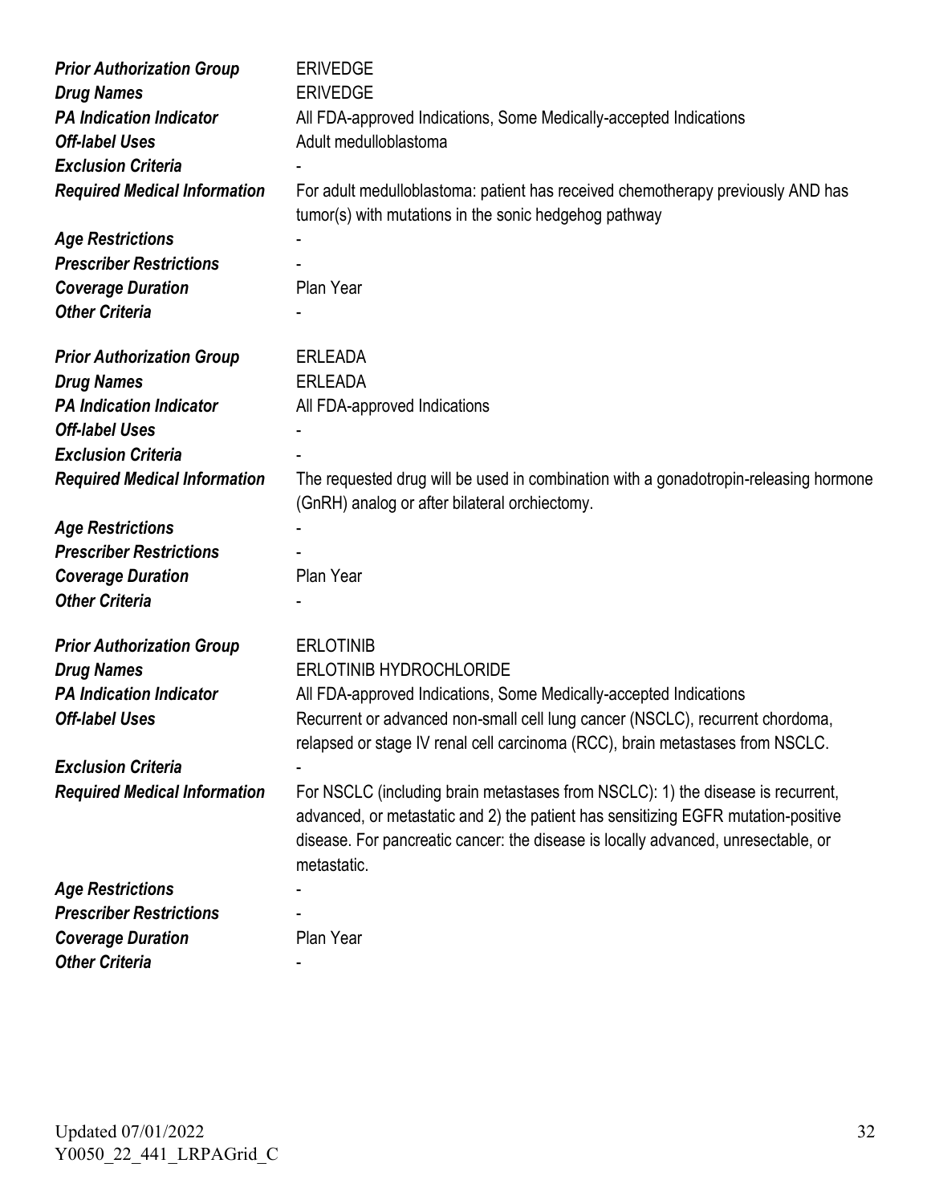| | |
|---|---|
| ***Prior Authorization Group*** | ERIVEDGE |
| ***Drug Names*** | ERIVEDGE |
| ***PA Indication Indicator*** | All FDA-approved Indications, Some Medically-accepted Indications |
| ***Off-label Uses*** | Adult medulloblastoma |
| ***Exclusion Criteria*** | - |
| ***Required Medical Information*** | For adult medulloblastoma: patient has received chemotherapy previously AND has tumor(s) with mutations in the sonic hedgehog pathway |
| ***Age Restrictions*** | - |
| ***Prescriber Restrictions*** | - |
| ***Coverage Duration*** | Plan Year |
| ***Other Criteria*** | - |

| | |
|---|---|
| ***Prior Authorization Group*** | ERLEADA |
| ***Drug Names*** | ERLEADA |
| ***PA Indication Indicator*** | All FDA-approved Indications |
| ***Off-label Uses*** | - |
| ***Exclusion Criteria*** | - |
| ***Required Medical Information*** | The requested drug will be used in combination with a gonadotropin-releasing hormone (GnRH) analog or after bilateral orchiectomy. |
| ***Age Restrictions*** | - |
| ***Prescriber Restrictions*** | - |
| ***Coverage Duration*** | Plan Year |
| ***Other Criteria*** | - |

| | |
|---|---|
| ***Prior Authorization Group*** | ERLOTINIB |
| ***Drug Names*** | ERLOTINIB HYDROCHLORIDE |
| ***PA Indication Indicator*** | All FDA-approved Indications, Some Medically-accepted Indications |
| ***Off-label Uses*** | Recurrent or advanced non-small cell lung cancer (NSCLC), recurrent chordoma, relapsed or stage IV renal cell carcinoma (RCC), brain metastases from NSCLC. |
| ***Exclusion Criteria*** | - |
| ***Required Medical Information*** | For NSCLC (including brain metastases from NSCLC): 1) the disease is recurrent, advanced, or metastatic and 2) the patient has sensitizing EGFR mutation-positive disease. For pancreatic cancer: the disease is locally advanced, unresectable, or metastatic. |
| ***Age Restrictions*** | - |
| ***Prescriber Restrictions*** | - |
| ***Coverage Duration*** | Plan Year |
| ***Other Criteria*** | - |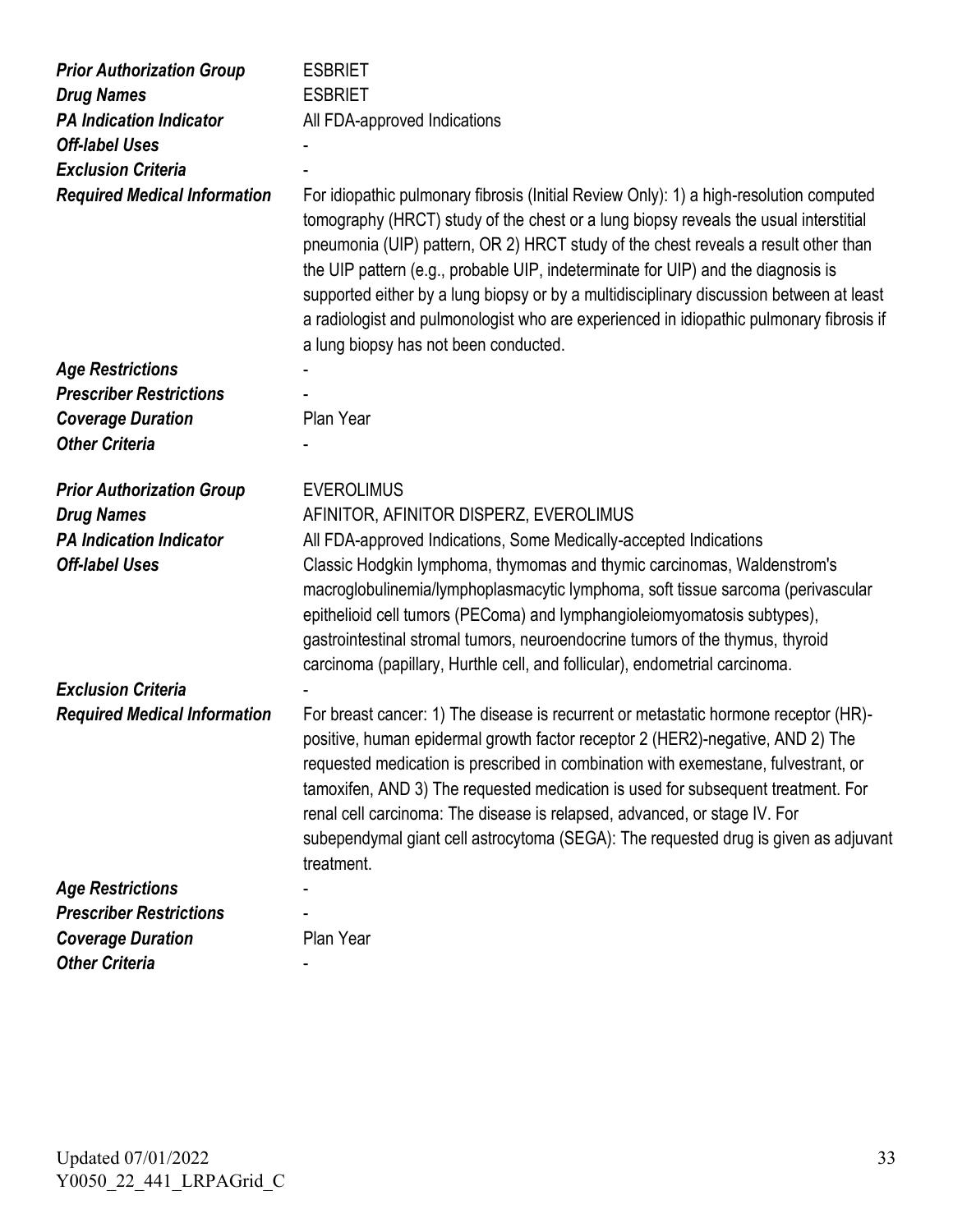| | |
|---|---|
| ***Prior Authorization Group*** | ESBRIET |
| ***Drug Names*** | ESBRIET |
| ***PA Indication Indicator*** | All FDA-approved Indications |
| ***Off-label Uses*** | - |
| ***Exclusion Criteria*** | - |
| ***Required Medical Information*** | For idiopathic pulmonary fibrosis (Initial Review Only): 1) a high-resolution computed tomography (HRCT) study of the chest or a lung biopsy reveals the usual interstitial pneumonia (UIP) pattern, OR 2) HRCT study of the chest reveals a result other than the UIP pattern (e.g., probable UIP, indeterminate for UIP) and the diagnosis is supported either by a lung biopsy or by a multidisciplinary discussion between at least a radiologist and pulmonologist who are experienced in idiopathic pulmonary fibrosis if a lung biopsy has not been conducted. |
| ***Age Restrictions*** | - |
| ***Prescriber Restrictions*** | - |
| ***Coverage Duration*** | Plan Year |
| ***Other Criteria*** | - |

| | |
|---|---|
| ***Prior Authorization Group*** | EVEROLIMUS |
| ***Drug Names*** | AFINITOR, AFINITOR DISPERZ, EVEROLIMUS |
| ***PA Indication Indicator*** | All FDA-approved Indications, Some Medically-accepted Indications |
| ***Off-label Uses*** | Classic Hodgkin lymphoma, thymomas and thymic carcinomas, Waldenstrom's macroglobulinemia/lymphoplasmacytic lymphoma, soft tissue sarcoma (perivascular epithelioid cell tumors (PEComa) and lymphangioleiomyomatosis subtypes), gastrointestinal stromal tumors, neuroendocrine tumors of the thymus, thyroid carcinoma (papillary, Hurthle cell, and follicular), endometrial carcinoma. |
| ***Exclusion Criteria*** | - |
| ***Required Medical Information*** | For breast cancer: 1) The disease is recurrent or metastatic hormone receptor (HR)-positive, human epidermal growth factor receptor 2 (HER2)-negative, AND 2) The requested medication is prescribed in combination with exemestane, fulvestrant, or tamoxifen, AND 3) The requested medication is used for subsequent treatment. For renal cell carcinoma: The disease is relapsed, advanced, or stage IV. For subependymal giant cell astrocytoma (SEGA): The requested drug is given as adjuvant treatment. |
| ***Age Restrictions*** | - |
| ***Prescriber Restrictions*** | - |
| ***Coverage Duration*** | Plan Year |
| ***Other Criteria*** | - |

Updated 07/01/2022
Y0050_22_441_LRPAGrid_C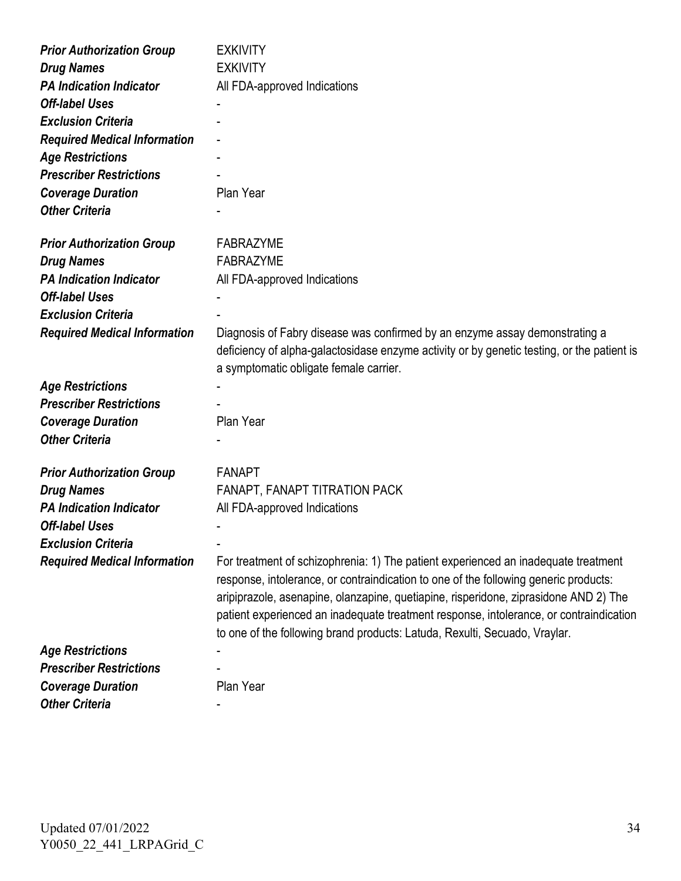| | |
|---|---|
| ***Prior Authorization Group*** | EXKIVITY |
| ***Drug Names*** | EXKIVITY |
| ***PA Indication Indicator*** | All FDA-approved Indications |
| ***Off-label Uses*** | - |
| ***Exclusion Criteria*** | - |
| ***Required Medical Information*** | - |
| ***Age Restrictions*** | - |
| ***Prescriber Restrictions*** | - |
| ***Coverage Duration*** | Plan Year |
| ***Other Criteria*** | - |

| | |
|---|---|
| ***Prior Authorization Group*** | FABRAZYME |
| ***Drug Names*** | FABRAZYME |
| ***PA Indication Indicator*** | All FDA-approved Indications |
| ***Off-label Uses*** | - |
| ***Exclusion Criteria*** | - |
| ***Required Medical Information*** | Diagnosis of Fabry disease was confirmed by an enzyme assay demonstrating a deficiency of alpha-galactosidase enzyme activity or by genetic testing, or the patient is a symptomatic obligate female carrier. |
| ***Age Restrictions*** | - |
| ***Prescriber Restrictions*** | - |
| ***Coverage Duration*** | Plan Year |
| ***Other Criteria*** | - |

| | |
|---|---|
| ***Prior Authorization Group*** | FANAPT |
| ***Drug Names*** | FANAPT, FANAPT TITRATION PACK |
| ***PA Indication Indicator*** | All FDA-approved Indications |
| ***Off-label Uses*** | - |
| ***Exclusion Criteria*** | - |
| ***Required Medical Information*** | For treatment of schizophrenia: 1) The patient experienced an inadequate treatment response, intolerance, or contraindication to one of the following generic products: aripiprazole, asenapine, olanzapine, quetiapine, risperidone, ziprasidone AND 2) The patient experienced an inadequate treatment response, intolerance, or contraindication to one of the following brand products: Latuda, Rexulti, Secuado, Vraylar. |
| ***Age Restrictions*** | - |
| ***Prescriber Restrictions*** | - |
| ***Coverage Duration*** | Plan Year |
| ***Other Criteria*** | - |

Updated 07/01/2022
Y0050_22_441_LRPAGrid_C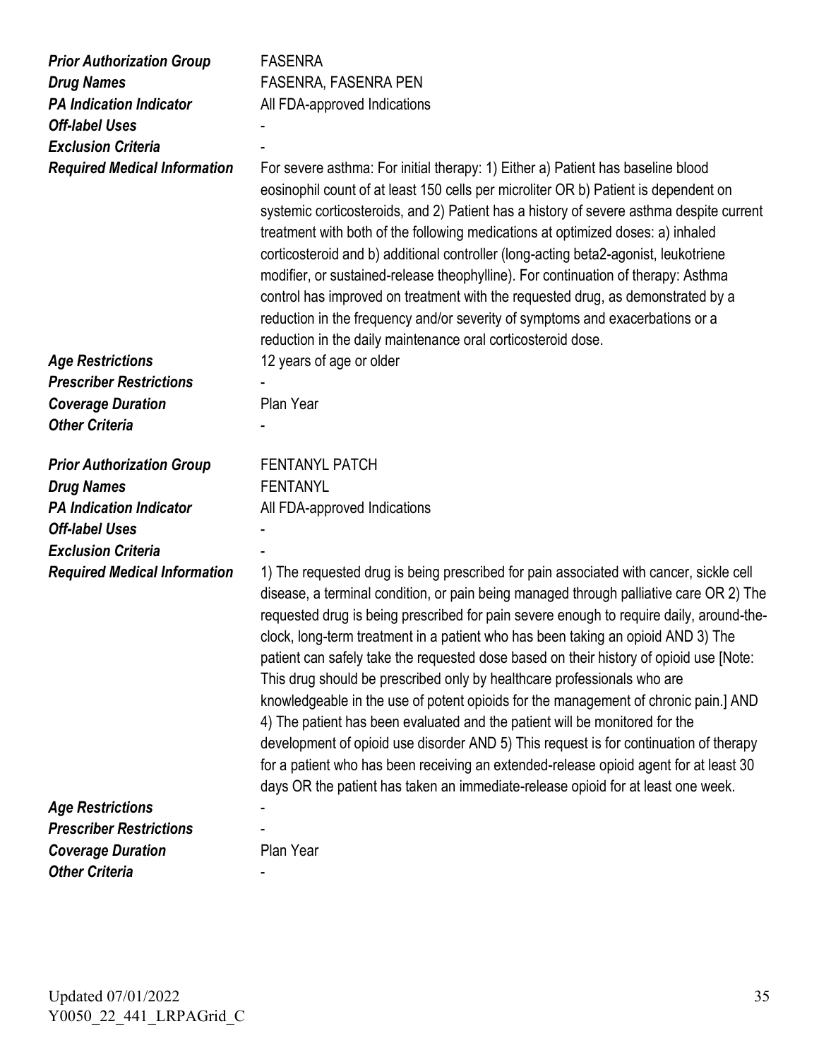| | |
|---|---|
| ***Prior Authorization Group*** | FASENRA |
| ***Drug Names*** | FASENRA, FASENRA PEN |
| ***PA Indication Indicator*** | All FDA-approved Indications |
| ***Off-label Uses*** | - |
| ***Exclusion Criteria*** | - |
| ***Required Medical Information*** | For severe asthma: For initial therapy: 1) Either a) Patient has baseline blood eosinophil count of at least 150 cells per microliter OR b) Patient is dependent on systemic corticosteroids, and 2) Patient has a history of severe asthma despite current treatment with both of the following medications at optimized doses: a) inhaled corticosteroid and b) additional controller (long-acting beta2-agonist, leukotriene modifier, or sustained-release theophylline). For continuation of therapy: Asthma control has improved on treatment with the requested drug, as demonstrated by a reduction in the frequency and/or severity of symptoms and exacerbations or a reduction in the daily maintenance oral corticosteroid dose. |
| ***Age Restrictions*** | 12 years of age or older |
| ***Prescriber Restrictions*** | - |
| ***Coverage Duration*** | Plan Year |
| ***Other Criteria*** | - |

| | |
|---|---|
| ***Prior Authorization Group*** | FENTANYL PATCH |
| ***Drug Names*** | FENTANYL |
| ***PA Indication Indicator*** | All FDA-approved Indications |
| ***Off-label Uses*** | - |
| ***Exclusion Criteria*** | - |
| ***Required Medical Information*** | 1) The requested drug is being prescribed for pain associated with cancer, sickle cell disease, a terminal condition, or pain being managed through palliative care OR 2) The requested drug is being prescribed for pain severe enough to require daily, around-the-clock, long-term treatment in a patient who has been taking an opioid AND 3) The patient can safely take the requested dose based on their history of opioid use [Note: This drug should be prescribed only by healthcare professionals who are knowledgeable in the use of potent opioids for the management of chronic pain.] AND 4) The patient has been evaluated and the patient will be monitored for the development of opioid use disorder AND 5) This request is for continuation of therapy for a patient who has been receiving an extended-release opioid agent for at least 30 days OR the patient has taken an immediate-release opioid for at least one week. |
| ***Age Restrictions*** | - |
| ***Prescriber Restrictions*** | - |
| ***Coverage Duration*** | Plan Year |
| ***Other Criteria*** | - |

Updated 07/01/2022
Y0050_22_441_LRPAGrid_C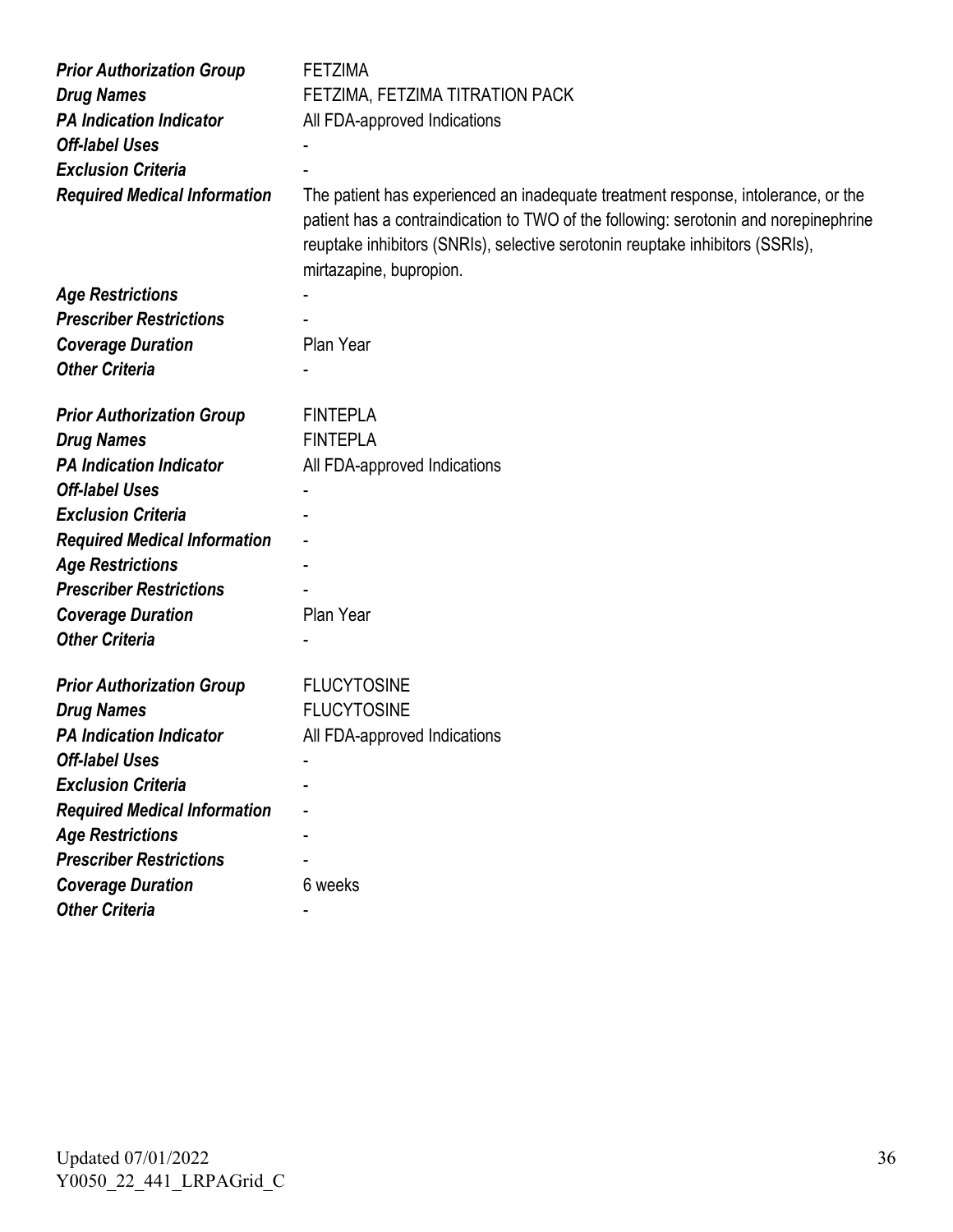| | |
|---|---|
| ***Prior Authorization Group*** | FETZIMA |
| ***Drug Names*** | FETZIMA, FETZIMA TITRATION PACK |
| ***PA Indication Indicator*** | All FDA-approved Indications |
| ***Off-label Uses*** | - |
| ***Exclusion Criteria*** | - |
| ***Required Medical Information*** | The patient has experienced an inadequate treatment response, intolerance, or the patient has a contraindication to TWO of the following: serotonin and norepinephrine reuptake inhibitors (SNRIs), selective serotonin reuptake inhibitors (SSRIs), mirtazapine, bupropion. |
| ***Age Restrictions*** | - |
| ***Prescriber Restrictions*** | - |
| ***Coverage Duration*** | Plan Year |
| ***Other Criteria*** | - |

| | |
|---|---|
| ***Prior Authorization Group*** | FINTEPLA |
| ***Drug Names*** | FINTEPLA |
| ***PA Indication Indicator*** | All FDA-approved Indications |
| ***Off-label Uses*** | - |
| ***Exclusion Criteria*** | - |
| ***Required Medical Information*** | - |
| ***Age Restrictions*** | - |
| ***Prescriber Restrictions*** | - |
| ***Coverage Duration*** | Plan Year |
| ***Other Criteria*** | - |

| | |
|---|---|
| ***Prior Authorization Group*** | FLUCYTOSINE |
| ***Drug Names*** | FLUCYTOSINE |
| ***PA Indication Indicator*** | All FDA-approved Indications |
| ***Off-label Uses*** | - |
| ***Exclusion Criteria*** | - |
| ***Required Medical Information*** | - |
| ***Age Restrictions*** | - |
| ***Prescriber Restrictions*** | - |
| ***Coverage Duration*** | 6 weeks |
| ***Other Criteria*** | - |

Updated 07/01/2022
Y0050_22_441_LRPAGrid_C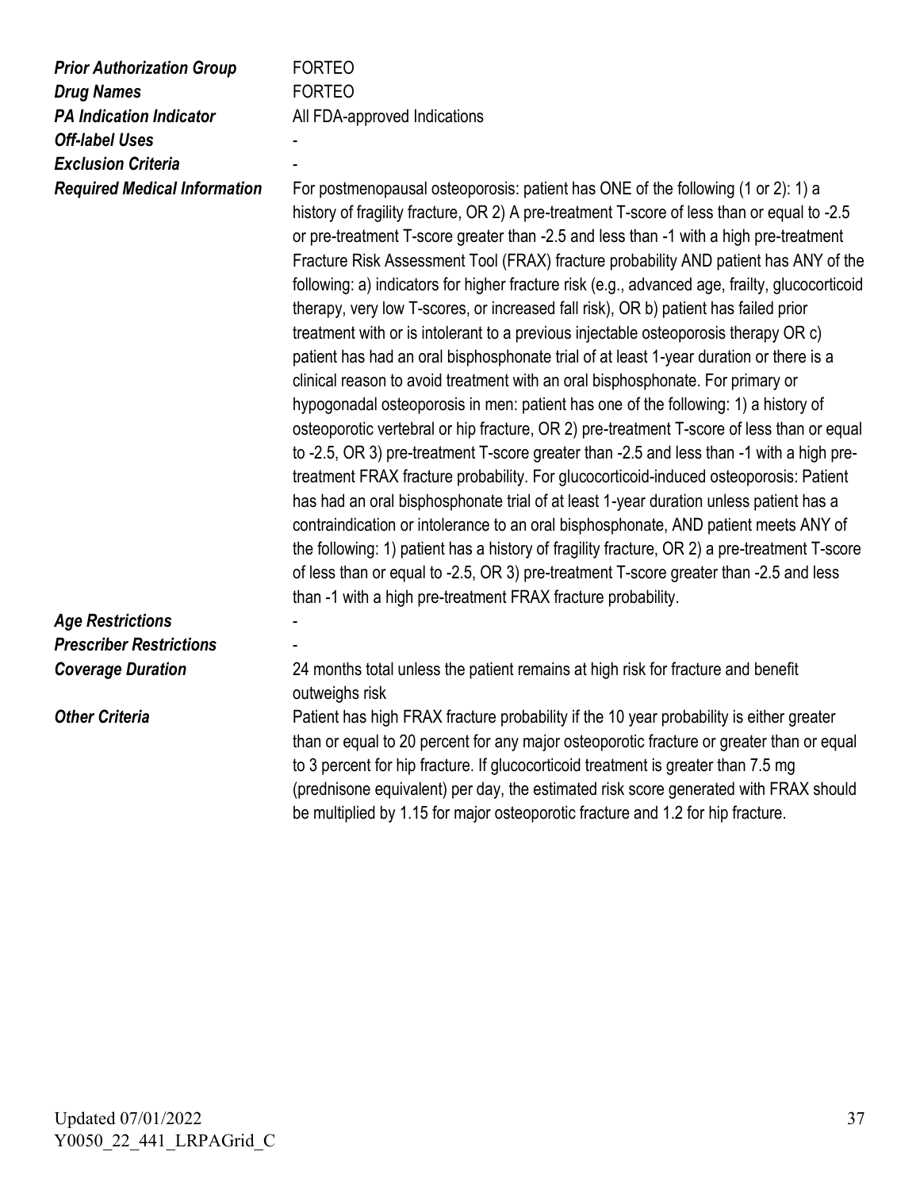| | |
|---|---|
| ***Prior Authorization Group*** | FORTEO |
| ***Drug Names*** | FORTEO |
| ***PA Indication Indicator*** | All FDA-approved Indications |
| ***Off-label Uses*** | - |
| ***Exclusion Criteria*** | - |
| ***Required Medical Information*** | For postmenopausal osteoporosis: patient has ONE of the following (1 or 2): 1) a history of fragility fracture, OR 2) A pre-treatment T-score of less than or equal to -2.5 or pre-treatment T-score greater than -2.5 and less than -1 with a high pre-treatment Fracture Risk Assessment Tool (FRAX) fracture probability AND patient has ANY of the following: a) indicators for higher fracture risk (e.g., advanced age, frailty, glucocorticoid therapy, very low T-scores, or increased fall risk), OR b) patient has failed prior treatment with or is intolerant to a previous injectable osteoporosis therapy OR c) patient has had an oral bisphosphonate trial of at least 1-year duration or there is a clinical reason to avoid treatment with an oral bisphosphonate. For primary or hypogonadal osteoporosis in men: patient has one of the following: 1) a history of osteoporotic vertebral or hip fracture, OR 2) pre-treatment T-score of less than or equal to -2.5, OR 3) pre-treatment T-score greater than -2.5 and less than -1 with a high pre-treatment FRAX fracture probability. For glucocorticoid-induced osteoporosis: Patient has had an oral bisphosphonate trial of at least 1-year duration unless patient has a contraindication or intolerance to an oral bisphosphonate, AND patient meets ANY of the following: 1) patient has a history of fragility fracture, OR 2) a pre-treatment T-score of less than or equal to -2.5, OR 3) pre-treatment T-score greater than -2.5 and less than -1 with a high pre-treatment FRAX fracture probability. |
| ***Age Restrictions*** | - |
| ***Prescriber Restrictions*** | - |
| ***Coverage Duration*** | 24 months total unless the patient remains at high risk for fracture and benefit outweighs risk |
| ***Other Criteria*** | Patient has high FRAX fracture probability if the 10 year probability is either greater than or equal to 20 percent for any major osteoporotic fracture or greater than or equal to 3 percent for hip fracture. If glucocorticoid treatment is greater than 7.5 mg (prednisone equivalent) per day, the estimated risk score generated with FRAX should be multiplied by 1.15 for major osteoporotic fracture and 1.2 for hip fracture. |

Updated 07/01/2022
Y0050_22_441_LRPAGrid_C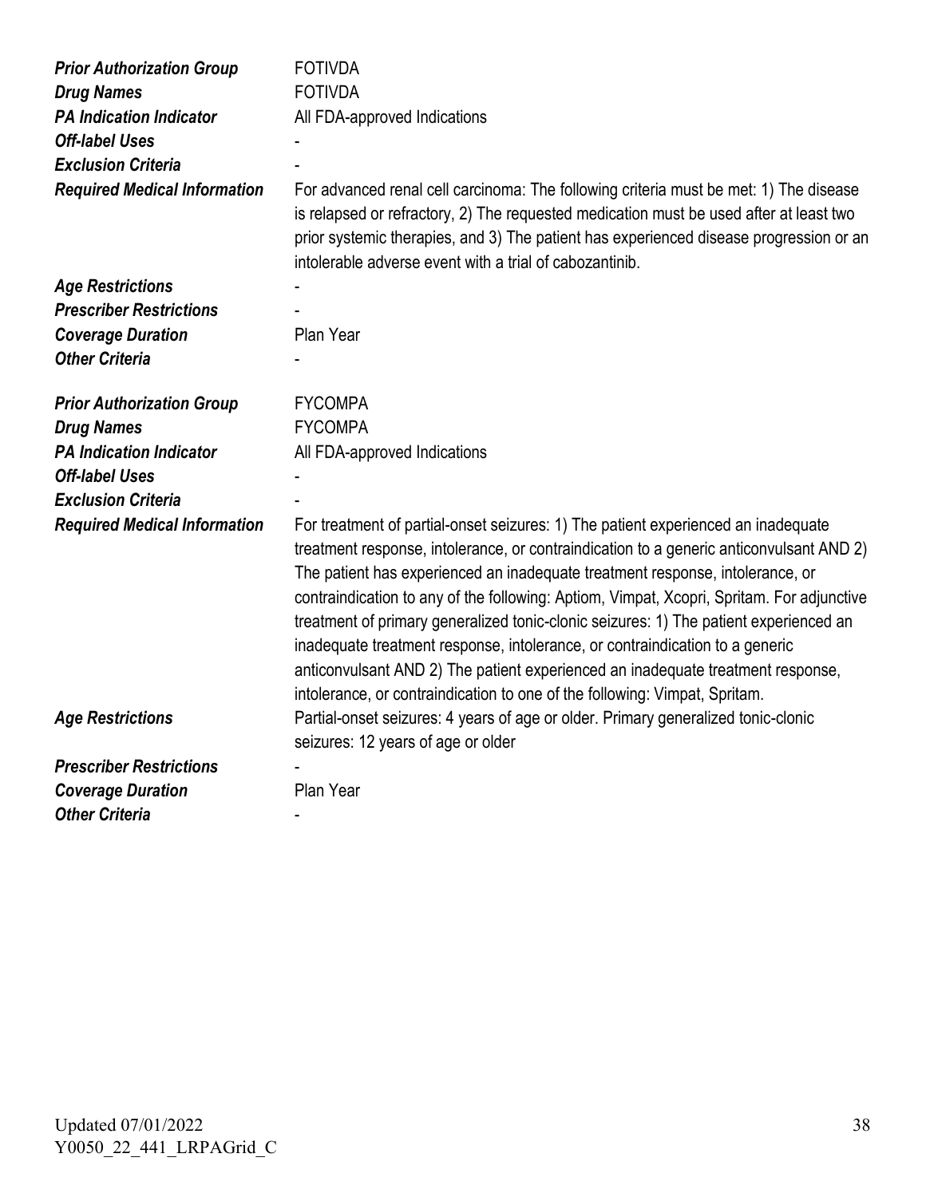| | |
|---|---|
| ***Prior Authorization Group*** | FOTIVDA |
| ***Drug Names*** | FOTIVDA |
| ***PA Indication Indicator*** | All FDA-approved Indications |
| ***Off-label Uses*** | - |
| ***Exclusion Criteria*** | - |
| ***Required Medical Information*** | For advanced renal cell carcinoma: The following criteria must be met: 1) The disease is relapsed or refractory, 2) The requested medication must be used after at least two prior systemic therapies, and 3) The patient has experienced disease progression or an intolerable adverse event with a trial of cabozantinib. |
| ***Age Restrictions*** | - |
| ***Prescriber Restrictions*** | - |
| ***Coverage Duration*** | Plan Year |
| ***Other Criteria*** | - |

| | |
|---|---|
| ***Prior Authorization Group*** | FYCOMPA |
| ***Drug Names*** | FYCOMPA |
| ***PA Indication Indicator*** | All FDA-approved Indications |
| ***Off-label Uses*** | - |
| ***Exclusion Criteria*** | - |
| ***Required Medical Information*** | For treatment of partial-onset seizures: 1) The patient experienced an inadequate treatment response, intolerance, or contraindication to a generic anticonvulsant AND 2) The patient has experienced an inadequate treatment response, intolerance, or contraindication to any of the following: Aptiom, Vimpat, Xcopri, Spritam. For adjunctive treatment of primary generalized tonic-clonic seizures: 1) The patient experienced an inadequate treatment response, intolerance, or contraindication to a generic anticonvulsant AND 2) The patient experienced an inadequate treatment response, intolerance, or contraindication to one of the following: Vimpat, Spritam. |
| ***Age Restrictions*** | Partial-onset seizures: 4 years of age or older. Primary generalized tonic-clonic seizures: 12 years of age or older |
| ***Prescriber Restrictions*** | - |
| ***Coverage Duration*** | Plan Year |
| ***Other Criteria*** | - |

Updated 07/01/2022
Y0050_22_441_LRPAGrid_C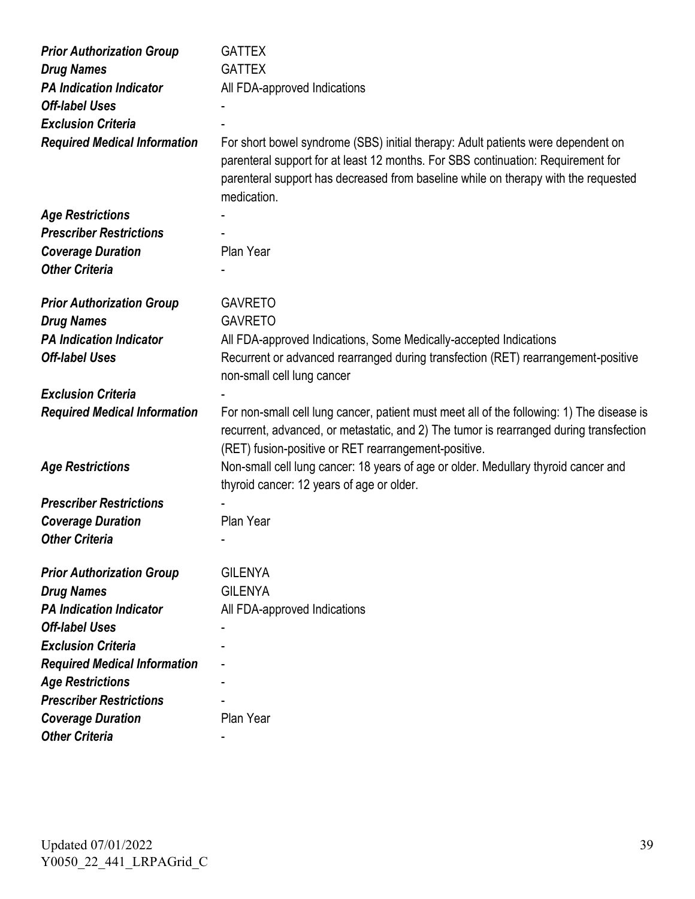| | |
|---|---|
| ***Prior Authorization Group*** | GATTEX |
| ***Drug Names*** | GATTEX |
| ***PA Indication Indicator*** | All FDA-approved Indications |
| ***Off-label Uses*** | - |
| ***Exclusion Criteria*** | - |
| ***Required Medical Information*** | For short bowel syndrome (SBS) initial therapy: Adult patients were dependent on parenteral support for at least 12 months. For SBS continuation: Requirement for parenteral support has decreased from baseline while on therapy with the requested medication. |
| ***Age Restrictions*** | - |
| ***Prescriber Restrictions*** | - |
| ***Coverage Duration*** | Plan Year |
| ***Other Criteria*** | - |

| | |
|---|---|
| ***Prior Authorization Group*** | GAVRETO |
| ***Drug Names*** | GAVRETO |
| ***PA Indication Indicator*** | All FDA-approved Indications, Some Medically-accepted Indications |
| ***Off-label Uses*** | Recurrent or advanced rearranged during transfection (RET) rearrangement-positive non-small cell lung cancer |
| ***Exclusion Criteria*** | - |
| ***Required Medical Information*** | For non-small cell lung cancer, patient must meet all of the following: 1) The disease is recurrent, advanced, or metastatic, and 2) The tumor is rearranged during transfection (RET) fusion-positive or RET rearrangement-positive. |
| ***Age Restrictions*** | Non-small cell lung cancer: 18 years of age or older. Medullary thyroid cancer and thyroid cancer: 12 years of age or older. |
| ***Prescriber Restrictions*** | - |
| ***Coverage Duration*** | Plan Year |
| ***Other Criteria*** | - |

| | |
|---|---|
| ***Prior Authorization Group*** | GILENYA |
| ***Drug Names*** | GILENYA |
| ***PA Indication Indicator*** | All FDA-approved Indications |
| ***Off-label Uses*** | - |
| ***Exclusion Criteria*** | - |
| ***Required Medical Information*** | - |
| ***Age Restrictions*** | - |
| ***Prescriber Restrictions*** | - |
| ***Coverage Duration*** | Plan Year |
| ***Other Criteria*** | - |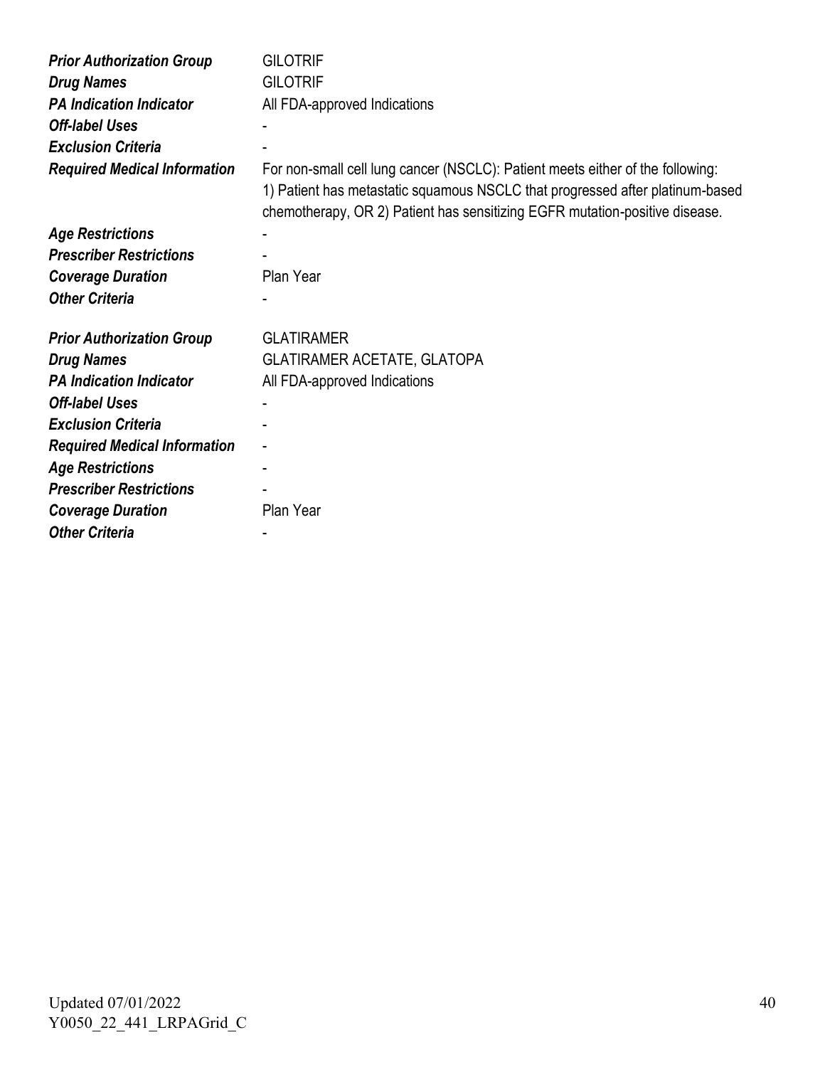| | |
|---|---|
| ***Prior Authorization Group*** | GILOTRIF |
| ***Drug Names*** | GILOTRIF |
| ***PA Indication Indicator*** | All FDA-approved Indications |
| ***Off-label Uses*** | - |
| ***Exclusion Criteria*** | - |
| ***Required Medical Information*** | For non-small cell lung cancer (NSCLC): Patient meets either of the following: 1) Patient has metastatic squamous NSCLC that progressed after platinum-based chemotherapy, OR 2) Patient has sensitizing EGFR mutation-positive disease. |
| ***Age Restrictions*** | - |
| ***Prescriber Restrictions*** | - |
| ***Coverage Duration*** | Plan Year |
| ***Other Criteria*** | - |

| | |
|---|---|
| ***Prior Authorization Group*** | GLATIRAMER |
| ***Drug Names*** | GLATIRAMER ACETATE, GLATOPA |
| ***PA Indication Indicator*** | All FDA-approved Indications |
| ***Off-label Uses*** | - |
| ***Exclusion Criteria*** | - |
| ***Required Medical Information*** | - |
| ***Age Restrictions*** | - |
| ***Prescriber Restrictions*** | - |
| ***Coverage Duration*** | Plan Year |
| ***Other Criteria*** | - |

Updated 07/01/2022
Y0050_22_441_LRPAGrid_C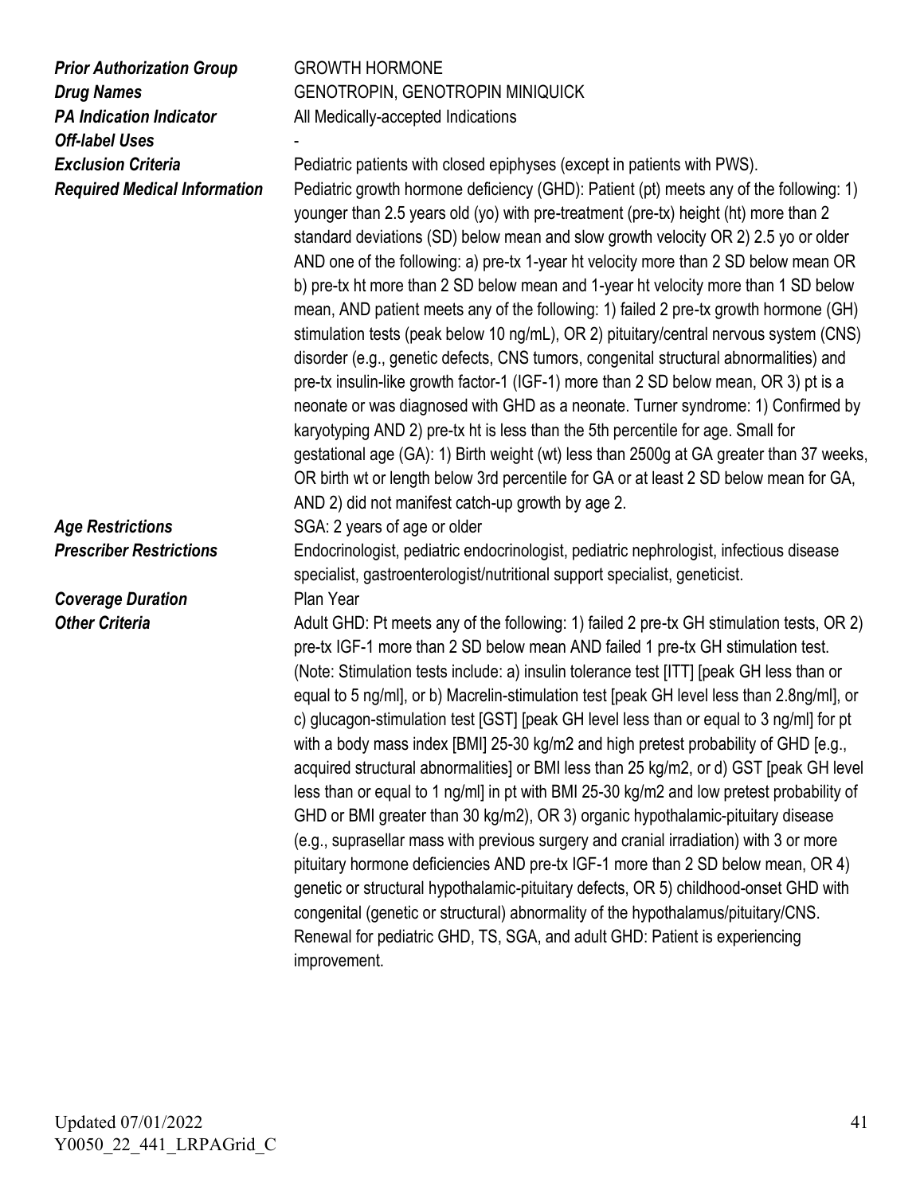| | |
|---|---|
| ***Prior Authorization Group*** | GROWTH HORMONE |
| ***Drug Names*** | GENOTROPIN, GENOTROPIN MINIQUICK |
| ***PA Indication Indicator*** | All Medically-accepted Indications |
| ***Off-label Uses*** | - |
| ***Exclusion Criteria*** | Pediatric patients with closed epiphyses (except in patients with PWS). |
| ***Required Medical Information*** | Pediatric growth hormone deficiency (GHD): Patient (pt) meets any of the following: 1) younger than 2.5 years old (yo) with pre-treatment (pre-tx) height (ht) more than 2 standard deviations (SD) below mean and slow growth velocity OR 2) 2.5 yo or older AND one of the following: a) pre-tx 1-year ht velocity more than 2 SD below mean OR b) pre-tx ht more than 2 SD below mean and 1-year ht velocity more than 1 SD below mean, AND patient meets any of the following: 1) failed 2 pre-tx growth hormone (GH) stimulation tests (peak below 10 ng/mL), OR 2) pituitary/central nervous system (CNS) disorder (e.g., genetic defects, CNS tumors, congenital structural abnormalities) and pre-tx insulin-like growth factor-1 (IGF-1) more than 2 SD below mean, OR 3) pt is a neonate or was diagnosed with GHD as a neonate. Turner syndrome: 1) Confirmed by karyotyping AND 2) pre-tx ht is less than the 5th percentile for age. Small for gestational age (GA): 1) Birth weight (wt) less than 2500g at GA greater than 37 weeks, OR birth wt or length below 3rd percentile for GA or at least 2 SD below mean for GA, AND 2) did not manifest catch-up growth by age 2. |
| ***Age Restrictions*** | SGA: 2 years of age or older |
| ***Prescriber Restrictions*** | Endocrinologist, pediatric endocrinologist, pediatric nephrologist, infectious disease specialist, gastroenterologist/nutritional support specialist, geneticist. |
| ***Coverage Duration*** | Plan Year |
| ***Other Criteria*** | Adult GHD: Pt meets any of the following: 1) failed 2 pre-tx GH stimulation tests, OR 2) pre-tx IGF-1 more than 2 SD below mean AND failed 1 pre-tx GH stimulation test. (Note: Stimulation tests include: a) insulin tolerance test [ITT] [peak GH less than or equal to 5 ng/ml], or b) Macrelin-stimulation test [peak GH level less than 2.8ng/ml], or c) glucagon-stimulation test [GST] [peak GH level less than or equal to 3 ng/ml] for pt with a body mass index [BMI] 25-30 kg/m2 and high pretest probability of GHD [e.g., acquired structural abnormalities] or BMI less than 25 kg/m2, or d) GST [peak GH level less than or equal to 1 ng/ml] in pt with BMI 25-30 kg/m2 and low pretest probability of GHD or BMI greater than 30 kg/m2), OR 3) organic hypothalamic-pituitary disease (e.g., suprasellar mass with previous surgery and cranial irradiation) with 3 or more pituitary hormone deficiencies AND pre-tx IGF-1 more than 2 SD below mean, OR 4) genetic or structural hypothalamic-pituitary defects, OR 5) childhood-onset GHD with congenital (genetic or structural) abnormality of the hypothalamus/pituitary/CNS. Renewal for pediatric GHD, TS, SGA, and adult GHD: Patient is experiencing improvement. |

Updated 07/01/2022
Y0050_22_441_LRPAGrid_C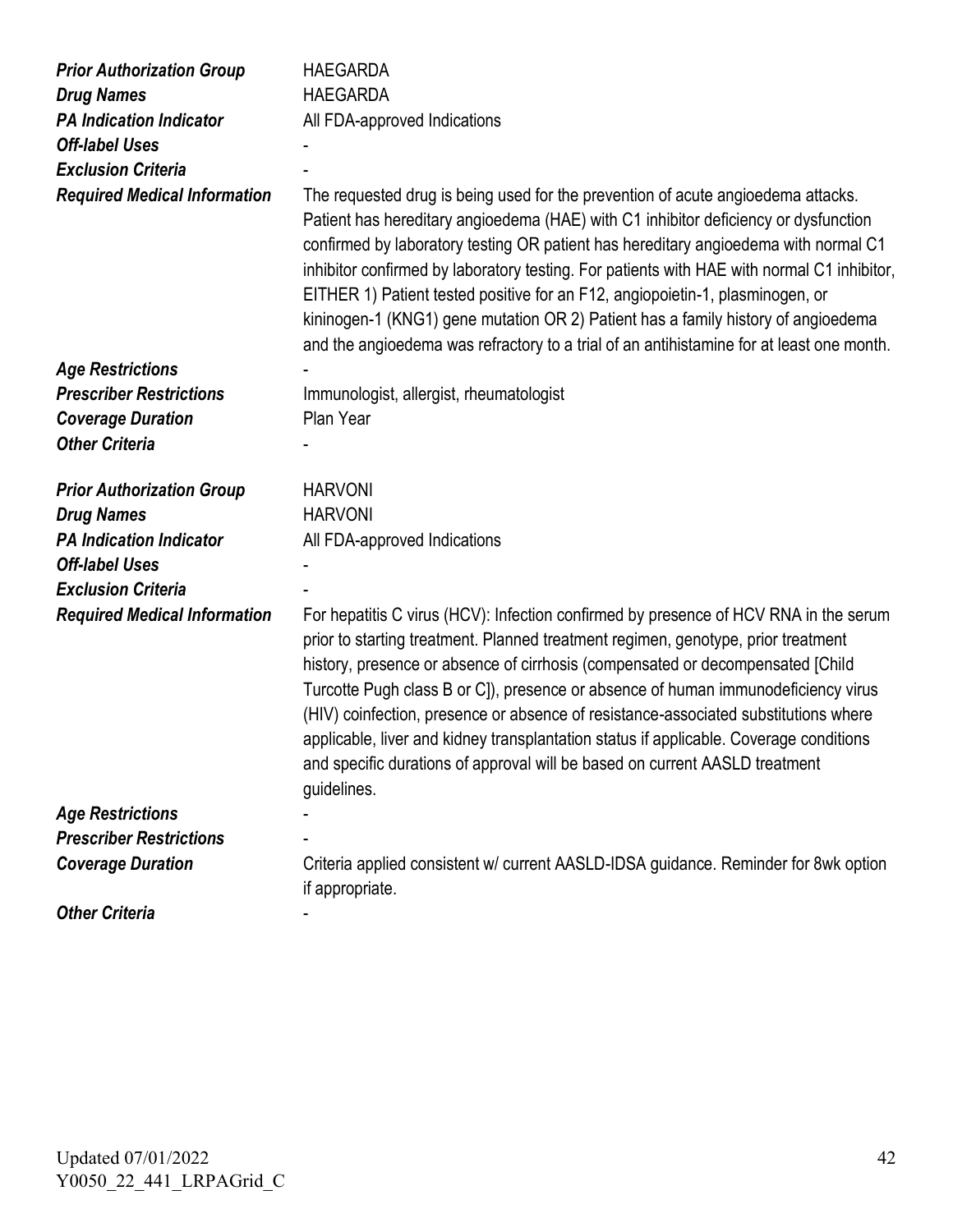| | |
|---|---|
| ***Prior Authorization Group*** | HAEGARDA |
| ***Drug Names*** | HAEGARDA |
| ***PA Indication Indicator*** | All FDA-approved Indications |
| ***Off-label Uses*** | - |
| ***Exclusion Criteria*** | - |
| ***Required Medical Information*** | The requested drug is being used for the prevention of acute angioedema attacks. Patient has hereditary angioedema (HAE) with C1 inhibitor deficiency or dysfunction confirmed by laboratory testing OR patient has hereditary angioedema with normal C1 inhibitor confirmed by laboratory testing. For patients with HAE with normal C1 inhibitor, EITHER 1) Patient tested positive for an F12, angiopoietin-1, plasminogen, or kininogen-1 (KNG1) gene mutation OR 2) Patient has a family history of angioedema and the angioedema was refractory to a trial of an antihistamine for at least one month. |
| ***Age Restrictions*** | - |
| ***Prescriber Restrictions*** | Immunologist, allergist, rheumatologist |
| ***Coverage Duration*** | Plan Year |
| ***Other Criteria*** | - |

| | |
|---|---|
| ***Prior Authorization Group*** | HARVONI |
| ***Drug Names*** | HARVONI |
| ***PA Indication Indicator*** | All FDA-approved Indications |
| ***Off-label Uses*** | - |
| ***Exclusion Criteria*** | - |
| ***Required Medical Information*** | For hepatitis C virus (HCV): Infection confirmed by presence of HCV RNA in the serum prior to starting treatment. Planned treatment regimen, genotype, prior treatment history, presence or absence of cirrhosis (compensated or decompensated [Child Turcotte Pugh class B or C]), presence or absence of human immunodeficiency virus (HIV) coinfection, presence or absence of resistance-associated substitutions where applicable, liver and kidney transplantation status if applicable. Coverage conditions and specific durations of approval will be based on current AASLD treatment guidelines. |
| ***Age Restrictions*** | - |
| ***Prescriber Restrictions*** | - |
| ***Coverage Duration*** | Criteria applied consistent w/ current AASLD-IDSA guidance. Reminder for 8wk option if appropriate. |
| ***Other Criteria*** | - |

Updated 07/01/2022
Y0050_22_441_LRPAGrid_C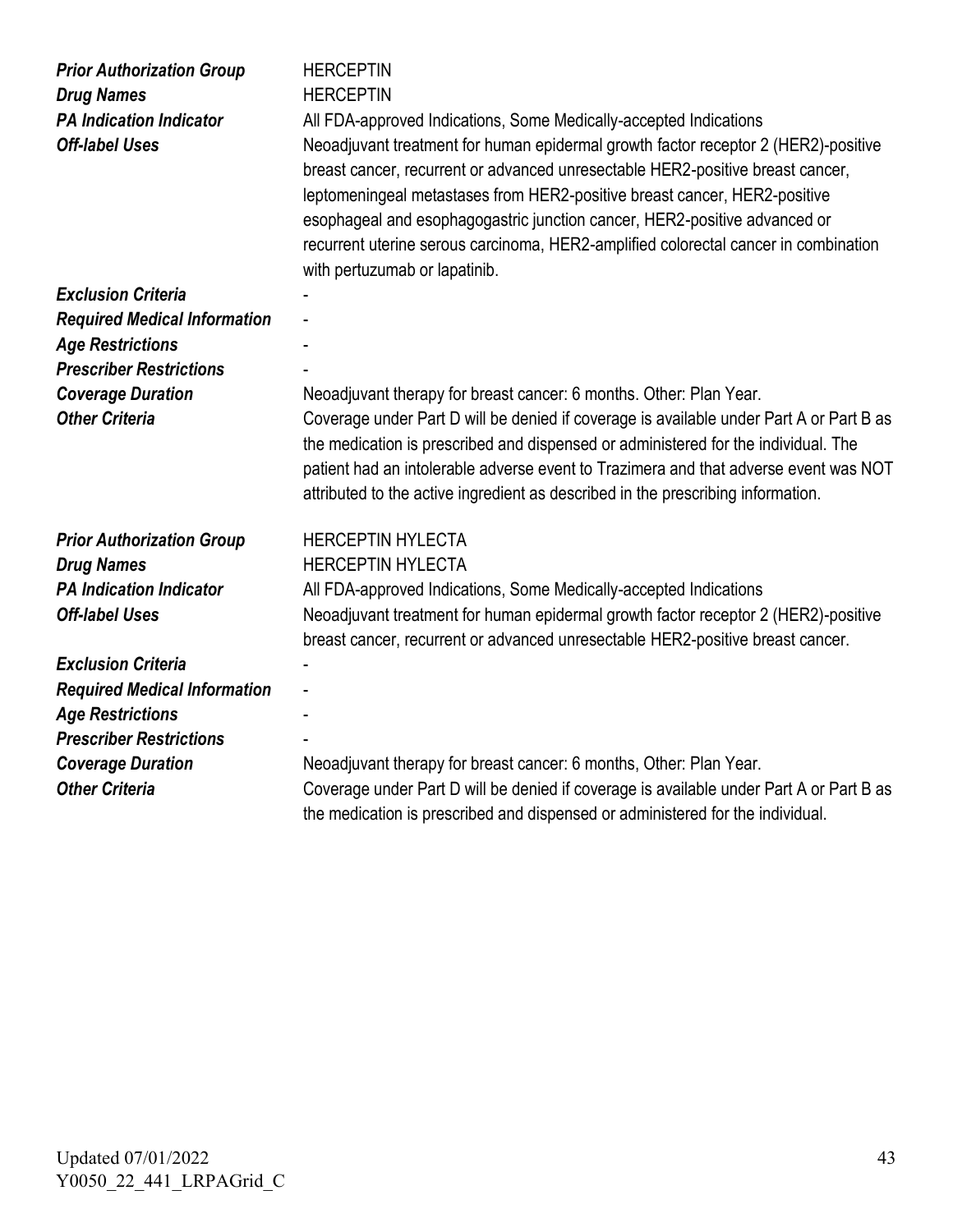| | |
|---|---|
| ***Prior Authorization Group*** | HERCEPTIN |
| ***Drug Names*** | HERCEPTIN |
| ***PA Indication Indicator*** | All FDA-approved Indications, Some Medically-accepted Indications |
| ***Off-label Uses*** | Neoadjuvant treatment for human epidermal growth factor receptor 2 (HER2)-positive breast cancer, recurrent or advanced unresectable HER2-positive breast cancer, leptomeningeal metastases from HER2-positive breast cancer, HER2-positive esophageal and esophagogastric junction cancer, HER2-positive advanced or recurrent uterine serous carcinoma, HER2-amplified colorectal cancer in combination with pertuzumab or lapatinib. |
| ***Exclusion Criteria*** | - |
| ***Required Medical Information*** | - |
| ***Age Restrictions*** | - |
| ***Prescriber Restrictions*** | - |
| ***Coverage Duration*** | Neoadjuvant therapy for breast cancer: 6 months. Other: Plan Year. |
| ***Other Criteria*** | Coverage under Part D will be denied if coverage is available under Part A or Part B as the medication is prescribed and dispensed or administered for the individual. The patient had an intolerable adverse event to Trazimera and that adverse event was NOT attributed to the active ingredient as described in the prescribing information. |

| | |
|---|---|
| ***Prior Authorization Group*** | HERCEPTIN HYLECTA |
| ***Drug Names*** | HERCEPTIN HYLECTA |
| ***PA Indication Indicator*** | All FDA-approved Indications, Some Medically-accepted Indications |
| ***Off-label Uses*** | Neoadjuvant treatment for human epidermal growth factor receptor 2 (HER2)-positive breast cancer, recurrent or advanced unresectable HER2-positive breast cancer. |
| ***Exclusion Criteria*** | - |
| ***Required Medical Information*** | - |
| ***Age Restrictions*** | - |
| ***Prescriber Restrictions*** | - |
| ***Coverage Duration*** | Neoadjuvant therapy for breast cancer: 6 months, Other: Plan Year. |
| ***Other Criteria*** | Coverage under Part D will be denied if coverage is available under Part A or Part B as the medication is prescribed and dispensed or administered for the individual. |

Updated 07/01/2022
Y0050_22_441_LRPAGrid_C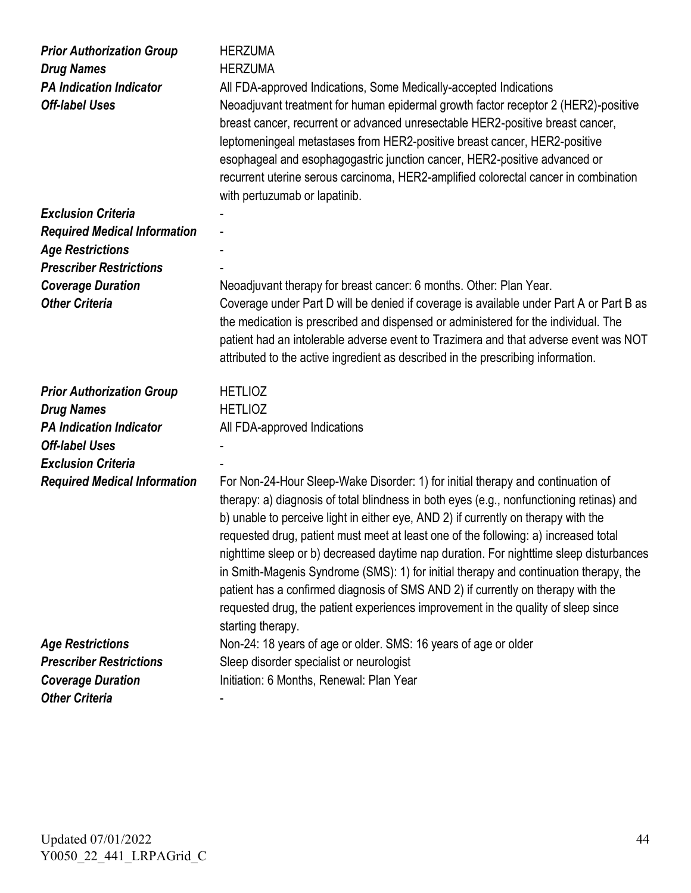| | |
|---|---|
| ***Prior Authorization Group*** | HERZUMA |
| ***Drug Names*** | HERZUMA |
| ***PA Indication Indicator*** | All FDA-approved Indications, Some Medically-accepted Indications |
| ***Off-label Uses*** | Neoadjuvant treatment for human epidermal growth factor receptor 2 (HER2)-positive breast cancer, recurrent or advanced unresectable HER2-positive breast cancer, leptomeningeal metastases from HER2-positive breast cancer, HER2-positive esophageal and esophagogastric junction cancer, HER2-positive advanced or recurrent uterine serous carcinoma, HER2-amplified colorectal cancer in combination with pertuzumab or lapatinib. |
| ***Exclusion Criteria*** | - |
| ***Required Medical Information*** | - |
| ***Age Restrictions*** | - |
| ***Prescriber Restrictions*** | - |
| ***Coverage Duration*** | Neoadjuvant therapy for breast cancer: 6 months. Other: Plan Year. |
| ***Other Criteria*** | Coverage under Part D will be denied if coverage is available under Part A or Part B as the medication is prescribed and dispensed or administered for the individual. The patient had an intolerable adverse event to Trazimera and that adverse event was NOT attributed to the active ingredient as described in the prescribing information. |

| | |
|---|---|
| ***Prior Authorization Group*** | HETLIOZ |
| ***Drug Names*** | HETLIOZ |
| ***PA Indication Indicator*** | All FDA-approved Indications |
| ***Off-label Uses*** | - |
| ***Exclusion Criteria*** | - |
| ***Required Medical Information*** | For Non-24-Hour Sleep-Wake Disorder: 1) for initial therapy and continuation of therapy: a) diagnosis of total blindness in both eyes (e.g., nonfunctioning retinas) and b) unable to perceive light in either eye, AND 2) if currently on therapy with the requested drug, patient must meet at least one of the following: a) increased total nighttime sleep or b) decreased daytime nap duration. For nighttime sleep disturbances in Smith-Magenis Syndrome (SMS): 1) for initial therapy and continuation therapy, the patient has a confirmed diagnosis of SMS AND 2) if currently on therapy with the requested drug, the patient experiences improvement in the quality of sleep since starting therapy. |
| ***Age Restrictions*** | Non-24: 18 years of age or older. SMS: 16 years of age or older |
| ***Prescriber Restrictions*** | Sleep disorder specialist or neurologist |
| ***Coverage Duration*** | Initiation: 6 Months, Renewal: Plan Year |
| ***Other Criteria*** | - |

Updated 07/01/2022
Y0050_22_441_LRPAGrid_C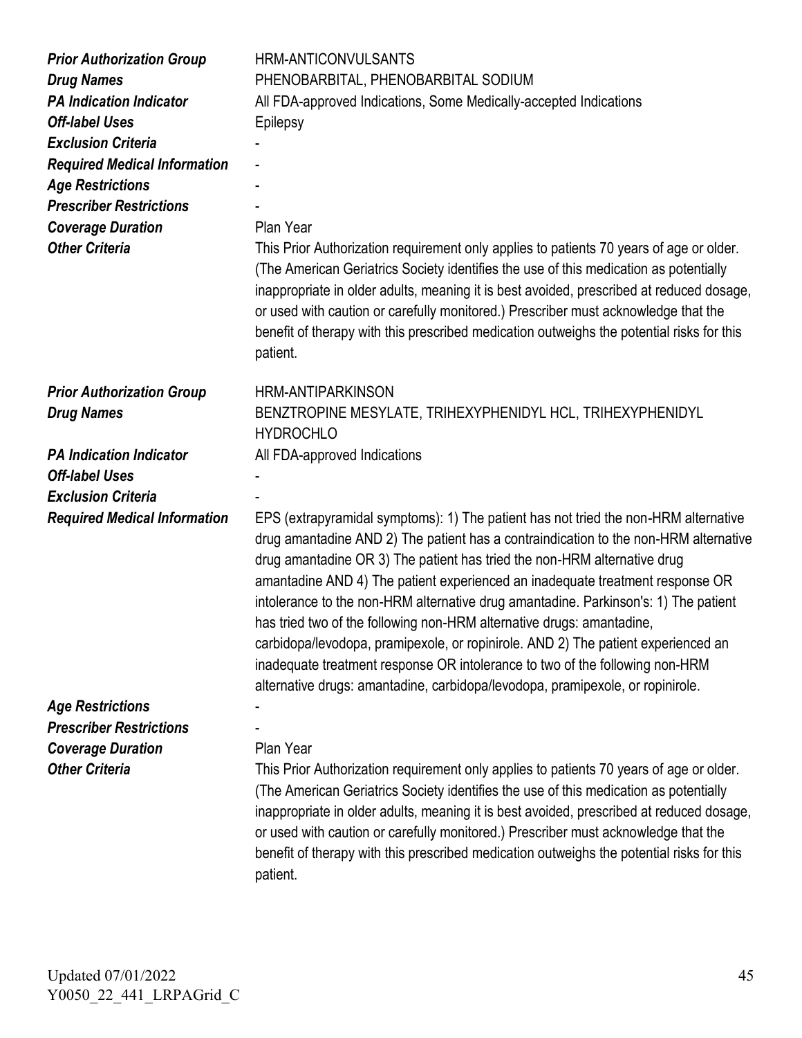| | |
|---|---|
| ***Prior Authorization Group*** | HRM-ANTICONVULSANTS |
| ***Drug Names*** | PHENOBARBITAL, PHENOBARBITAL SODIUM |
| ***PA Indication Indicator*** | All FDA-approved Indications, Some Medically-accepted Indications |
| ***Off-label Uses*** | Epilepsy |
| ***Exclusion Criteria*** | - |
| ***Required Medical Information*** | - |
| ***Age Restrictions*** | - |
| ***Prescriber Restrictions*** | - |
| ***Coverage Duration*** | Plan Year |
| ***Other Criteria*** | This Prior Authorization requirement only applies to patients 70 years of age or older. (The American Geriatrics Society identifies the use of this medication as potentially inappropriate in older adults, meaning it is best avoided, prescribed at reduced dosage, or used with caution or carefully monitored.) Prescriber must acknowledge that the benefit of therapy with this prescribed medication outweighs the potential risks for this patient. |

| | |
|---|---|
| ***Prior Authorization Group*** | HRM-ANTIPARKINSON |
| ***Drug Names*** | BENZTROPINE MESYLATE, TRIHEXYPHENIDYL HCL, TRIHEXYPHENIDYL HYDROCHLO |
| ***PA Indication Indicator*** | All FDA-approved Indications |
| ***Off-label Uses*** | - |
| ***Exclusion Criteria*** | - |
| ***Required Medical Information*** | EPS (extrapyramidal symptoms): 1) The patient has not tried the non-HRM alternative drug amantadine AND 2) The patient has a contraindication to the non-HRM alternative drug amantadine OR 3) The patient has tried the non-HRM alternative drug amantadine AND 4) The patient experienced an inadequate treatment response OR intolerance to the non-HRM alternative drug amantadine. Parkinson's: 1) The patient has tried two of the following non-HRM alternative drugs: amantadine, carbidopa/levodopa, pramipexole, or ropinirole. AND 2) The patient experienced an inadequate treatment response OR intolerance to two of the following non-HRM alternative drugs: amantadine, carbidopa/levodopa, pramipexole, or ropinirole. |
| ***Age Restrictions*** | - |
| ***Prescriber Restrictions*** | - |
| ***Coverage Duration*** | Plan Year |
| ***Other Criteria*** | This Prior Authorization requirement only applies to patients 70 years of age or older. (The American Geriatrics Society identifies the use of this medication as potentially inappropriate in older adults, meaning it is best avoided, prescribed at reduced dosage, or used with caution or carefully monitored.) Prescriber must acknowledge that the benefit of therapy with this prescribed medication outweighs the potential risks for this patient. |

Updated 07/01/2022
Y0050_22_441_LRPAGrid_C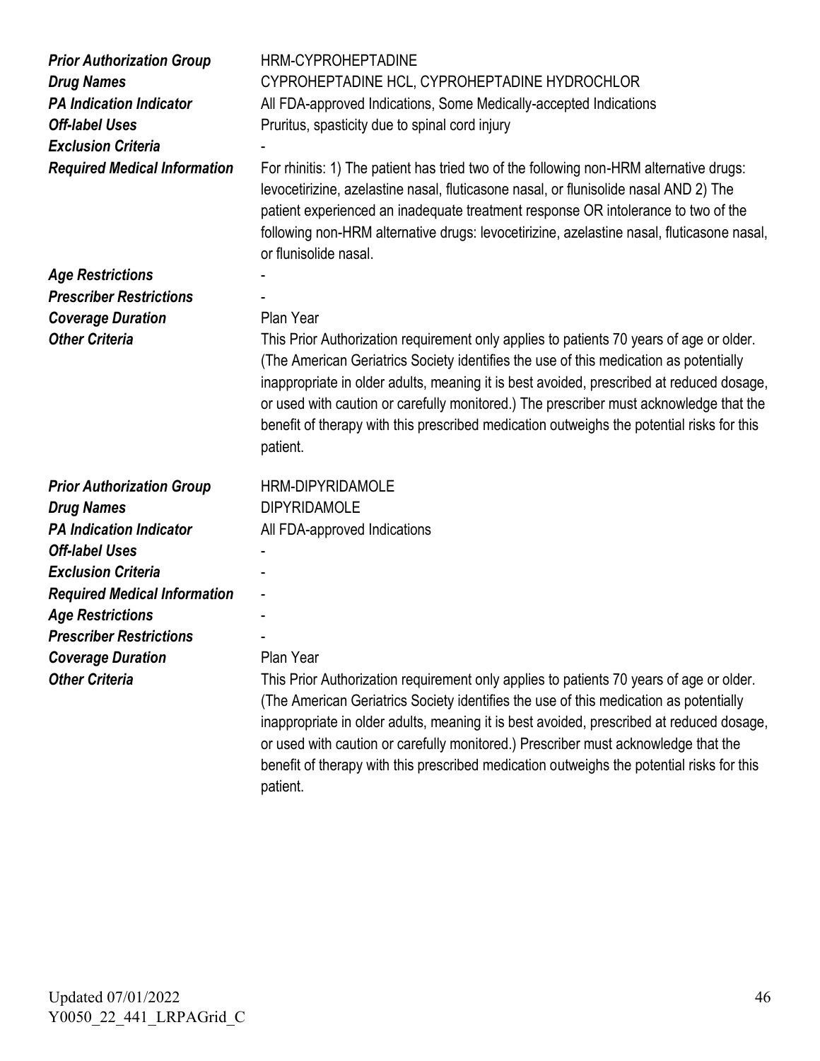| | |
|---|---|
| ***Prior Authorization Group*** | HRM-CYPROHEPTADINE |
| ***Drug Names*** | CYPROHEPTADINE HCL, CYPROHEPTADINE HYDROCHLOR |
| ***PA Indication Indicator*** | All FDA-approved Indications, Some Medically-accepted Indications |
| ***Off-label Uses*** | Pruritus, spasticity due to spinal cord injury |
| ***Exclusion Criteria*** | - |
| ***Required Medical Information*** | For rhinitis: 1) The patient has tried two of the following non-HRM alternative drugs: levocetirizine, azelastine nasal, fluticasone nasal, or flunisolide nasal AND 2) The patient experienced an inadequate treatment response OR intolerance to two of the following non-HRM alternative drugs: levocetirizine, azelastine nasal, fluticasone nasal, or flunisolide nasal. |
| ***Age Restrictions*** | - |
| ***Prescriber Restrictions*** | - |
| ***Coverage Duration*** | Plan Year |
| ***Other Criteria*** | This Prior Authorization requirement only applies to patients 70 years of age or older. (The American Geriatrics Society identifies the use of this medication as potentially inappropriate in older adults, meaning it is best avoided, prescribed at reduced dosage, or used with caution or carefully monitored.) The prescriber must acknowledge that the benefit of therapy with this prescribed medication outweighs the potential risks for this patient. |

| | |
|---|---|
| ***Prior Authorization Group*** | HRM-DIPYRIDAMOLE |
| ***Drug Names*** | DIPYRIDAMOLE |
| ***PA Indication Indicator*** | All FDA-approved Indications |
| ***Off-label Uses*** | - |
| ***Exclusion Criteria*** | - |
| ***Required Medical Information*** | - |
| ***Age Restrictions*** | - |
| ***Prescriber Restrictions*** | - |
| ***Coverage Duration*** | Plan Year |
| ***Other Criteria*** | This Prior Authorization requirement only applies to patients 70 years of age or older. (The American Geriatrics Society identifies the use of this medication as potentially inappropriate in older adults, meaning it is best avoided, prescribed at reduced dosage, or used with caution or carefully monitored.) Prescriber must acknowledge that the benefit of therapy with this prescribed medication outweighs the potential risks for this patient. |

Updated 07/01/2022
Y0050_22_441_LRPAGrid_C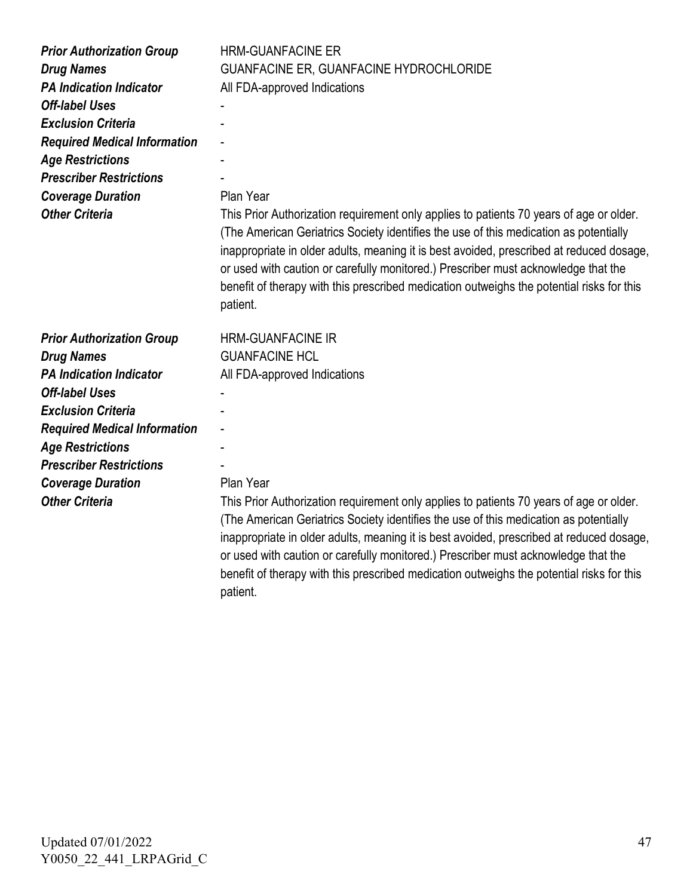| | |
|---|---|
| ***Prior Authorization Group*** | HRM-GUANFACINE ER |
| ***Drug Names*** | GUANFACINE ER, GUANFACINE HYDROCHLORIDE |
| ***PA Indication Indicator*** | All FDA-approved Indications |
| ***Off-label Uses*** | - |
| ***Exclusion Criteria*** | - |
| ***Required Medical Information*** | - |
| ***Age Restrictions*** | - |
| ***Prescriber Restrictions*** | - |
| ***Coverage Duration*** | Plan Year |
| ***Other Criteria*** | This Prior Authorization requirement only applies to patients 70 years of age or older. (The American Geriatrics Society identifies the use of this medication as potentially inappropriate in older adults, meaning it is best avoided, prescribed at reduced dosage, or used with caution or carefully monitored.) Prescriber must acknowledge that the benefit of therapy with this prescribed medication outweighs the potential risks for this patient. |

| | |
|---|---|
| ***Prior Authorization Group*** | HRM-GUANFACINE IR |
| ***Drug Names*** | GUANFACINE HCL |
| ***PA Indication Indicator*** | All FDA-approved Indications |
| ***Off-label Uses*** | - |
| ***Exclusion Criteria*** | - |
| ***Required Medical Information*** | - |
| ***Age Restrictions*** | - |
| ***Prescriber Restrictions*** | - |
| ***Coverage Duration*** | Plan Year |
| ***Other Criteria*** | This Prior Authorization requirement only applies to patients 70 years of age or older. (The American Geriatrics Society identifies the use of this medication as potentially inappropriate in older adults, meaning it is best avoided, prescribed at reduced dosage, or used with caution or carefully monitored.) Prescriber must acknowledge that the benefit of therapy with this prescribed medication outweighs the potential risks for this patient. |

Updated 07/01/2022
Y0050_22_441_LRPAGrid_C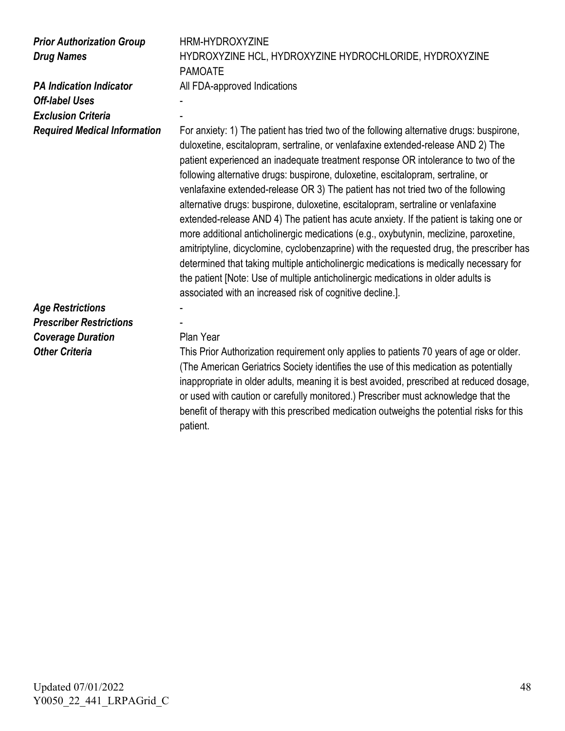| | |
|---|---|
| ***Prior Authorization Group*** | HRM-HYDROXYZINE |
| ***Drug Names*** | HYDROXYZINE HCL, HYDROXYZINE HYDROCHLORIDE, HYDROXYZINE PAMOATE |
| ***PA Indication Indicator*** | All FDA-approved Indications |
| ***Off-label Uses*** | - |
| ***Exclusion Criteria*** | - |
| ***Required Medical Information*** | For anxiety: 1) The patient has tried two of the following alternative drugs: buspirone, duloxetine, escitalopram, sertraline, or venlafaxine extended-release AND 2) The patient experienced an inadequate treatment response OR intolerance to two of the following alternative drugs: buspirone, duloxetine, escitalopram, sertraline, or venlafaxine extended-release OR 3) The patient has not tried two of the following alternative drugs: buspirone, duloxetine, escitalopram, sertraline or venlafaxine extended-release AND 4) The patient has acute anxiety. If the patient is taking one or more additional anticholinergic medications (e.g., oxybutynin, meclizine, paroxetine, amitriptyline, dicyclomine, cyclobenzaprine) with the requested drug, the prescriber has determined that taking multiple anticholinergic medications is medically necessary for the patient [Note: Use of multiple anticholinergic medications in older adults is associated with an increased risk of cognitive decline.]. |
| ***Age Restrictions*** | - |
| ***Prescriber Restrictions*** | - |
| ***Coverage Duration*** | Plan Year |
| ***Other Criteria*** | This Prior Authorization requirement only applies to patients 70 years of age or older. (The American Geriatrics Society identifies the use of this medication as potentially inappropriate in older adults, meaning it is best avoided, prescribed at reduced dosage, or used with caution or carefully monitored.) Prescriber must acknowledge that the benefit of therapy with this prescribed medication outweighs the potential risks for this patient. |

Updated 07/01/2022
Y0050_22_441_LRPAGrid_C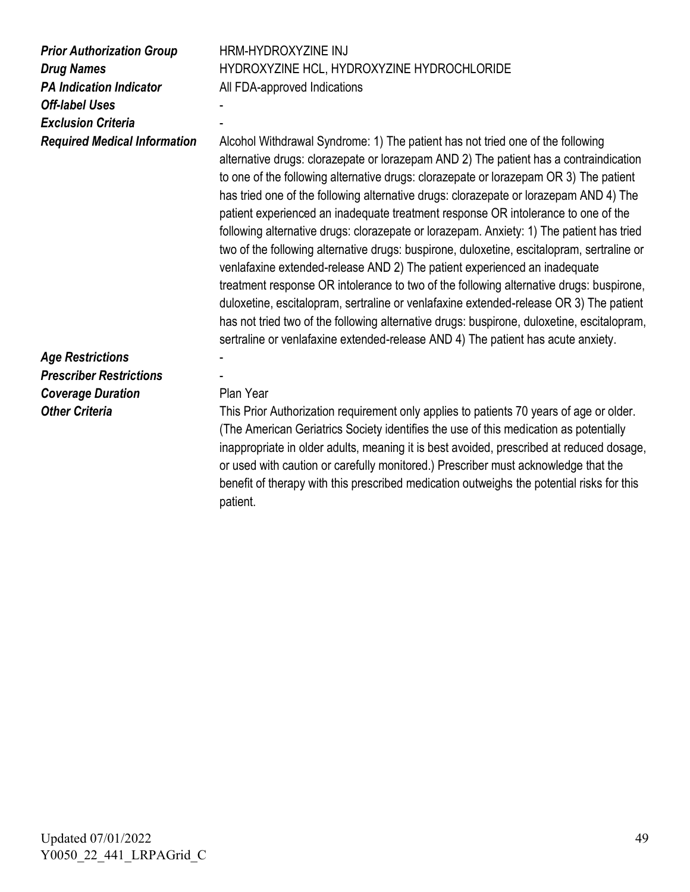| | |
|---|---|
| ***Prior Authorization Group*** | HRM-HYDROXYZINE INJ |
| ***Drug Names*** | HYDROXYZINE HCL, HYDROXYZINE HYDROCHLORIDE |
| ***PA Indication Indicator*** | All FDA-approved Indications |
| ***Off-label Uses*** | - |
| ***Exclusion Criteria*** | - |
| ***Required Medical Information*** | Alcohol Withdrawal Syndrome: 1) The patient has not tried one of the following alternative drugs: clorazepate or lorazepam AND 2) The patient has a contraindication to one of the following alternative drugs: clorazepate or lorazepam OR 3) The patient has tried one of the following alternative drugs: clorazepate or lorazepam AND 4) The patient experienced an inadequate treatment response OR intolerance to one of the following alternative drugs: clorazepate or lorazepam. Anxiety: 1) The patient has tried two of the following alternative drugs: buspirone, duloxetine, escitalopram, sertraline or venlafaxine extended-release AND 2) The patient experienced an inadequate treatment response OR intolerance to two of the following alternative drugs: buspirone, duloxetine, escitalopram, sertraline or venlafaxine extended-release OR 3) The patient has not tried two of the following alternative drugs: buspirone, duloxetine, escitalopram, sertraline or venlafaxine extended-release AND 4) The patient has acute anxiety. |
| ***Age Restrictions*** | - |
| ***Prescriber Restrictions*** | - |
| ***Coverage Duration*** | Plan Year |
| ***Other Criteria*** | This Prior Authorization requirement only applies to patients 70 years of age or older. (The American Geriatrics Society identifies the use of this medication as potentially inappropriate in older adults, meaning it is best avoided, prescribed at reduced dosage, or used with caution or carefully monitored.) Prescriber must acknowledge that the benefit of therapy with this prescribed medication outweighs the potential risks for this patient. |

Updated 07/01/2022
Y0050_22_441_LRPAGrid_C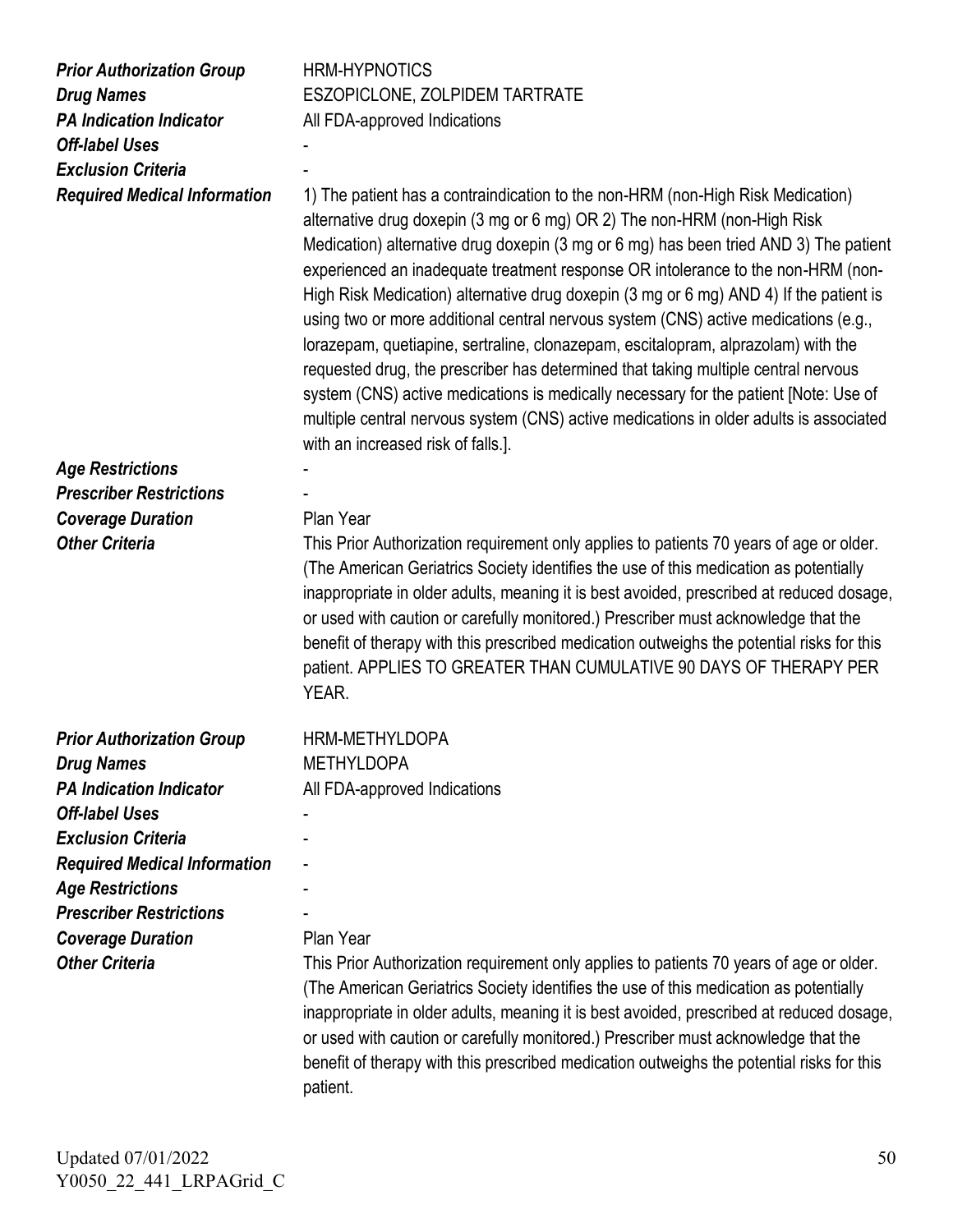| | |
|---|---|
| ***Prior Authorization Group*** | HRM-HYPNOTICS |
| ***Drug Names*** | ESZOPICLONE, ZOLPIDEM TARTRATE |
| ***PA Indication Indicator*** | All FDA-approved Indications |
| ***Off-label Uses*** | - |
| ***Exclusion Criteria*** | - |
| ***Required Medical Information*** | 1) The patient has a contraindication to the non-HRM (non-High Risk Medication) alternative drug doxepin (3 mg or 6 mg) OR 2) The non-HRM (non-High Risk Medication) alternative drug doxepin (3 mg or 6 mg) has been tried AND 3) The patient experienced an inadequate treatment response OR intolerance to the non-HRM (non-High Risk Medication) alternative drug doxepin (3 mg or 6 mg) AND 4) If the patient is using two or more additional central nervous system (CNS) active medications (e.g., lorazepam, quetiapine, sertraline, clonazepam, escitalopram, alprazolam) with the requested drug, the prescriber has determined that taking multiple central nervous system (CNS) active medications is medically necessary for the patient [Note: Use of multiple central nervous system (CNS) active medications in older adults is associated with an increased risk of falls.]. |
| ***Age Restrictions*** | - |
| ***Prescriber Restrictions*** | - |
| ***Coverage Duration*** | Plan Year |
| ***Other Criteria*** | This Prior Authorization requirement only applies to patients 70 years of age or older. (The American Geriatrics Society identifies the use of this medication as potentially inappropriate in older adults, meaning it is best avoided, prescribed at reduced dosage, or used with caution or carefully monitored.) Prescriber must acknowledge that the benefit of therapy with this prescribed medication outweighs the potential risks for this patient. APPLIES TO GREATER THAN CUMULATIVE 90 DAYS OF THERAPY PER YEAR. |

| | |
|---|---|
| ***Prior Authorization Group*** | HRM-METHYLDOPA |
| ***Drug Names*** | METHYLDOPA |
| ***PA Indication Indicator*** | All FDA-approved Indications |
| ***Off-label Uses*** | - |
| ***Exclusion Criteria*** | - |
| ***Required Medical Information*** | - |
| ***Age Restrictions*** | - |
| ***Prescriber Restrictions*** | - |
| ***Coverage Duration*** | Plan Year |
| ***Other Criteria*** | This Prior Authorization requirement only applies to patients 70 years of age or older. (The American Geriatrics Society identifies the use of this medication as potentially inappropriate in older adults, meaning it is best avoided, prescribed at reduced dosage, or used with caution or carefully monitored.) Prescriber must acknowledge that the benefit of therapy with this prescribed medication outweighs the potential risks for this patient. |

Updated 07/01/2022
Y0050_22_441_LRPAGrid_C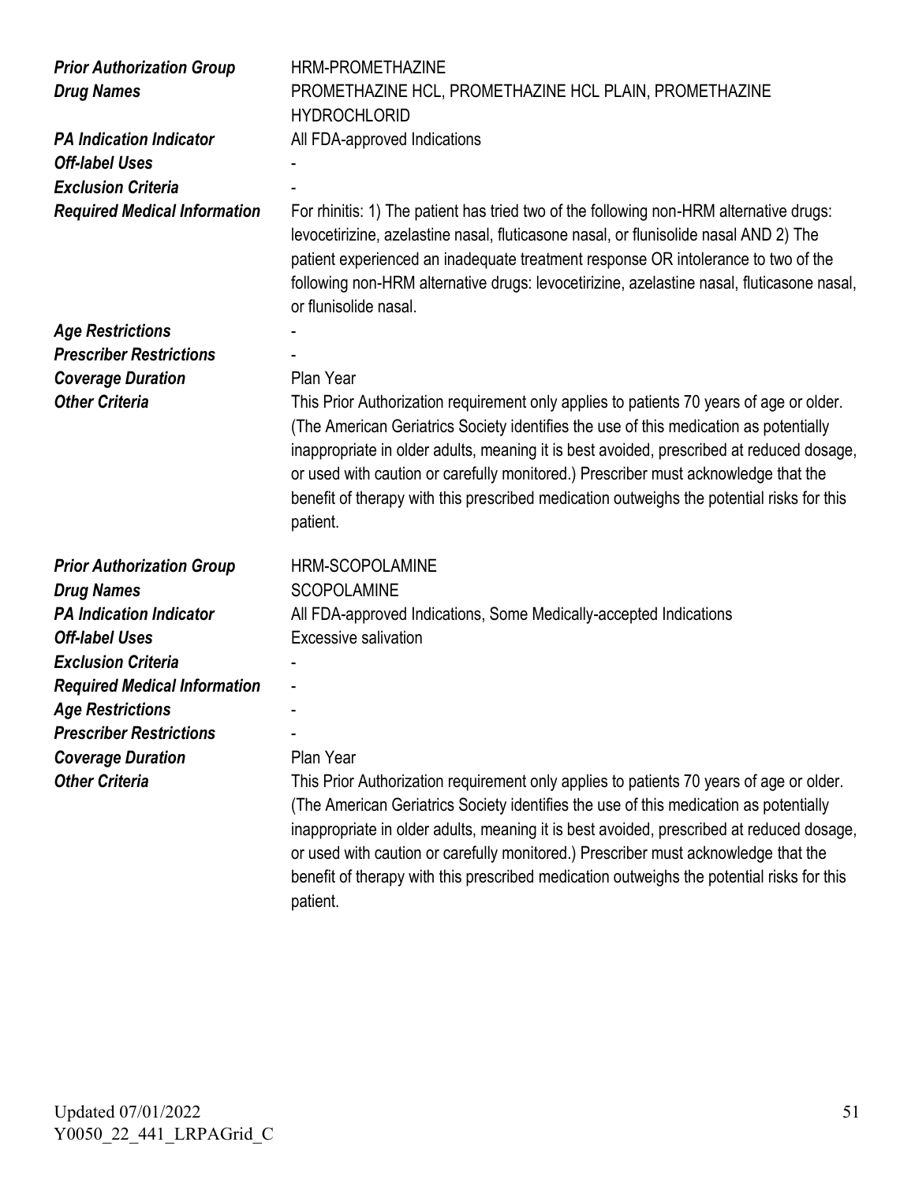| | |
|---|---|
| ***Prior Authorization Group*** | HRM-PROMETHAZINE |
| ***Drug Names*** | PROMETHAZINE HCL, PROMETHAZINE HCL PLAIN, PROMETHAZINE HYDROCHLORID |
| ***PA Indication Indicator*** | All FDA-approved Indications |
| ***Off-label Uses*** | - |
| ***Exclusion Criteria*** | - |
| ***Required Medical Information*** | For rhinitis: 1) The patient has tried two of the following non-HRM alternative drugs: levocetirizine, azelastine nasal, fluticasone nasal, or flunisolide nasal AND 2) The patient experienced an inadequate treatment response OR intolerance to two of the following non-HRM alternative drugs: levocetirizine, azelastine nasal, fluticasone nasal, or flunisolide nasal. |
| ***Age Restrictions*** | - |
| ***Prescriber Restrictions*** | - |
| ***Coverage Duration*** | Plan Year |
| ***Other Criteria*** | This Prior Authorization requirement only applies to patients 70 years of age or older. (The American Geriatrics Society identifies the use of this medication as potentially inappropriate in older adults, meaning it is best avoided, prescribed at reduced dosage, or used with caution or carefully monitored.) Prescriber must acknowledge that the benefit of therapy with this prescribed medication outweighs the potential risks for this patient. |

| | |
|---|---|
| ***Prior Authorization Group*** | HRM-SCOPOLAMINE |
| ***Drug Names*** | SCOPOLAMINE |
| ***PA Indication Indicator*** | All FDA-approved Indications, Some Medically-accepted Indications |
| ***Off-label Uses*** | Excessive salivation |
| ***Exclusion Criteria*** | - |
| ***Required Medical Information*** | - |
| ***Age Restrictions*** | - |
| ***Prescriber Restrictions*** | - |
| ***Coverage Duration*** | Plan Year |
| ***Other Criteria*** | This Prior Authorization requirement only applies to patients 70 years of age or older. (The American Geriatrics Society identifies the use of this medication as potentially inappropriate in older adults, meaning it is best avoided, prescribed at reduced dosage, or used with caution or carefully monitored.) Prescriber must acknowledge that the benefit of therapy with this prescribed medication outweighs the potential risks for this patient. |

Updated 07/01/2022
Y0050_22_441_LRPAGrid_C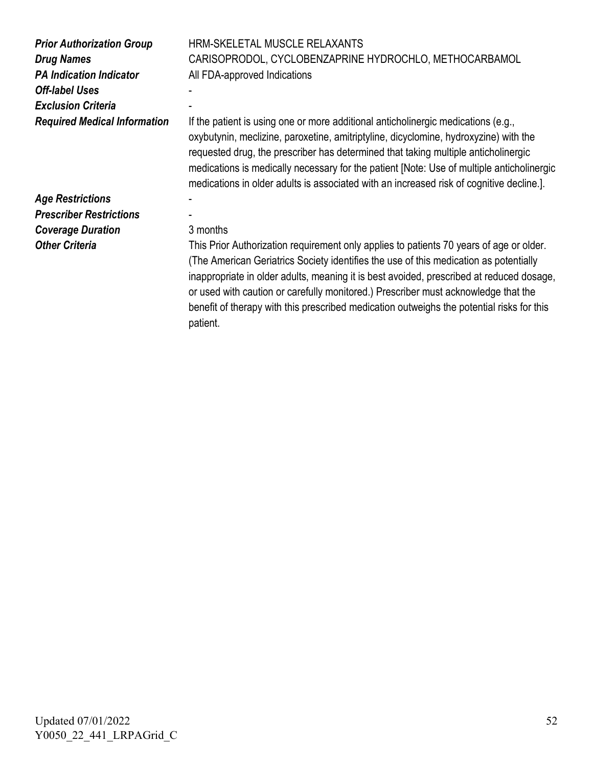| | |
|---|---|
| ***Prior Authorization Group*** | HRM-SKELETAL MUSCLE RELAXANTS |
| ***Drug Names*** | CARISOPRODOL, CYCLOBENZAPRINE HYDROCHLO, METHOCARBAMOL |
| ***PA Indication Indicator*** | All FDA-approved Indications |
| ***Off-label Uses*** | - |
| ***Exclusion Criteria*** | - |
| ***Required Medical Information*** | If the patient is using one or more additional anticholinergic medications (e.g., oxybutynin, meclizine, paroxetine, amitriptyline, dicyclomine, hydroxyzine) with the requested drug, the prescriber has determined that taking multiple anticholinergic medications is medically necessary for the patient [Note: Use of multiple anticholinergic medications in older adults is associated with an increased risk of cognitive decline.]. |
| ***Age Restrictions*** | - |
| ***Prescriber Restrictions*** | - |
| ***Coverage Duration*** | 3 months |
| ***Other Criteria*** | This Prior Authorization requirement only applies to patients 70 years of age or older. (The American Geriatrics Society identifies the use of this medication as potentially inappropriate in older adults, meaning it is best avoided, prescribed at reduced dosage, or used with caution or carefully monitored.) Prescriber must acknowledge that the benefit of therapy with this prescribed medication outweighs the potential risks for this patient. |

Updated 07/01/2022
Y0050_22_441_LRPAGrid_C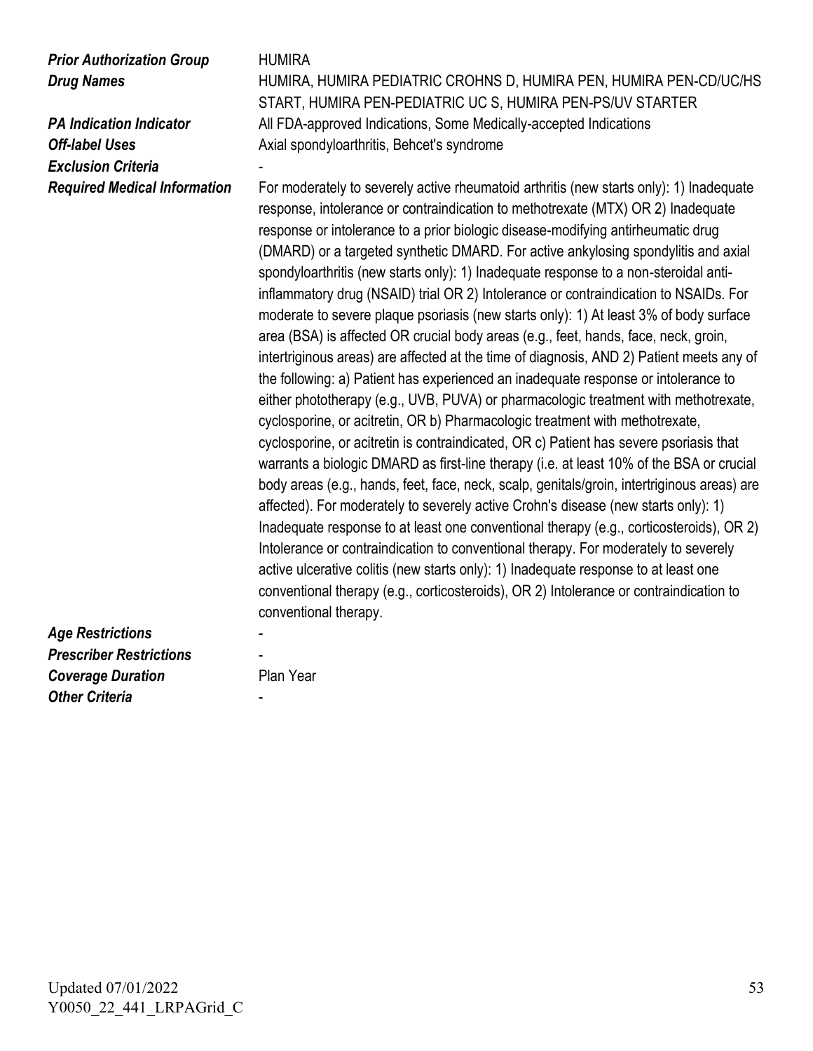**_Prior Authorization Group_** HUMIRA

**_Drug Names_** HUMIRA, HUMIRA PEDIATRIC CROHNS D, HUMIRA PEN, HUMIRA PEN-CD/UC/HS START, HUMIRA PEN-PEDIATRIC UC S, HUMIRA PEN-PS/UV STARTER

**_PA Indication Indicator_** All FDA-approved Indications, Some Medically-accepted Indications

**_Off-label Uses_** Axial spondyloarthritis, Behcet's syndrome

**_Exclusion Criteria_** -

**_Required Medical Information_** For moderately to severely active rheumatoid arthritis (new starts only): 1) Inadequate response, intolerance or contraindication to methotrexate (MTX) OR 2) Inadequate response or intolerance to a prior biologic disease-modifying antirheumatic drug (DMARD) or a targeted synthetic DMARD. For active ankylosing spondylitis and axial spondyloarthritis (new starts only): 1) Inadequate response to a non-steroidal anti-inflammatory drug (NSAID) trial OR 2) Intolerance or contraindication to NSAIDs. For moderate to severe plaque psoriasis (new starts only): 1) At least 3% of body surface area (BSA) is affected OR crucial body areas (e.g., feet, hands, face, neck, groin, intertriginous areas) are affected at the time of diagnosis, AND 2) Patient meets any of the following: a) Patient has experienced an inadequate response or intolerance to either phototherapy (e.g., UVB, PUVA) or pharmacologic treatment with methotrexate, cyclosporine, or acitretin, OR b) Pharmacologic treatment with methotrexate, cyclosporine, or acitretin is contraindicated, OR c) Patient has severe psoriasis that warrants a biologic DMARD as first-line therapy (i.e. at least 10% of the BSA or crucial body areas (e.g., hands, feet, face, neck, scalp, genitals/groin, intertriginous areas) are affected). For moderately to severely active Crohn's disease (new starts only): 1) Inadequate response to at least one conventional therapy (e.g., corticosteroids), OR 2) Intolerance or contraindication to conventional therapy. For moderately to severely active ulcerative colitis (new starts only): 1) Inadequate response to at least one conventional therapy (e.g., corticosteroids), OR 2) Intolerance or contraindication to conventional therapy.

**_Age Restrictions_** -

**_Prescriber Restrictions_** -

**_Coverage Duration_** Plan Year

**_Other Criteria_** -

Updated 07/01/2022
Y0050_22_441_LRPAGrid_C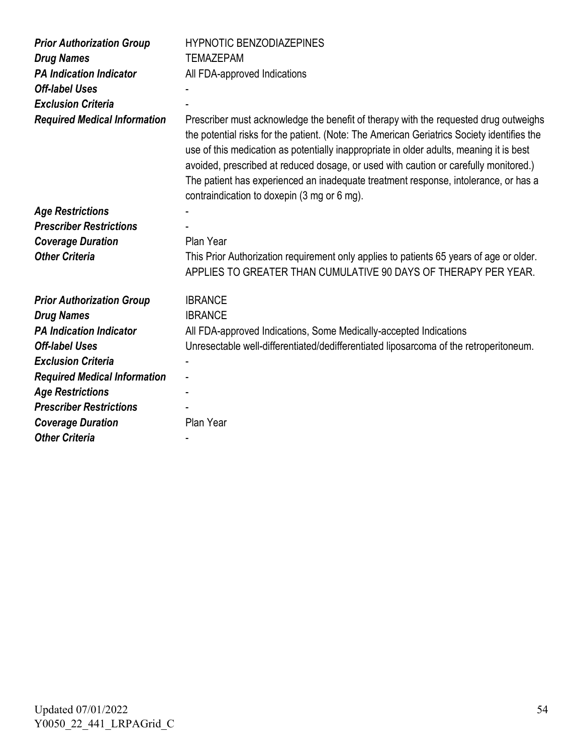| | |
|---|---|
| ***Prior Authorization Group*** | HYPNOTIC BENZODIAZEPINES |
| ***Drug Names*** | TEMAZEPAM |
| ***PA Indication Indicator*** | All FDA-approved Indications |
| ***Off-label Uses*** | - |
| ***Exclusion Criteria*** | - |
| ***Required Medical Information*** | Prescriber must acknowledge the benefit of therapy with the requested drug outweighs the potential risks for the patient. (Note: The American Geriatrics Society identifies the use of this medication as potentially inappropriate in older adults, meaning it is best avoided, prescribed at reduced dosage, or used with caution or carefully monitored.) The patient has experienced an inadequate treatment response, intolerance, or has a contraindication to doxepin (3 mg or 6 mg). |
| ***Age Restrictions*** | - |
| ***Prescriber Restrictions*** | - |
| ***Coverage Duration*** | Plan Year |
| ***Other Criteria*** | This Prior Authorization requirement only applies to patients 65 years of age or older. APPLIES TO GREATER THAN CUMULATIVE 90 DAYS OF THERAPY PER YEAR. |

| | |
|---|---|
| ***Prior Authorization Group*** | IBRANCE |
| ***Drug Names*** | IBRANCE |
| ***PA Indication Indicator*** | All FDA-approved Indications, Some Medically-accepted Indications |
| ***Off-label Uses*** | Unresectable well-differentiated/dedifferentiated liposarcoma of the retroperitoneum. |
| ***Exclusion Criteria*** | - |
| ***Required Medical Information*** | - |
| ***Age Restrictions*** | - |
| ***Prescriber Restrictions*** | - |
| ***Coverage Duration*** | Plan Year |
| ***Other Criteria*** | - |

Updated 07/01/2022
Y0050_22_441_LRPAGrid_C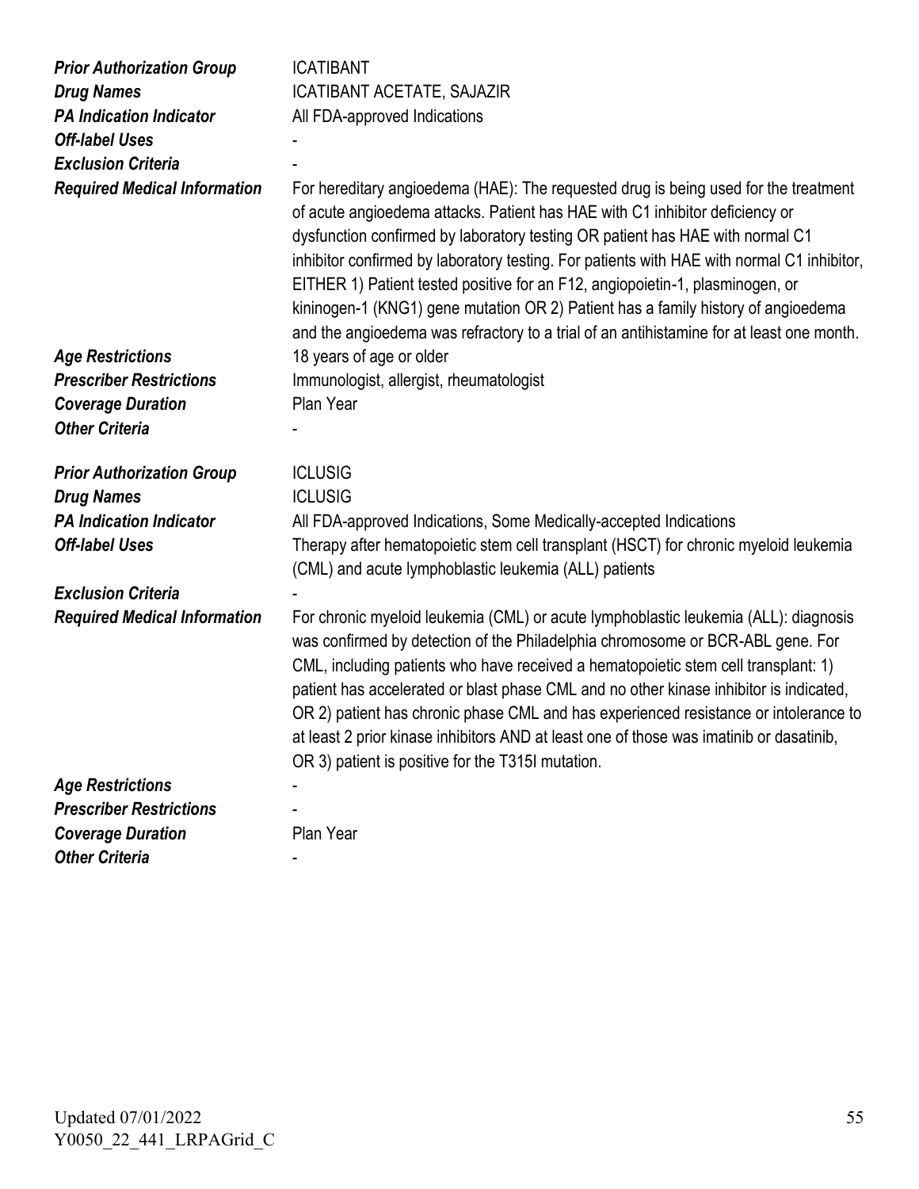| | |
|---|---|
| ***Prior Authorization Group*** | ICATIBANT |
| ***Drug Names*** | ICATIBANT ACETATE, SAJAZIR |
| ***PA Indication Indicator*** | All FDA-approved Indications |
| ***Off-label Uses*** | - |
| ***Exclusion Criteria*** | - |
| ***Required Medical Information*** | For hereditary angioedema (HAE): The requested drug is being used for the treatment of acute angioedema attacks. Patient has HAE with C1 inhibitor deficiency or dysfunction confirmed by laboratory testing OR patient has HAE with normal C1 inhibitor confirmed by laboratory testing. For patients with HAE with normal C1 inhibitor, EITHER 1) Patient tested positive for an F12, angiopoietin-1, plasminogen, or kininogen-1 (KNG1) gene mutation OR 2) Patient has a family history of angioedema and the angioedema was refractory to a trial of an antihistamine for at least one month. |
| ***Age Restrictions*** | 18 years of age or older |
| ***Prescriber Restrictions*** | Immunologist, allergist, rheumatologist |
| ***Coverage Duration*** | Plan Year |
| ***Other Criteria*** | - |

| | |
|---|---|
| ***Prior Authorization Group*** | ICLUSIG |
| ***Drug Names*** | ICLUSIG |
| ***PA Indication Indicator*** | All FDA-approved Indications, Some Medically-accepted Indications |
| ***Off-label Uses*** | Therapy after hematopoietic stem cell transplant (HSCT) for chronic myeloid leukemia (CML) and acute lymphoblastic leukemia (ALL) patients |
| ***Exclusion Criteria*** | - |
| ***Required Medical Information*** | For chronic myeloid leukemia (CML) or acute lymphoblastic leukemia (ALL): diagnosis was confirmed by detection of the Philadelphia chromosome or BCR-ABL gene. For CML, including patients who have received a hematopoietic stem cell transplant: 1) patient has accelerated or blast phase CML and no other kinase inhibitor is indicated, OR 2) patient has chronic phase CML and has experienced resistance or intolerance to at least 2 prior kinase inhibitors AND at least one of those was imatinib or dasatinib, OR 3) patient is positive for the T315I mutation. |
| ***Age Restrictions*** | - |
| ***Prescriber Restrictions*** | - |
| ***Coverage Duration*** | Plan Year |
| ***Other Criteria*** | - |

Updated 07/01/2022
Y0050_22_441_LRPAGrid_C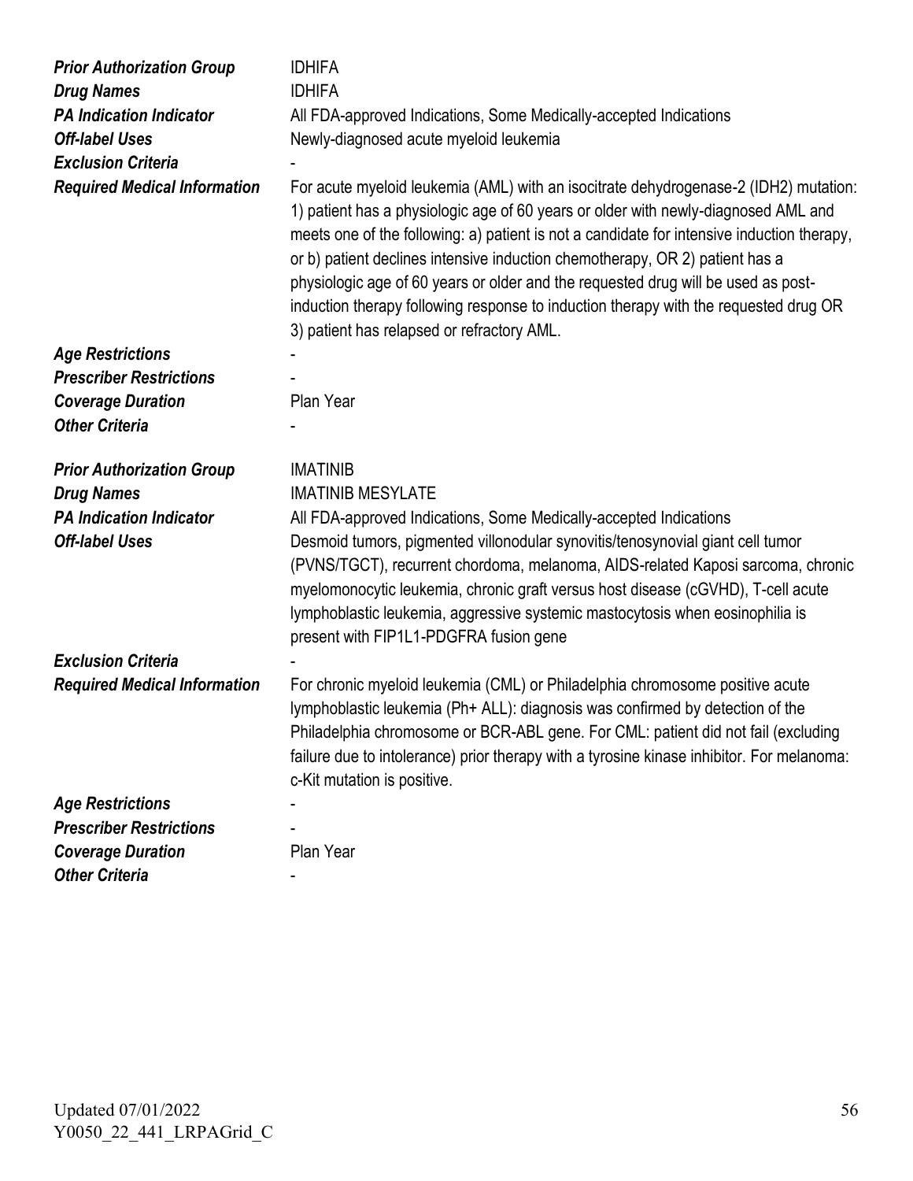| | |
|---|---|
| ***Prior Authorization Group*** | IDHIFA |
| ***Drug Names*** | IDHIFA |
| ***PA Indication Indicator*** | All FDA-approved Indications, Some Medically-accepted Indications |
| ***Off-label Uses*** | Newly-diagnosed acute myeloid leukemia |
| ***Exclusion Criteria*** | - |
| ***Required Medical Information*** | For acute myeloid leukemia (AML) with an isocitrate dehydrogenase-2 (IDH2) mutation: 1) patient has a physiologic age of 60 years or older with newly-diagnosed AML and meets one of the following: a) patient is not a candidate for intensive induction therapy, or b) patient declines intensive induction chemotherapy, OR 2) patient has a physiologic age of 60 years or older and the requested drug will be used as post-induction therapy following response to induction therapy with the requested drug OR 3) patient has relapsed or refractory AML. |
| ***Age Restrictions*** | - |
| ***Prescriber Restrictions*** | - |
| ***Coverage Duration*** | Plan Year |
| ***Other Criteria*** | - |

| | |
|---|---|
| ***Prior Authorization Group*** | IMATINIB |
| ***Drug Names*** | IMATINIB MESYLATE |
| ***PA Indication Indicator*** | All FDA-approved Indications, Some Medically-accepted Indications |
| ***Off-label Uses*** | Desmoid tumors, pigmented villonodular synovitis/tenosynovial giant cell tumor (PVNS/TGCT), recurrent chordoma, melanoma, AIDS-related Kaposi sarcoma, chronic myelomonocytic leukemia, chronic graft versus host disease (cGVHD), T-cell acute lymphoblastic leukemia, aggressive systemic mastocytosis when eosinophilia is present with FIP1L1-PDGFRA fusion gene |
| ***Exclusion Criteria*** | - |
| ***Required Medical Information*** | For chronic myeloid leukemia (CML) or Philadelphia chromosome positive acute lymphoblastic leukemia (Ph+ ALL): diagnosis was confirmed by detection of the Philadelphia chromosome or BCR-ABL gene. For CML: patient did not fail (excluding failure due to intolerance) prior therapy with a tyrosine kinase inhibitor. For melanoma: c-Kit mutation is positive. |
| ***Age Restrictions*** | - |
| ***Prescriber Restrictions*** | - |
| ***Coverage Duration*** | Plan Year |
| ***Other Criteria*** | - |

Updated 07/01/2022
Y0050_22_441_LRPAGrid_C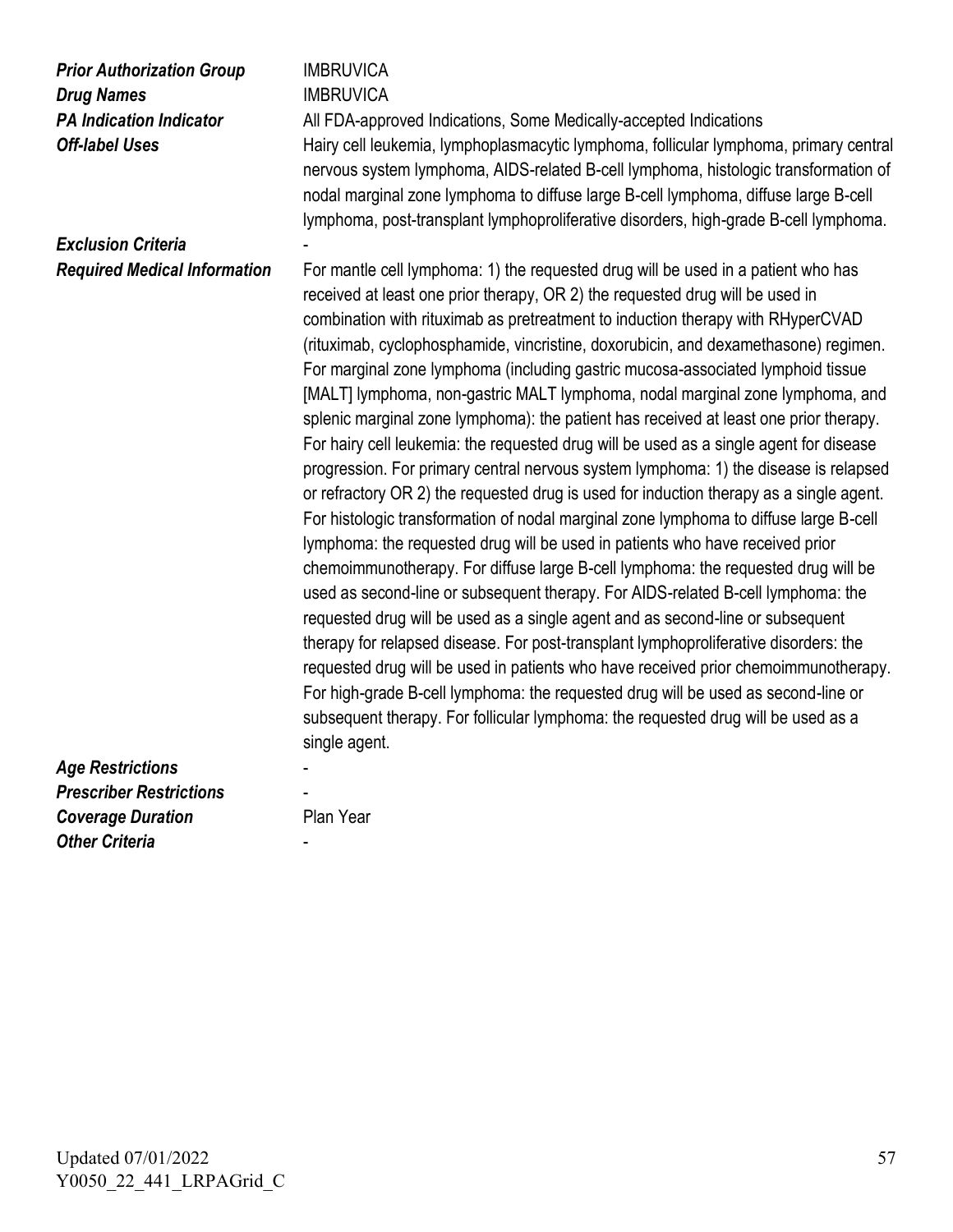***Prior Authorization Group*** IMBRUVICA

***Drug Names*** IMBRUVICA

***PA Indication Indicator*** All FDA-approved Indications, Some Medically-accepted Indications

***Off-label Uses*** Hairy cell leukemia, lymphoplasmacytic lymphoma, follicular lymphoma, primary central nervous system lymphoma, AIDS-related B-cell lymphoma, histologic transformation of nodal marginal zone lymphoma to diffuse large B-cell lymphoma, diffuse large B-cell lymphoma, post-transplant lymphoproliferative disorders, high-grade B-cell lymphoma.

***Exclusion Criteria*** -

***Required Medical Information*** For mantle cell lymphoma: 1) the requested drug will be used in a patient who has received at least one prior therapy, OR 2) the requested drug will be used in combination with rituximab as pretreatment to induction therapy with RHyperCVAD (rituximab, cyclophosphamide, vincristine, doxorubicin, and dexamethasone) regimen. For marginal zone lymphoma (including gastric mucosa-associated lymphoid tissue [MALT] lymphoma, non-gastric MALT lymphoma, nodal marginal zone lymphoma, and splenic marginal zone lymphoma): the patient has received at least one prior therapy. For hairy cell leukemia: the requested drug will be used as a single agent for disease progression. For primary central nervous system lymphoma: 1) the disease is relapsed or refractory OR 2) the requested drug is used for induction therapy as a single agent. For histologic transformation of nodal marginal zone lymphoma to diffuse large B-cell lymphoma: the requested drug will be used in patients who have received prior chemoimmunotherapy. For diffuse large B-cell lymphoma: the requested drug will be used as second-line or subsequent therapy. For AIDS-related B-cell lymphoma: the requested drug will be used as a single agent and as second-line or subsequent therapy for relapsed disease. For post-transplant lymphoproliferative disorders: the requested drug will be used in patients who have received prior chemoimmunotherapy. For high-grade B-cell lymphoma: the requested drug will be used as second-line or subsequent therapy. For follicular lymphoma: the requested drug will be used as a single agent.

***Age Restrictions*** -

***Prescriber Restrictions*** -

***Coverage Duration*** Plan Year

***Other Criteria*** -

Updated 07/01/2022
Y0050_22_441_LRPAGrid_C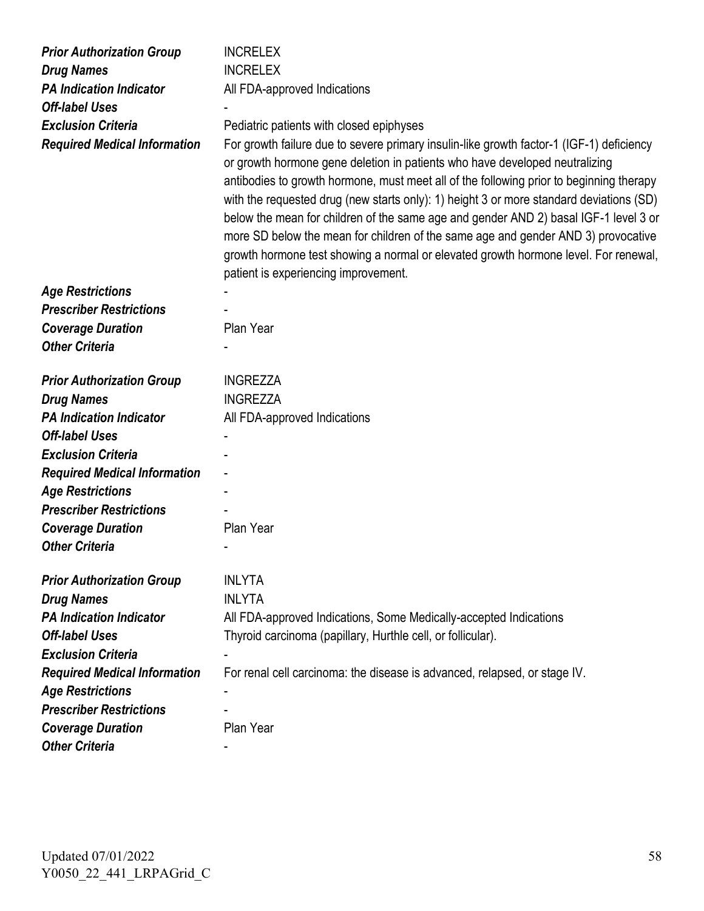| | |
|---|---|
| ***Prior Authorization Group*** | INCRELEX |
| ***Drug Names*** | INCRELEX |
| ***PA Indication Indicator*** | All FDA-approved Indications |
| ***Off-label Uses*** | - |
| ***Exclusion Criteria*** | Pediatric patients with closed epiphyses |
| ***Required Medical Information*** | For growth failure due to severe primary insulin-like growth factor-1 (IGF-1) deficiency or growth hormone gene deletion in patients who have developed neutralizing antibodies to growth hormone, must meet all of the following prior to beginning therapy with the requested drug (new starts only): 1) height 3 or more standard deviations (SD) below the mean for children of the same age and gender AND 2) basal IGF-1 level 3 or more SD below the mean for children of the same age and gender AND 3) provocative growth hormone test showing a normal or elevated growth hormone level. For renewal, patient is experiencing improvement. |
| ***Age Restrictions*** | - |
| ***Prescriber Restrictions*** | - |
| ***Coverage Duration*** | Plan Year |
| ***Other Criteria*** | - |

| | |
|---|---|
| ***Prior Authorization Group*** | INGREZZA |
| ***Drug Names*** | INGREZZA |
| ***PA Indication Indicator*** | All FDA-approved Indications |
| ***Off-label Uses*** | - |
| ***Exclusion Criteria*** | - |
| ***Required Medical Information*** | - |
| ***Age Restrictions*** | - |
| ***Prescriber Restrictions*** | - |
| ***Coverage Duration*** | Plan Year |
| ***Other Criteria*** | - |

| | |
|---|---|
| ***Prior Authorization Group*** | INLYTA |
| ***Drug Names*** | INLYTA |
| ***PA Indication Indicator*** | All FDA-approved Indications, Some Medically-accepted Indications |
| ***Off-label Uses*** | Thyroid carcinoma (papillary, Hurthle cell, or follicular). |
| ***Exclusion Criteria*** | - |
| ***Required Medical Information*** | For renal cell carcinoma: the disease is advanced, relapsed, or stage IV. |
| ***Age Restrictions*** | - |
| ***Prescriber Restrictions*** | - |
| ***Coverage Duration*** | Plan Year |
| ***Other Criteria*** | - |

Updated 07/01/2022
Y0050_22_441_LRPAGrid_C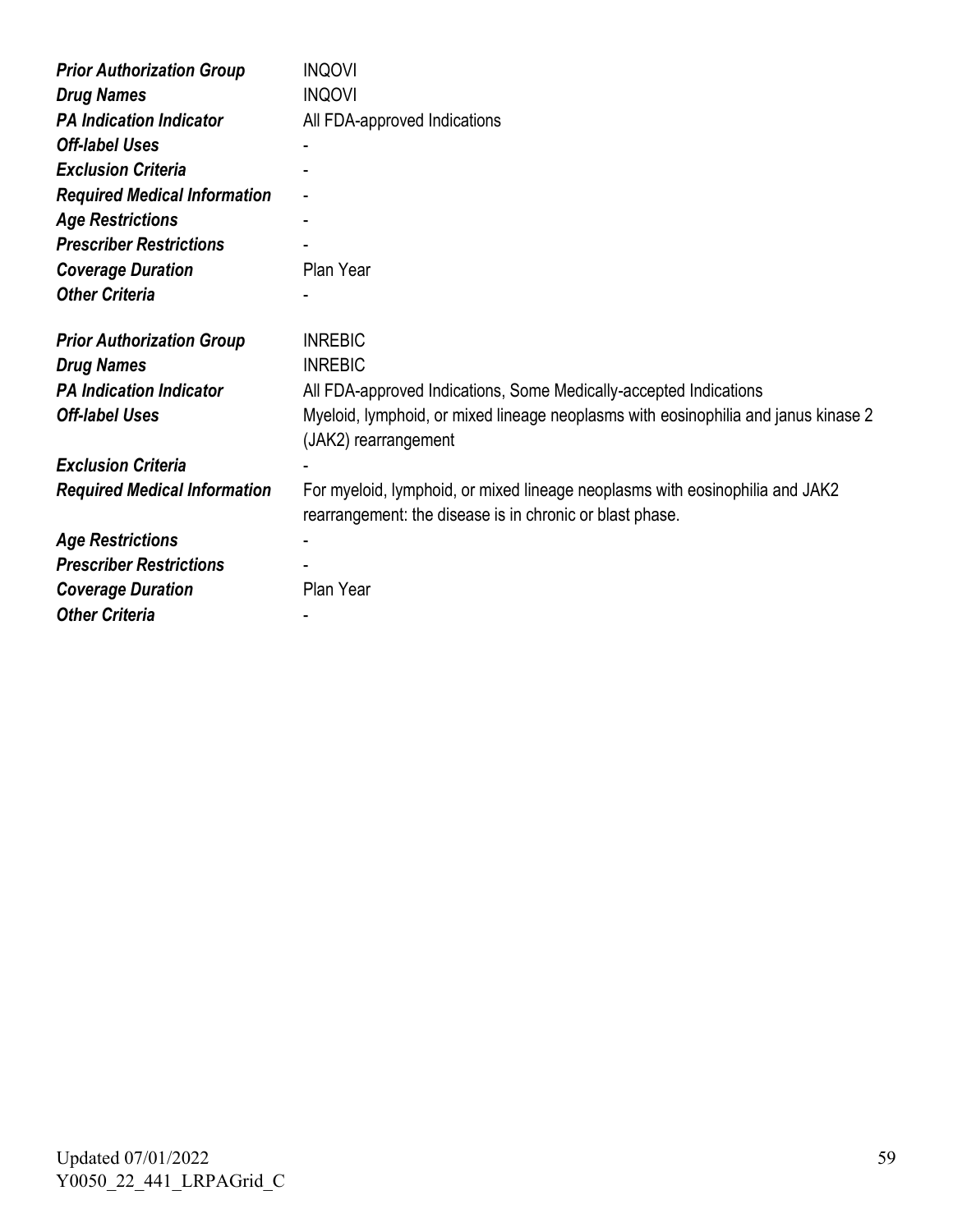| | |
|---|---|
| ***Prior Authorization Group*** | INQOVI |
| ***Drug Names*** | INQOVI |
| ***PA Indication Indicator*** | All FDA-approved Indications |
| ***Off-label Uses*** | - |
| ***Exclusion Criteria*** | - |
| ***Required Medical Information*** | - |
| ***Age Restrictions*** | - |
| ***Prescriber Restrictions*** | - |
| ***Coverage Duration*** | Plan Year |
| ***Other Criteria*** | - |

| | |
|---|---|
| ***Prior Authorization Group*** | INREBIC |
| ***Drug Names*** | INREBIC |
| ***PA Indication Indicator*** | All FDA-approved Indications, Some Medically-accepted Indications |
| ***Off-label Uses*** | Myeloid, lymphoid, or mixed lineage neoplasms with eosinophilia and janus kinase 2 (JAK2) rearrangement |
| ***Exclusion Criteria*** | - |
| ***Required Medical Information*** | For myeloid, lymphoid, or mixed lineage neoplasms with eosinophilia and JAK2 rearrangement: the disease is in chronic or blast phase. |
| ***Age Restrictions*** | - |
| ***Prescriber Restrictions*** | - |
| ***Coverage Duration*** | Plan Year |
| ***Other Criteria*** | - |

Updated 07/01/2022
Y0050_22_441_LRPAGrid_C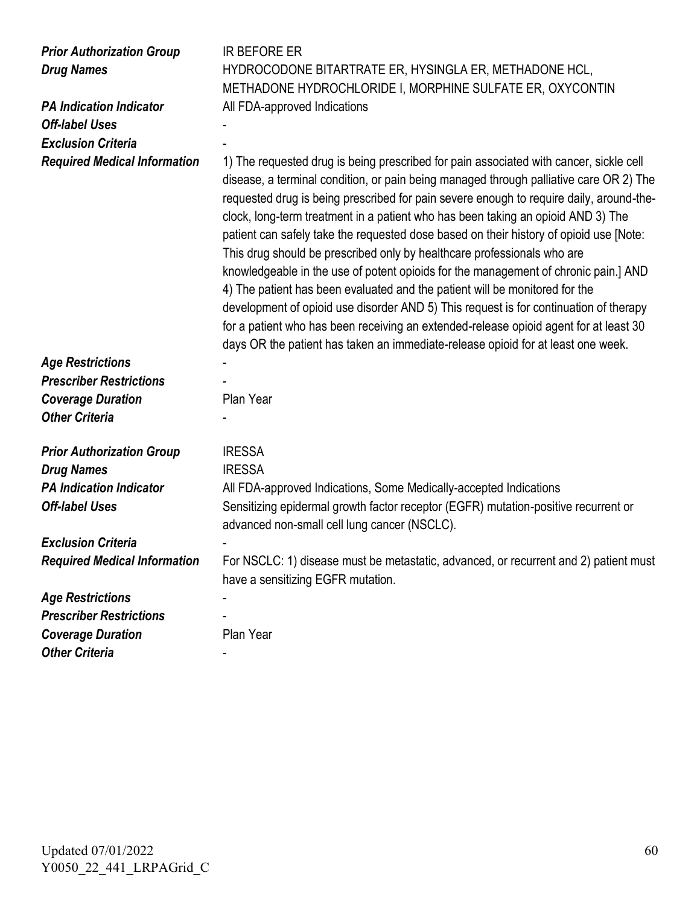| | |
|---|---|
| ***Prior Authorization Group*** | IR BEFORE ER |
| ***Drug Names*** | HYDROCODONE BITARTRATE ER, HYSINGLA ER, METHADONE HCL, METHADONE HYDROCHLORIDE I, MORPHINE SULFATE ER, OXYCONTIN |
| ***PA Indication Indicator*** | All FDA-approved Indications |
| ***Off-label Uses*** | - |
| ***Exclusion Criteria*** | - |
| ***Required Medical Information*** | 1) The requested drug is being prescribed for pain associated with cancer, sickle cell disease, a terminal condition, or pain being managed through palliative care OR 2) The requested drug is being prescribed for pain severe enough to require daily, around-the-clock, long-term treatment in a patient who has been taking an opioid AND 3) The patient can safely take the requested dose based on their history of opioid use [Note: This drug should be prescribed only by healthcare professionals who are knowledgeable in the use of potent opioids for the management of chronic pain.] AND 4) The patient has been evaluated and the patient will be monitored for the development of opioid use disorder AND 5) This request is for continuation of therapy for a patient who has been receiving an extended-release opioid agent for at least 30 days OR the patient has taken an immediate-release opioid for at least one week. |
| ***Age Restrictions*** | - |
| ***Prescriber Restrictions*** | - |
| ***Coverage Duration*** | Plan Year |
| ***Other Criteria*** | - |

| | |
|---|---|
| ***Prior Authorization Group*** | IRESSA |
| ***Drug Names*** | IRESSA |
| ***PA Indication Indicator*** | All FDA-approved Indications, Some Medically-accepted Indications |
| ***Off-label Uses*** | Sensitizing epidermal growth factor receptor (EGFR) mutation-positive recurrent or advanced non-small cell lung cancer (NSCLC). |
| ***Exclusion Criteria*** | - |
| ***Required Medical Information*** | For NSCLC: 1) disease must be metastatic, advanced, or recurrent and 2) patient must have a sensitizing EGFR mutation. |
| ***Age Restrictions*** | - |
| ***Prescriber Restrictions*** | - |
| ***Coverage Duration*** | Plan Year |
| ***Other Criteria*** | - |

Updated 07/01/2022
Y0050_22_441_LRPAGrid_C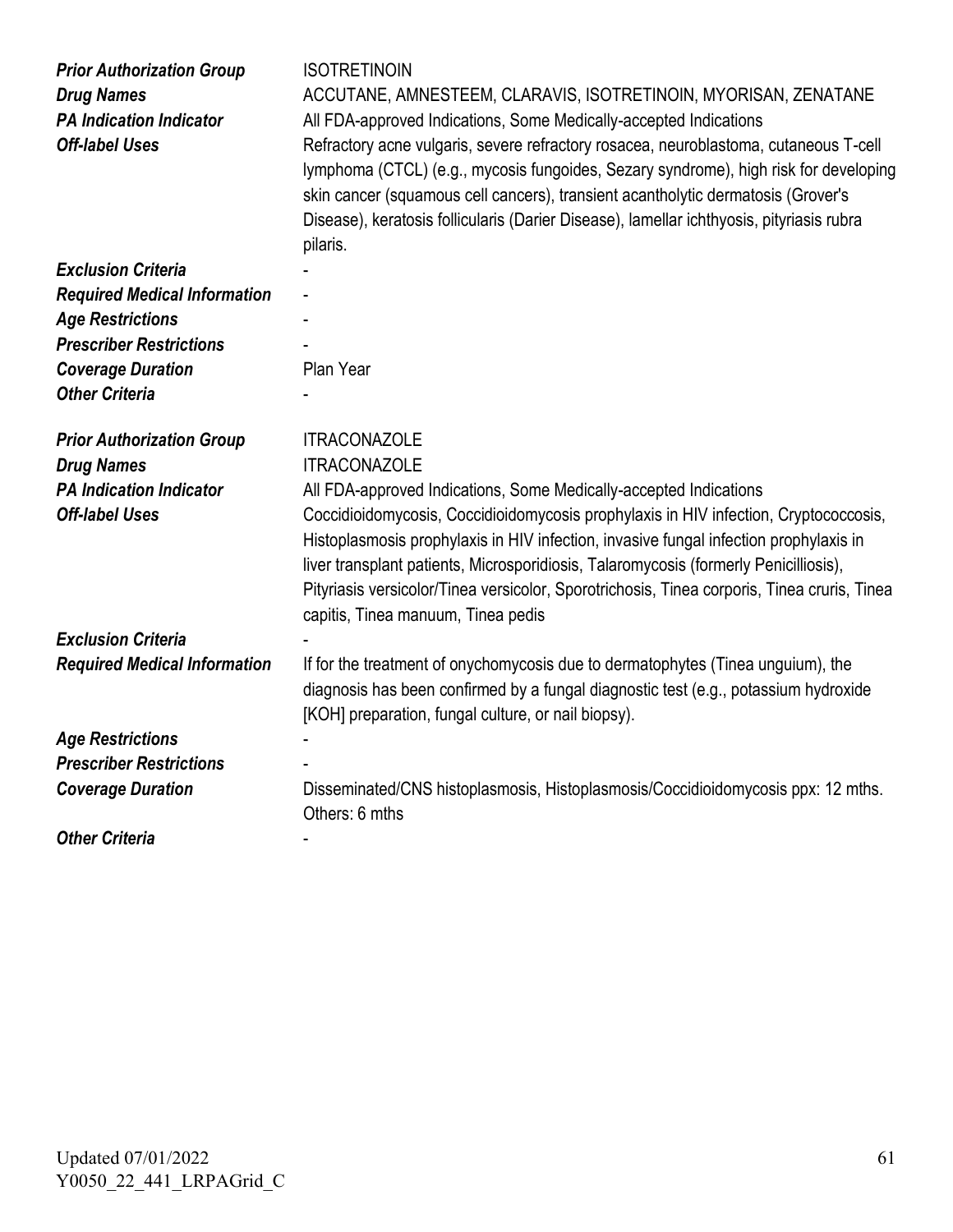| | |
|---|---|
| ***Prior Authorization Group*** | ISOTRETINOIN |
| ***Drug Names*** | ACCUTANE, AMNESTEEM, CLARAVIS, ISOTRETINOIN, MYORISAN, ZENATANE |
| ***PA Indication Indicator*** | All FDA-approved Indications, Some Medically-accepted Indications |
| ***Off-label Uses*** | Refractory acne vulgaris, severe refractory rosacea, neuroblastoma, cutaneous T-cell lymphoma (CTCL) (e.g., mycosis fungoides, Sezary syndrome), high risk for developing skin cancer (squamous cell cancers), transient acantholytic dermatosis (Grover's Disease), keratosis follicularis (Darier Disease), lamellar ichthyosis, pityriasis rubra pilaris. |
| ***Exclusion Criteria*** | - |
| ***Required Medical Information*** | - |
| ***Age Restrictions*** | - |
| ***Prescriber Restrictions*** | - |
| ***Coverage Duration*** | Plan Year |
| ***Other Criteria*** | - |

| | |
|---|---|
| ***Prior Authorization Group*** | ITRACONAZOLE |
| ***Drug Names*** | ITRACONAZOLE |
| ***PA Indication Indicator*** | All FDA-approved Indications, Some Medically-accepted Indications |
| ***Off-label Uses*** | Coccidioidomycosis, Coccidioidomycosis prophylaxis in HIV infection, Cryptococcosis, Histoplasmosis prophylaxis in HIV infection, invasive fungal infection prophylaxis in liver transplant patients, Microsporidiosis, Talaromycosis (formerly Penicilliosis), Pityriasis versicolor/Tinea versicolor, Sporotrichosis, Tinea corporis, Tinea cruris, Tinea capitis, Tinea manuum, Tinea pedis |
| ***Exclusion Criteria*** | - |
| ***Required Medical Information*** | If for the treatment of onychomycosis due to dermatophytes (Tinea unguium), the diagnosis has been confirmed by a fungal diagnostic test (e.g., potassium hydroxide [KOH] preparation, fungal culture, or nail biopsy). |
| ***Age Restrictions*** | - |
| ***Prescriber Restrictions*** | - |
| ***Coverage Duration*** | Disseminated/CNS histoplasmosis, Histoplasmosis/Coccidioidomycosis ppx: 12 mths. Others: 6 mths |
| ***Other Criteria*** | - |

Updated 07/01/2022
Y0050_22_441_LRPAGrid_C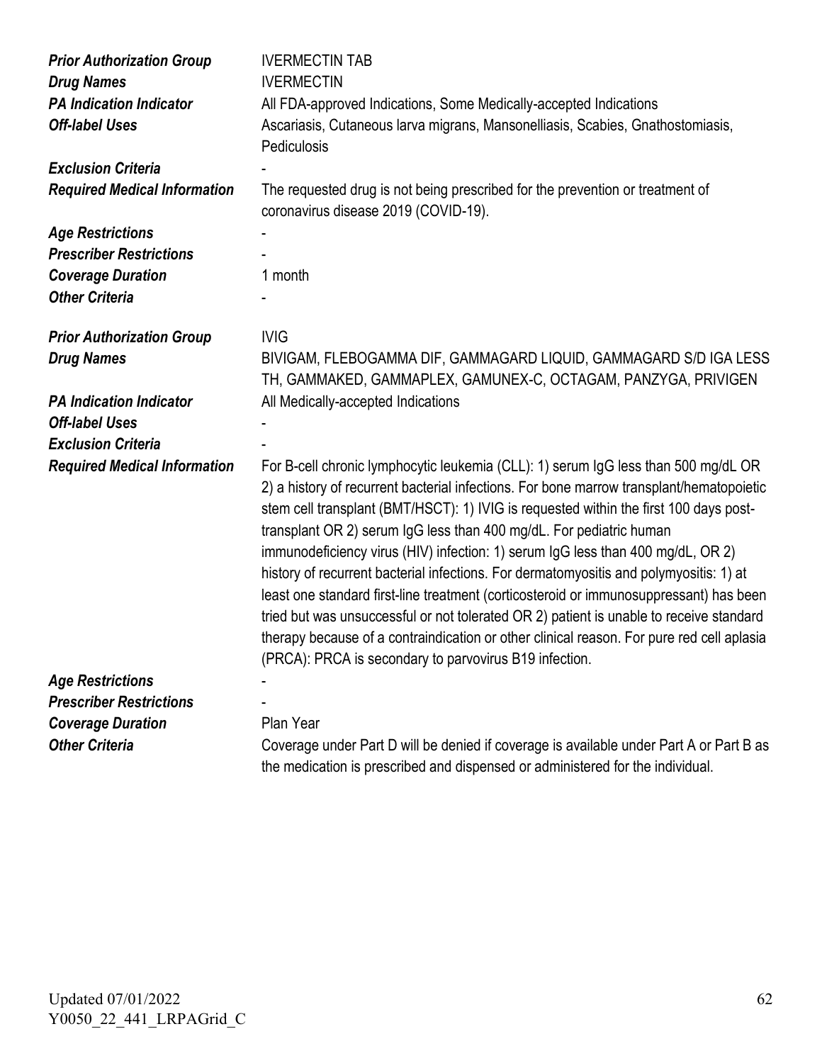| | |
|---|---|
| ***Prior Authorization Group*** | IVERMECTIN TAB |
| ***Drug Names*** | IVERMECTIN |
| ***PA Indication Indicator*** | All FDA-approved Indications, Some Medically-accepted Indications |
| ***Off-label Uses*** | Ascariasis, Cutaneous larva migrans, Mansonelliasis, Scabies, Gnathostomiasis, Pediculosis |
| ***Exclusion Criteria*** | - |
| ***Required Medical Information*** | The requested drug is not being prescribed for the prevention or treatment of coronavirus disease 2019 (COVID-19). |
| ***Age Restrictions*** | - |
| ***Prescriber Restrictions*** | - |
| ***Coverage Duration*** | 1 month |
| ***Other Criteria*** | - |

| | |
|---|---|
| ***Prior Authorization Group*** | IVIG |
| ***Drug Names*** | BIVIGAM, FLEBOGAMMA DIF, GAMMAGARD LIQUID, GAMMAGARD S/D IGA LESS TH, GAMMAKED, GAMMAPLEX, GAMUNEX-C, OCTAGAM, PANZYGA, PRIVIGEN |
| ***PA Indication Indicator*** | All Medically-accepted Indications |
| ***Off-label Uses*** | - |
| ***Exclusion Criteria*** | - |
| ***Required Medical Information*** | For B-cell chronic lymphocytic leukemia (CLL): 1) serum IgG less than 500 mg/dL OR 2) a history of recurrent bacterial infections. For bone marrow transplant/hematopoietic stem cell transplant (BMT/HSCT): 1) IVIG is requested within the first 100 days post-transplant OR 2) serum IgG less than 400 mg/dL. For pediatric human immunodeficiency virus (HIV) infection: 1) serum IgG less than 400 mg/dL, OR 2) history of recurrent bacterial infections. For dermatomyositis and polymyositis: 1) at least one standard first-line treatment (corticosteroid or immunosuppressant) has been tried but was unsuccessful or not tolerated OR 2) patient is unable to receive standard therapy because of a contraindication or other clinical reason. For pure red cell aplasia (PRCA): PRCA is secondary to parvovirus B19 infection. |
| ***Age Restrictions*** | - |
| ***Prescriber Restrictions*** | - |
| ***Coverage Duration*** | Plan Year |
| ***Other Criteria*** | Coverage under Part D will be denied if coverage is available under Part A or Part B as the medication is prescribed and dispensed or administered for the individual. |

Updated 07/01/2022
Y0050_22_441_LRPAGrid_C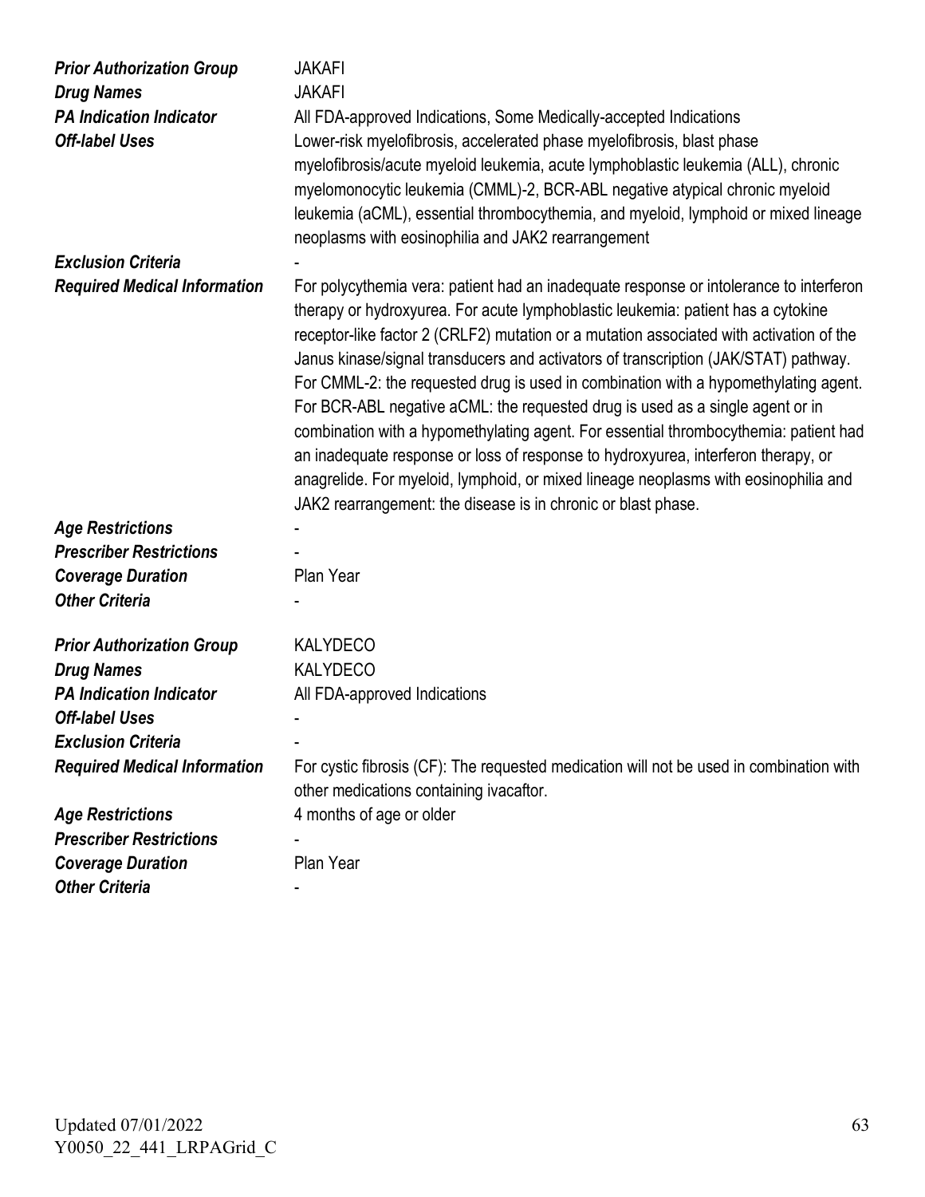| | |
|---|---|
| ***Prior Authorization Group*** | JAKAFI |
| ***Drug Names*** | JAKAFI |
| ***PA Indication Indicator*** | All FDA-approved Indications, Some Medically-accepted Indications |
| ***Off-label Uses*** | Lower-risk myelofibrosis, accelerated phase myelofibrosis, blast phase myelofibrosis/acute myeloid leukemia, acute lymphoblastic leukemia (ALL), chronic myelomonocytic leukemia (CMML)-2, BCR-ABL negative atypical chronic myeloid leukemia (aCML), essential thrombocythemia, and myeloid, lymphoid or mixed lineage neoplasms with eosinophilia and JAK2 rearrangement |
| ***Exclusion Criteria*** | - |
| ***Required Medical Information*** | For polycythemia vera: patient had an inadequate response or intolerance to interferon therapy or hydroxyurea. For acute lymphoblastic leukemia: patient has a cytokine receptor-like factor 2 (CRLF2) mutation or a mutation associated with activation of the Janus kinase/signal transducers and activators of transcription (JAK/STAT) pathway. For CMML-2: the requested drug is used in combination with a hypomethylating agent. For BCR-ABL negative aCML: the requested drug is used as a single agent or in combination with a hypomethylating agent. For essential thrombocythemia: patient had an inadequate response or loss of response to hydroxyurea, interferon therapy, or anagrelide. For myeloid, lymphoid, or mixed lineage neoplasms with eosinophilia and JAK2 rearrangement: the disease is in chronic or blast phase. |
| ***Age Restrictions*** | - |
| ***Prescriber Restrictions*** | - |
| ***Coverage Duration*** | Plan Year |
| ***Other Criteria*** | - |

| | |
|---|---|
| ***Prior Authorization Group*** | KALYDECO |
| ***Drug Names*** | KALYDECO |
| ***PA Indication Indicator*** | All FDA-approved Indications |
| ***Off-label Uses*** | - |
| ***Exclusion Criteria*** | - |
| ***Required Medical Information*** | For cystic fibrosis (CF): The requested medication will not be used in combination with other medications containing ivacaftor. |
| ***Age Restrictions*** | 4 months of age or older |
| ***Prescriber Restrictions*** | - |
| ***Coverage Duration*** | Plan Year |
| ***Other Criteria*** | - |

Updated 07/01/2022
Y0050_22_441_LRPAGrid_C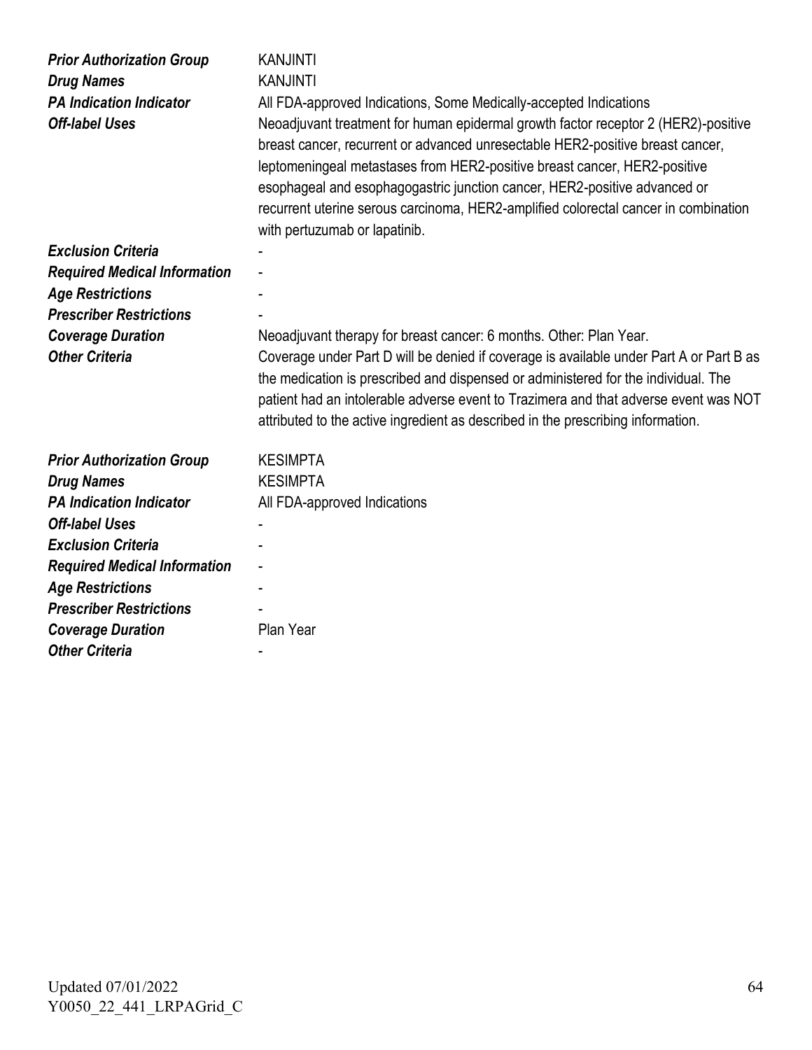| | |
|---|---|
| ***Prior Authorization Group*** | KANJINTI |
| ***Drug Names*** | KANJINTI |
| ***PA Indication Indicator*** | All FDA-approved Indications, Some Medically-accepted Indications |
| ***Off-label Uses*** | Neoadjuvant treatment for human epidermal growth factor receptor 2 (HER2)-positive breast cancer, recurrent or advanced unresectable HER2-positive breast cancer, leptomeningeal metastases from HER2-positive breast cancer, HER2-positive esophageal and esophagogastric junction cancer, HER2-positive advanced or recurrent uterine serous carcinoma, HER2-amplified colorectal cancer in combination with pertuzumab or lapatinib. |
| ***Exclusion Criteria*** | - |
| ***Required Medical Information*** | - |
| ***Age Restrictions*** | - |
| ***Prescriber Restrictions*** | - |
| ***Coverage Duration*** | Neoadjuvant therapy for breast cancer: 6 months. Other: Plan Year. |
| ***Other Criteria*** | Coverage under Part D will be denied if coverage is available under Part A or Part B as the medication is prescribed and dispensed or administered for the individual. The patient had an intolerable adverse event to Trazimera and that adverse event was NOT attributed to the active ingredient as described in the prescribing information. |

| | |
|---|---|
| ***Prior Authorization Group*** | KESIMPTA |
| ***Drug Names*** | KESIMPTA |
| ***PA Indication Indicator*** | All FDA-approved Indications |
| ***Off-label Uses*** | - |
| ***Exclusion Criteria*** | - |
| ***Required Medical Information*** | - |
| ***Age Restrictions*** | - |
| ***Prescriber Restrictions*** | - |
| ***Coverage Duration*** | Plan Year |
| ***Other Criteria*** | - |

Updated 07/01/2022
Y0050_22_441_LRPAGrid_C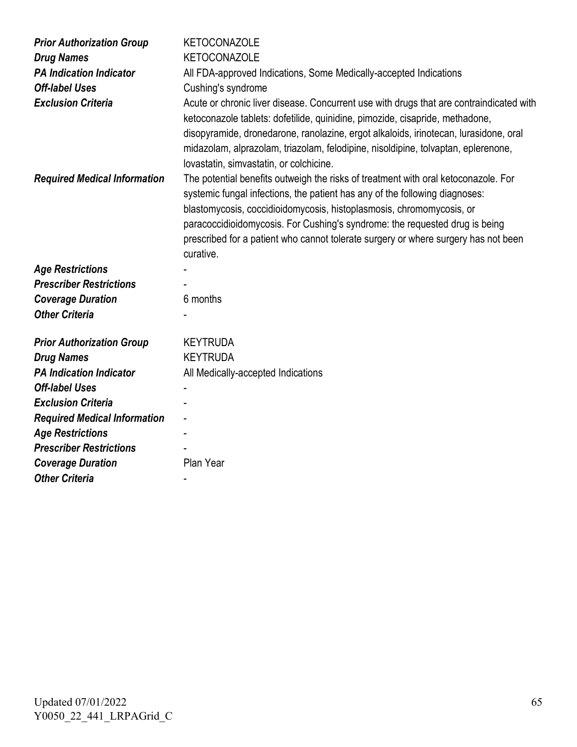| | |
|---|---|
| ***Prior Authorization Group*** | KETOCONAZOLE |
| ***Drug Names*** | KETOCONAZOLE |
| ***PA Indication Indicator*** | All FDA-approved Indications, Some Medically-accepted Indications |
| ***Off-label Uses*** | Cushing's syndrome |
| ***Exclusion Criteria*** | Acute or chronic liver disease. Concurrent use with drugs that are contraindicated with ketoconazole tablets: dofetilide, quinidine, pimozide, cisapride, methadone, disopyramide, dronedarone, ranolazine, ergot alkaloids, irinotecan, lurasidone, oral midazolam, alprazolam, triazolam, felodipine, nisoldipine, tolvaptan, eplerenone, lovastatin, simvastatin, or colchicine. |
| ***Required Medical Information*** | The potential benefits outweigh the risks of treatment with oral ketoconazole. For systemic fungal infections, the patient has any of the following diagnoses: blastomycosis, coccidioidomycosis, histoplasmosis, chromomycosis, or paracoccidioidomycosis. For Cushing's syndrome: the requested drug is being prescribed for a patient who cannot tolerate surgery or where surgery has not been curative. |
| ***Age Restrictions*** | - |
| ***Prescriber Restrictions*** | - |
| ***Coverage Duration*** | 6 months |
| ***Other Criteria*** | - |

| | |
|---|---|
| ***Prior Authorization Group*** | KEYTRUDA |
| ***Drug Names*** | KEYTRUDA |
| ***PA Indication Indicator*** | All Medically-accepted Indications |
| ***Off-label Uses*** | - |
| ***Exclusion Criteria*** | - |
| ***Required Medical Information*** | - |
| ***Age Restrictions*** | - |
| ***Prescriber Restrictions*** | - |
| ***Coverage Duration*** | Plan Year |
| ***Other Criteria*** | - |

Updated 07/01/2022
Y0050_22_441_LRPAGrid_C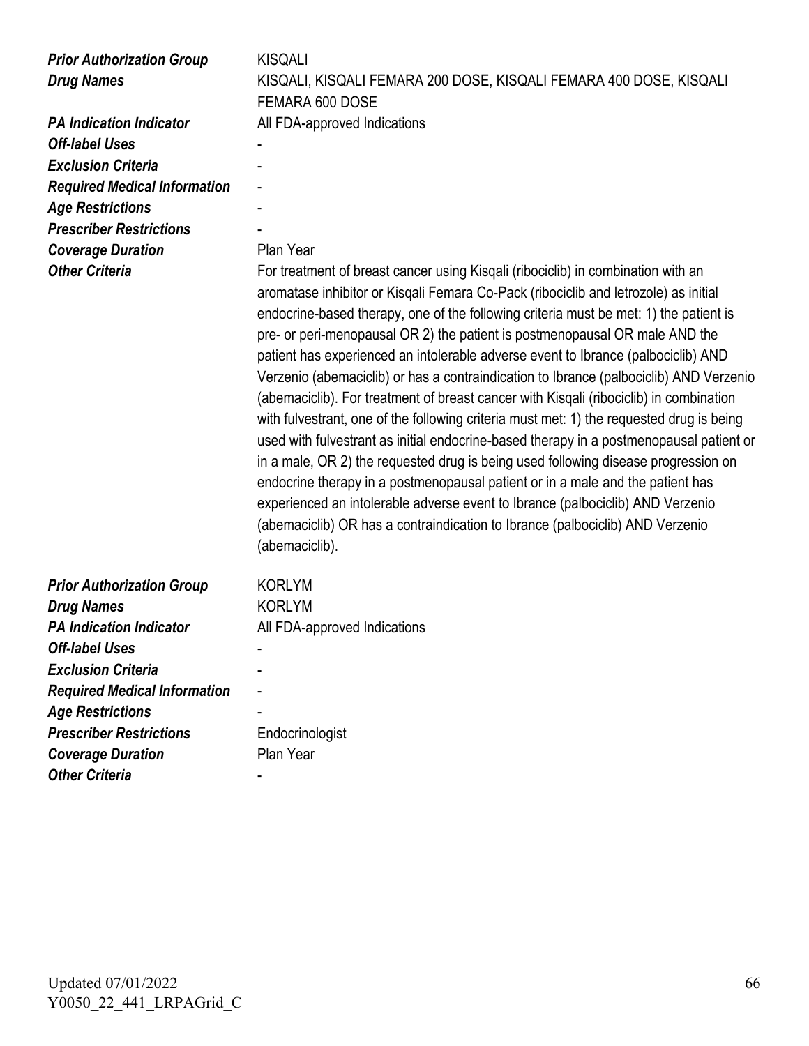| | |
|---|---|
| ***Prior Authorization Group*** | KISQALI |
| ***Drug Names*** | KISQALI, KISQALI FEMARA 200 DOSE, KISQALI FEMARA 400 DOSE, KISQALI FEMARA 600 DOSE |
| ***PA Indication Indicator*** | All FDA-approved Indications |
| ***Off-label Uses*** | - |
| ***Exclusion Criteria*** | - |
| ***Required Medical Information*** | - |
| ***Age Restrictions*** | - |
| ***Prescriber Restrictions*** | - |
| ***Coverage Duration*** | Plan Year |
| ***Other Criteria*** | For treatment of breast cancer using Kisqali (ribociclib) in combination with an aromatase inhibitor or Kisqali Femara Co-Pack (ribociclib and letrozole) as initial endocrine-based therapy, one of the following criteria must be met: 1) the patient is pre- or peri-menopausal OR 2) the patient is postmenopausal OR male AND the patient has experienced an intolerable adverse event to Ibrance (palbociclib) AND Verzenio (abemaciclib) or has a contraindication to Ibrance (palbociclib) AND Verzenio (abemaciclib). For treatment of breast cancer with Kisqali (ribociclib) in combination with fulvestrant, one of the following criteria must met: 1) the requested drug is being used with fulvestrant as initial endocrine-based therapy in a postmenopausal patient or in a male, OR 2) the requested drug is being used following disease progression on endocrine therapy in a postmenopausal patient or in a male and the patient has experienced an intolerable adverse event to Ibrance (palbociclib) AND Verzenio (abemaciclib) OR has a contraindication to Ibrance (palbociclib) AND Verzenio (abemaciclib). |

| | |
|---|---|
| ***Prior Authorization Group*** | KORLYM |
| ***Drug Names*** | KORLYM |
| ***PA Indication Indicator*** | All FDA-approved Indications |
| ***Off-label Uses*** | - |
| ***Exclusion Criteria*** | - |
| ***Required Medical Information*** | - |
| ***Age Restrictions*** | - |
| ***Prescriber Restrictions*** | Endocrinologist |
| ***Coverage Duration*** | Plan Year |
| ***Other Criteria*** | - |

Updated 07/01/2022
Y0050_22_441_LRPAGrid_C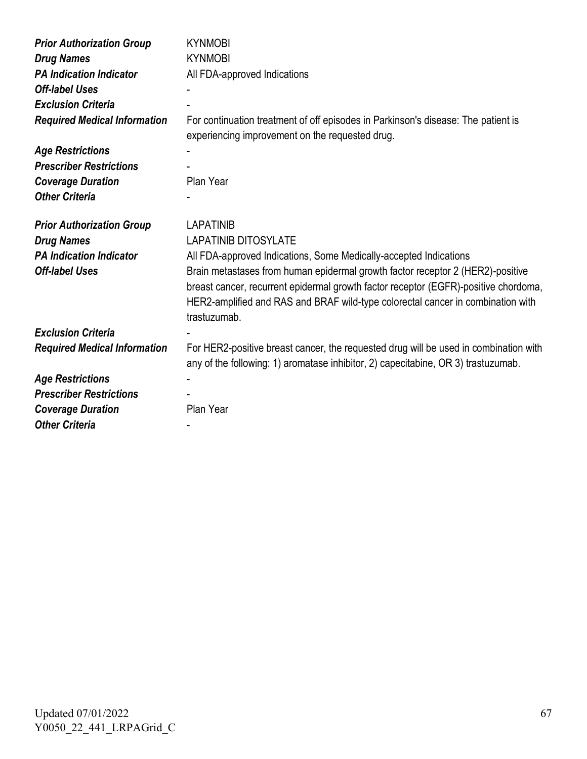| | |
|---|---|
| ***Prior Authorization Group*** | KYNMOBI |
| ***Drug Names*** | KYNMOBI |
| ***PA Indication Indicator*** | All FDA-approved Indications |
| ***Off-label Uses*** | - |
| ***Exclusion Criteria*** | - |
| ***Required Medical Information*** | For continuation treatment of off episodes in Parkinson's disease: The patient is experiencing improvement on the requested drug. |
| ***Age Restrictions*** | - |
| ***Prescriber Restrictions*** | - |
| ***Coverage Duration*** | Plan Year |
| ***Other Criteria*** | - |

| | |
|---|---|
| ***Prior Authorization Group*** | LAPATINIB |
| ***Drug Names*** | LAPATINIB DITOSYLATE |
| ***PA Indication Indicator*** | All FDA-approved Indications, Some Medically-accepted Indications |
| ***Off-label Uses*** | Brain metastases from human epidermal growth factor receptor 2 (HER2)-positive breast cancer, recurrent epidermal growth factor receptor (EGFR)-positive chordoma, HER2-amplified and RAS and BRAF wild-type colorectal cancer in combination with trastuzumab. |
| ***Exclusion Criteria*** | - |
| ***Required Medical Information*** | For HER2-positive breast cancer, the requested drug will be used in combination with any of the following: 1) aromatase inhibitor, 2) capecitabine, OR 3) trastuzumab. |
| ***Age Restrictions*** | - |
| ***Prescriber Restrictions*** | - |
| ***Coverage Duration*** | Plan Year |
| ***Other Criteria*** | - |

Updated 07/01/2022
Y0050_22_441_LRPAGrid_C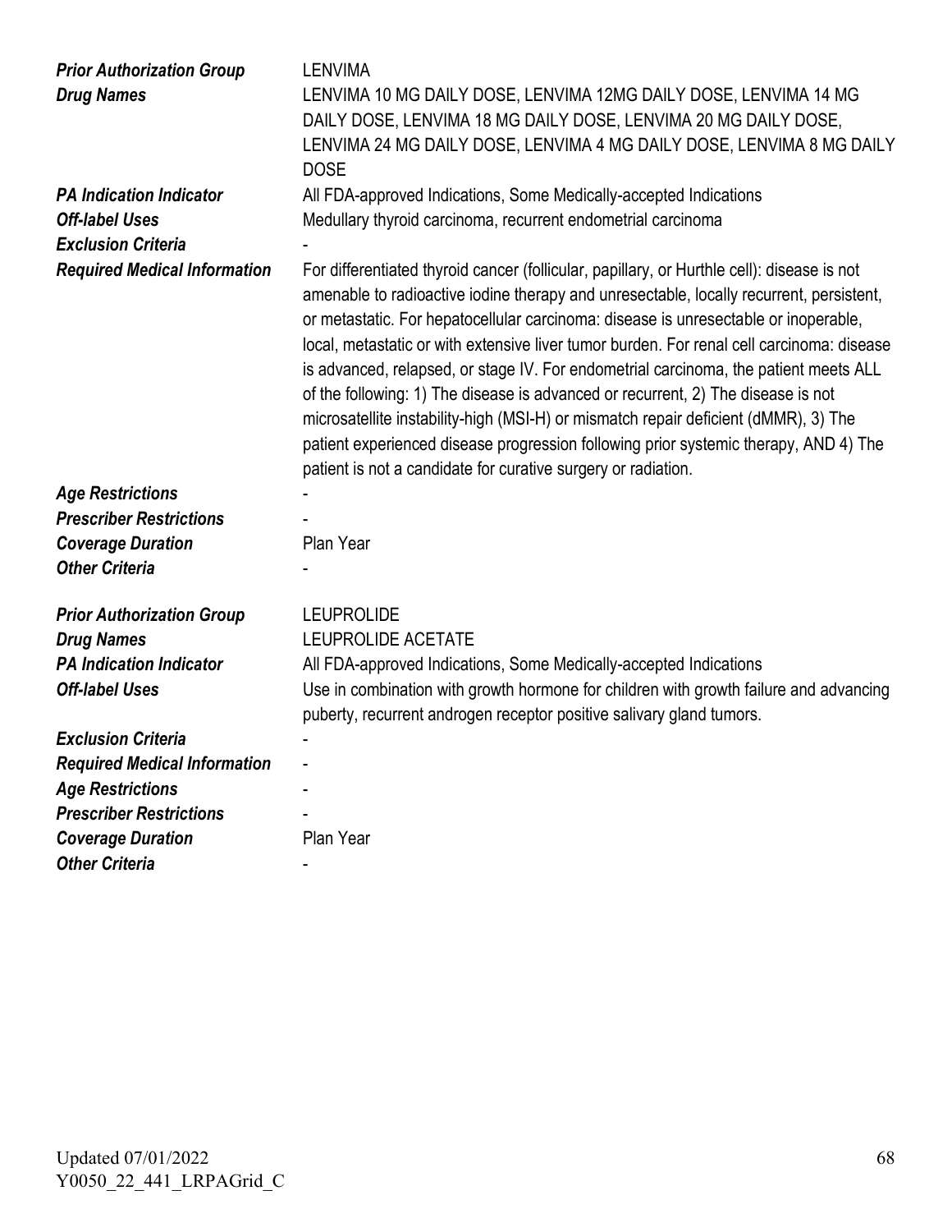| | |
|---|---|
| ***Prior Authorization Group*** | LENVIMA |
| ***Drug Names*** | LENVIMA 10 MG DAILY DOSE, LENVIMA 12MG DAILY DOSE, LENVIMA 14 MG DAILY DOSE, LENVIMA 18 MG DAILY DOSE, LENVIMA 20 MG DAILY DOSE, LENVIMA 24 MG DAILY DOSE, LENVIMA 4 MG DAILY DOSE, LENVIMA 8 MG DAILY DOSE |
| ***PA Indication Indicator*** | All FDA-approved Indications, Some Medically-accepted Indications |
| ***Off-label Uses*** | Medullary thyroid carcinoma, recurrent endometrial carcinoma |
| ***Exclusion Criteria*** | - |
| ***Required Medical Information*** | For differentiated thyroid cancer (follicular, papillary, or Hurthle cell): disease is not amenable to radioactive iodine therapy and unresectable, locally recurrent, persistent, or metastatic. For hepatocellular carcinoma: disease is unresectable or inoperable, local, metastatic or with extensive liver tumor burden. For renal cell carcinoma: disease is advanced, relapsed, or stage IV. For endometrial carcinoma, the patient meets ALL of the following: 1) The disease is advanced or recurrent, 2) The disease is not microsatellite instability-high (MSI-H) or mismatch repair deficient (dMMR), 3) The patient experienced disease progression following prior systemic therapy, AND 4) The patient is not a candidate for curative surgery or radiation. |
| ***Age Restrictions*** | - |
| ***Prescriber Restrictions*** | - |
| ***Coverage Duration*** | Plan Year |
| ***Other Criteria*** | - |

| | |
|---|---|
| ***Prior Authorization Group*** | LEUPROLIDE |
| ***Drug Names*** | LEUPROLIDE ACETATE |
| ***PA Indication Indicator*** | All FDA-approved Indications, Some Medically-accepted Indications |
| ***Off-label Uses*** | Use in combination with growth hormone for children with growth failure and advancing puberty, recurrent androgen receptor positive salivary gland tumors. |
| ***Exclusion Criteria*** | - |
| ***Required Medical Information*** | - |
| ***Age Restrictions*** | - |
| ***Prescriber Restrictions*** | - |
| ***Coverage Duration*** | Plan Year |
| ***Other Criteria*** | - |

Updated 07/01/2022
Y0050_22_441_LRPAGrid_C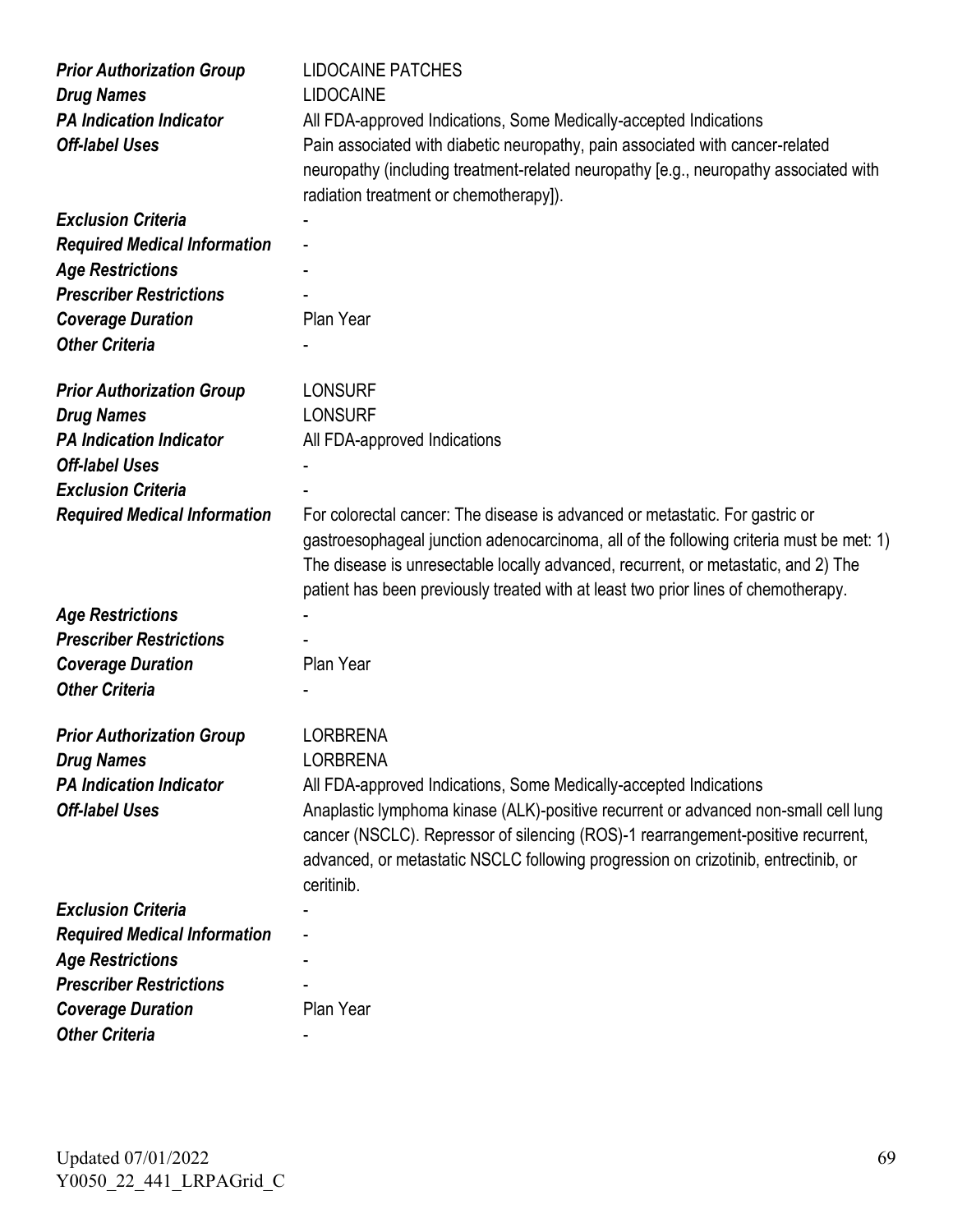| | |
|---|---|
| ***Prior Authorization Group*** | LIDOCAINE PATCHES |
| ***Drug Names*** | LIDOCAINE |
| ***PA Indication Indicator*** | All FDA-approved Indications, Some Medically-accepted Indications |
| ***Off-label Uses*** | Pain associated with diabetic neuropathy, pain associated with cancer-related neuropathy (including treatment-related neuropathy [e.g., neuropathy associated with radiation treatment or chemotherapy]). |
| ***Exclusion Criteria*** | - |
| ***Required Medical Information*** | - |
| ***Age Restrictions*** | - |
| ***Prescriber Restrictions*** | - |
| ***Coverage Duration*** | Plan Year |
| ***Other Criteria*** | - |

| | |
|---|---|
| ***Prior Authorization Group*** | LONSURF |
| ***Drug Names*** | LONSURF |
| ***PA Indication Indicator*** | All FDA-approved Indications |
| ***Off-label Uses*** | - |
| ***Exclusion Criteria*** | - |
| ***Required Medical Information*** | For colorectal cancer: The disease is advanced or metastatic. For gastric or gastroesophageal junction adenocarcinoma, all of the following criteria must be met: 1) The disease is unresectable locally advanced, recurrent, or metastatic, and 2) The patient has been previously treated with at least two prior lines of chemotherapy. |
| ***Age Restrictions*** | - |
| ***Prescriber Restrictions*** | - |
| ***Coverage Duration*** | Plan Year |
| ***Other Criteria*** | - |

| | |
|---|---|
| ***Prior Authorization Group*** | LORBRENA |
| ***Drug Names*** | LORBRENA |
| ***PA Indication Indicator*** | All FDA-approved Indications, Some Medically-accepted Indications |
| ***Off-label Uses*** | Anaplastic lymphoma kinase (ALK)-positive recurrent or advanced non-small cell lung cancer (NSCLC). Repressor of silencing (ROS)-1 rearrangement-positive recurrent, advanced, or metastatic NSCLC following progression on crizotinib, entrectinib, or ceritinib. |
| ***Exclusion Criteria*** | - |
| ***Required Medical Information*** | - |
| ***Age Restrictions*** | - |
| ***Prescriber Restrictions*** | - |
| ***Coverage Duration*** | Plan Year |
| ***Other Criteria*** | - |

Updated 07/01/2022
Y0050_22_441_LRPAGrid_C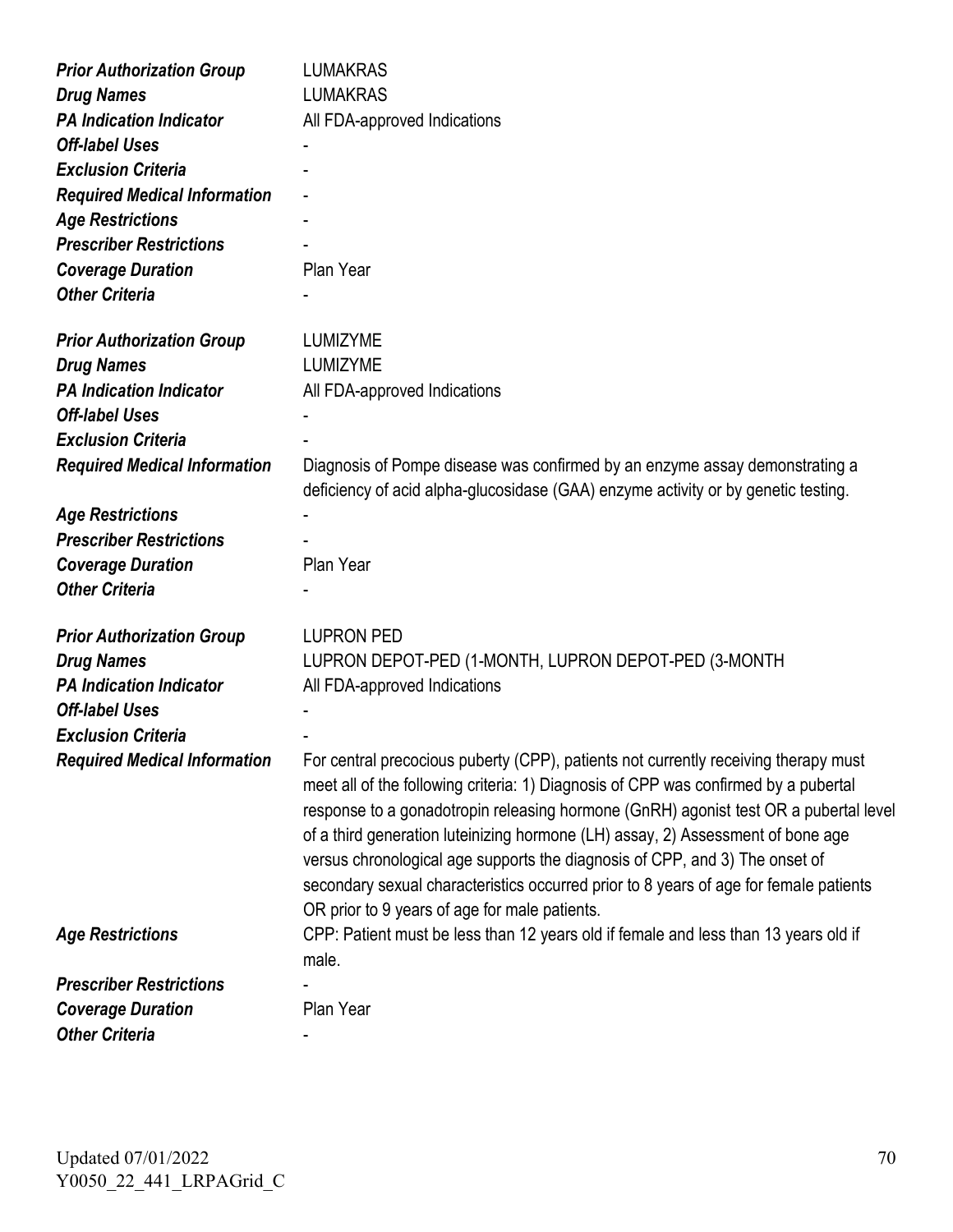| | |
|---|---|
| ***Prior Authorization Group*** | LUMAKRAS |
| ***Drug Names*** | LUMAKRAS |
| ***PA Indication Indicator*** | All FDA-approved Indications |
| ***Off-label Uses*** | - |
| ***Exclusion Criteria*** | - |
| ***Required Medical Information*** | - |
| ***Age Restrictions*** | - |
| ***Prescriber Restrictions*** | - |
| ***Coverage Duration*** | Plan Year |
| ***Other Criteria*** | - |

| | |
|---|---|
| ***Prior Authorization Group*** | LUMIZYME |
| ***Drug Names*** | LUMIZYME |
| ***PA Indication Indicator*** | All FDA-approved Indications |
| ***Off-label Uses*** | - |
| ***Exclusion Criteria*** | - |
| ***Required Medical Information*** | Diagnosis of Pompe disease was confirmed by an enzyme assay demonstrating a deficiency of acid alpha-glucosidase (GAA) enzyme activity or by genetic testing. |
| ***Age Restrictions*** | - |
| ***Prescriber Restrictions*** | - |
| ***Coverage Duration*** | Plan Year |
| ***Other Criteria*** | - |

| | |
|---|---|
| ***Prior Authorization Group*** | LUPRON PED |
| ***Drug Names*** | LUPRON DEPOT-PED (1-MONTH, LUPRON DEPOT-PED (3-MONTH |
| ***PA Indication Indicator*** | All FDA-approved Indications |
| ***Off-label Uses*** | - |
| ***Exclusion Criteria*** | - |
| ***Required Medical Information*** | For central precocious puberty (CPP), patients not currently receiving therapy must meet all of the following criteria: 1) Diagnosis of CPP was confirmed by a pubertal response to a gonadotropin releasing hormone (GnRH) agonist test OR a pubertal level of a third generation luteinizing hormone (LH) assay, 2) Assessment of bone age versus chronological age supports the diagnosis of CPP, and 3) The onset of secondary sexual characteristics occurred prior to 8 years of age for female patients OR prior to 9 years of age for male patients. |
| ***Age Restrictions*** | CPP: Patient must be less than 12 years old if female and less than 13 years old if male. |
| ***Prescriber Restrictions*** | - |
| ***Coverage Duration*** | Plan Year |
| ***Other Criteria*** | - |

Updated 07/01/2022
Y0050_22_441_LRPAGrid_C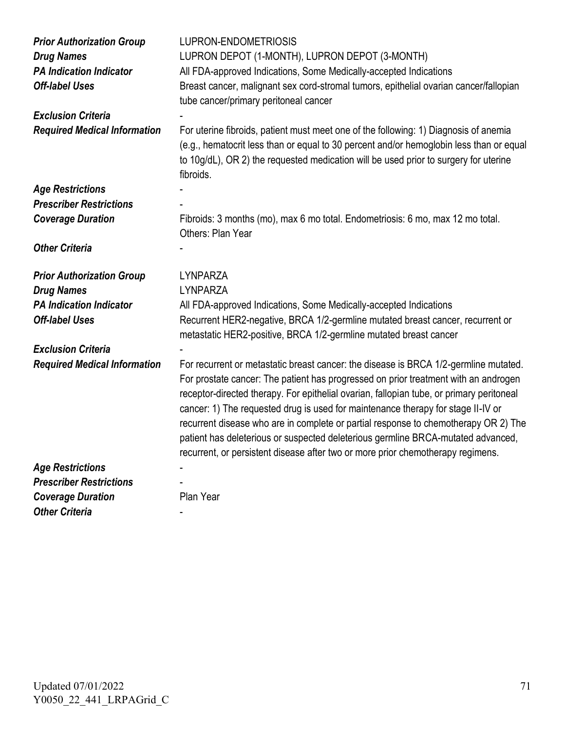| | |
|---|---|
| ***Prior Authorization Group*** | LUPRON-ENDOMETRIOSIS |
| ***Drug Names*** | LUPRON DEPOT (1-MONTH), LUPRON DEPOT (3-MONTH) |
| ***PA Indication Indicator*** | All FDA-approved Indications, Some Medically-accepted Indications |
| ***Off-label Uses*** | Breast cancer, malignant sex cord-stromal tumors, epithelial ovarian cancer/fallopian tube cancer/primary peritoneal cancer |
| ***Exclusion Criteria*** | - |
| ***Required Medical Information*** | For uterine fibroids, patient must meet one of the following: 1) Diagnosis of anemia (e.g., hematocrit less than or equal to 30 percent and/or hemoglobin less than or equal to 10g/dL), OR 2) the requested medication will be used prior to surgery for uterine fibroids. |
| ***Age Restrictions*** | - |
| ***Prescriber Restrictions*** | - |
| ***Coverage Duration*** | Fibroids: 3 months (mo), max 6 mo total. Endometriosis: 6 mo, max 12 mo total. Others: Plan Year |
| ***Other Criteria*** | - |

| | |
|---|---|
| ***Prior Authorization Group*** | LYNPARZA |
| ***Drug Names*** | LYNPARZA |
| ***PA Indication Indicator*** | All FDA-approved Indications, Some Medically-accepted Indications |
| ***Off-label Uses*** | Recurrent HER2-negative, BRCA 1/2-germline mutated breast cancer, recurrent or metastatic HER2-positive, BRCA 1/2-germline mutated breast cancer |
| ***Exclusion Criteria*** | - |
| ***Required Medical Information*** | For recurrent or metastatic breast cancer: the disease is BRCA 1/2-germline mutated. For prostate cancer: The patient has progressed on prior treatment with an androgen receptor-directed therapy. For epithelial ovarian, fallopian tube, or primary peritoneal cancer: 1) The requested drug is used for maintenance therapy for stage II-IV or recurrent disease who are in complete or partial response to chemotherapy OR 2) The patient has deleterious or suspected deleterious germline BRCA-mutated advanced, recurrent, or persistent disease after two or more prior chemotherapy regimens. |
| ***Age Restrictions*** | - |
| ***Prescriber Restrictions*** | - |
| ***Coverage Duration*** | Plan Year |
| ***Other Criteria*** | - |

Updated 07/01/2022
Y0050_22_441_LRPAGrid_C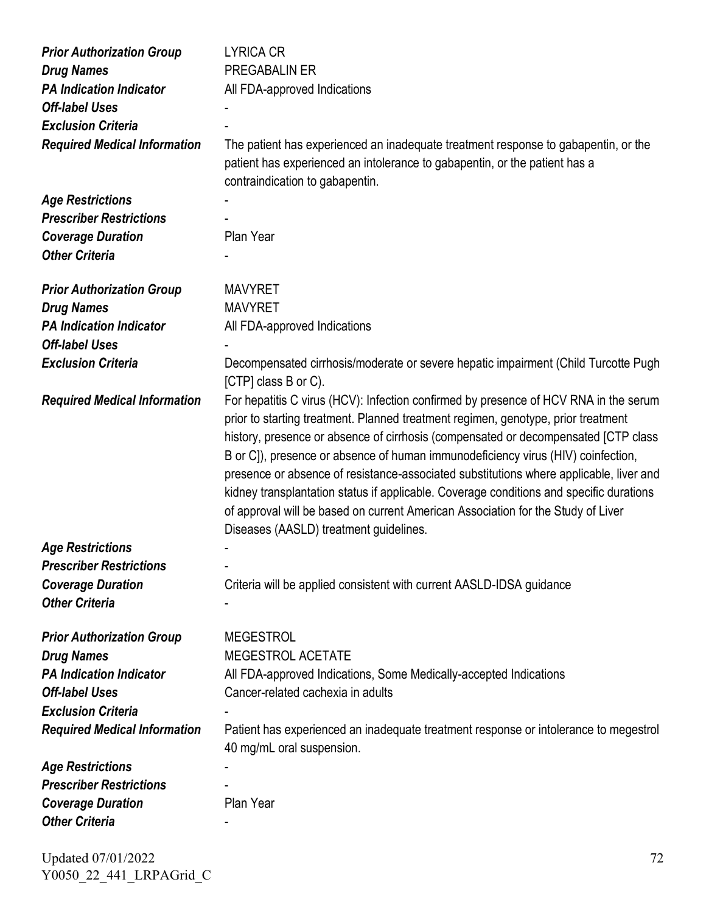| | |
|---|---|
| ***Prior Authorization Group*** | LYRICA CR |
| ***Drug Names*** | PREGABALIN ER |
| ***PA Indication Indicator*** | All FDA-approved Indications |
| ***Off-label Uses*** | - |
| ***Exclusion Criteria*** | - |
| ***Required Medical Information*** | The patient has experienced an inadequate treatment response to gabapentin, or the patient has experienced an intolerance to gabapentin, or the patient has a contraindication to gabapentin. |
| ***Age Restrictions*** | - |
| ***Prescriber Restrictions*** | - |
| ***Coverage Duration*** | Plan Year |
| ***Other Criteria*** | - |

| | |
|---|---|
| ***Prior Authorization Group*** | MAVYRET |
| ***Drug Names*** | MAVYRET |
| ***PA Indication Indicator*** | All FDA-approved Indications |
| ***Off-label Uses*** | - |
| ***Exclusion Criteria*** | Decompensated cirrhosis/moderate or severe hepatic impairment (Child Turcotte Pugh [CTP] class B or C). |
| ***Required Medical Information*** | For hepatitis C virus (HCV): Infection confirmed by presence of HCV RNA in the serum prior to starting treatment. Planned treatment regimen, genotype, prior treatment history, presence or absence of cirrhosis (compensated or decompensated [CTP class B or C]), presence or absence of human immunodeficiency virus (HIV) coinfection, presence or absence of resistance-associated substitutions where applicable, liver and kidney transplantation status if applicable. Coverage conditions and specific durations of approval will be based on current American Association for the Study of Liver Diseases (AASLD) treatment guidelines. |
| ***Age Restrictions*** | - |
| ***Prescriber Restrictions*** | - |
| ***Coverage Duration*** | Criteria will be applied consistent with current AASLD-IDSA guidance |
| ***Other Criteria*** | - |

| | |
|---|---|
| ***Prior Authorization Group*** | MEGESTROL |
| ***Drug Names*** | MEGESTROL ACETATE |
| ***PA Indication Indicator*** | All FDA-approved Indications, Some Medically-accepted Indications |
| ***Off-label Uses*** | Cancer-related cachexia in adults |
| ***Exclusion Criteria*** | - |
| ***Required Medical Information*** | Patient has experienced an inadequate treatment response or intolerance to megestrol 40 mg/mL oral suspension. |
| ***Age Restrictions*** | - |
| ***Prescriber Restrictions*** | - |
| ***Coverage Duration*** | Plan Year |
| ***Other Criteria*** | - |

Updated 07/01/2022
Y0050_22_441_LRPAGrid_C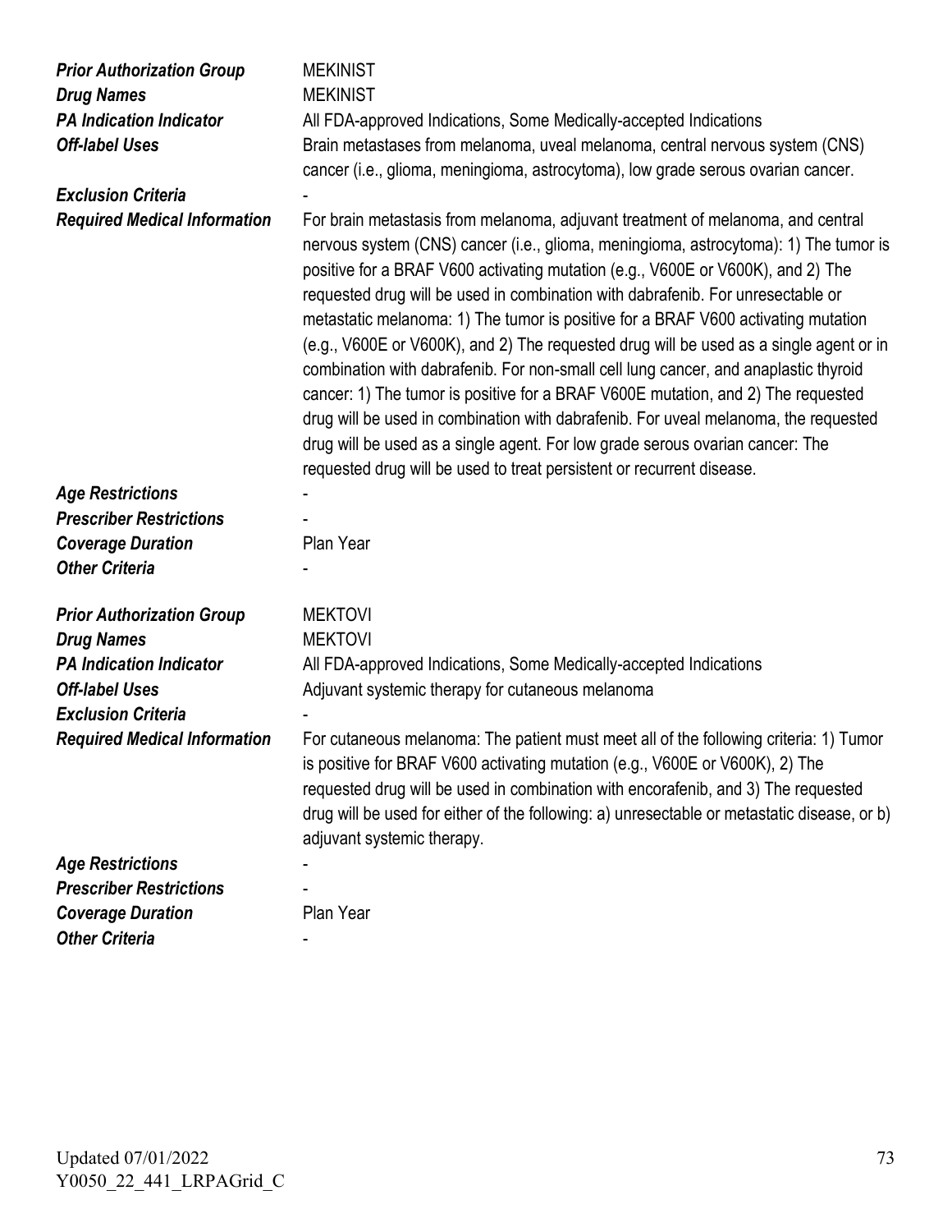| | |
|---|---|
| ***Prior Authorization Group*** | MEKINIST |
| ***Drug Names*** | MEKINIST |
| ***PA Indication Indicator*** | All FDA-approved Indications, Some Medically-accepted Indications |
| ***Off-label Uses*** | Brain metastases from melanoma, uveal melanoma, central nervous system (CNS) cancer (i.e., glioma, meningioma, astrocytoma), low grade serous ovarian cancer. |
| ***Exclusion Criteria*** | - |
| ***Required Medical Information*** | For brain metastasis from melanoma, adjuvant treatment of melanoma, and central nervous system (CNS) cancer (i.e., glioma, meningioma, astrocytoma): 1) The tumor is positive for a BRAF V600 activating mutation (e.g., V600E or V600K), and 2) The requested drug will be used in combination with dabrafenib. For unresectable or metastatic melanoma: 1) The tumor is positive for a BRAF V600 activating mutation (e.g., V600E or V600K), and 2) The requested drug will be used as a single agent or in combination with dabrafenib. For non-small cell lung cancer, and anaplastic thyroid cancer: 1) The tumor is positive for a BRAF V600E mutation, and 2) The requested drug will be used in combination with dabrafenib. For uveal melanoma, the requested drug will be used as a single agent. For low grade serous ovarian cancer: The requested drug will be used to treat persistent or recurrent disease. |
| ***Age Restrictions*** | - |
| ***Prescriber Restrictions*** | - |
| ***Coverage Duration*** | Plan Year |
| ***Other Criteria*** | - |

| | |
|---|---|
| ***Prior Authorization Group*** | MEKTOVI |
| ***Drug Names*** | MEKTOVI |
| ***PA Indication Indicator*** | All FDA-approved Indications, Some Medically-accepted Indications |
| ***Off-label Uses*** | Adjuvant systemic therapy for cutaneous melanoma |
| ***Exclusion Criteria*** | - |
| ***Required Medical Information*** | For cutaneous melanoma: The patient must meet all of the following criteria: 1) Tumor is positive for BRAF V600 activating mutation (e.g., V600E or V600K), 2) The requested drug will be used in combination with encorafenib, and 3) The requested drug will be used for either of the following: a) unresectable or metastatic disease, or b) adjuvant systemic therapy. |
| ***Age Restrictions*** | - |
| ***Prescriber Restrictions*** | - |
| ***Coverage Duration*** | Plan Year |
| ***Other Criteria*** | - |

Updated 07/01/2022
Y0050_22_441_LRPAGrid_C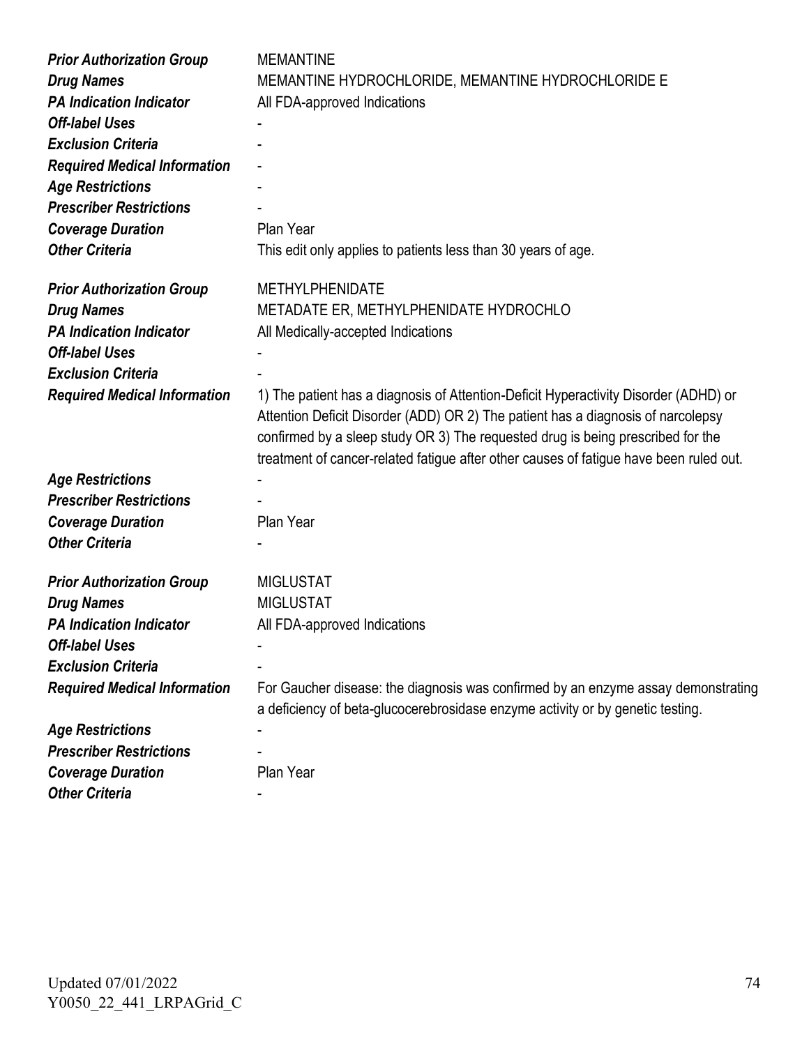| | |
|---|---|
| ***Prior Authorization Group*** | MEMANTINE |
| ***Drug Names*** | MEMANTINE HYDROCHLORIDE, MEMANTINE HYDROCHLORIDE E |
| ***PA Indication Indicator*** | All FDA-approved Indications |
| ***Off-label Uses*** | - |
| ***Exclusion Criteria*** | - |
| ***Required Medical Information*** | - |
| ***Age Restrictions*** | - |
| ***Prescriber Restrictions*** | - |
| ***Coverage Duration*** | Plan Year |
| ***Other Criteria*** | This edit only applies to patients less than 30 years of age. |

| | |
|---|---|
| ***Prior Authorization Group*** | METHYLPHENIDATE |
| ***Drug Names*** | METADATE ER, METHYLPHENIDATE HYDROCHLO |
| ***PA Indication Indicator*** | All Medically-accepted Indications |
| ***Off-label Uses*** | - |
| ***Exclusion Criteria*** | - |
| ***Required Medical Information*** | 1) The patient has a diagnosis of Attention-Deficit Hyperactivity Disorder (ADHD) or Attention Deficit Disorder (ADD) OR 2) The patient has a diagnosis of narcolepsy confirmed by a sleep study OR 3) The requested drug is being prescribed for the treatment of cancer-related fatigue after other causes of fatigue have been ruled out. |
| ***Age Restrictions*** | - |
| ***Prescriber Restrictions*** | - |
| ***Coverage Duration*** | Plan Year |
| ***Other Criteria*** | - |

| | |
|---|---|
| ***Prior Authorization Group*** | MIGLUSTAT |
| ***Drug Names*** | MIGLUSTAT |
| ***PA Indication Indicator*** | All FDA-approved Indications |
| ***Off-label Uses*** | - |
| ***Exclusion Criteria*** | - |
| ***Required Medical Information*** | For Gaucher disease: the diagnosis was confirmed by an enzyme assay demonstrating a deficiency of beta-glucocerebrosidase enzyme activity or by genetic testing. |
| ***Age Restrictions*** | - |
| ***Prescriber Restrictions*** | - |
| ***Coverage Duration*** | Plan Year |
| ***Other Criteria*** | - |

Updated 07/01/2022
Y0050_22_441_LRPAGrid_C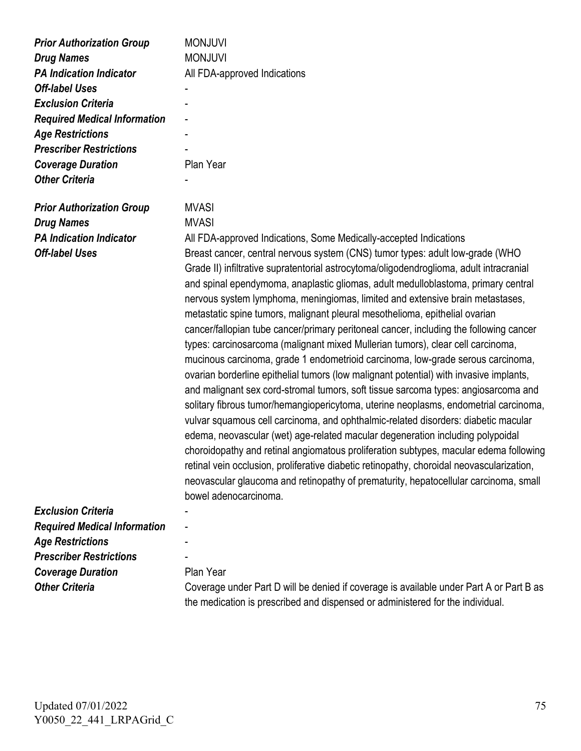| | |
|---|---|
| ***Prior Authorization Group*** | MONJUVI |
| ***Drug Names*** | MONJUVI |
| ***PA Indication Indicator*** | All FDA-approved Indications |
| ***Off-label Uses*** | - |
| ***Exclusion Criteria*** | - |
| ***Required Medical Information*** | - |
| ***Age Restrictions*** | - |
| ***Prescriber Restrictions*** | - |
| ***Coverage Duration*** | Plan Year |
| ***Other Criteria*** | - |

| | |
|---|---|
| ***Prior Authorization Group*** | MVASI |
| ***Drug Names*** | MVASI |
| ***PA Indication Indicator*** | All FDA-approved Indications, Some Medically-accepted Indications |
| ***Off-label Uses*** | Breast cancer, central nervous system (CNS) tumor types: adult low-grade (WHO Grade II) infiltrative supratentorial astrocytoma/oligodendroglioma, adult intracranial and spinal ependymoma, anaplastic gliomas, adult medulloblastoma, primary central nervous system lymphoma, meningiomas, limited and extensive brain metastases, metastatic spine tumors, malignant pleural mesothelioma, epithelial ovarian cancer/fallopian tube cancer/primary peritoneal cancer, including the following cancer types: carcinosarcoma (malignant mixed Mullerian tumors), clear cell carcinoma, mucinous carcinoma, grade 1 endometrioid carcinoma, low-grade serous carcinoma, ovarian borderline epithelial tumors (low malignant potential) with invasive implants, and malignant sex cord-stromal tumors, soft tissue sarcoma types: angiosarcoma and solitary fibrous tumor/hemangiopericytoma, uterine neoplasms, endometrial carcinoma, vulvar squamous cell carcinoma, and ophthalmic-related disorders: diabetic macular edema, neovascular (wet) age-related macular degeneration including polypoidal choroidopathy and retinal angiomatous proliferation subtypes, macular edema following retinal vein occlusion, proliferative diabetic retinopathy, choroidal neovascularization, neovascular glaucoma and retinopathy of prematurity, hepatocellular carcinoma, small bowel adenocarcinoma. |
| ***Exclusion Criteria*** | - |
| ***Required Medical Information*** | - |
| ***Age Restrictions*** | - |
| ***Prescriber Restrictions*** | - |
| ***Coverage Duration*** | Plan Year |
| ***Other Criteria*** | Coverage under Part D will be denied if coverage is available under Part A or Part B as the medication is prescribed and dispensed or administered for the individual. |

Updated 07/01/2022
Y0050_22_441_LRPAGrid_C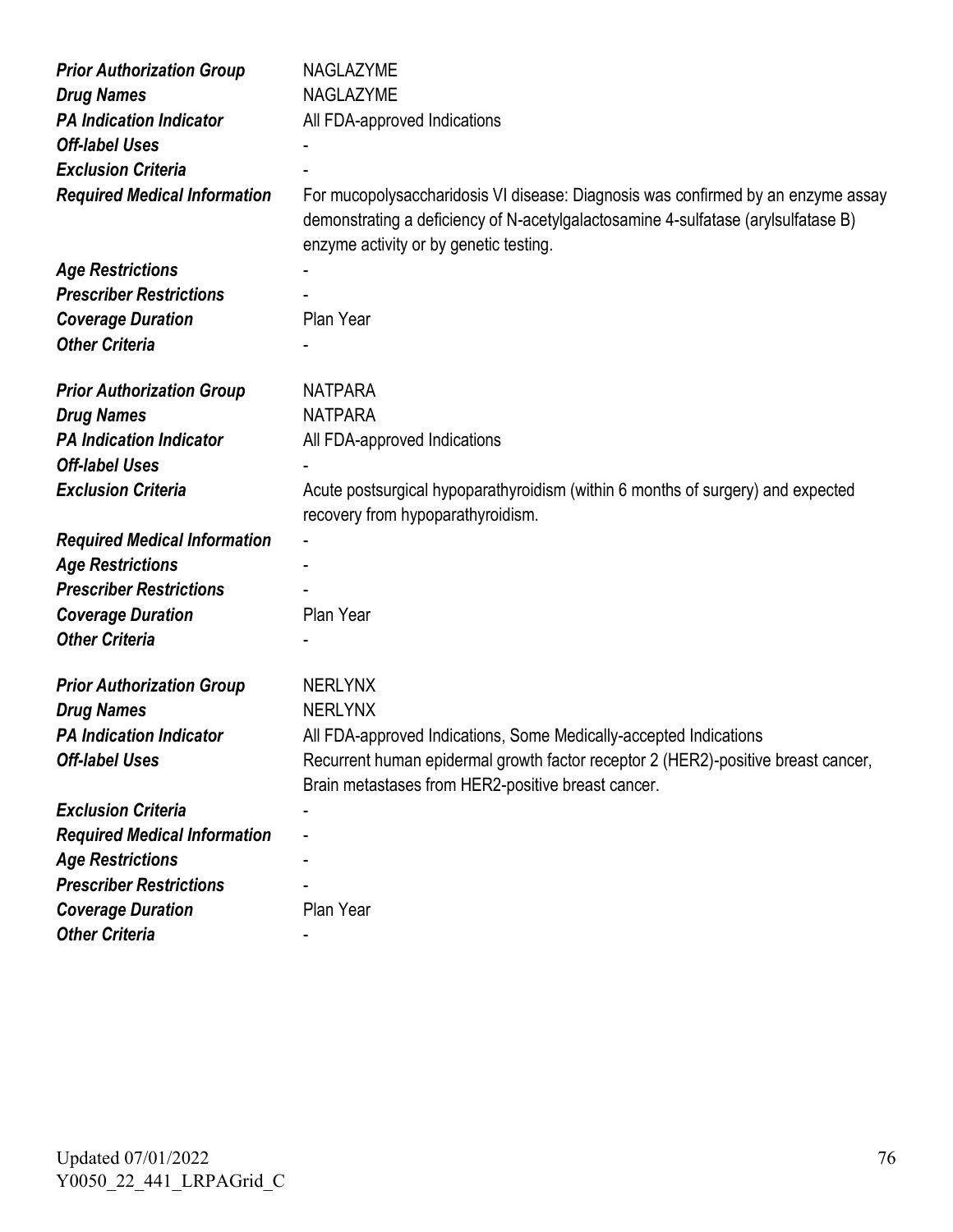| | |
|---|---|
| ***Prior Authorization Group*** | NAGLAZYME |
| ***Drug Names*** | NAGLAZYME |
| ***PA Indication Indicator*** | All FDA-approved Indications |
| ***Off-label Uses*** | - |
| ***Exclusion Criteria*** | - |
| ***Required Medical Information*** | For mucopolysaccharidosis VI disease: Diagnosis was confirmed by an enzyme assay demonstrating a deficiency of N-acetylgalactosamine 4-sulfatase (arylsulfatase B) enzyme activity or by genetic testing. |
| ***Age Restrictions*** | - |
| ***Prescriber Restrictions*** | - |
| ***Coverage Duration*** | Plan Year |
| ***Other Criteria*** | - |

| | |
|---|---|
| ***Prior Authorization Group*** | NATPARA |
| ***Drug Names*** | NATPARA |
| ***PA Indication Indicator*** | All FDA-approved Indications |
| ***Off-label Uses*** | - |
| ***Exclusion Criteria*** | Acute postsurgical hypoparathyroidism (within 6 months of surgery) and expected recovery from hypoparathyroidism. |
| ***Required Medical Information*** | - |
| ***Age Restrictions*** | - |
| ***Prescriber Restrictions*** | - |
| ***Coverage Duration*** | Plan Year |
| ***Other Criteria*** | - |

| | |
|---|---|
| ***Prior Authorization Group*** | NERLYNX |
| ***Drug Names*** | NERLYNX |
| ***PA Indication Indicator*** | All FDA-approved Indications, Some Medically-accepted Indications |
| ***Off-label Uses*** | Recurrent human epidermal growth factor receptor 2 (HER2)-positive breast cancer, Brain metastases from HER2-positive breast cancer. |
| ***Exclusion Criteria*** | - |
| ***Required Medical Information*** | - |
| ***Age Restrictions*** | - |
| ***Prescriber Restrictions*** | - |
| ***Coverage Duration*** | Plan Year |
| ***Other Criteria*** | - |

Updated 07/01/2022
Y0050_22_441_LRPAGrid_C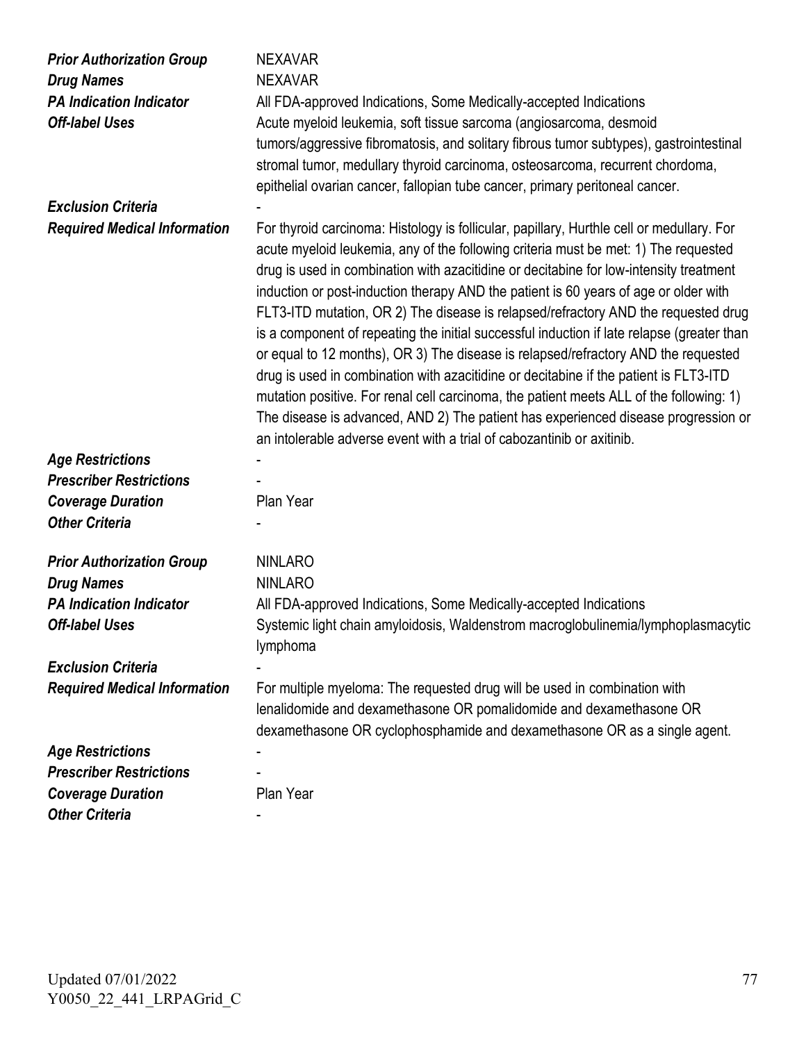| | |
|---|---|
| ***Prior Authorization Group*** | NEXAVAR |
| ***Drug Names*** | NEXAVAR |
| ***PA Indication Indicator*** | All FDA-approved Indications, Some Medically-accepted Indications |
| ***Off-label Uses*** | Acute myeloid leukemia, soft tissue sarcoma (angiosarcoma, desmoid tumors/aggressive fibromatosis, and solitary fibrous tumor subtypes), gastrointestinal stromal tumor, medullary thyroid carcinoma, osteosarcoma, recurrent chordoma, epithelial ovarian cancer, fallopian tube cancer, primary peritoneal cancer. |
| ***Exclusion Criteria*** | - |
| ***Required Medical Information*** | For thyroid carcinoma: Histology is follicular, papillary, Hurthle cell or medullary. For acute myeloid leukemia, any of the following criteria must be met: 1) The requested drug is used in combination with azacitidine or decitabine for low-intensity treatment induction or post-induction therapy AND the patient is 60 years of age or older with FLT3-ITD mutation, OR 2) The disease is relapsed/refractory AND the requested drug is a component of repeating the initial successful induction if late relapse (greater than or equal to 12 months), OR 3) The disease is relapsed/refractory AND the requested drug is used in combination with azacitidine or decitabine if the patient is FLT3-ITD mutation positive. For renal cell carcinoma, the patient meets ALL of the following: 1) The disease is advanced, AND 2) The patient has experienced disease progression or an intolerable adverse event with a trial of cabozantinib or axitinib. |
| ***Age Restrictions*** | - |
| ***Prescriber Restrictions*** | - |
| ***Coverage Duration*** | Plan Year |
| ***Other Criteria*** | - |

| | |
|---|---|
| ***Prior Authorization Group*** | NINLARO |
| ***Drug Names*** | NINLARO |
| ***PA Indication Indicator*** | All FDA-approved Indications, Some Medically-accepted Indications |
| ***Off-label Uses*** | Systemic light chain amyloidosis, Waldenstrom macroglobulinemia/lymphoplasmacytic lymphoma |
| ***Exclusion Criteria*** | - |
| ***Required Medical Information*** | For multiple myeloma: The requested drug will be used in combination with lenalidomide and dexamethasone OR pomalidomide and dexamethasone OR dexamethasone OR cyclophosphamide and dexamethasone OR as a single agent. |
| ***Age Restrictions*** | - |
| ***Prescriber Restrictions*** | - |
| ***Coverage Duration*** | Plan Year |
| ***Other Criteria*** | - |

Updated 07/01/2022
Y0050_22_441_LRPAGrid_C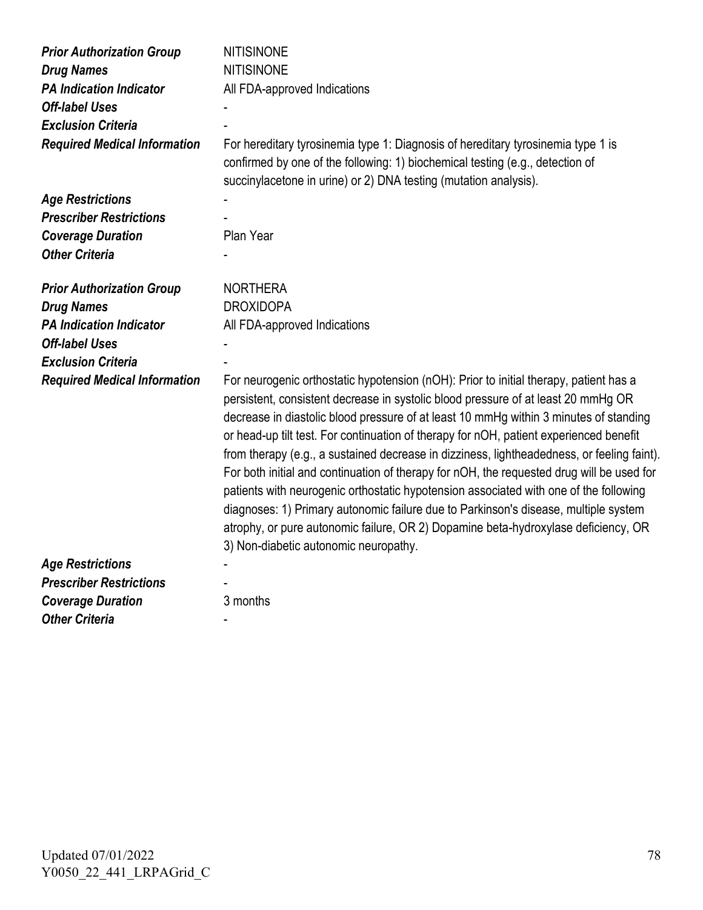| | |
|---|---|
| ***Prior Authorization Group*** | NITISINONE |
| ***Drug Names*** | NITISINONE |
| ***PA Indication Indicator*** | All FDA-approved Indications |
| ***Off-label Uses*** | - |
| ***Exclusion Criteria*** | - |
| ***Required Medical Information*** | For hereditary tyrosinemia type 1: Diagnosis of hereditary tyrosinemia type 1 is confirmed by one of the following: 1) biochemical testing (e.g., detection of succinylacetone in urine) or 2) DNA testing (mutation analysis). |
| ***Age Restrictions*** | - |
| ***Prescriber Restrictions*** | - |
| ***Coverage Duration*** | Plan Year |
| ***Other Criteria*** | - |

| | |
|---|---|
| ***Prior Authorization Group*** | NORTHERA |
| ***Drug Names*** | DROXIDOPA |
| ***PA Indication Indicator*** | All FDA-approved Indications |
| ***Off-label Uses*** | - |
| ***Exclusion Criteria*** | - |
| ***Required Medical Information*** | For neurogenic orthostatic hypotension (nOH): Prior to initial therapy, patient has a persistent, consistent decrease in systolic blood pressure of at least 20 mmHg OR decrease in diastolic blood pressure of at least 10 mmHg within 3 minutes of standing or head-up tilt test. For continuation of therapy for nOH, patient experienced benefit from therapy (e.g., a sustained decrease in dizziness, lightheadedness, or feeling faint). For both initial and continuation of therapy for nOH, the requested drug will be used for patients with neurogenic orthostatic hypotension associated with one of the following diagnoses: 1) Primary autonomic failure due to Parkinson's disease, multiple system atrophy, or pure autonomic failure, OR 2) Dopamine beta-hydroxylase deficiency, OR 3) Non-diabetic autonomic neuropathy. |
| ***Age Restrictions*** | - |
| ***Prescriber Restrictions*** | - |
| ***Coverage Duration*** | 3 months |
| ***Other Criteria*** | - |

Updated 07/01/2022
Y0050_22_441_LRPAGrid_C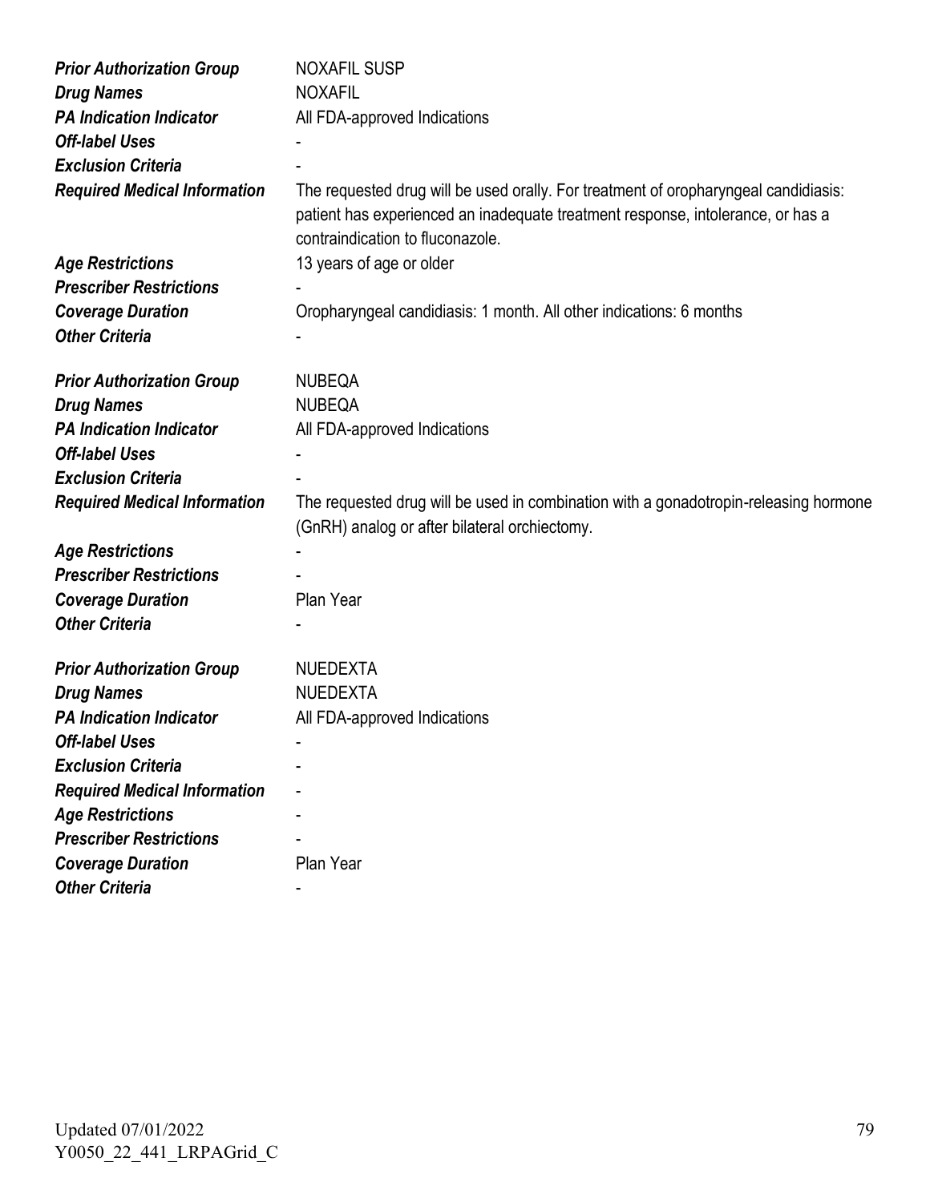| | |
|---|---|
| ***Prior Authorization Group*** | NOXAFIL SUSP |
| ***Drug Names*** | NOXAFIL |
| ***PA Indication Indicator*** | All FDA-approved Indications |
| ***Off-label Uses*** | - |
| ***Exclusion Criteria*** | - |
| ***Required Medical Information*** | The requested drug will be used orally. For treatment of oropharyngeal candidiasis: patient has experienced an inadequate treatment response, intolerance, or has a contraindication to fluconazole. |
| ***Age Restrictions*** | 13 years of age or older |
| ***Prescriber Restrictions*** | - |
| ***Coverage Duration*** | Oropharyngeal candidiasis: 1 month. All other indications: 6 months |
| ***Other Criteria*** | - |

| | |
|---|---|
| ***Prior Authorization Group*** | NUBEQA |
| ***Drug Names*** | NUBEQA |
| ***PA Indication Indicator*** | All FDA-approved Indications |
| ***Off-label Uses*** | - |
| ***Exclusion Criteria*** | - |
| ***Required Medical Information*** | The requested drug will be used in combination with a gonadotropin-releasing hormone (GnRH) analog or after bilateral orchiectomy. |
| ***Age Restrictions*** | - |
| ***Prescriber Restrictions*** | - |
| ***Coverage Duration*** | Plan Year |
| ***Other Criteria*** | - |

| | |
|---|---|
| ***Prior Authorization Group*** | NUEDEXTA |
| ***Drug Names*** | NUEDEXTA |
| ***PA Indication Indicator*** | All FDA-approved Indications |
| ***Off-label Uses*** | - |
| ***Exclusion Criteria*** | - |
| ***Required Medical Information*** | - |
| ***Age Restrictions*** | - |
| ***Prescriber Restrictions*** | - |
| ***Coverage Duration*** | Plan Year |
| ***Other Criteria*** | - |

Updated 07/01/2022
Y0050_22_441_LRPAGrid_C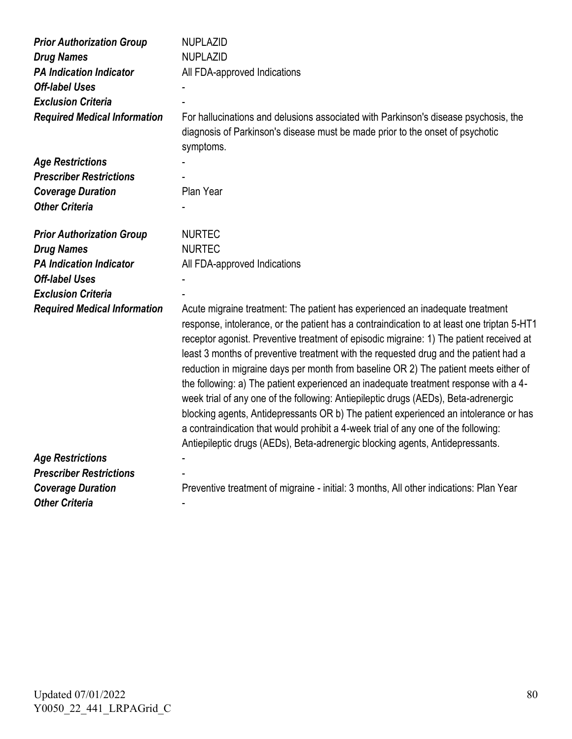| | |
|---|---|
| ***Prior Authorization Group*** | NUPLAZID |
| ***Drug Names*** | NUPLAZID |
| ***PA Indication Indicator*** | All FDA-approved Indications |
| ***Off-label Uses*** | - |
| ***Exclusion Criteria*** | - |
| ***Required Medical Information*** | For hallucinations and delusions associated with Parkinson's disease psychosis, the diagnosis of Parkinson's disease must be made prior to the onset of psychotic symptoms. |
| ***Age Restrictions*** | - |
| ***Prescriber Restrictions*** | - |
| ***Coverage Duration*** | Plan Year |
| ***Other Criteria*** | - |

| | |
|---|---|
| ***Prior Authorization Group*** | NURTEC |
| ***Drug Names*** | NURTEC |
| ***PA Indication Indicator*** | All FDA-approved Indications |
| ***Off-label Uses*** | - |
| ***Exclusion Criteria*** | - |
| ***Required Medical Information*** | Acute migraine treatment: The patient has experienced an inadequate treatment response, intolerance, or the patient has a contraindication to at least one triptan 5-HT1 receptor agonist. Preventive treatment of episodic migraine: 1) The patient received at least 3 months of preventive treatment with the requested drug and the patient had a reduction in migraine days per month from baseline OR 2) The patient meets either of the following: a) The patient experienced an inadequate treatment response with a 4-week trial of any one of the following: Antiepileptic drugs (AEDs), Beta-adrenergic blocking agents, Antidepressants OR b) The patient experienced an intolerance or has a contraindication that would prohibit a 4-week trial of any one of the following: Antiepileptic drugs (AEDs), Beta-adrenergic blocking agents, Antidepressants. |
| ***Age Restrictions*** | - |
| ***Prescriber Restrictions*** | - |
| ***Coverage Duration*** | Preventive treatment of migraine - initial: 3 months, All other indications: Plan Year |
| ***Other Criteria*** | - |

Updated 07/01/2022
Y0050_22_441_LRPAGrid_C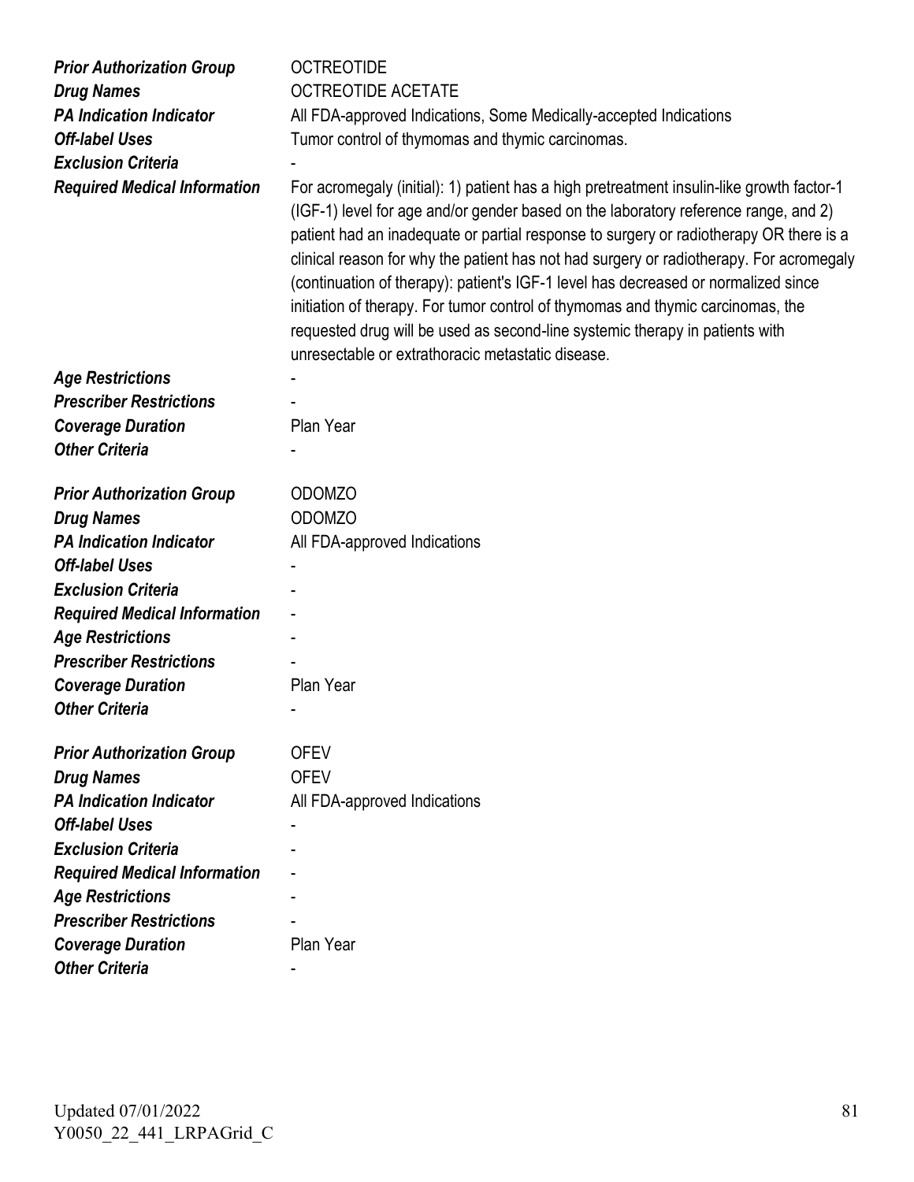***Prior Authorization Group*** OCTREOTIDE
***Drug Names*** OCTREOTIDE ACETATE
***PA Indication Indicator*** All FDA-approved Indications, Some Medically-accepted Indications
***Off-label Uses*** Tumor control of thymomas and thymic carcinomas.
***Exclusion Criteria*** -
***Required Medical Information*** For acromegaly (initial): 1) patient has a high pretreatment insulin-like growth factor-1 (IGF-1) level for age and/or gender based on the laboratory reference range, and 2) patient had an inadequate or partial response to surgery or radiotherapy OR there is a clinical reason for why the patient has not had surgery or radiotherapy. For acromegaly (continuation of therapy): patient's IGF-1 level has decreased or normalized since initiation of therapy. For tumor control of thymomas and thymic carcinomas, the requested drug will be used as second-line systemic therapy in patients with unresectable or extrathoracic metastatic disease.
***Age Restrictions*** -
***Prescriber Restrictions*** -
***Coverage Duration*** Plan Year
***Other Criteria*** -

***Prior Authorization Group*** ODOMZO
***Drug Names*** ODOMZO
***PA Indication Indicator*** All FDA-approved Indications
***Off-label Uses*** -
***Exclusion Criteria*** -
***Required Medical Information*** -
***Age Restrictions*** -
***Prescriber Restrictions*** -
***Coverage Duration*** Plan Year
***Other Criteria*** -

***Prior Authorization Group*** OFEV
***Drug Names*** OFEV
***PA Indication Indicator*** All FDA-approved Indications
***Off-label Uses*** -
***Exclusion Criteria*** -
***Required Medical Information*** -
***Age Restrictions*** -
***Prescriber Restrictions*** -
***Coverage Duration*** Plan Year
***Other Criteria*** -

Updated 07/01/2022
Y0050_22_441_LRPAGrid_C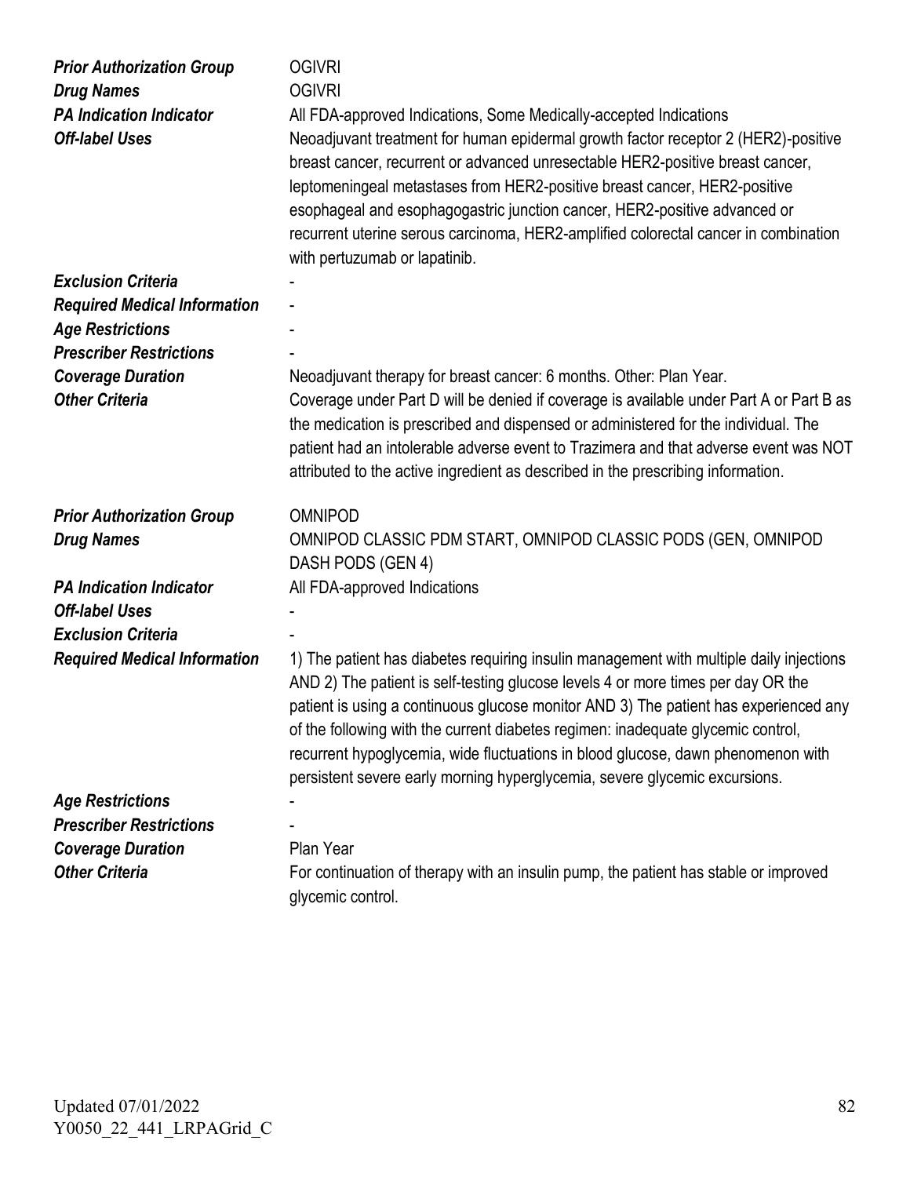| | |
|---|---|
| ***Prior Authorization Group*** | OGIVRI |
| ***Drug Names*** | OGIVRI |
| ***PA Indication Indicator*** | All FDA-approved Indications, Some Medically-accepted Indications |
| ***Off-label Uses*** | Neoadjuvant treatment for human epidermal growth factor receptor 2 (HER2)-positive breast cancer, recurrent or advanced unresectable HER2-positive breast cancer, leptomeningeal metastases from HER2-positive breast cancer, HER2-positive esophageal and esophagogastric junction cancer, HER2-positive advanced or recurrent uterine serous carcinoma, HER2-amplified colorectal cancer in combination with pertuzumab or lapatinib. |
| ***Exclusion Criteria*** | - |
| ***Required Medical Information*** | - |
| ***Age Restrictions*** | - |
| ***Prescriber Restrictions*** | - |
| ***Coverage Duration*** | Neoadjuvant therapy for breast cancer: 6 months. Other: Plan Year. |
| ***Other Criteria*** | Coverage under Part D will be denied if coverage is available under Part A or Part B as the medication is prescribed and dispensed or administered for the individual. The patient had an intolerable adverse event to Trazimera and that adverse event was NOT attributed to the active ingredient as described in the prescribing information. |

| | |
|---|---|
| ***Prior Authorization Group*** | OMNIPOD |
| ***Drug Names*** | OMNIPOD CLASSIC PDM START, OMNIPOD CLASSIC PODS (GEN, OMNIPOD DASH PODS (GEN 4) |
| ***PA Indication Indicator*** | All FDA-approved Indications |
| ***Off-label Uses*** | - |
| ***Exclusion Criteria*** | - |
| ***Required Medical Information*** | 1) The patient has diabetes requiring insulin management with multiple daily injections AND 2) The patient is self-testing glucose levels 4 or more times per day OR the patient is using a continuous glucose monitor AND 3) The patient has experienced any of the following with the current diabetes regimen: inadequate glycemic control, recurrent hypoglycemia, wide fluctuations in blood glucose, dawn phenomenon with persistent severe early morning hyperglycemia, severe glycemic excursions. |
| ***Age Restrictions*** | - |
| ***Prescriber Restrictions*** | - |
| ***Coverage Duration*** | Plan Year |
| ***Other Criteria*** | For continuation of therapy with an insulin pump, the patient has stable or improved glycemic control. |

Updated 07/01/2022
Y0050_22_441_LRPAGrid_C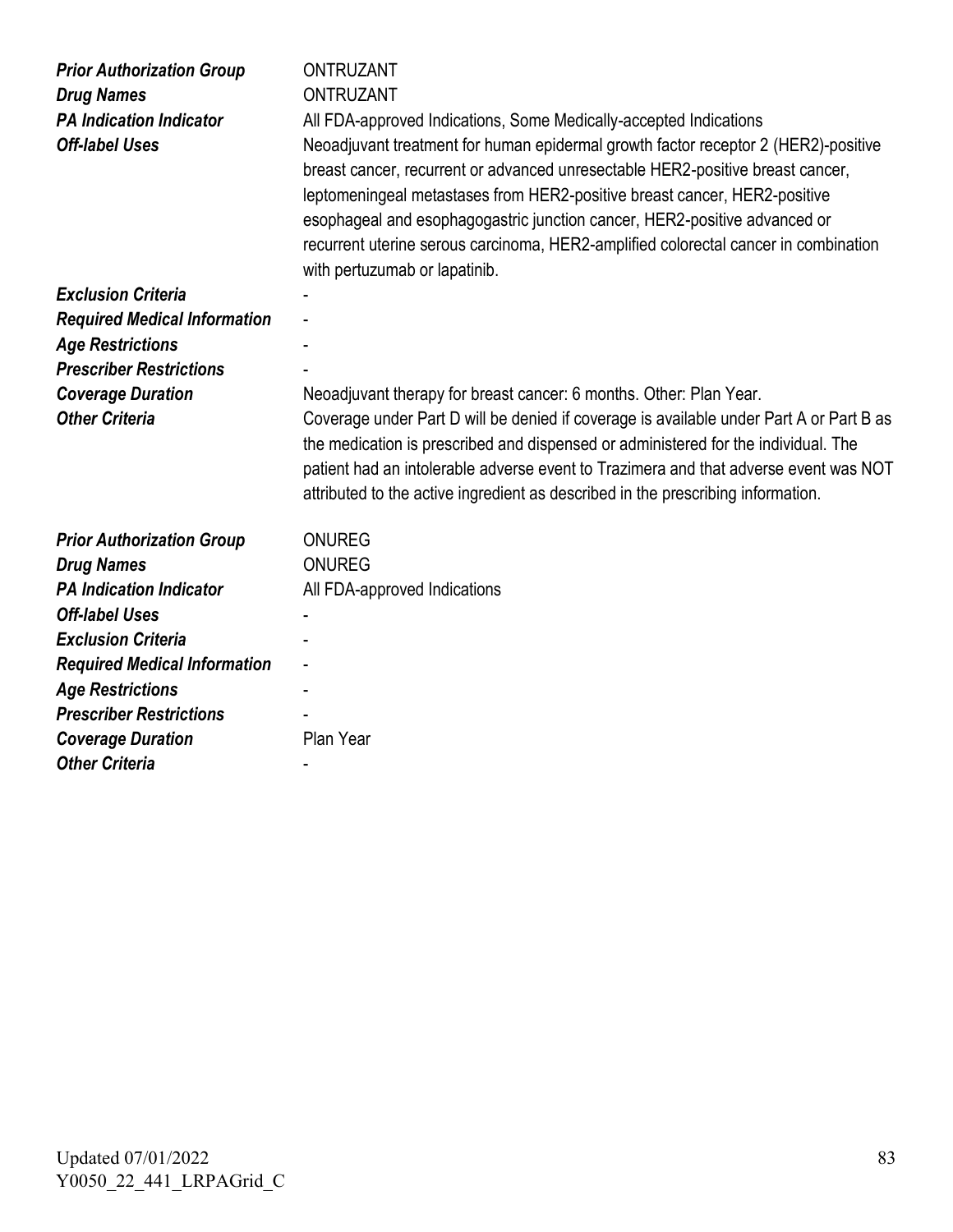| | |
|---|---|
| ***Prior Authorization Group*** | ONTRUZANT |
| ***Drug Names*** | ONTRUZANT |
| ***PA Indication Indicator*** | All FDA-approved Indications, Some Medically-accepted Indications |
| ***Off-label Uses*** | Neoadjuvant treatment for human epidermal growth factor receptor 2 (HER2)-positive breast cancer, recurrent or advanced unresectable HER2-positive breast cancer, leptomeningeal metastases from HER2-positive breast cancer, HER2-positive esophageal and esophagogastric junction cancer, HER2-positive advanced or recurrent uterine serous carcinoma, HER2-amplified colorectal cancer in combination with pertuzumab or lapatinib. |
| ***Exclusion Criteria*** | - |
| ***Required Medical Information*** | - |
| ***Age Restrictions*** | - |
| ***Prescriber Restrictions*** | - |
| ***Coverage Duration*** | Neoadjuvant therapy for breast cancer: 6 months. Other: Plan Year. |
| ***Other Criteria*** | Coverage under Part D will be denied if coverage is available under Part A or Part B as the medication is prescribed and dispensed or administered for the individual. The patient had an intolerable adverse event to Trazimera and that adverse event was NOT attributed to the active ingredient as described in the prescribing information. |

| | |
|---|---|
| ***Prior Authorization Group*** | ONUREG |
| ***Drug Names*** | ONUREG |
| ***PA Indication Indicator*** | All FDA-approved Indications |
| ***Off-label Uses*** | - |
| ***Exclusion Criteria*** | - |
| ***Required Medical Information*** | - |
| ***Age Restrictions*** | - |
| ***Prescriber Restrictions*** | - |
| ***Coverage Duration*** | Plan Year |
| ***Other Criteria*** | - |

Updated 07/01/2022
Y0050_22_441_LRPAGrid_C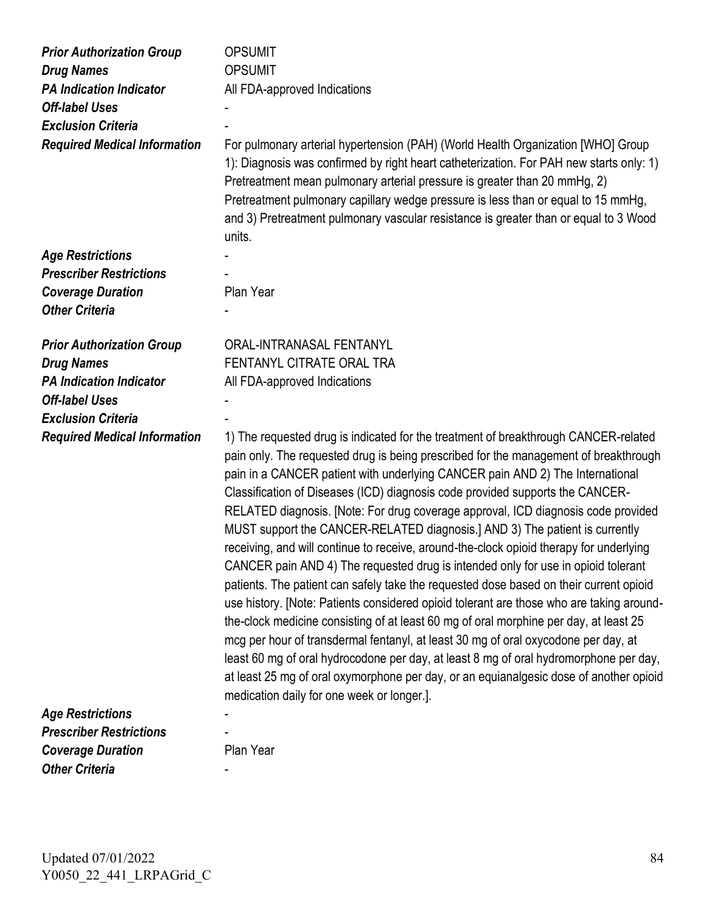| | |
|---|---|
| ***Prior Authorization Group*** | OPSUMIT |
| ***Drug Names*** | OPSUMIT |
| ***PA Indication Indicator*** | All FDA-approved Indications |
| ***Off-label Uses*** | - |
| ***Exclusion Criteria*** | - |
| ***Required Medical Information*** | For pulmonary arterial hypertension (PAH) (World Health Organization [WHO] Group 1): Diagnosis was confirmed by right heart catheterization. For PAH new starts only: 1) Pretreatment mean pulmonary arterial pressure is greater than 20 mmHg, 2) Pretreatment pulmonary capillary wedge pressure is less than or equal to 15 mmHg, and 3) Pretreatment pulmonary vascular resistance is greater than or equal to 3 Wood units. |
| ***Age Restrictions*** | - |
| ***Prescriber Restrictions*** | - |
| ***Coverage Duration*** | Plan Year |
| ***Other Criteria*** | - |

| | |
|---|---|
| ***Prior Authorization Group*** | ORAL-INTRANASAL FENTANYL |
| ***Drug Names*** | FENTANYL CITRATE ORAL TRA |
| ***PA Indication Indicator*** | All FDA-approved Indications |
| ***Off-label Uses*** | - |
| ***Exclusion Criteria*** | - |
| ***Required Medical Information*** | 1) The requested drug is indicated for the treatment of breakthrough CANCER-related pain only. The requested drug is being prescribed for the management of breakthrough pain in a CANCER patient with underlying CANCER pain AND 2) The International Classification of Diseases (ICD) diagnosis code provided supports the CANCER-RELATED diagnosis. [Note: For drug coverage approval, ICD diagnosis code provided MUST support the CANCER-RELATED diagnosis.] AND 3) The patient is currently receiving, and will continue to receive, around-the-clock opioid therapy for underlying CANCER pain AND 4) The requested drug is intended only for use in opioid tolerant patients. The patient can safely take the requested dose based on their current opioid use history. [Note: Patients considered opioid tolerant are those who are taking around-the-clock medicine consisting of at least 60 mg of oral morphine per day, at least 25 mcg per hour of transdermal fentanyl, at least 30 mg of oral oxycodone per day, at least 60 mg of oral hydrocodone per day, at least 8 mg of oral hydromorphone per day, at least 25 mg of oral oxymorphone per day, or an equianalgesic dose of another opioid medication daily for one week or longer.]. |
| ***Age Restrictions*** | - |
| ***Prescriber Restrictions*** | - |
| ***Coverage Duration*** | Plan Year |
| ***Other Criteria*** | - |

Updated 07/01/2022
Y0050_22_441_LRPAGrid_C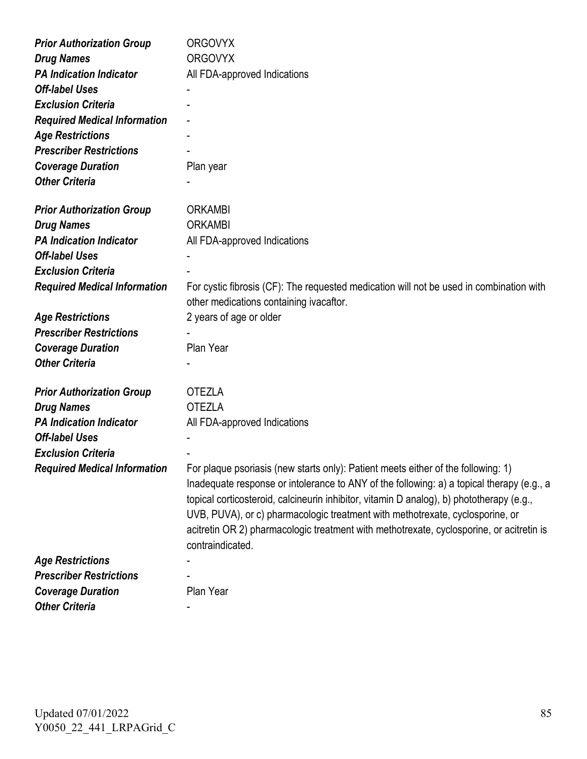| | |
|---|---|
| ***Prior Authorization Group*** | ORGOVYX |
| ***Drug Names*** | ORGOVYX |
| ***PA Indication Indicator*** | All FDA-approved Indications |
| ***Off-label Uses*** | - |
| ***Exclusion Criteria*** | - |
| ***Required Medical Information*** | - |
| ***Age Restrictions*** | - |
| ***Prescriber Restrictions*** | - |
| ***Coverage Duration*** | Plan year |
| ***Other Criteria*** | - |

| | |
|---|---|
| ***Prior Authorization Group*** | ORKAMBI |
| ***Drug Names*** | ORKAMBI |
| ***PA Indication Indicator*** | All FDA-approved Indications |
| ***Off-label Uses*** | - |
| ***Exclusion Criteria*** | - |
| ***Required Medical Information*** | For cystic fibrosis (CF): The requested medication will not be used in combination with other medications containing ivacaftor. |
| ***Age Restrictions*** | 2 years of age or older |
| ***Prescriber Restrictions*** | - |
| ***Coverage Duration*** | Plan Year |
| ***Other Criteria*** | - |

| | |
|---|---|
| ***Prior Authorization Group*** | OTEZLA |
| ***Drug Names*** | OTEZLA |
| ***PA Indication Indicator*** | All FDA-approved Indications |
| ***Off-label Uses*** | - |
| ***Exclusion Criteria*** | - |
| ***Required Medical Information*** | For plaque psoriasis (new starts only): Patient meets either of the following: 1) Inadequate response or intolerance to ANY of the following: a) a topical therapy (e.g., a topical corticosteroid, calcineurin inhibitor, vitamin D analog), b) phototherapy (e.g., UVB, PUVA), or c) pharmacologic treatment with methotrexate, cyclosporine, or acitretin OR 2) pharmacologic treatment with methotrexate, cyclosporine, or acitretin is contraindicated. |
| ***Age Restrictions*** | - |
| ***Prescriber Restrictions*** | - |
| ***Coverage Duration*** | Plan Year |
| ***Other Criteria*** | - |

Updated 07/01/2022
Y0050_22_441_LRPAGrid_C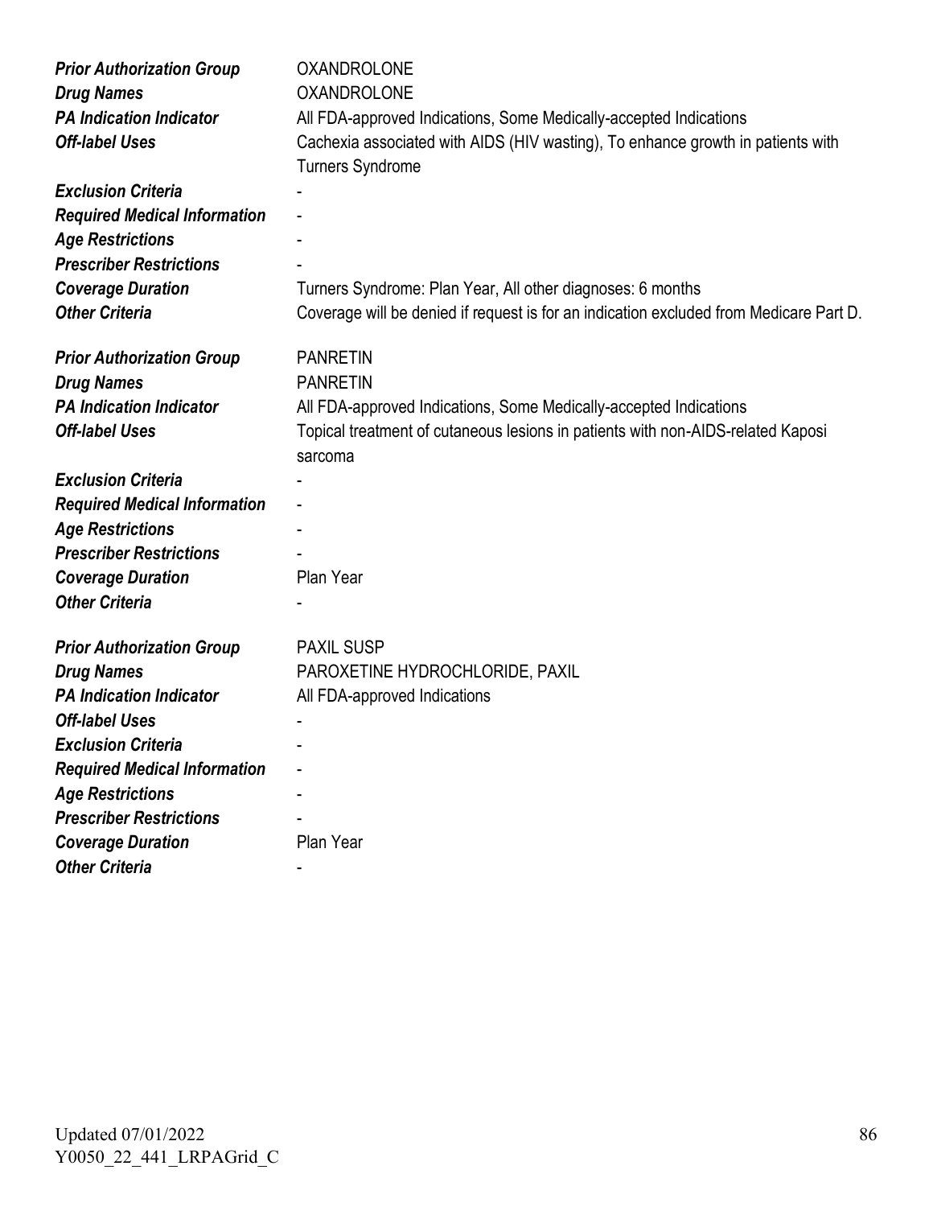| | |
|---|---|
| ***Prior Authorization Group*** | OXANDROLONE |
| ***Drug Names*** | OXANDROLONE |
| ***PA Indication Indicator*** | All FDA-approved Indications, Some Medically-accepted Indications |
| ***Off-label Uses*** | Cachexia associated with AIDS (HIV wasting), To enhance growth in patients with Turners Syndrome |
| ***Exclusion Criteria*** | - |
| ***Required Medical Information*** | - |
| ***Age Restrictions*** | - |
| ***Prescriber Restrictions*** | - |
| ***Coverage Duration*** | Turners Syndrome: Plan Year, All other diagnoses: 6 months |
| ***Other Criteria*** | Coverage will be denied if request is for an indication excluded from Medicare Part D. |

| | |
|---|---|
| ***Prior Authorization Group*** | PANRETIN |
| ***Drug Names*** | PANRETIN |
| ***PA Indication Indicator*** | All FDA-approved Indications, Some Medically-accepted Indications |
| ***Off-label Uses*** | Topical treatment of cutaneous lesions in patients with non-AIDS-related Kaposi sarcoma |
| ***Exclusion Criteria*** | - |
| ***Required Medical Information*** | - |
| ***Age Restrictions*** | - |
| ***Prescriber Restrictions*** | - |
| ***Coverage Duration*** | Plan Year |
| ***Other Criteria*** | - |

| | |
|---|---|
| ***Prior Authorization Group*** | PAXIL SUSP |
| ***Drug Names*** | PAROXETINE HYDROCHLORIDE, PAXIL |
| ***PA Indication Indicator*** | All FDA-approved Indications |
| ***Off-label Uses*** | - |
| ***Exclusion Criteria*** | - |
| ***Required Medical Information*** | - |
| ***Age Restrictions*** | - |
| ***Prescriber Restrictions*** | - |
| ***Coverage Duration*** | Plan Year |
| ***Other Criteria*** | - |

Updated 07/01/2022
Y0050_22_441_LRPAGrid_C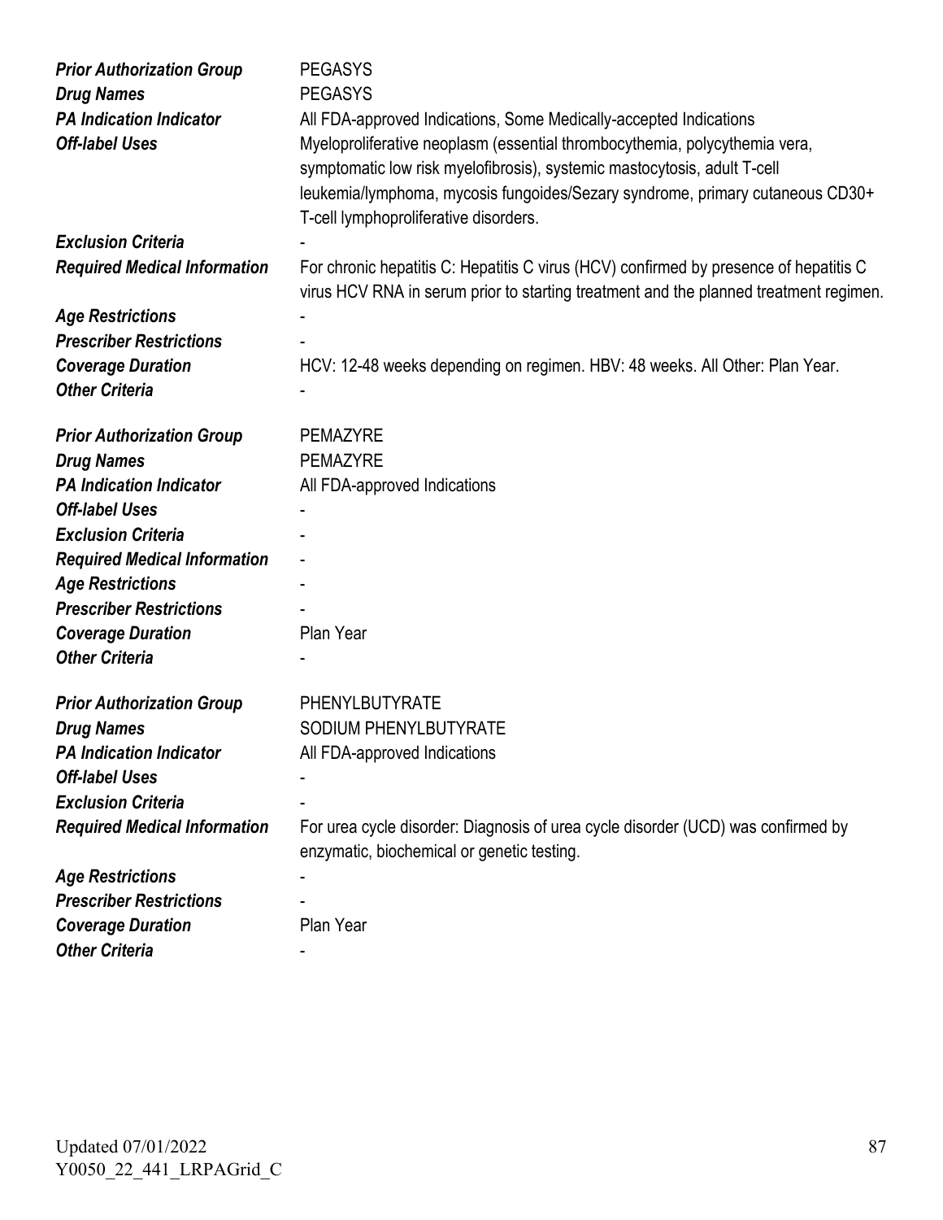| | |
|---|---|
| ***Prior Authorization Group*** | PEGASYS |
| ***Drug Names*** | PEGASYS |
| ***PA Indication Indicator*** | All FDA-approved Indications, Some Medically-accepted Indications |
| ***Off-label Uses*** | Myeloproliferative neoplasm (essential thrombocythemia, polycythemia vera, symptomatic low risk myelofibrosis), systemic mastocytosis, adult T-cell leukemia/lymphoma, mycosis fungoides/Sezary syndrome, primary cutaneous CD30+ T-cell lymphoproliferative disorders. |
| ***Exclusion Criteria*** | - |
| ***Required Medical Information*** | For chronic hepatitis C: Hepatitis C virus (HCV) confirmed by presence of hepatitis C virus HCV RNA in serum prior to starting treatment and the planned treatment regimen. |
| ***Age Restrictions*** | - |
| ***Prescriber Restrictions*** | - |
| ***Coverage Duration*** | HCV: 12-48 weeks depending on regimen. HBV: 48 weeks. All Other: Plan Year. |
| ***Other Criteria*** | - |

| | |
|---|---|
| ***Prior Authorization Group*** | PEMAZYRE |
| ***Drug Names*** | PEMAZYRE |
| ***PA Indication Indicator*** | All FDA-approved Indications |
| ***Off-label Uses*** | - |
| ***Exclusion Criteria*** | - |
| ***Required Medical Information*** | - |
| ***Age Restrictions*** | - |
| ***Prescriber Restrictions*** | - |
| ***Coverage Duration*** | Plan Year |
| ***Other Criteria*** | - |

| | |
|---|---|
| ***Prior Authorization Group*** | PHENYLBUTYRATE |
| ***Drug Names*** | SODIUM PHENYLBUTYRATE |
| ***PA Indication Indicator*** | All FDA-approved Indications |
| ***Off-label Uses*** | - |
| ***Exclusion Criteria*** | - |
| ***Required Medical Information*** | For urea cycle disorder: Diagnosis of urea cycle disorder (UCD) was confirmed by enzymatic, biochemical or genetic testing. |
| ***Age Restrictions*** | - |
| ***Prescriber Restrictions*** | - |
| ***Coverage Duration*** | Plan Year |
| ***Other Criteria*** | - |

Updated 07/01/2022
Y0050_22_441_LRPAGrid_C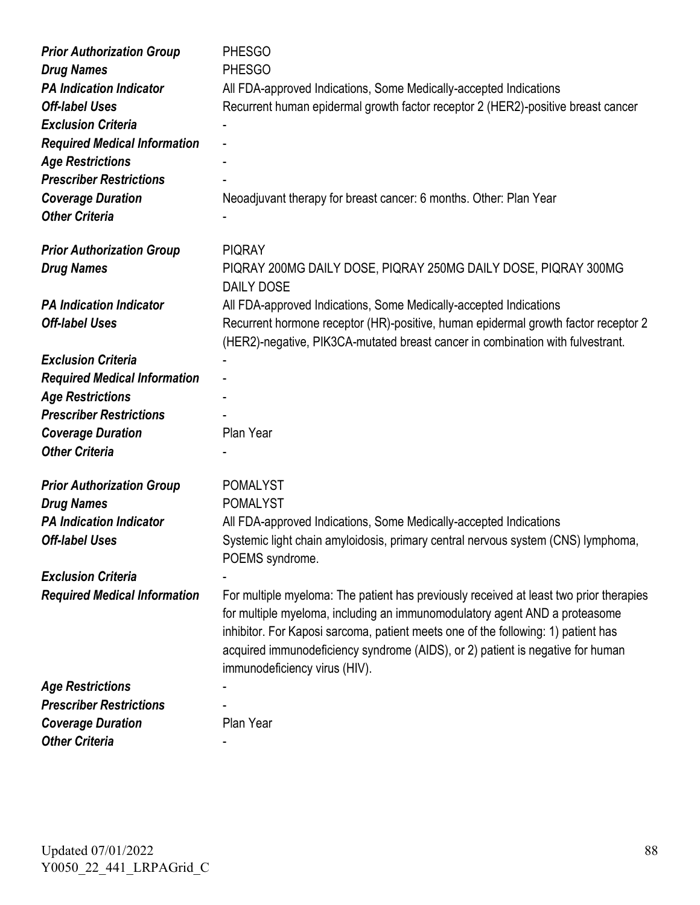| | |
|---|---|
| ***Prior Authorization Group*** | PHESGO |
| ***Drug Names*** | PHESGO |
| ***PA Indication Indicator*** | All FDA-approved Indications, Some Medically-accepted Indications |
| ***Off-label Uses*** | Recurrent human epidermal growth factor receptor 2 (HER2)-positive breast cancer |
| ***Exclusion Criteria*** | - |
| ***Required Medical Information*** | - |
| ***Age Restrictions*** | - |
| ***Prescriber Restrictions*** | - |
| ***Coverage Duration*** | Neoadjuvant therapy for breast cancer: 6 months. Other: Plan Year |
| ***Other Criteria*** | - |

| | |
|---|---|
| ***Prior Authorization Group*** | PIQRAY |
| ***Drug Names*** | PIQRAY 200MG DAILY DOSE, PIQRAY 250MG DAILY DOSE, PIQRAY 300MG DAILY DOSE |
| ***PA Indication Indicator*** | All FDA-approved Indications, Some Medically-accepted Indications |
| ***Off-label Uses*** | Recurrent hormone receptor (HR)-positive, human epidermal growth factor receptor 2 (HER2)-negative, PIK3CA-mutated breast cancer in combination with fulvestrant. |
| ***Exclusion Criteria*** | - |
| ***Required Medical Information*** | - |
| ***Age Restrictions*** | - |
| ***Prescriber Restrictions*** | - |
| ***Coverage Duration*** | Plan Year |
| ***Other Criteria*** | - |

| | |
|---|---|
| ***Prior Authorization Group*** | POMALYST |
| ***Drug Names*** | POMALYST |
| ***PA Indication Indicator*** | All FDA-approved Indications, Some Medically-accepted Indications |
| ***Off-label Uses*** | Systemic light chain amyloidosis, primary central nervous system (CNS) lymphoma, POEMS syndrome. |
| ***Exclusion Criteria*** | - |
| ***Required Medical Information*** | For multiple myeloma: The patient has previously received at least two prior therapies for multiple myeloma, including an immunomodulatory agent AND a proteasome inhibitor. For Kaposi sarcoma, patient meets one of the following: 1) patient has acquired immunodeficiency syndrome (AIDS), or 2) patient is negative for human immunodeficiency virus (HIV). |
| ***Age Restrictions*** | - |
| ***Prescriber Restrictions*** | - |
| ***Coverage Duration*** | Plan Year |
| ***Other Criteria*** | - |

Updated 07/01/2022
Y0050_22_441_LRPAGrid_C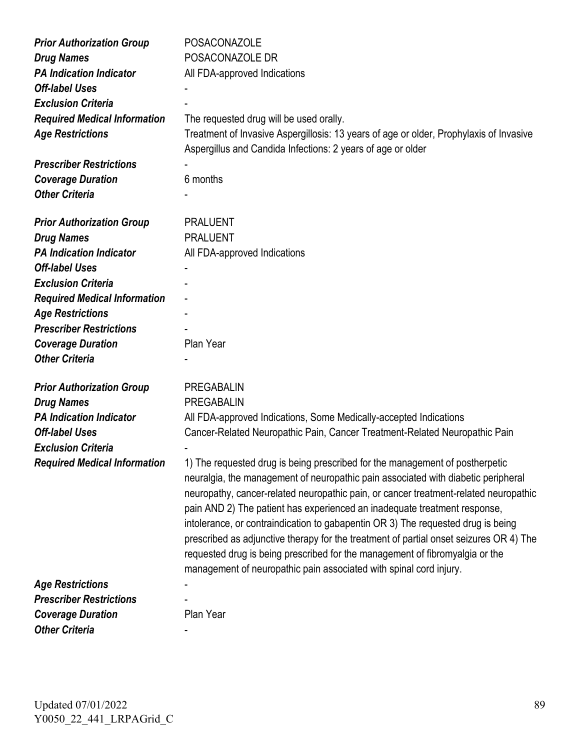| | |
|---|---|
| ***Prior Authorization Group*** | POSACONAZOLE |
| ***Drug Names*** | POSACONAZOLE DR |
| ***PA Indication Indicator*** | All FDA-approved Indications |
| ***Off-label Uses*** | - |
| ***Exclusion Criteria*** | - |
| ***Required Medical Information*** | The requested drug will be used orally. |
| ***Age Restrictions*** | Treatment of Invasive Aspergillosis: 13 years of age or older, Prophylaxis of Invasive Aspergillus and Candida Infections: 2 years of age or older |
| ***Prescriber Restrictions*** | - |
| ***Coverage Duration*** | 6 months |
| ***Other Criteria*** | - |

| | |
|---|---|
| ***Prior Authorization Group*** | PRALUENT |
| ***Drug Names*** | PRALUENT |
| ***PA Indication Indicator*** | All FDA-approved Indications |
| ***Off-label Uses*** | - |
| ***Exclusion Criteria*** | - |
| ***Required Medical Information*** | - |
| ***Age Restrictions*** | - |
| ***Prescriber Restrictions*** | - |
| ***Coverage Duration*** | Plan Year |
| ***Other Criteria*** | - |

| | |
|---|---|
| ***Prior Authorization Group*** | PREGABALIN |
| ***Drug Names*** | PREGABALIN |
| ***PA Indication Indicator*** | All FDA-approved Indications, Some Medically-accepted Indications |
| ***Off-label Uses*** | Cancer-Related Neuropathic Pain, Cancer Treatment-Related Neuropathic Pain |
| ***Exclusion Criteria*** | - |
| ***Required Medical Information*** | 1) The requested drug is being prescribed for the management of postherpetic neuralgia, the management of neuropathic pain associated with diabetic peripheral neuropathy, cancer-related neuropathic pain, or cancer treatment-related neuropathic pain AND 2) The patient has experienced an inadequate treatment response, intolerance, or contraindication to gabapentin OR 3) The requested drug is being prescribed as adjunctive therapy for the treatment of partial onset seizures OR 4) The requested drug is being prescribed for the management of fibromyalgia or the management of neuropathic pain associated with spinal cord injury. |
| ***Age Restrictions*** | - |
| ***Prescriber Restrictions*** | - |
| ***Coverage Duration*** | Plan Year |
| ***Other Criteria*** | - |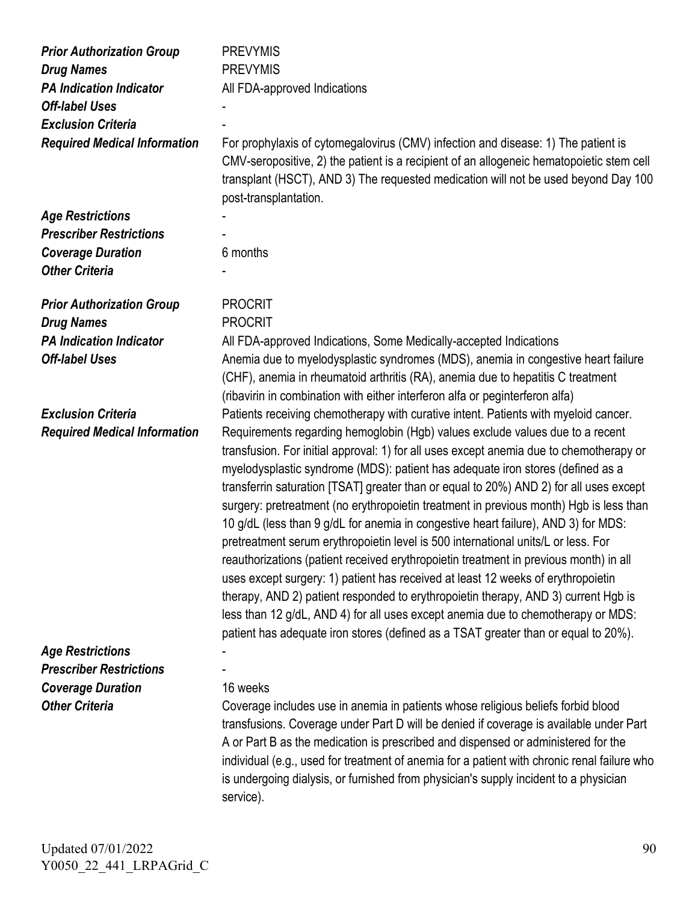| | |
|---|---|
| ***Prior Authorization Group*** | PREVYMIS |
| ***Drug Names*** | PREVYMIS |
| ***PA Indication Indicator*** | All FDA-approved Indications |
| ***Off-label Uses*** | - |
| ***Exclusion Criteria*** | - |
| ***Required Medical Information*** | For prophylaxis of cytomegalovirus (CMV) infection and disease: 1) The patient is CMV-seropositive, 2) the patient is a recipient of an allogeneic hematopoietic stem cell transplant (HSCT), AND 3) The requested medication will not be used beyond Day 100 post-transplantation. |
| ***Age Restrictions*** | - |
| ***Prescriber Restrictions*** | - |
| ***Coverage Duration*** | 6 months |
| ***Other Criteria*** | - |

| | |
|---|---|
| ***Prior Authorization Group*** | PROCRIT |
| ***Drug Names*** | PROCRIT |
| ***PA Indication Indicator*** | All FDA-approved Indications, Some Medically-accepted Indications |
| ***Off-label Uses*** | Anemia due to myelodysplastic syndromes (MDS), anemia in congestive heart failure (CHF), anemia in rheumatoid arthritis (RA), anemia due to hepatitis C treatment (ribavirin in combination with either interferon alfa or peginterferon alfa) |
| ***Exclusion Criteria*** | Patients receiving chemotherapy with curative intent. Patients with myeloid cancer. |
| ***Required Medical Information*** | Requirements regarding hemoglobin (Hgb) values exclude values due to a recent transfusion. For initial approval: 1) for all uses except anemia due to chemotherapy or myelodysplastic syndrome (MDS): patient has adequate iron stores (defined as a transferrin saturation [TSAT] greater than or equal to 20%) AND 2) for all uses except surgery: pretreatment (no erythropoietin treatment in previous month) Hgb is less than 10 g/dL (less than 9 g/dL for anemia in congestive heart failure), AND 3) for MDS: pretreatment serum erythropoietin level is 500 international units/L or less. For reauthorizations (patient received erythropoietin treatment in previous month) in all uses except surgery: 1) patient has received at least 12 weeks of erythropoietin therapy, AND 2) patient responded to erythropoietin therapy, AND 3) current Hgb is less than 12 g/dL, AND 4) for all uses except anemia due to chemotherapy or MDS: patient has adequate iron stores (defined as a TSAT greater than or equal to 20%). |
| ***Age Restrictions*** | - |
| ***Prescriber Restrictions*** | - |
| ***Coverage Duration*** | 16 weeks |
| ***Other Criteria*** | Coverage includes use in anemia in patients whose religious beliefs forbid blood transfusions. Coverage under Part D will be denied if coverage is available under Part A or Part B as the medication is prescribed and dispensed or administered for the individual (e.g., used for treatment of anemia for a patient with chronic renal failure who is undergoing dialysis, or furnished from physician's supply incident to a physician service). |

Updated 07/01/2022
Y0050_22_441_LRPAGrid_C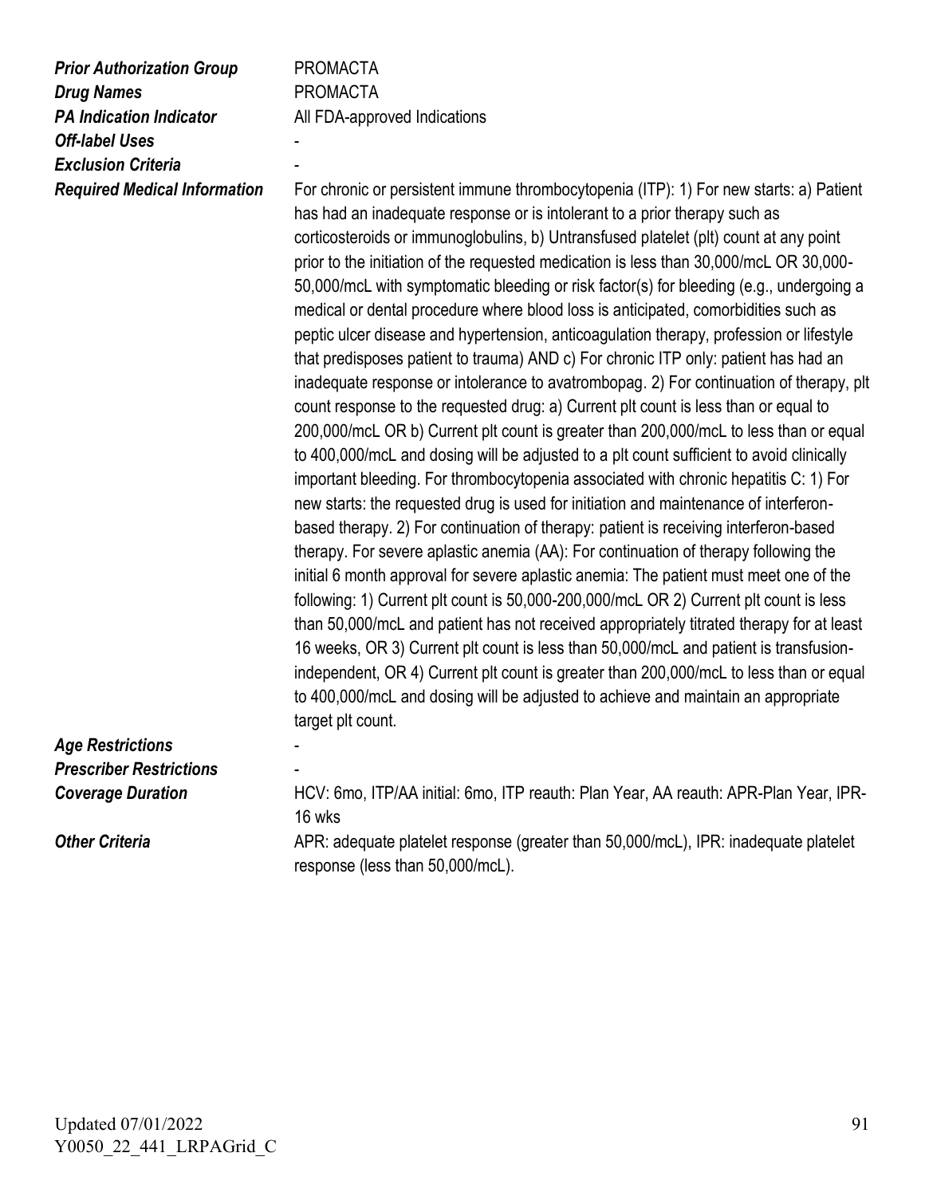| | |
|---|---|
| ***Prior Authorization Group*** | PROMACTA |
| ***Drug Names*** | PROMACTA |
| ***PA Indication Indicator*** | All FDA-approved Indications |
| ***Off-label Uses*** | - |
| ***Exclusion Criteria*** | - |
| ***Required Medical Information*** | For chronic or persistent immune thrombocytopenia (ITP): 1) For new starts: a) Patient has had an inadequate response or is intolerant to a prior therapy such as corticosteroids or immunoglobulins, b) Untransfused platelet (plt) count at any point prior to the initiation of the requested medication is less than 30,000/mcL OR 30,000-50,000/mcL with symptomatic bleeding or risk factor(s) for bleeding (e.g., undergoing a medical or dental procedure where blood loss is anticipated, comorbidities such as peptic ulcer disease and hypertension, anticoagulation therapy, profession or lifestyle that predisposes patient to trauma) AND c) For chronic ITP only: patient has had an inadequate response or intolerance to avatrombopag. 2) For continuation of therapy, plt count response to the requested drug: a) Current plt count is less than or equal to 200,000/mcL OR b) Current plt count is greater than 200,000/mcL to less than or equal to 400,000/mcL and dosing will be adjusted to a plt count sufficient to avoid clinically important bleeding. For thrombocytopenia associated with chronic hepatitis C: 1) For new starts: the requested drug is used for initiation and maintenance of interferon-based therapy. 2) For continuation of therapy: patient is receiving interferon-based therapy. For severe aplastic anemia (AA): For continuation of therapy following the initial 6 month approval for severe aplastic anemia: The patient must meet one of the following: 1) Current plt count is 50,000-200,000/mcL OR 2) Current plt count is less than 50,000/mcL and patient has not received appropriately titrated therapy for at least 16 weeks, OR 3) Current plt count is less than 50,000/mcL and patient is transfusion-independent, OR 4) Current plt count is greater than 200,000/mcL to less than or equal to 400,000/mcL and dosing will be adjusted to achieve and maintain an appropriate target plt count. |
| ***Age Restrictions*** | - |
| ***Prescriber Restrictions*** | - |
| ***Coverage Duration*** | HCV: 6mo, ITP/AA initial: 6mo, ITP reauth: Plan Year, AA reauth: APR-Plan Year, IPR-16 wks |
| ***Other Criteria*** | APR: adequate platelet response (greater than 50,000/mcL), IPR: inadequate platelet response (less than 50,000/mcL). |

Updated 07/01/2022
Y0050_22_441_LRPAGrid_C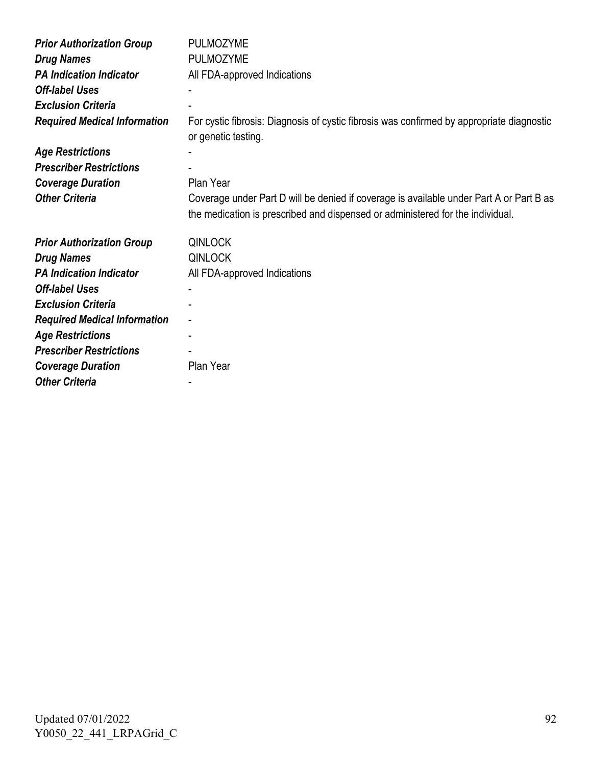| | |
|---|---|
| ***Prior Authorization Group*** | PULMOZYME |
| ***Drug Names*** | PULMOZYME |
| ***PA Indication Indicator*** | All FDA-approved Indications |
| ***Off-label Uses*** | - |
| ***Exclusion Criteria*** | - |
| ***Required Medical Information*** | For cystic fibrosis: Diagnosis of cystic fibrosis was confirmed by appropriate diagnostic or genetic testing. |
| ***Age Restrictions*** | - |
| ***Prescriber Restrictions*** | - |
| ***Coverage Duration*** | Plan Year |
| ***Other Criteria*** | Coverage under Part D will be denied if coverage is available under Part A or Part B as the medication is prescribed and dispensed or administered for the individual. |

| | |
|---|---|
| ***Prior Authorization Group*** | QINLOCK |
| ***Drug Names*** | QINLOCK |
| ***PA Indication Indicator*** | All FDA-approved Indications |
| ***Off-label Uses*** | - |
| ***Exclusion Criteria*** | - |
| ***Required Medical Information*** | - |
| ***Age Restrictions*** | - |
| ***Prescriber Restrictions*** | - |
| ***Coverage Duration*** | Plan Year |
| ***Other Criteria*** | - |

Updated 07/01/2022
Y0050_22_441_LRPAGrid_C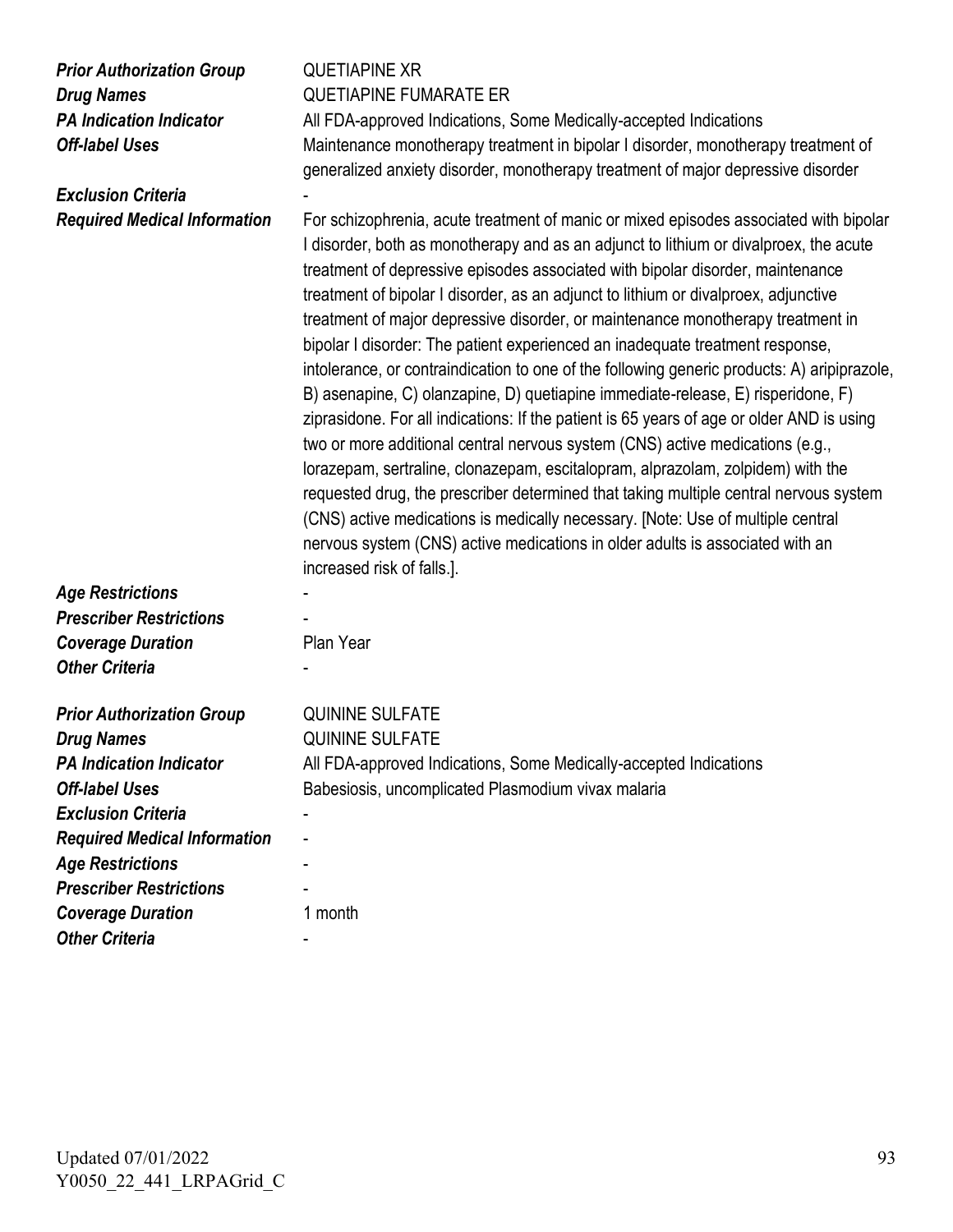| | |
|---|---|
| ***Prior Authorization Group*** | QUETIAPINE XR |
| ***Drug Names*** | QUETIAPINE FUMARATE ER |
| ***PA Indication Indicator*** | All FDA-approved Indications, Some Medically-accepted Indications |
| ***Off-label Uses*** | Maintenance monotherapy treatment in bipolar I disorder, monotherapy treatment of generalized anxiety disorder, monotherapy treatment of major depressive disorder |
| ***Exclusion Criteria*** | - |
| ***Required Medical Information*** | For schizophrenia, acute treatment of manic or mixed episodes associated with bipolar I disorder, both as monotherapy and as an adjunct to lithium or divalproex, the acute treatment of depressive episodes associated with bipolar disorder, maintenance treatment of bipolar I disorder, as an adjunct to lithium or divalproex, adjunctive treatment of major depressive disorder, or maintenance monotherapy treatment in bipolar I disorder: The patient experienced an inadequate treatment response, intolerance, or contraindication to one of the following generic products: A) aripiprazole, B) asenapine, C) olanzapine, D) quetiapine immediate-release, E) risperidone, F) ziprasidone. For all indications: If the patient is 65 years of age or older AND is using two or more additional central nervous system (CNS) active medications (e.g., lorazepam, sertraline, clonazepam, escitalopram, alprazolam, zolpidem) with the requested drug, the prescriber determined that taking multiple central nervous system (CNS) active medications is medically necessary. [Note: Use of multiple central nervous system (CNS) active medications in older adults is associated with an increased risk of falls.]. |
| ***Age Restrictions*** | - |
| ***Prescriber Restrictions*** | - |
| ***Coverage Duration*** | Plan Year |
| ***Other Criteria*** | - |

| | |
|---|---|
| ***Prior Authorization Group*** | QUININE SULFATE |
| ***Drug Names*** | QUININE SULFATE |
| ***PA Indication Indicator*** | All FDA-approved Indications, Some Medically-accepted Indications |
| ***Off-label Uses*** | Babesiosis, uncomplicated Plasmodium vivax malaria |
| ***Exclusion Criteria*** | - |
| ***Required Medical Information*** | - |
| ***Age Restrictions*** | - |
| ***Prescriber Restrictions*** | - |
| ***Coverage Duration*** | 1 month |
| ***Other Criteria*** | - |

Updated 07/01/2022
Y0050_22_441_LRPAGrid_C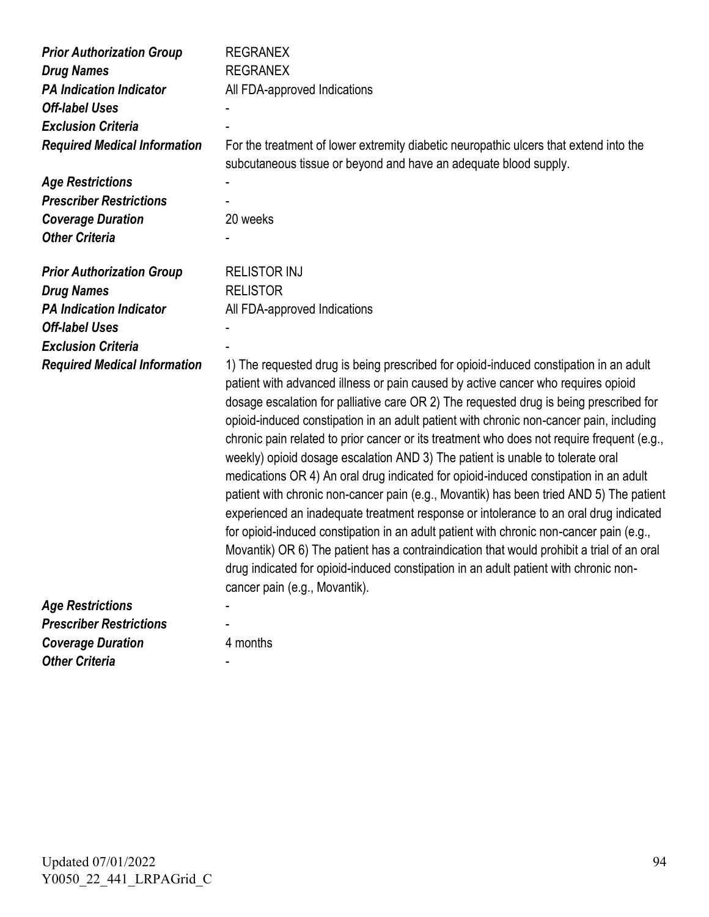| | |
|---|---|
| ***Prior Authorization Group*** | REGRANEX |
| ***Drug Names*** | REGRANEX |
| ***PA Indication Indicator*** | All FDA-approved Indications |
| ***Off-label Uses*** | - |
| ***Exclusion Criteria*** | - |
| ***Required Medical Information*** | For the treatment of lower extremity diabetic neuropathic ulcers that extend into the subcutaneous tissue or beyond and have an adequate blood supply. |
| ***Age Restrictions*** | - |
| ***Prescriber Restrictions*** | - |
| ***Coverage Duration*** | 20 weeks |
| ***Other Criteria*** | - |

| | |
|---|---|
| ***Prior Authorization Group*** | RELISTOR INJ |
| ***Drug Names*** | RELISTOR |
| ***PA Indication Indicator*** | All FDA-approved Indications |
| ***Off-label Uses*** | - |
| ***Exclusion Criteria*** | - |
| ***Required Medical Information*** | 1) The requested drug is being prescribed for opioid-induced constipation in an adult patient with advanced illness or pain caused by active cancer who requires opioid dosage escalation for palliative care OR 2) The requested drug is being prescribed for opioid-induced constipation in an adult patient with chronic non-cancer pain, including chronic pain related to prior cancer or its treatment who does not require frequent (e.g., weekly) opioid dosage escalation AND 3) The patient is unable to tolerate oral medications OR 4) An oral drug indicated for opioid-induced constipation in an adult patient with chronic non-cancer pain (e.g., Movantik) has been tried AND 5) The patient experienced an inadequate treatment response or intolerance to an oral drug indicated for opioid-induced constipation in an adult patient with chronic non-cancer pain (e.g., Movantik) OR 6) The patient has a contraindication that would prohibit a trial of an oral drug indicated for opioid-induced constipation in an adult patient with chronic non-cancer pain (e.g., Movantik). |
| ***Age Restrictions*** | - |
| ***Prescriber Restrictions*** | - |
| ***Coverage Duration*** | 4 months |
| ***Other Criteria*** | - |

Updated 07/01/2022
Y0050_22_441_LRPAGrid_C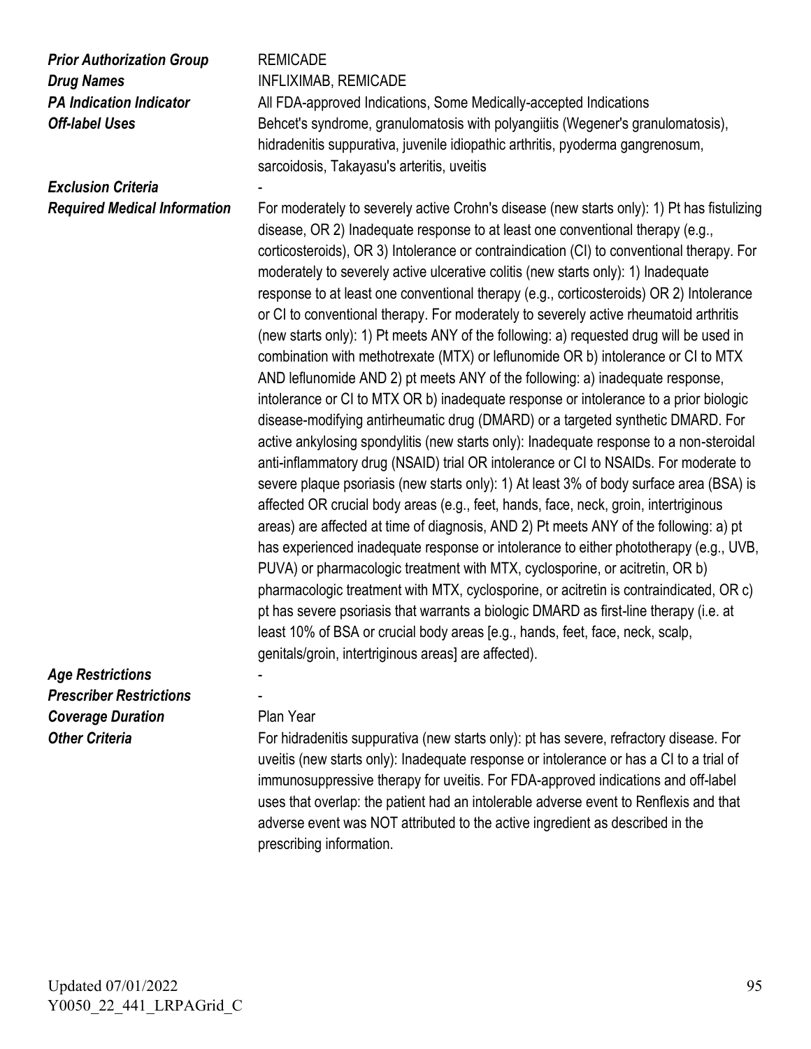| | |
|---|---|
| ***Prior Authorization Group*** | REMICADE |
| ***Drug Names*** | INFLIXIMAB, REMICADE |
| ***PA Indication Indicator*** | All FDA-approved Indications, Some Medically-accepted Indications |
| ***Off-label Uses*** | Behcet's syndrome, granulomatosis with polyangiitis (Wegener's granulomatosis), hidradenitis suppurativa, juvenile idiopathic arthritis, pyoderma gangrenosum, sarcoidosis, Takayasu's arteritis, uveitis |
| ***Exclusion Criteria*** | - |
| ***Required Medical Information*** | For moderately to severely active Crohn's disease (new starts only): 1) Pt has fistulizing disease, OR 2) Inadequate response to at least one conventional therapy (e.g., corticosteroids), OR 3) Intolerance or contraindication (CI) to conventional therapy. For moderately to severely active ulcerative colitis (new starts only): 1) Inadequate response to at least one conventional therapy (e.g., corticosteroids) OR 2) Intolerance or CI to conventional therapy. For moderately to severely active rheumatoid arthritis (new starts only): 1) Pt meets ANY of the following: a) requested drug will be used in combination with methotrexate (MTX) or leflunomide OR b) intolerance or CI to MTX AND leflunomide AND 2) pt meets ANY of the following: a) inadequate response, intolerance or CI to MTX OR b) inadequate response or intolerance to a prior biologic disease-modifying antirheumatic drug (DMARD) or a targeted synthetic DMARD. For active ankylosing spondylitis (new starts only): Inadequate response to a non-steroidal anti-inflammatory drug (NSAID) trial OR intolerance or CI to NSAIDs. For moderate to severe plaque psoriasis (new starts only): 1) At least 3% of body surface area (BSA) is affected OR crucial body areas (e.g., feet, hands, face, neck, groin, intertriginous areas) are affected at time of diagnosis, AND 2) Pt meets ANY of the following: a) pt has experienced inadequate response or intolerance to either phototherapy (e.g., UVB, PUVA) or pharmacologic treatment with MTX, cyclosporine, or acitretin, OR b) pharmacologic treatment with MTX, cyclosporine, or acitretin is contraindicated, OR c) pt has severe psoriasis that warrants a biologic DMARD as first-line therapy (i.e. at least 10% of BSA or crucial body areas [e.g., hands, feet, face, neck, scalp, genitals/groin, intertriginous areas] are affected). |
| ***Age Restrictions*** | - |
| ***Prescriber Restrictions*** | - |
| ***Coverage Duration*** | Plan Year |
| ***Other Criteria*** | For hidradenitis suppurativa (new starts only): pt has severe, refractory disease. For uveitis (new starts only): Inadequate response or intolerance or has a CI to a trial of immunosuppressive therapy for uveitis. For FDA-approved indications and off-label uses that overlap: the patient had an intolerable adverse event to Renflexis and that adverse event was NOT attributed to the active ingredient as described in the prescribing information. |

Updated 07/01/2022
Y0050_22_441_LRPAGrid_C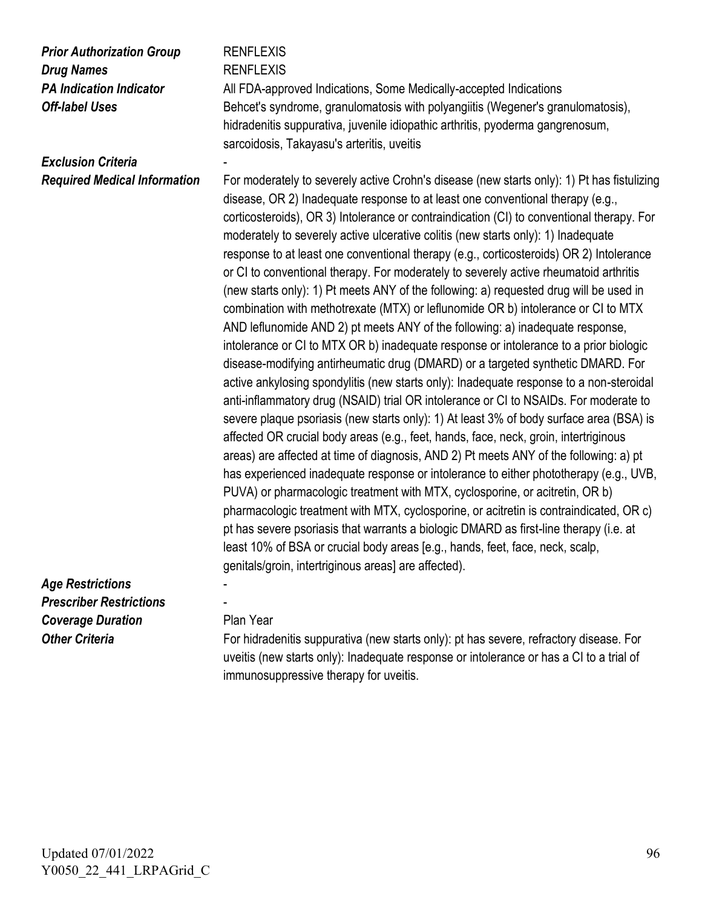| | |
|---|---|
| ***Prior Authorization Group*** | RENFLEXIS |
| ***Drug Names*** | RENFLEXIS |
| ***PA Indication Indicator*** | All FDA-approved Indications, Some Medically-accepted Indications |
| ***Off-label Uses*** | Behcet's syndrome, granulomatosis with polyangiitis (Wegener's granulomatosis), hidradenitis suppurativa, juvenile idiopathic arthritis, pyoderma gangrenosum, sarcoidosis, Takayasu's arteritis, uveitis |
| ***Exclusion Criteria*** | - |
| ***Required Medical Information*** | For moderately to severely active Crohn's disease (new starts only): 1) Pt has fistulizing disease, OR 2) Inadequate response to at least one conventional therapy (e.g., corticosteroids), OR 3) Intolerance or contraindication (CI) to conventional therapy. For moderately to severely active ulcerative colitis (new starts only): 1) Inadequate response to at least one conventional therapy (e.g., corticosteroids) OR 2) Intolerance or CI to conventional therapy. For moderately to severely active rheumatoid arthritis (new starts only): 1) Pt meets ANY of the following: a) requested drug will be used in combination with methotrexate (MTX) or leflunomide OR b) intolerance or CI to MTX AND leflunomide AND 2) pt meets ANY of the following: a) inadequate response, intolerance or CI to MTX OR b) inadequate response or intolerance to a prior biologic disease-modifying antirheumatic drug (DMARD) or a targeted synthetic DMARD. For active ankylosing spondylitis (new starts only): Inadequate response to a non-steroidal anti-inflammatory drug (NSAID) trial OR intolerance or CI to NSAIDs. For moderate to severe plaque psoriasis (new starts only): 1) At least 3% of body surface area (BSA) is affected OR crucial body areas (e.g., feet, hands, face, neck, groin, intertriginous areas) are affected at time of diagnosis, AND 2) Pt meets ANY of the following: a) pt has experienced inadequate response or intolerance to either phototherapy (e.g., UVB, PUVA) or pharmacologic treatment with MTX, cyclosporine, or acitretin, OR b) pharmacologic treatment with MTX, cyclosporine, or acitretin is contraindicated, OR c) pt has severe psoriasis that warrants a biologic DMARD as first-line therapy (i.e. at least 10% of BSA or crucial body areas [e.g., hands, feet, face, neck, scalp, genitals/groin, intertriginous areas] are affected). |
| ***Age Restrictions*** | - |
| ***Prescriber Restrictions*** | - |
| ***Coverage Duration*** | Plan Year |
| ***Other Criteria*** | For hidradenitis suppurativa (new starts only): pt has severe, refractory disease. For uveitis (new starts only): Inadequate response or intolerance or has a CI to a trial of immunosuppressive therapy for uveitis. |

Updated 07/01/2022
Y0050_22_441_LRPAGrid_C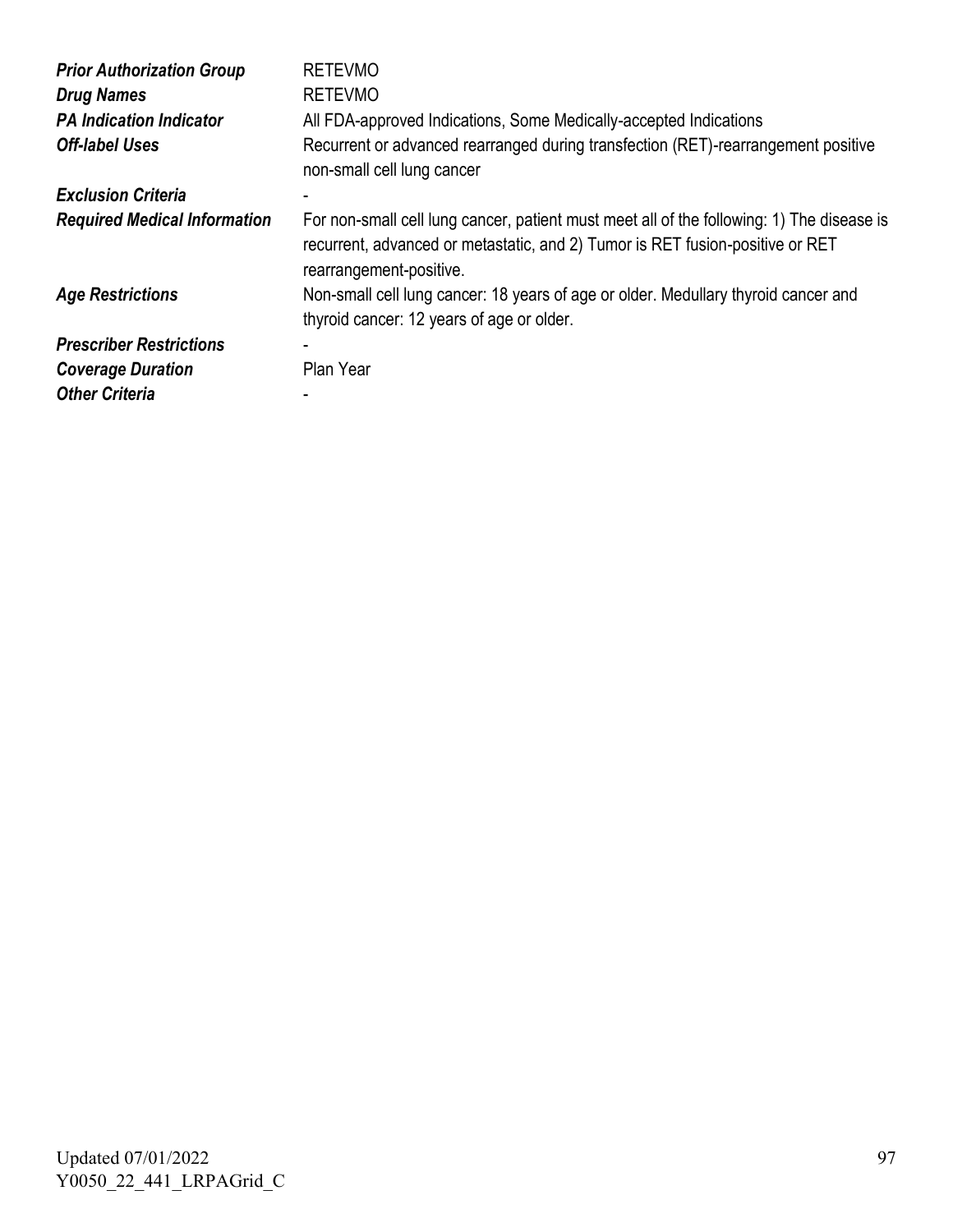| | |
|---|---|
| ***Prior Authorization Group*** | RETEVMO |
| ***Drug Names*** | RETEVMO |
| ***PA Indication Indicator*** | All FDA-approved Indications, Some Medically-accepted Indications |
| ***Off-label Uses*** | Recurrent or advanced rearranged during transfection (RET)-rearrangement positive non-small cell lung cancer |
| ***Exclusion Criteria*** | - |
| ***Required Medical Information*** | For non-small cell lung cancer, patient must meet all of the following: 1) The disease is recurrent, advanced or metastatic, and 2) Tumor is RET fusion-positive or RET rearrangement-positive. |
| ***Age Restrictions*** | Non-small cell lung cancer: 18 years of age or older. Medullary thyroid cancer and thyroid cancer: 12 years of age or older. |
| ***Prescriber Restrictions*** | - |
| ***Coverage Duration*** | Plan Year |
| ***Other Criteria*** | - |

Updated 07/01/2022
Y0050_22_441_LRPAGrid_C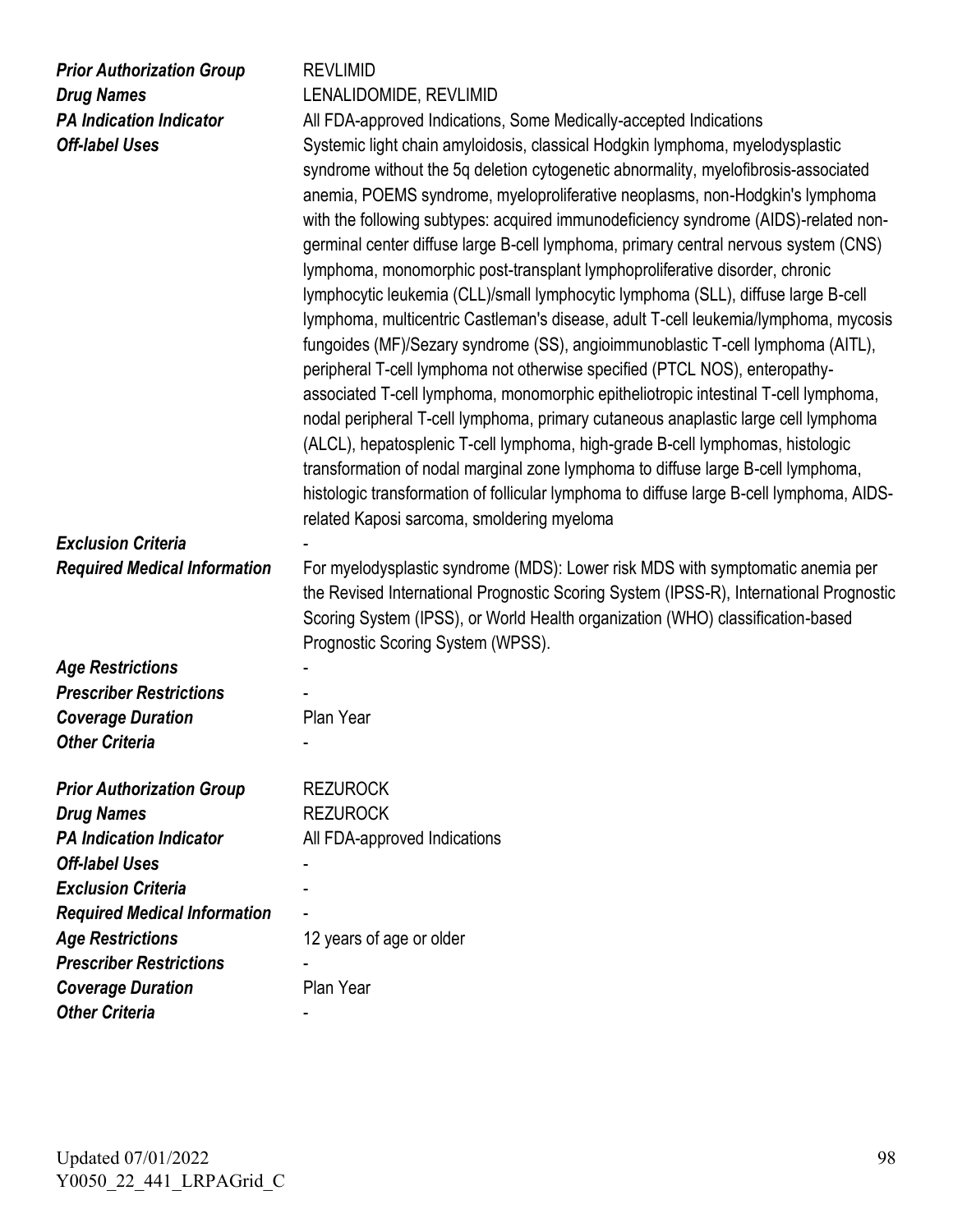| | |
|---|---|
| ***Prior Authorization Group*** | REVLIMID |
| ***Drug Names*** | LENALIDOMIDE, REVLIMID |
| ***PA Indication Indicator*** | All FDA-approved Indications, Some Medically-accepted Indications |
| ***Off-label Uses*** | Systemic light chain amyloidosis, classical Hodgkin lymphoma, myelodysplastic syndrome without the 5q deletion cytogenetic abnormality, myelofibrosis-associated anemia, POEMS syndrome, myeloproliferative neoplasms, non-Hodgkin's lymphoma with the following subtypes: acquired immunodeficiency syndrome (AIDS)-related non-germinal center diffuse large B-cell lymphoma, primary central nervous system (CNS) lymphoma, monomorphic post-transplant lymphoproliferative disorder, chronic lymphocytic leukemia (CLL)/small lymphocytic lymphoma (SLL), diffuse large B-cell lymphoma, multicentric Castleman's disease, adult T-cell leukemia/lymphoma, mycosis fungoides (MF)/Sezary syndrome (SS), angioimmunoblastic T-cell lymphoma (AITL), peripheral T-cell lymphoma not otherwise specified (PTCL NOS), enteropathy-associated T-cell lymphoma, monomorphic epitheliotropic intestinal T-cell lymphoma, nodal peripheral T-cell lymphoma, primary cutaneous anaplastic large cell lymphoma (ALCL), hepatosplenic T-cell lymphoma, high-grade B-cell lymphomas, histologic transformation of nodal marginal zone lymphoma to diffuse large B-cell lymphoma, histologic transformation of follicular lymphoma to diffuse large B-cell lymphoma, AIDS-related Kaposi sarcoma, smoldering myeloma |
| ***Exclusion Criteria*** | - |
| ***Required Medical Information*** | For myelodysplastic syndrome (MDS): Lower risk MDS with symptomatic anemia per the Revised International Prognostic Scoring System (IPSS-R), International Prognostic Scoring System (IPSS), or World Health organization (WHO) classification-based Prognostic Scoring System (WPSS). |
| ***Age Restrictions*** | - |
| ***Prescriber Restrictions*** | - |
| ***Coverage Duration*** | Plan Year |
| ***Other Criteria*** | - |

| | |
|---|---|
| ***Prior Authorization Group*** | REZUROCK |
| ***Drug Names*** | REZUROCK |
| ***PA Indication Indicator*** | All FDA-approved Indications |
| ***Off-label Uses*** | - |
| ***Exclusion Criteria*** | - |
| ***Required Medical Information*** | - |
| ***Age Restrictions*** | 12 years of age or older |
| ***Prescriber Restrictions*** | - |
| ***Coverage Duration*** | Plan Year |
| ***Other Criteria*** | - |

Updated 07/01/2022
Y0050_22_441_LRPAGrid_C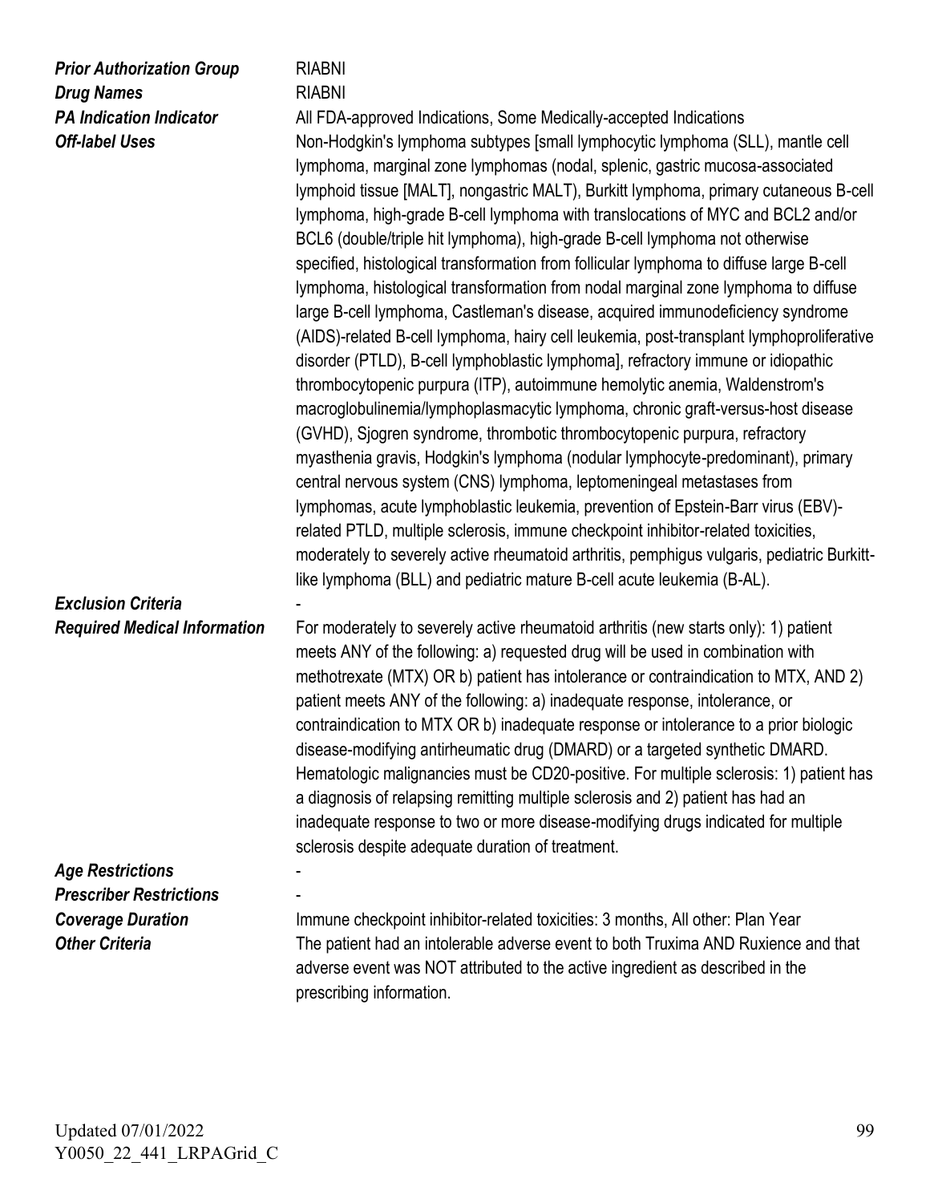| | |
|---|---|
| ***Prior Authorization Group*** | RIABNI |
| ***Drug Names*** | RIABNI |
| ***PA Indication Indicator*** | All FDA-approved Indications, Some Medically-accepted Indications |
| ***Off-label Uses*** | Non-Hodgkin's lymphoma subtypes [small lymphocytic lymphoma (SLL), mantle cell lymphoma, marginal zone lymphomas (nodal, splenic, gastric mucosa-associated lymphoid tissue [MALT], nongastric MALT), Burkitt lymphoma, primary cutaneous B-cell lymphoma, high-grade B-cell lymphoma with translocations of MYC and BCL2 and/or BCL6 (double/triple hit lymphoma), high-grade B-cell lymphoma not otherwise specified, histological transformation from follicular lymphoma to diffuse large B-cell lymphoma, histological transformation from nodal marginal zone lymphoma to diffuse large B-cell lymphoma, Castleman's disease, acquired immunodeficiency syndrome (AIDS)-related B-cell lymphoma, hairy cell leukemia, post-transplant lymphoproliferative disorder (PTLD), B-cell lymphoblastic lymphoma], refractory immune or idiopathic thrombocytopenic purpura (ITP), autoimmune hemolytic anemia, Waldenstrom's macroglobulinemia/lymphoplasmacytic lymphoma, chronic graft-versus-host disease (GVHD), Sjogren syndrome, thrombotic thrombocytopenic purpura, refractory myasthenia gravis, Hodgkin's lymphoma (nodular lymphocyte-predominant), primary central nervous system (CNS) lymphoma, leptomeningeal metastases from lymphomas, acute lymphoblastic leukemia, prevention of Epstein-Barr virus (EBV)-related PTLD, multiple sclerosis, immune checkpoint inhibitor-related toxicities, moderately to severely active rheumatoid arthritis, pemphigus vulgaris, pediatric Burkitt-like lymphoma (BLL) and pediatric mature B-cell acute leukemia (B-AL). |
| ***Exclusion Criteria*** | - |
| ***Required Medical Information*** | For moderately to severely active rheumatoid arthritis (new starts only): 1) patient meets ANY of the following: a) requested drug will be used in combination with methotrexate (MTX) OR b) patient has intolerance or contraindication to MTX, AND 2) patient meets ANY of the following: a) inadequate response, intolerance, or contraindication to MTX OR b) inadequate response or intolerance to a prior biologic disease-modifying antirheumatic drug (DMARD) or a targeted synthetic DMARD. Hematologic malignancies must be CD20-positive. For multiple sclerosis: 1) patient has a diagnosis of relapsing remitting multiple sclerosis and 2) patient has had an inadequate response to two or more disease-modifying drugs indicated for multiple sclerosis despite adequate duration of treatment. |
| ***Age Restrictions*** | - |
| ***Prescriber Restrictions*** | - |
| ***Coverage Duration*** | Immune checkpoint inhibitor-related toxicities: 3 months, All other: Plan Year |
| ***Other Criteria*** | The patient had an intolerable adverse event to both Truxima AND Ruxience and that adverse event was NOT attributed to the active ingredient as described in the prescribing information. |

Updated 07/01/2022
Y0050_22_441_LRPAGrid_C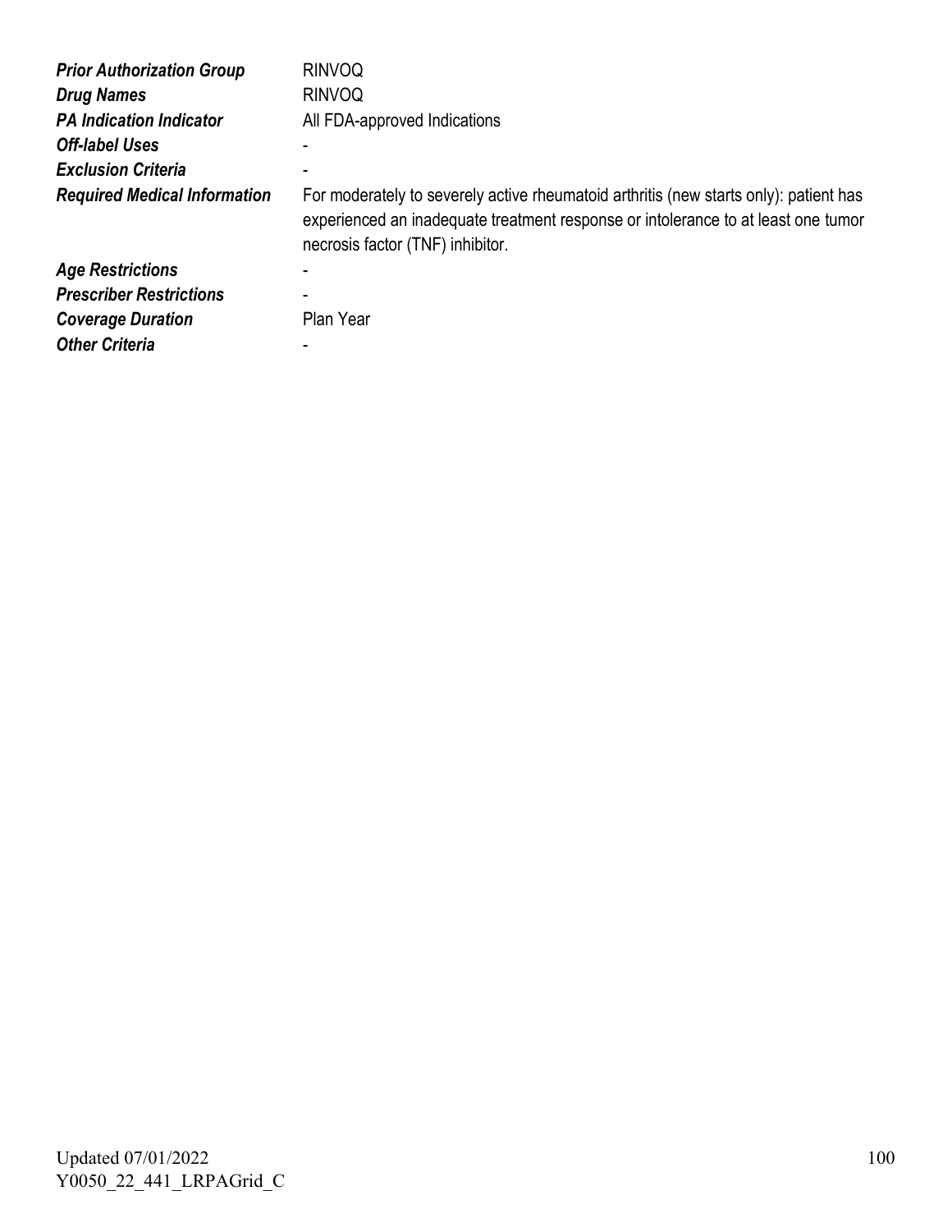| | |
|---|---|
| ***Prior Authorization Group*** | RINVOQ |
| ***Drug Names*** | RINVOQ |
| ***PA Indication Indicator*** | All FDA-approved Indications |
| ***Off-label Uses*** | - |
| ***Exclusion Criteria*** | - |
| ***Required Medical Information*** | For moderately to severely active rheumatoid arthritis (new starts only): patient has experienced an inadequate treatment response or intolerance to at least one tumor necrosis factor (TNF) inhibitor. |
| ***Age Restrictions*** | - |
| ***Prescriber Restrictions*** | - |
| ***Coverage Duration*** | Plan Year |
| ***Other Criteria*** | - |

Updated 07/01/2022
Y0050_22_441_LRPAGrid_C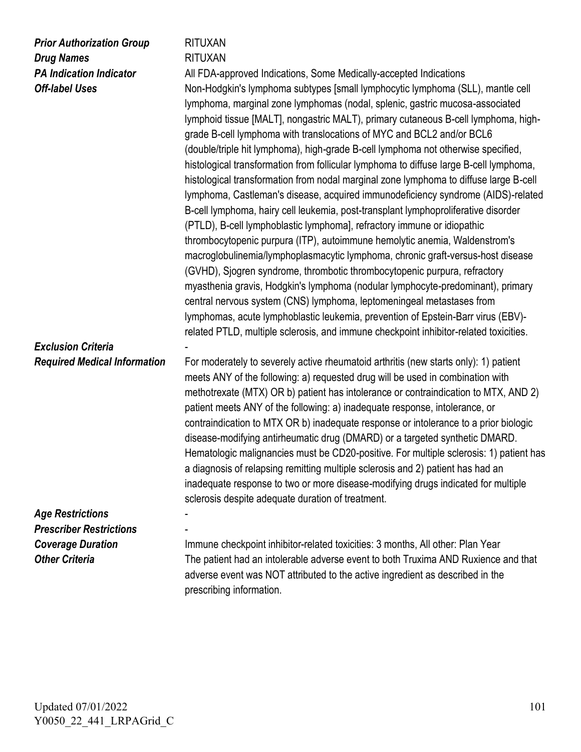| | |
|---|---|
| ***Prior Authorization Group*** | RITUXAN |
| ***Drug Names*** | RITUXAN |
| ***PA Indication Indicator*** | All FDA-approved Indications, Some Medically-accepted Indications |
| ***Off-label Uses*** | Non-Hodgkin's lymphoma subtypes [small lymphocytic lymphoma (SLL), mantle cell lymphoma, marginal zone lymphomas (nodal, splenic, gastric mucosa-associated lymphoid tissue [MALT], nongastric MALT), primary cutaneous B-cell lymphoma, high-grade B-cell lymphoma with translocations of MYC and BCL2 and/or BCL6 (double/triple hit lymphoma), high-grade B-cell lymphoma not otherwise specified, histological transformation from follicular lymphoma to diffuse large B-cell lymphoma, histological transformation from nodal marginal zone lymphoma to diffuse large B-cell lymphoma, Castleman's disease, acquired immunodeficiency syndrome (AIDS)-related B-cell lymphoma, hairy cell leukemia, post-transplant lymphoproliferative disorder (PTLD), B-cell lymphoblastic lymphoma], refractory immune or idiopathic thrombocytopenic purpura (ITP), autoimmune hemolytic anemia, Waldenstrom's macroglobulinemia/lymphoplasmacytic lymphoma, chronic graft-versus-host disease (GVHD), Sjogren syndrome, thrombotic thrombocytopenic purpura, refractory myasthenia gravis, Hodgkin's lymphoma (nodular lymphocyte-predominant), primary central nervous system (CNS) lymphoma, leptomeningeal metastases from lymphomas, acute lymphoblastic leukemia, prevention of Epstein-Barr virus (EBV)-related PTLD, multiple sclerosis, and immune checkpoint inhibitor-related toxicities. |
| ***Exclusion Criteria*** | - |
| ***Required Medical Information*** | For moderately to severely active rheumatoid arthritis (new starts only): 1) patient meets ANY of the following: a) requested drug will be used in combination with methotrexate (MTX) OR b) patient has intolerance or contraindication to MTX, AND 2) patient meets ANY of the following: a) inadequate response, intolerance, or contraindication to MTX OR b) inadequate response or intolerance to a prior biologic disease-modifying antirheumatic drug (DMARD) or a targeted synthetic DMARD. Hematologic malignancies must be CD20-positive. For multiple sclerosis: 1) patient has a diagnosis of relapsing remitting multiple sclerosis and 2) patient has had an inadequate response to two or more disease-modifying drugs indicated for multiple sclerosis despite adequate duration of treatment. |
| ***Age Restrictions*** | - |
| ***Prescriber Restrictions*** | - |
| ***Coverage Duration*** | Immune checkpoint inhibitor-related toxicities: 3 months, All other: Plan Year |
| ***Other Criteria*** | The patient had an intolerable adverse event to both Truxima AND Ruxience and that adverse event was NOT attributed to the active ingredient as described in the prescribing information. |

Updated 07/01/2022
Y0050_22_441_LRPAGrid_C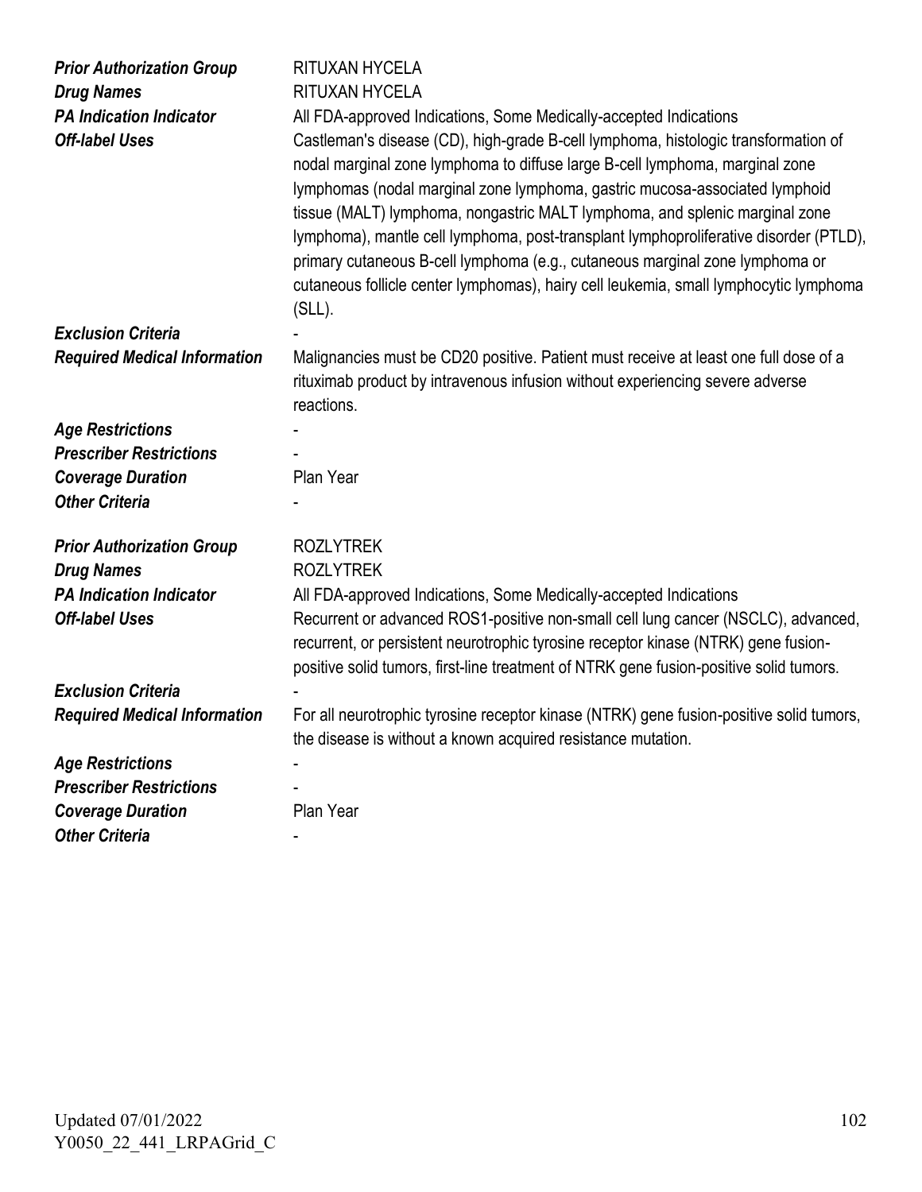| | |
|---|---|
| ***Prior Authorization Group*** | RITUXAN HYCELA |
| ***Drug Names*** | RITUXAN HYCELA |
| ***PA Indication Indicator*** | All FDA-approved Indications, Some Medically-accepted Indications |
| ***Off-label Uses*** | Castleman's disease (CD), high-grade B-cell lymphoma, histologic transformation of nodal marginal zone lymphoma to diffuse large B-cell lymphoma, marginal zone lymphomas (nodal marginal zone lymphoma, gastric mucosa-associated lymphoid tissue (MALT) lymphoma, nongastric MALT lymphoma, and splenic marginal zone lymphoma), mantle cell lymphoma, post-transplant lymphoproliferative disorder (PTLD), primary cutaneous B-cell lymphoma (e.g., cutaneous marginal zone lymphoma or cutaneous follicle center lymphomas), hairy cell leukemia, small lymphocytic lymphoma (SLL). |
| ***Exclusion Criteria*** | - |
| ***Required Medical Information*** | Malignancies must be CD20 positive. Patient must receive at least one full dose of a rituximab product by intravenous infusion without experiencing severe adverse reactions. |
| ***Age Restrictions*** | - |
| ***Prescriber Restrictions*** | - |
| ***Coverage Duration*** | Plan Year |
| ***Other Criteria*** | - |

| | |
|---|---|
| ***Prior Authorization Group*** | ROZLYTREK |
| ***Drug Names*** | ROZLYTREK |
| ***PA Indication Indicator*** | All FDA-approved Indications, Some Medically-accepted Indications |
| ***Off-label Uses*** | Recurrent or advanced ROS1-positive non-small cell lung cancer (NSCLC), advanced, recurrent, or persistent neurotrophic tyrosine receptor kinase (NTRK) gene fusion-positive solid tumors, first-line treatment of NTRK gene fusion-positive solid tumors. |
| ***Exclusion Criteria*** | - |
| ***Required Medical Information*** | For all neurotrophic tyrosine receptor kinase (NTRK) gene fusion-positive solid tumors, the disease is without a known acquired resistance mutation. |
| ***Age Restrictions*** | - |
| ***Prescriber Restrictions*** | - |
| ***Coverage Duration*** | Plan Year |
| ***Other Criteria*** | - |

Updated 07/01/2022
Y0050_22_441_LRPAGrid_C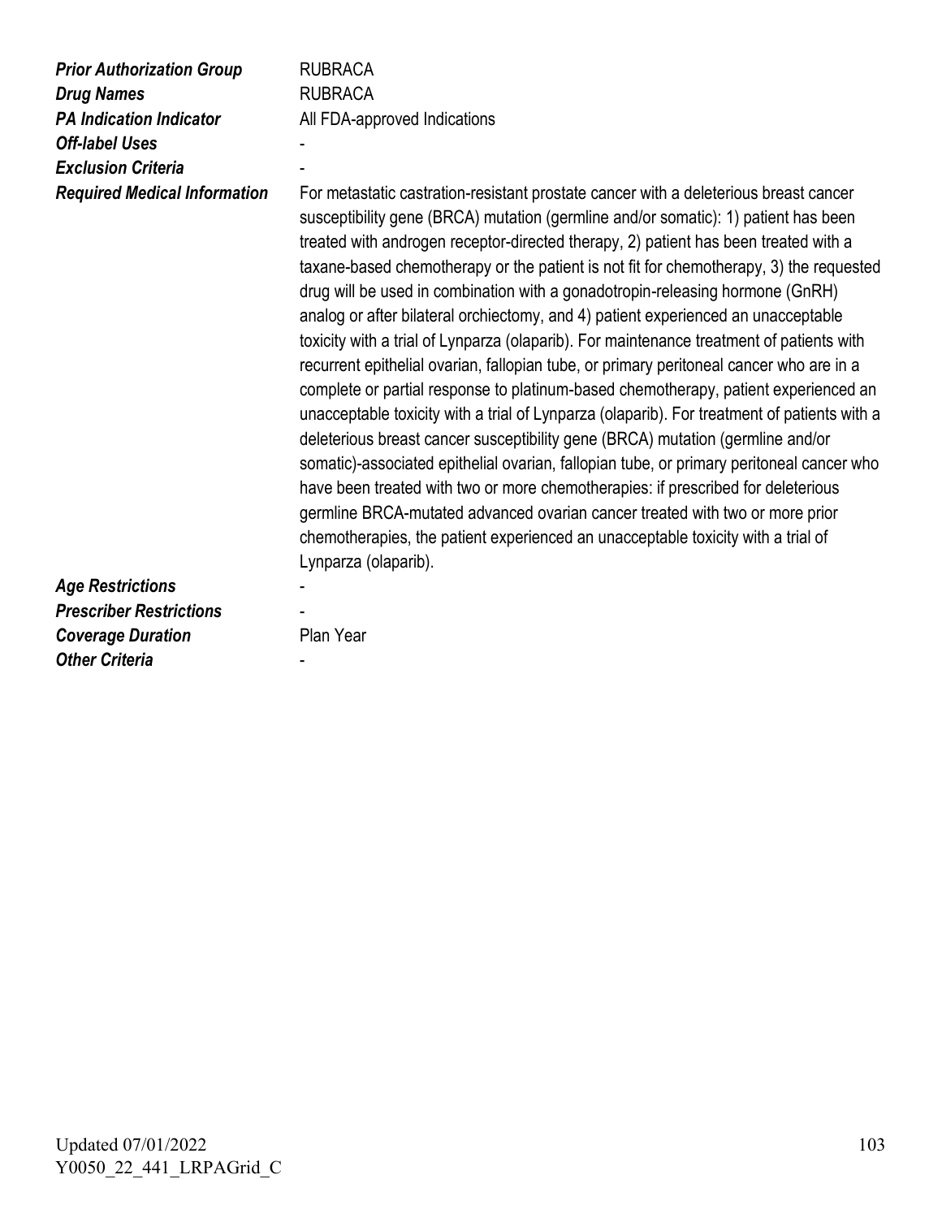| | |
|---|---|
| ***Prior Authorization Group*** | RUBRACA |
| ***Drug Names*** | RUBRACA |
| ***PA Indication Indicator*** | All FDA-approved Indications |
| ***Off-label Uses*** | - |
| ***Exclusion Criteria*** | - |
| ***Required Medical Information*** | For metastatic castration-resistant prostate cancer with a deleterious breast cancer susceptibility gene (BRCA) mutation (germline and/or somatic): 1) patient has been treated with androgen receptor-directed therapy, 2) patient has been treated with a taxane-based chemotherapy or the patient is not fit for chemotherapy, 3) the requested drug will be used in combination with a gonadotropin-releasing hormone (GnRH) analog or after bilateral orchiectomy, and 4) patient experienced an unacceptable toxicity with a trial of Lynparza (olaparib). For maintenance treatment of patients with recurrent epithelial ovarian, fallopian tube, or primary peritoneal cancer who are in a complete or partial response to platinum-based chemotherapy, patient experienced an unacceptable toxicity with a trial of Lynparza (olaparib). For treatment of patients with a deleterious breast cancer susceptibility gene (BRCA) mutation (germline and/or somatic)-associated epithelial ovarian, fallopian tube, or primary peritoneal cancer who have been treated with two or more chemotherapies: if prescribed for deleterious germline BRCA-mutated advanced ovarian cancer treated with two or more prior chemotherapies, the patient experienced an unacceptable toxicity with a trial of Lynparza (olaparib). |
| ***Age Restrictions*** | - |
| ***Prescriber Restrictions*** | - |
| ***Coverage Duration*** | Plan Year |
| ***Other Criteria*** | - |

Updated 07/01/2022
Y0050_22_441_LRPAGrid_C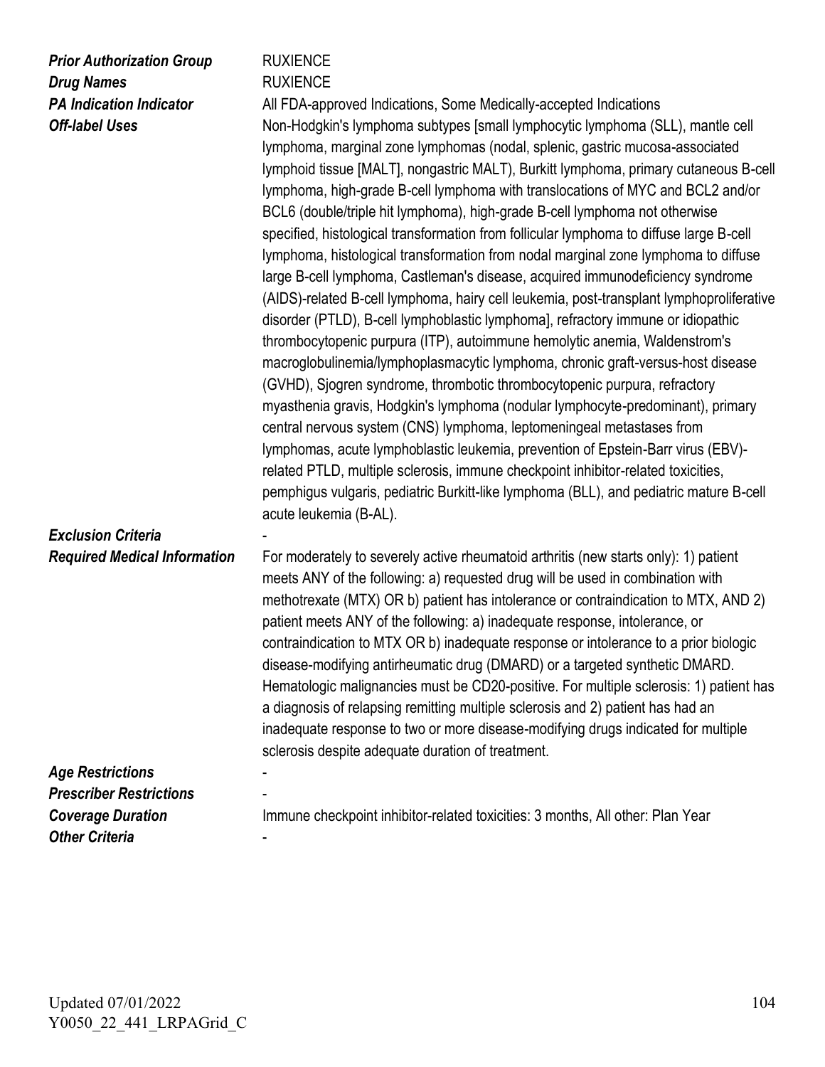**Prior Authorization Group** RUXIENCE

**Drug Names** RUXIENCE

**PA Indication Indicator** All FDA-approved Indications, Some Medically-accepted Indications

**Off-label Uses** Non-Hodgkin's lymphoma subtypes [small lymphocytic lymphoma (SLL), mantle cell lymphoma, marginal zone lymphomas (nodal, splenic, gastric mucosa-associated lymphoid tissue [MALT], nongastric MALT), Burkitt lymphoma, primary cutaneous B-cell lymphoma, high-grade B-cell lymphoma with translocations of MYC and BCL2 and/or BCL6 (double/triple hit lymphoma), high-grade B-cell lymphoma not otherwise specified, histological transformation from follicular lymphoma to diffuse large B-cell lymphoma, histological transformation from nodal marginal zone lymphoma to diffuse large B-cell lymphoma, Castleman's disease, acquired immunodeficiency syndrome (AIDS)-related B-cell lymphoma, hairy cell leukemia, post-transplant lymphoproliferative disorder (PTLD), B-cell lymphoblastic lymphoma], refractory immune or idiopathic thrombocytopenic purpura (ITP), autoimmune hemolytic anemia, Waldenstrom's macroglobulinemia/lymphoplasmacytic lymphoma, chronic graft-versus-host disease (GVHD), Sjogren syndrome, thrombotic thrombocytopenic purpura, refractory myasthenia gravis, Hodgkin's lymphoma (nodular lymphocyte-predominant), primary central nervous system (CNS) lymphoma, leptomeningeal metastases from lymphomas, acute lymphoblastic leukemia, prevention of Epstein-Barr virus (EBV)-related PTLD, multiple sclerosis, immune checkpoint inhibitor-related toxicities, pemphigus vulgaris, pediatric Burkitt-like lymphoma (BLL), and pediatric mature B-cell acute leukemia (B-AL).

**Exclusion Criteria** -

**Required Medical Information** For moderately to severely active rheumatoid arthritis (new starts only): 1) patient meets ANY of the following: a) requested drug will be used in combination with methotrexate (MTX) OR b) patient has intolerance or contraindication to MTX, AND 2) patient meets ANY of the following: a) inadequate response, intolerance, or contraindication to MTX OR b) inadequate response or intolerance to a prior biologic disease-modifying antirheumatic drug (DMARD) or a targeted synthetic DMARD. Hematologic malignancies must be CD20-positive. For multiple sclerosis: 1) patient has a diagnosis of relapsing remitting multiple sclerosis and 2) patient has had an inadequate response to two or more disease-modifying drugs indicated for multiple sclerosis despite adequate duration of treatment.

**Age Restrictions** -

**Prescriber Restrictions** -

**Coverage Duration** Immune checkpoint inhibitor-related toxicities: 3 months, All other: Plan Year

**Other Criteria** -

Updated 07/01/2022
Y0050_22_441_LRPAGrid_C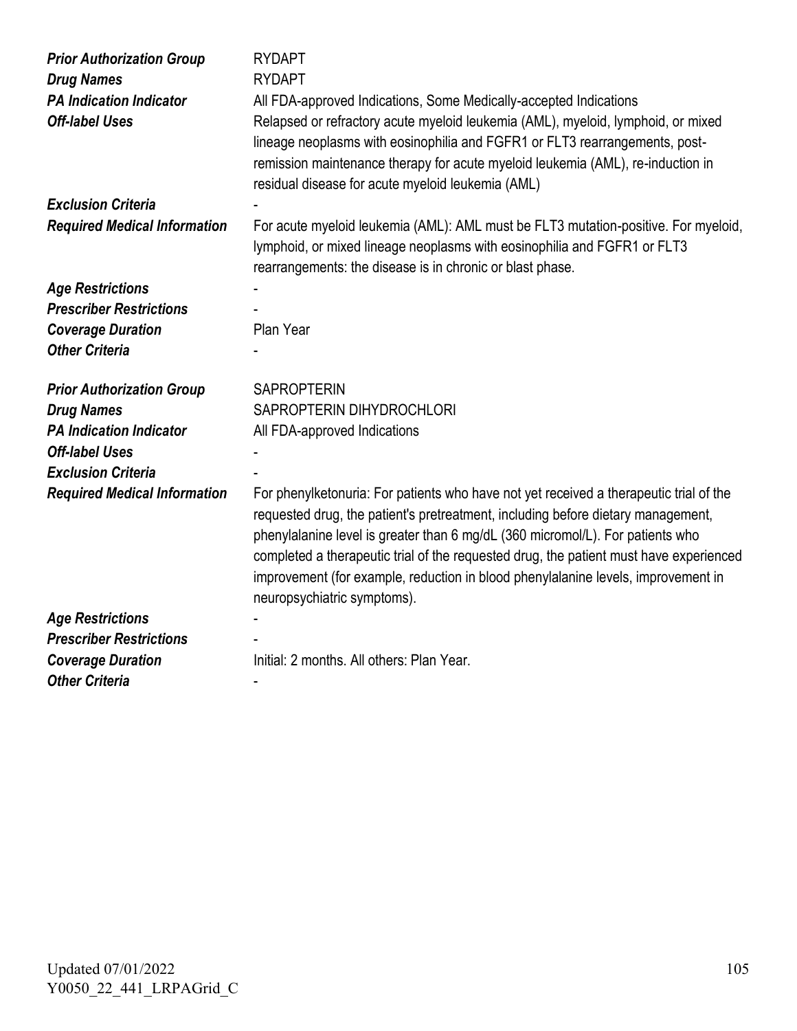| | |
|---|---|
| ***Prior Authorization Group*** | RYDAPT |
| ***Drug Names*** | RYDAPT |
| ***PA Indication Indicator*** | All FDA-approved Indications, Some Medically-accepted Indications |
| ***Off-label Uses*** | Relapsed or refractory acute myeloid leukemia (AML), myeloid, lymphoid, or mixed lineage neoplasms with eosinophilia and FGFR1 or FLT3 rearrangements, post-remission maintenance therapy for acute myeloid leukemia (AML), re-induction in residual disease for acute myeloid leukemia (AML) |
| ***Exclusion Criteria*** | - |
| ***Required Medical Information*** | For acute myeloid leukemia (AML): AML must be FLT3 mutation-positive. For myeloid, lymphoid, or mixed lineage neoplasms with eosinophilia and FGFR1 or FLT3 rearrangements: the disease is in chronic or blast phase. |
| ***Age Restrictions*** | - |
| ***Prescriber Restrictions*** | - |
| ***Coverage Duration*** | Plan Year |
| ***Other Criteria*** | - |

| | |
|---|---|
| ***Prior Authorization Group*** | SAPROPTERIN |
| ***Drug Names*** | SAPROPTERIN DIHYDROCHLORI |
| ***PA Indication Indicator*** | All FDA-approved Indications |
| ***Off-label Uses*** | - |
| ***Exclusion Criteria*** | - |
| ***Required Medical Information*** | For phenylketonuria: For patients who have not yet received a therapeutic trial of the requested drug, the patient's pretreatment, including before dietary management, phenylalanine level is greater than 6 mg/dL (360 micromol/L). For patients who completed a therapeutic trial of the requested drug, the patient must have experienced improvement (for example, reduction in blood phenylalanine levels, improvement in neuropsychiatric symptoms). |
| ***Age Restrictions*** | - |
| ***Prescriber Restrictions*** | - |
| ***Coverage Duration*** | Initial: 2 months. All others: Plan Year. |
| ***Other Criteria*** | - |

Updated 07/01/2022
Y0050_22_441_LRPAGrid_C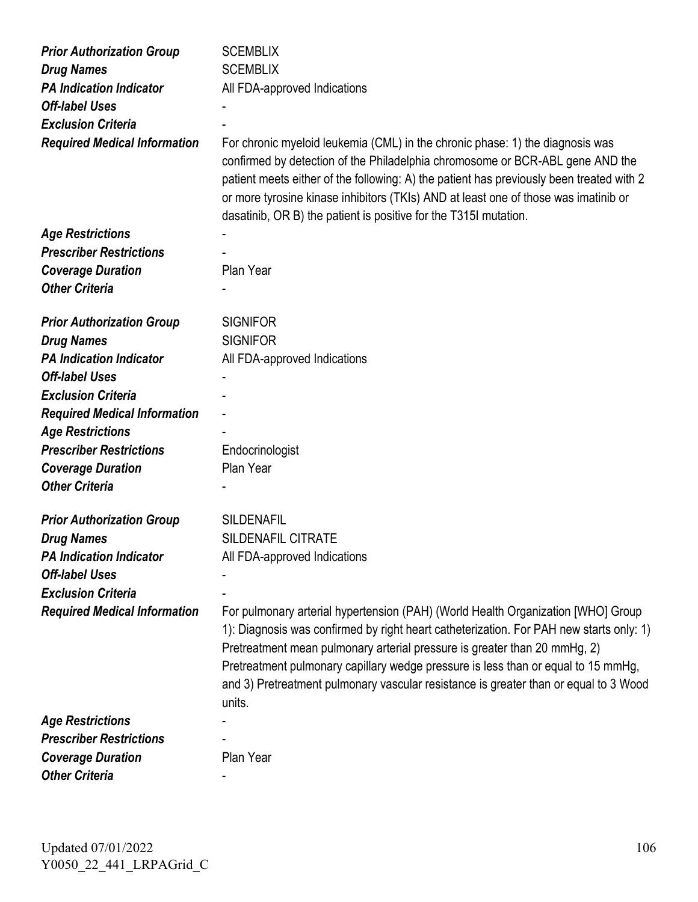| | |
|---|---|
| ***Prior Authorization Group*** | SCEMBLIX |
| ***Drug Names*** | SCEMBLIX |
| ***PA Indication Indicator*** | All FDA-approved Indications |
| ***Off-label Uses*** | - |
| ***Exclusion Criteria*** | - |
| ***Required Medical Information*** | For chronic myeloid leukemia (CML) in the chronic phase: 1) the diagnosis was confirmed by detection of the Philadelphia chromosome or BCR-ABL gene AND the patient meets either of the following: A) the patient has previously been treated with 2 or more tyrosine kinase inhibitors (TKIs) AND at least one of those was imatinib or dasatinib, OR B) the patient is positive for the T315I mutation. |
| ***Age Restrictions*** | - |
| ***Prescriber Restrictions*** | - |
| ***Coverage Duration*** | Plan Year |
| ***Other Criteria*** | - |

| | |
|---|---|
| ***Prior Authorization Group*** | SIGNIFOR |
| ***Drug Names*** | SIGNIFOR |
| ***PA Indication Indicator*** | All FDA-approved Indications |
| ***Off-label Uses*** | - |
| ***Exclusion Criteria*** | - |
| ***Required Medical Information*** | - |
| ***Age Restrictions*** | - |
| ***Prescriber Restrictions*** | Endocrinologist |
| ***Coverage Duration*** | Plan Year |
| ***Other Criteria*** | - |

| | |
|---|---|
| ***Prior Authorization Group*** | SILDENAFIL |
| ***Drug Names*** | SILDENAFIL CITRATE |
| ***PA Indication Indicator*** | All FDA-approved Indications |
| ***Off-label Uses*** | - |
| ***Exclusion Criteria*** | - |
| ***Required Medical Information*** | For pulmonary arterial hypertension (PAH) (World Health Organization [WHO] Group 1): Diagnosis was confirmed by right heart catheterization. For PAH new starts only: 1) Pretreatment mean pulmonary arterial pressure is greater than 20 mmHg, 2) Pretreatment pulmonary capillary wedge pressure is less than or equal to 15 mmHg, and 3) Pretreatment pulmonary vascular resistance is greater than or equal to 3 Wood units. |
| ***Age Restrictions*** | - |
| ***Prescriber Restrictions*** | - |
| ***Coverage Duration*** | Plan Year |
| ***Other Criteria*** | - |

Updated 07/01/2022
Y0050_22_441_LRPAGrid_C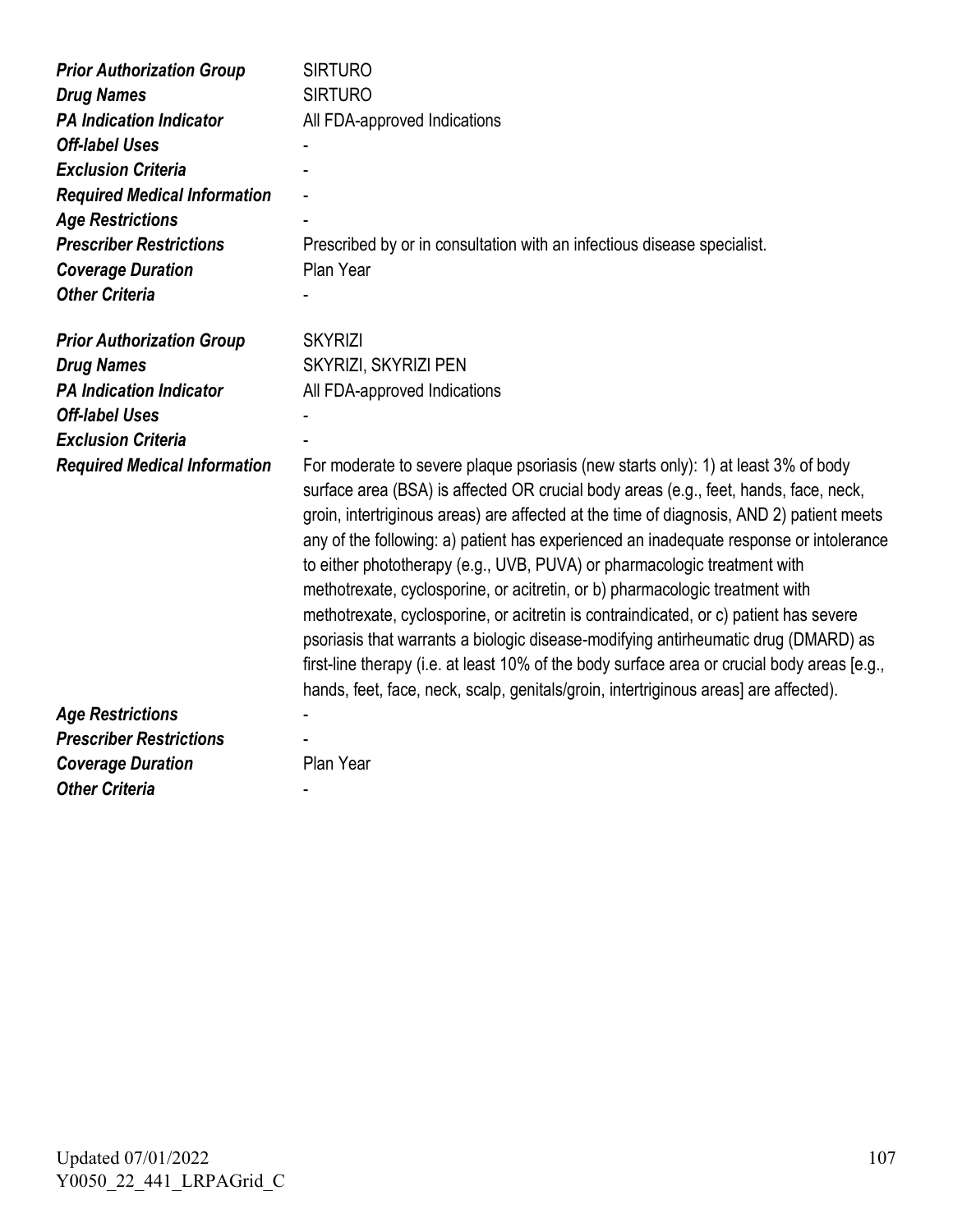| | |
|---|---|
| ***Prior Authorization Group*** | SIRTURO |
| ***Drug Names*** | SIRTURO |
| ***PA Indication Indicator*** | All FDA-approved Indications |
| ***Off-label Uses*** | - |
| ***Exclusion Criteria*** | - |
| ***Required Medical Information*** | - |
| ***Age Restrictions*** | - |
| ***Prescriber Restrictions*** | Prescribed by or in consultation with an infectious disease specialist. |
| ***Coverage Duration*** | Plan Year |
| ***Other Criteria*** | - |

| | |
|---|---|
| ***Prior Authorization Group*** | SKYRIZI |
| ***Drug Names*** | SKYRIZI, SKYRIZI PEN |
| ***PA Indication Indicator*** | All FDA-approved Indications |
| ***Off-label Uses*** | - |
| ***Exclusion Criteria*** | - |
| ***Required Medical Information*** | For moderate to severe plaque psoriasis (new starts only): 1) at least 3% of body surface area (BSA) is affected OR crucial body areas (e.g., feet, hands, face, neck, groin, intertriginous areas) are affected at the time of diagnosis, AND 2) patient meets any of the following: a) patient has experienced an inadequate response or intolerance to either phototherapy (e.g., UVB, PUVA) or pharmacologic treatment with methotrexate, cyclosporine, or acitretin, or b) pharmacologic treatment with methotrexate, cyclosporine, or acitretin is contraindicated, or c) patient has severe psoriasis that warrants a biologic disease-modifying antirheumatic drug (DMARD) as first-line therapy (i.e. at least 10% of the body surface area or crucial body areas [e.g., hands, feet, face, neck, scalp, genitals/groin, intertriginous areas] are affected). |
| ***Age Restrictions*** | - |
| ***Prescriber Restrictions*** | - |
| ***Coverage Duration*** | Plan Year |
| ***Other Criteria*** | - |

Updated 07/01/2022
Y0050_22_441_LRPAGrid_C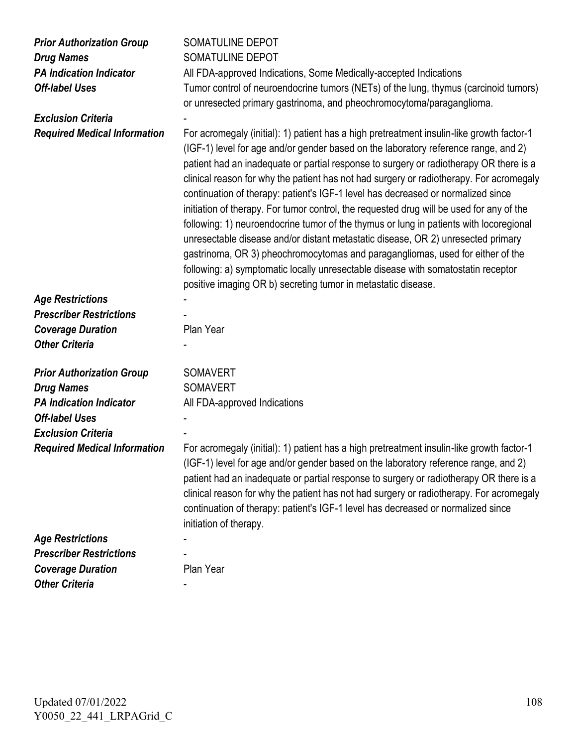| | |
|---|---|
| ***Prior Authorization Group*** | SOMATULINE DEPOT |
| ***Drug Names*** | SOMATULINE DEPOT |
| ***PA Indication Indicator*** | All FDA-approved Indications, Some Medically-accepted Indications |
| ***Off-label Uses*** | Tumor control of neuroendocrine tumors (NETs) of the lung, thymus (carcinoid tumors) or unresected primary gastrinoma, and pheochromocytoma/paraganglioma. |
| ***Exclusion Criteria*** | - |
| ***Required Medical Information*** | For acromegaly (initial): 1) patient has a high pretreatment insulin-like growth factor-1 (IGF-1) level for age and/or gender based on the laboratory reference range, and 2) patient had an inadequate or partial response to surgery or radiotherapy OR there is a clinical reason for why the patient has not had surgery or radiotherapy. For acromegaly continuation of therapy: patient's IGF-1 level has decreased or normalized since initiation of therapy. For tumor control, the requested drug will be used for any of the following: 1) neuroendocrine tumor of the thymus or lung in patients with locoregional unresectable disease and/or distant metastatic disease, OR 2) unresected primary gastrinoma, OR 3) pheochromocytomas and paragangliomas, used for either of the following: a) symptomatic locally unresectable disease with somatostatin receptor positive imaging OR b) secreting tumor in metastatic disease. |
| ***Age Restrictions*** | - |
| ***Prescriber Restrictions*** | - |
| ***Coverage Duration*** | Plan Year |
| ***Other Criteria*** | - |

| | |
|---|---|
| ***Prior Authorization Group*** | SOMAVERT |
| ***Drug Names*** | SOMAVERT |
| ***PA Indication Indicator*** | All FDA-approved Indications |
| ***Off-label Uses*** | - |
| ***Exclusion Criteria*** | - |
| ***Required Medical Information*** | For acromegaly (initial): 1) patient has a high pretreatment insulin-like growth factor-1 (IGF-1) level for age and/or gender based on the laboratory reference range, and 2) patient had an inadequate or partial response to surgery or radiotherapy OR there is a clinical reason for why the patient has not had surgery or radiotherapy. For acromegaly continuation of therapy: patient's IGF-1 level has decreased or normalized since initiation of therapy. |
| ***Age Restrictions*** | - |
| ***Prescriber Restrictions*** | - |
| ***Coverage Duration*** | Plan Year |
| ***Other Criteria*** | - |

Updated 07/01/2022
Y0050_22_441_LRPAGrid_C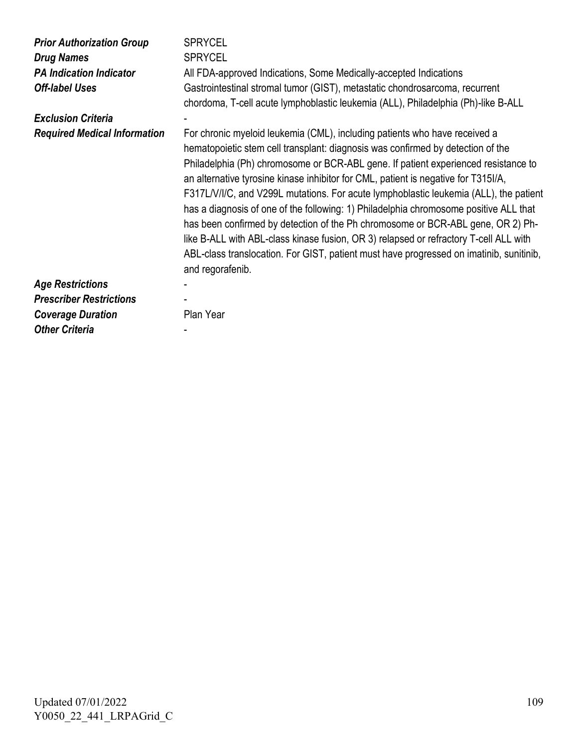| | |
|---|---|
| ***Prior Authorization Group*** | SPRYCEL |
| ***Drug Names*** | SPRYCEL |
| ***PA Indication Indicator*** | All FDA-approved Indications, Some Medically-accepted Indications |
| ***Off-label Uses*** | Gastrointestinal stromal tumor (GIST), metastatic chondrosarcoma, recurrent chordoma, T-cell acute lymphoblastic leukemia (ALL), Philadelphia (Ph)-like B-ALL |
| ***Exclusion Criteria*** | - |
| ***Required Medical Information*** | For chronic myeloid leukemia (CML), including patients who have received a hematopoietic stem cell transplant: diagnosis was confirmed by detection of the Philadelphia (Ph) chromosome or BCR-ABL gene. If patient experienced resistance to an alternative tyrosine kinase inhibitor for CML, patient is negative for T315I/A, F317L/V/I/C, and V299L mutations. For acute lymphoblastic leukemia (ALL), the patient has a diagnosis of one of the following: 1) Philadelphia chromosome positive ALL that has been confirmed by detection of the Ph chromosome or BCR-ABL gene, OR 2) Ph-like B-ALL with ABL-class kinase fusion, OR 3) relapsed or refractory T-cell ALL with ABL-class translocation. For GIST, patient must have progressed on imatinib, sunitinib, and regorafenib. |
| ***Age Restrictions*** | - |
| ***Prescriber Restrictions*** | - |
| ***Coverage Duration*** | Plan Year |
| ***Other Criteria*** | - |

Updated 07/01/2022
Y0050_22_441_LRPAGrid_C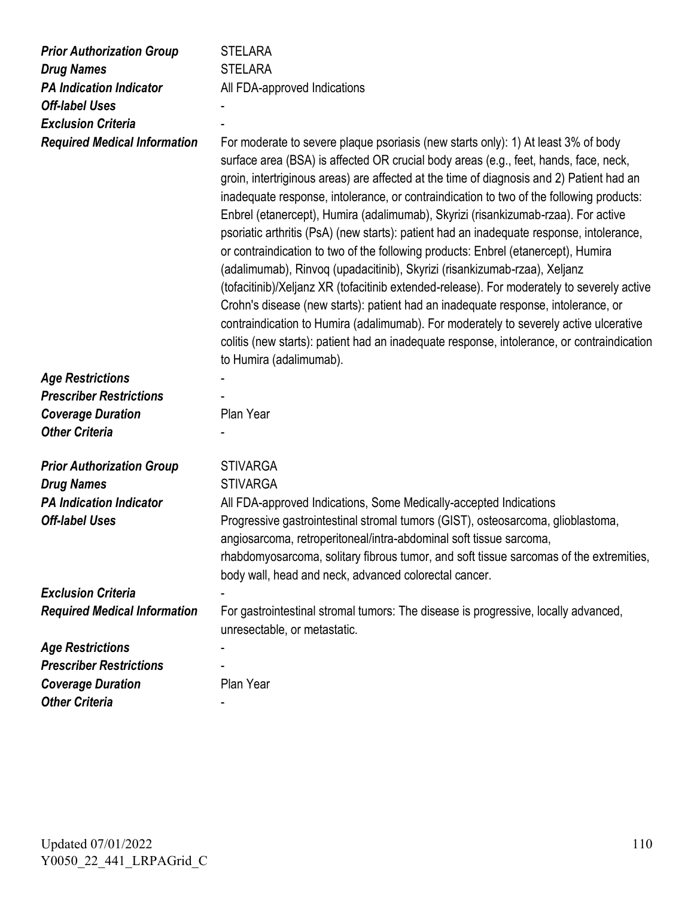| | |
|---|---|
| ***Prior Authorization Group*** | STELARA |
| ***Drug Names*** | STELARA |
| ***PA Indication Indicator*** | All FDA-approved Indications |
| ***Off-label Uses*** | - |
| ***Exclusion Criteria*** | - |
| ***Required Medical Information*** | For moderate to severe plaque psoriasis (new starts only): 1) At least 3% of body surface area (BSA) is affected OR crucial body areas (e.g., feet, hands, face, neck, groin, intertriginous areas) are affected at the time of diagnosis and 2) Patient had an inadequate response, intolerance, or contraindication to two of the following products: Enbrel (etanercept), Humira (adalimumab), Skyrizi (risankizumab-rzaa). For active psoriatic arthritis (PsA) (new starts): patient had an inadequate response, intolerance, or contraindication to two of the following products: Enbrel (etanercept), Humira (adalimumab), Rinvoq (upadacitinib), Skyrizi (risankizumab-rzaa), Xeljanz (tofacitinib)/Xeljanz XR (tofacitinib extended-release). For moderately to severely active Crohn's disease (new starts): patient had an inadequate response, intolerance, or contraindication to Humira (adalimumab). For moderately to severely active ulcerative colitis (new starts): patient had an inadequate response, intolerance, or contraindication to Humira (adalimumab). |
| ***Age Restrictions*** | - |
| ***Prescriber Restrictions*** | - |
| ***Coverage Duration*** | Plan Year |
| ***Other Criteria*** | - |

| | |
|---|---|
| ***Prior Authorization Group*** | STIVARGA |
| ***Drug Names*** | STIVARGA |
| ***PA Indication Indicator*** | All FDA-approved Indications, Some Medically-accepted Indications |
| ***Off-label Uses*** | Progressive gastrointestinal stromal tumors (GIST), osteosarcoma, glioblastoma, angiosarcoma, retroperitoneal/intra-abdominal soft tissue sarcoma, rhabdomyosarcoma, solitary fibrous tumor, and soft tissue sarcomas of the extremities, body wall, head and neck, advanced colorectal cancer. |
| ***Exclusion Criteria*** | - |
| ***Required Medical Information*** | For gastrointestinal stromal tumors: The disease is progressive, locally advanced, unresectable, or metastatic. |
| ***Age Restrictions*** | - |
| ***Prescriber Restrictions*** | - |
| ***Coverage Duration*** | Plan Year |
| ***Other Criteria*** | - |

Updated 07/01/2022
Y0050_22_441_LRPAGrid_C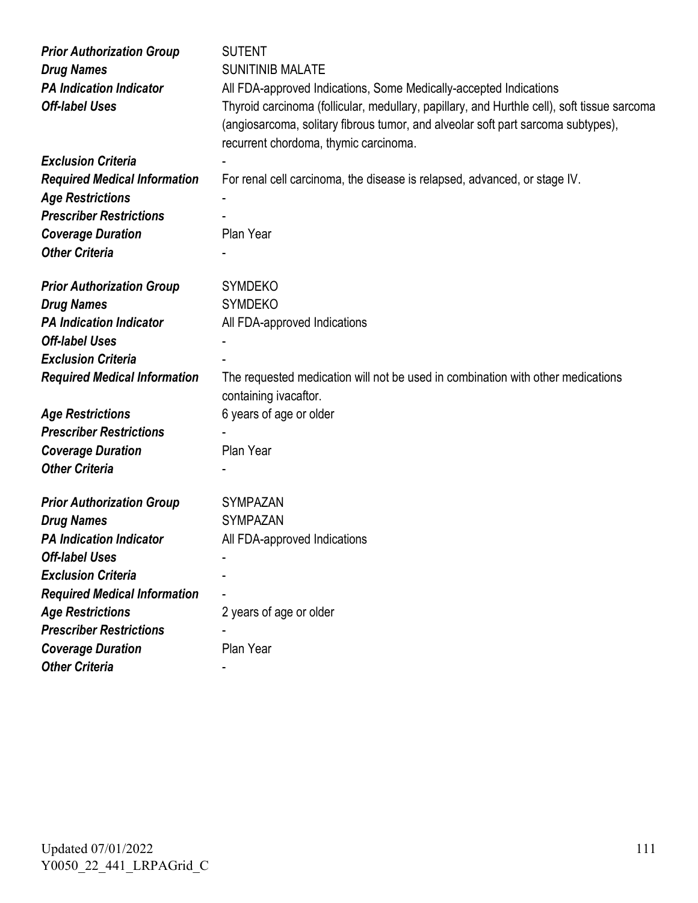| | |
|---|---|
| ***Prior Authorization Group*** | SUTENT |
| ***Drug Names*** | SUNITINIB MALATE |
| ***PA Indication Indicator*** | All FDA-approved Indications, Some Medically-accepted Indications |
| ***Off-label Uses*** | Thyroid carcinoma (follicular, medullary, papillary, and Hurthle cell), soft tissue sarcoma (angiosarcoma, solitary fibrous tumor, and alveolar soft part sarcoma subtypes), recurrent chordoma, thymic carcinoma. |
| ***Exclusion Criteria*** | - |
| ***Required Medical Information*** | For renal cell carcinoma, the disease is relapsed, advanced, or stage IV. |
| ***Age Restrictions*** | - |
| ***Prescriber Restrictions*** | - |
| ***Coverage Duration*** | Plan Year |
| ***Other Criteria*** | - |

| | |
|---|---|
| ***Prior Authorization Group*** | SYMDEKO |
| ***Drug Names*** | SYMDEKO |
| ***PA Indication Indicator*** | All FDA-approved Indications |
| ***Off-label Uses*** | - |
| ***Exclusion Criteria*** | - |
| ***Required Medical Information*** | The requested medication will not be used in combination with other medications containing ivacaftor. |
| ***Age Restrictions*** | 6 years of age or older |
| ***Prescriber Restrictions*** | - |
| ***Coverage Duration*** | Plan Year |
| ***Other Criteria*** | - |

| | |
|---|---|
| ***Prior Authorization Group*** | SYMPAZAN |
| ***Drug Names*** | SYMPAZAN |
| ***PA Indication Indicator*** | All FDA-approved Indications |
| ***Off-label Uses*** | - |
| ***Exclusion Criteria*** | - |
| ***Required Medical Information*** | - |
| ***Age Restrictions*** | 2 years of age or older |
| ***Prescriber Restrictions*** | - |
| ***Coverage Duration*** | Plan Year |
| ***Other Criteria*** | - |

Updated 07/01/2022
Y0050_22_441_LRPAGrid_C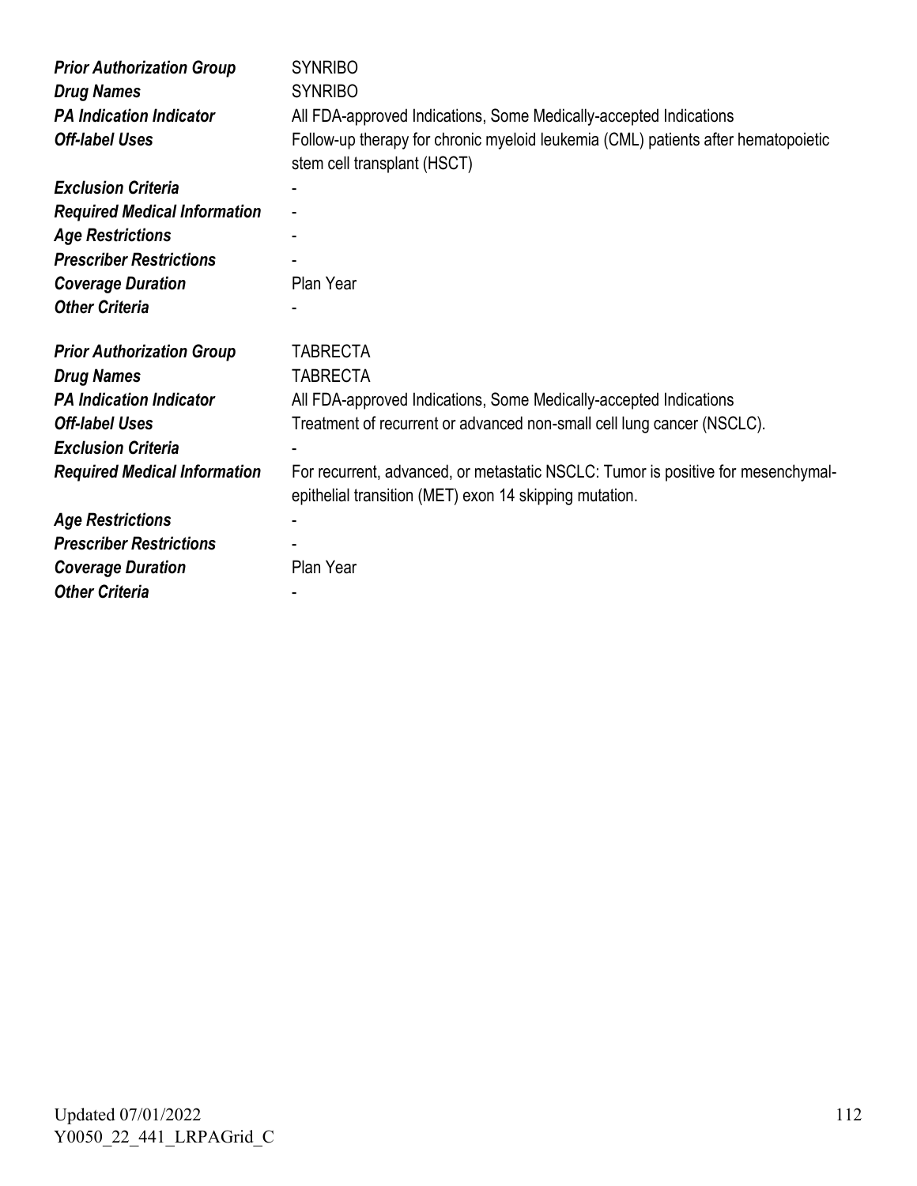| | |
|---|---|
| ***Prior Authorization Group*** | SYNRIBO |
| ***Drug Names*** | SYNRIBO |
| ***PA Indication Indicator*** | All FDA-approved Indications, Some Medically-accepted Indications |
| ***Off-label Uses*** | Follow-up therapy for chronic myeloid leukemia (CML) patients after hematopoietic stem cell transplant (HSCT) |
| ***Exclusion Criteria*** | - |
| ***Required Medical Information*** | - |
| ***Age Restrictions*** | - |
| ***Prescriber Restrictions*** | - |
| ***Coverage Duration*** | Plan Year |
| ***Other Criteria*** | - |

| | |
|---|---|
| ***Prior Authorization Group*** | TABRECTA |
| ***Drug Names*** | TABRECTA |
| ***PA Indication Indicator*** | All FDA-approved Indications, Some Medically-accepted Indications |
| ***Off-label Uses*** | Treatment of recurrent or advanced non-small cell lung cancer (NSCLC). |
| ***Exclusion Criteria*** | - |
| ***Required Medical Information*** | For recurrent, advanced, or metastatic NSCLC: Tumor is positive for mesenchymal-epithelial transition (MET) exon 14 skipping mutation. |
| ***Age Restrictions*** | - |
| ***Prescriber Restrictions*** | - |
| ***Coverage Duration*** | Plan Year |
| ***Other Criteria*** | - |

Updated 07/01/2022
Y0050_22_441_LRPAGrid_C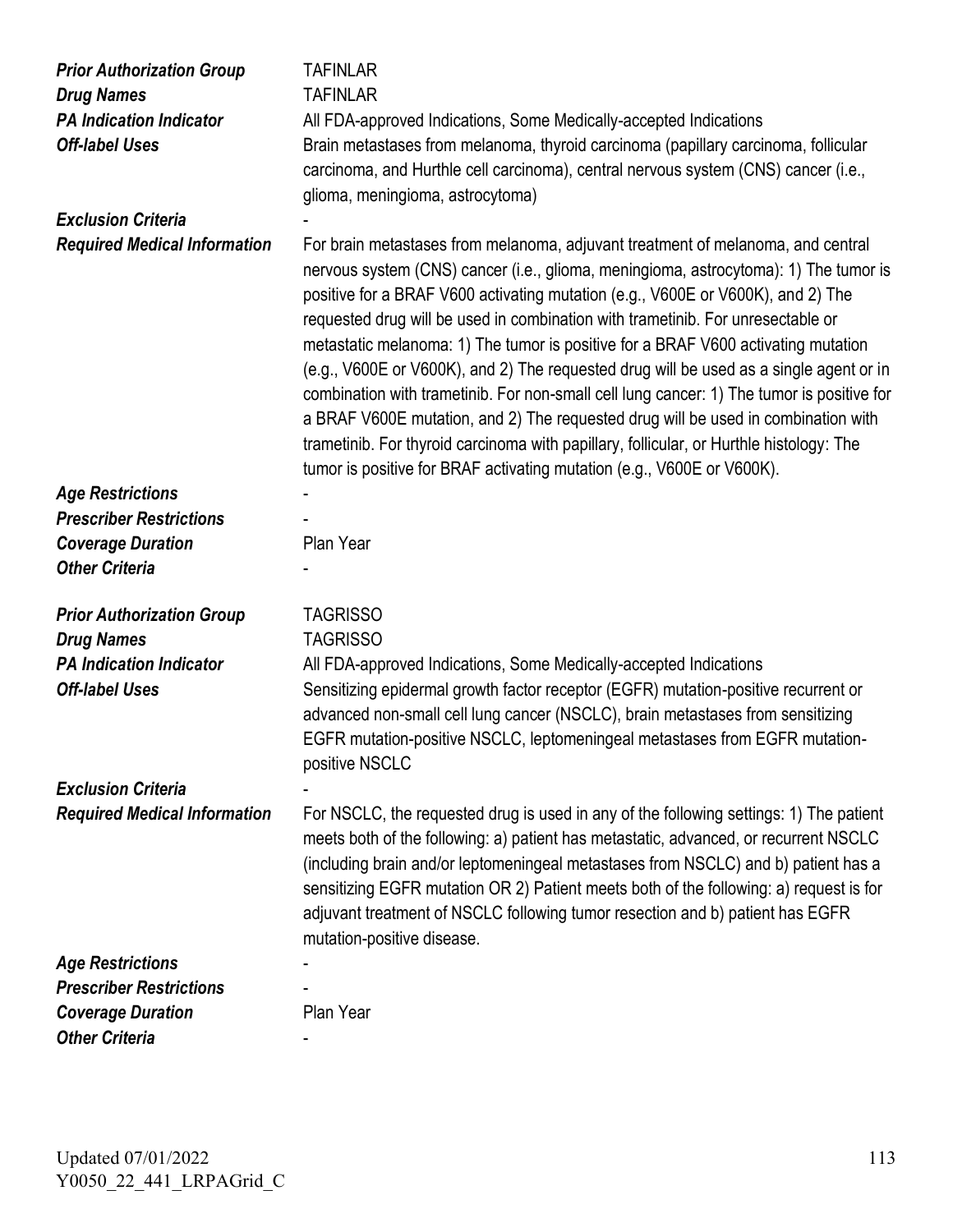| | |
|---|---|
| ***Prior Authorization Group*** | TAFINLAR |
| ***Drug Names*** | TAFINLAR |
| ***PA Indication Indicator*** | All FDA-approved Indications, Some Medically-accepted Indications |
| ***Off-label Uses*** | Brain metastases from melanoma, thyroid carcinoma (papillary carcinoma, follicular carcinoma, and Hurthle cell carcinoma), central nervous system (CNS) cancer (i.e., glioma, meningioma, astrocytoma) |
| ***Exclusion Criteria*** | - |
| ***Required Medical Information*** | For brain metastases from melanoma, adjuvant treatment of melanoma, and central nervous system (CNS) cancer (i.e., glioma, meningioma, astrocytoma): 1) The tumor is positive for a BRAF V600 activating mutation (e.g., V600E or V600K), and 2) The requested drug will be used in combination with trametinib. For unresectable or metastatic melanoma: 1) The tumor is positive for a BRAF V600 activating mutation (e.g., V600E or V600K), and 2) The requested drug will be used as a single agent or in combination with trametinib. For non-small cell lung cancer: 1) The tumor is positive for a BRAF V600E mutation, and 2) The requested drug will be used in combination with trametinib. For thyroid carcinoma with papillary, follicular, or Hurthle histology: The tumor is positive for BRAF activating mutation (e.g., V600E or V600K). |
| ***Age Restrictions*** | - |
| ***Prescriber Restrictions*** | - |
| ***Coverage Duration*** | Plan Year |
| ***Other Criteria*** | - |

| | |
|---|---|
| ***Prior Authorization Group*** | TAGRISSO |
| ***Drug Names*** | TAGRISSO |
| ***PA Indication Indicator*** | All FDA-approved Indications, Some Medically-accepted Indications |
| ***Off-label Uses*** | Sensitizing epidermal growth factor receptor (EGFR) mutation-positive recurrent or advanced non-small cell lung cancer (NSCLC), brain metastases from sensitizing EGFR mutation-positive NSCLC, leptomeningeal metastases from EGFR mutation-positive NSCLC |
| ***Exclusion Criteria*** | - |
| ***Required Medical Information*** | For NSCLC, the requested drug is used in any of the following settings: 1) The patient meets both of the following: a) patient has metastatic, advanced, or recurrent NSCLC (including brain and/or leptomeningeal metastases from NSCLC) and b) patient has a sensitizing EGFR mutation OR 2) Patient meets both of the following: a) request is for adjuvant treatment of NSCLC following tumor resection and b) patient has EGFR mutation-positive disease. |
| ***Age Restrictions*** | - |
| ***Prescriber Restrictions*** | - |
| ***Coverage Duration*** | Plan Year |
| ***Other Criteria*** | - |

Updated 07/01/2022
Y0050_22_441_LRPAGrid_C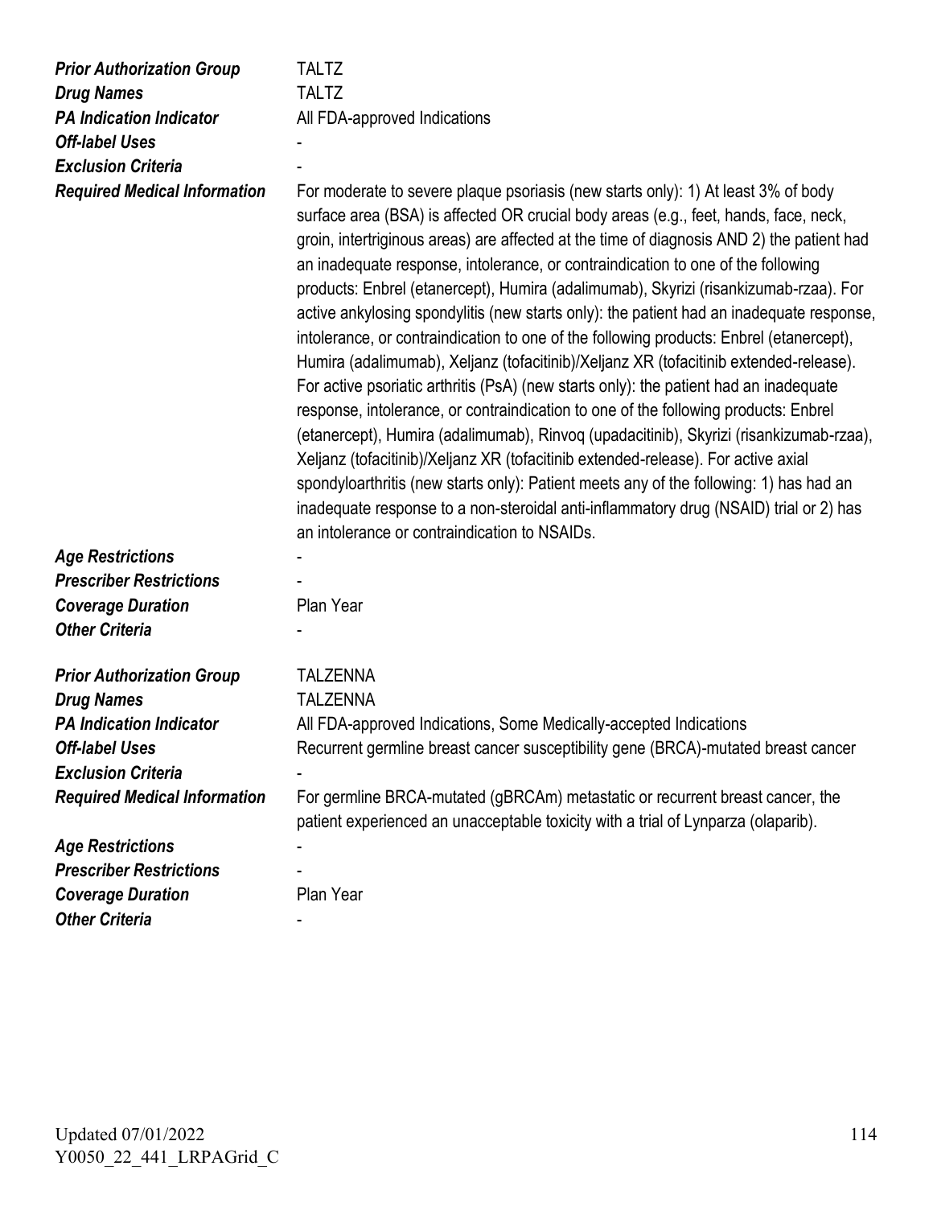| | |
|---|---|
| ***Prior Authorization Group*** | TALTZ |
| ***Drug Names*** | TALTZ |
| ***PA Indication Indicator*** | All FDA-approved Indications |
| ***Off-label Uses*** | - |
| ***Exclusion Criteria*** | - |
| ***Required Medical Information*** | For moderate to severe plaque psoriasis (new starts only): 1) At least 3% of body surface area (BSA) is affected OR crucial body areas (e.g., feet, hands, face, neck, groin, intertriginous areas) are affected at the time of diagnosis AND 2) the patient had an inadequate response, intolerance, or contraindication to one of the following products: Enbrel (etanercept), Humira (adalimumab), Skyrizi (risankizumab-rzaa). For active ankylosing spondylitis (new starts only): the patient had an inadequate response, intolerance, or contraindication to one of the following products: Enbrel (etanercept), Humira (adalimumab), Xeljanz (tofacitinib)/Xeljanz XR (tofacitinib extended-release). For active psoriatic arthritis (PsA) (new starts only): the patient had an inadequate response, intolerance, or contraindication to one of the following products: Enbrel (etanercept), Humira (adalimumab), Rinvoq (upadacitinib), Skyrizi (risankizumab-rzaa), Xeljanz (tofacitinib)/Xeljanz XR (tofacitinib extended-release). For active axial spondyloarthritis (new starts only): Patient meets any of the following: 1) has had an inadequate response to a non-steroidal anti-inflammatory drug (NSAID) trial or 2) has an intolerance or contraindication to NSAIDs. |
| ***Age Restrictions*** | - |
| ***Prescriber Restrictions*** | - |
| ***Coverage Duration*** | Plan Year |
| ***Other Criteria*** | - |

| | |
|---|---|
| ***Prior Authorization Group*** | TALZENNA |
| ***Drug Names*** | TALZENNA |
| ***PA Indication Indicator*** | All FDA-approved Indications, Some Medically-accepted Indications |
| ***Off-label Uses*** | Recurrent germline breast cancer susceptibility gene (BRCA)-mutated breast cancer |
| ***Exclusion Criteria*** | - |
| ***Required Medical Information*** | For germline BRCA-mutated (gBRCAm) metastatic or recurrent breast cancer, the patient experienced an unacceptable toxicity with a trial of Lynparza (olaparib). |
| ***Age Restrictions*** | - |
| ***Prescriber Restrictions*** | - |
| ***Coverage Duration*** | Plan Year |
| ***Other Criteria*** | - |

Updated 07/01/2022
Y0050_22_441_LRPAGrid_C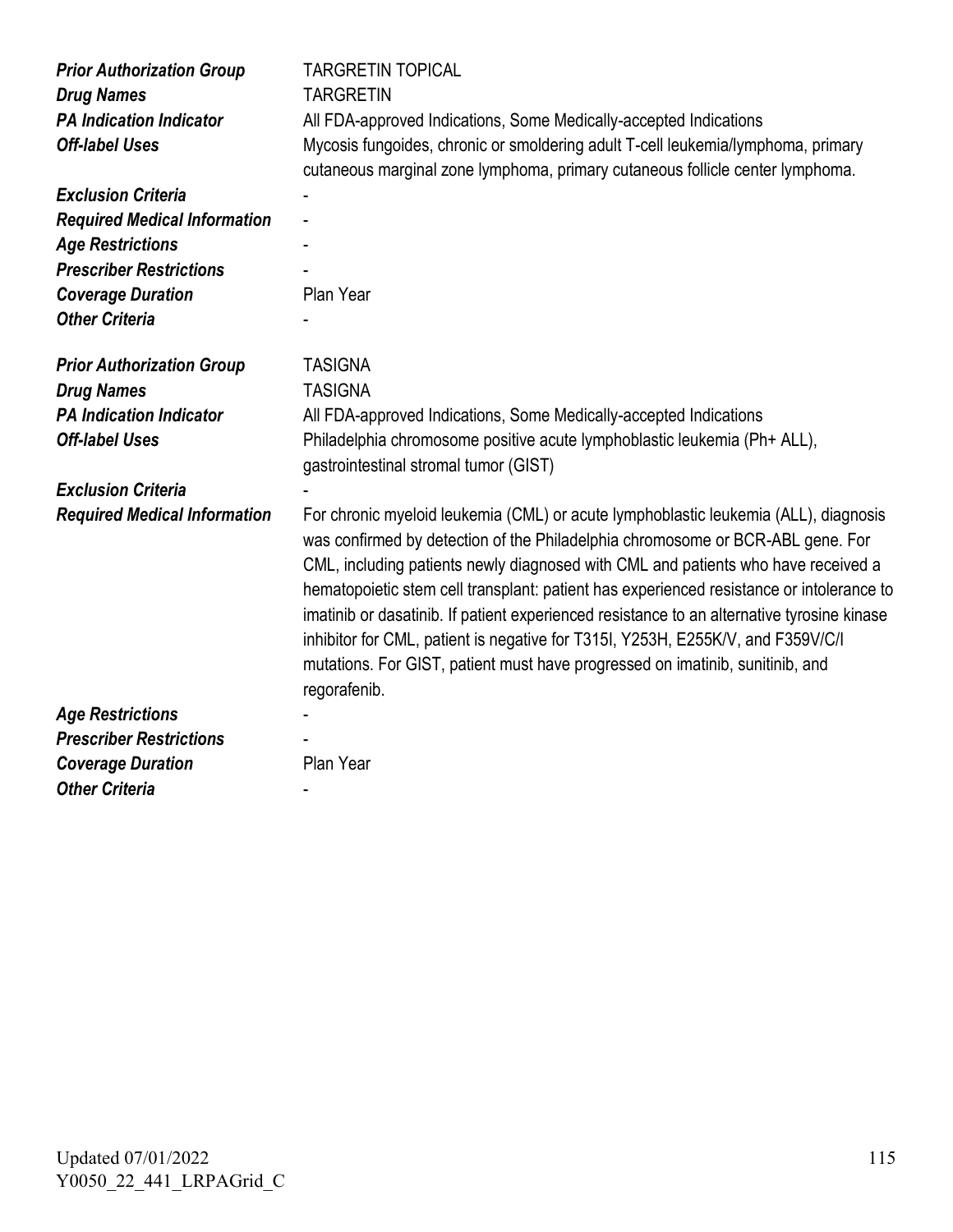| | |
|---|---|
| ***Prior Authorization Group*** | TARGRETIN TOPICAL |
| ***Drug Names*** | TARGRETIN |
| ***PA Indication Indicator*** | All FDA-approved Indications, Some Medically-accepted Indications |
| ***Off-label Uses*** | Mycosis fungoides, chronic or smoldering adult T-cell leukemia/lymphoma, primary cutaneous marginal zone lymphoma, primary cutaneous follicle center lymphoma. |
| ***Exclusion Criteria*** | - |
| ***Required Medical Information*** | - |
| ***Age Restrictions*** | - |
| ***Prescriber Restrictions*** | - |
| ***Coverage Duration*** | Plan Year |
| ***Other Criteria*** | - |

| | |
|---|---|
| ***Prior Authorization Group*** | TASIGNA |
| ***Drug Names*** | TASIGNA |
| ***PA Indication Indicator*** | All FDA-approved Indications, Some Medically-accepted Indications |
| ***Off-label Uses*** | Philadelphia chromosome positive acute lymphoblastic leukemia (Ph+ ALL), gastrointestinal stromal tumor (GIST) |
| ***Exclusion Criteria*** | - |
| ***Required Medical Information*** | For chronic myeloid leukemia (CML) or acute lymphoblastic leukemia (ALL), diagnosis was confirmed by detection of the Philadelphia chromosome or BCR-ABL gene. For CML, including patients newly diagnosed with CML and patients who have received a hematopoietic stem cell transplant: patient has experienced resistance or intolerance to imatinib or dasatinib. If patient experienced resistance to an alternative tyrosine kinase inhibitor for CML, patient is negative for T315I, Y253H, E255K/V, and F359V/C/I mutations. For GIST, patient must have progressed on imatinib, sunitinib, and regorafenib. |
| ***Age Restrictions*** | - |
| ***Prescriber Restrictions*** | - |
| ***Coverage Duration*** | Plan Year |
| ***Other Criteria*** | - |

Updated 07/01/2022
Y0050_22_441_LRPAGrid_C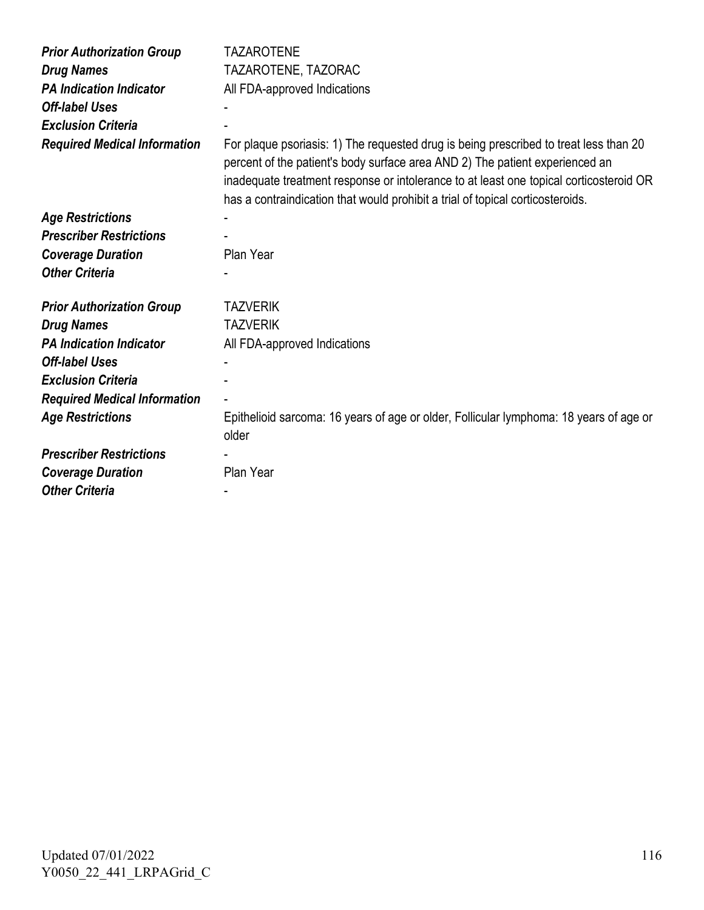| | |
|---|---|
| ***Prior Authorization Group*** | TAZAROTENE |
| ***Drug Names*** | TAZAROTENE, TAZORAC |
| ***PA Indication Indicator*** | All FDA-approved Indications |
| ***Off-label Uses*** | - |
| ***Exclusion Criteria*** | - |
| ***Required Medical Information*** | For plaque psoriasis: 1) The requested drug is being prescribed to treat less than 20 percent of the patient's body surface area AND 2) The patient experienced an inadequate treatment response or intolerance to at least one topical corticosteroid OR has a contraindication that would prohibit a trial of topical corticosteroids. |
| ***Age Restrictions*** | - |
| ***Prescriber Restrictions*** | - |
| ***Coverage Duration*** | Plan Year |
| ***Other Criteria*** | - |

| | |
|---|---|
| ***Prior Authorization Group*** | TAZVERIK |
| ***Drug Names*** | TAZVERIK |
| ***PA Indication Indicator*** | All FDA-approved Indications |
| ***Off-label Uses*** | - |
| ***Exclusion Criteria*** | - |
| ***Required Medical Information*** | - |
| ***Age Restrictions*** | Epithelioid sarcoma: 16 years of age or older, Follicular lymphoma: 18 years of age or older |
| ***Prescriber Restrictions*** | - |
| ***Coverage Duration*** | Plan Year |
| ***Other Criteria*** | - |

Updated 07/01/2022
Y0050_22_441_LRPAGrid_C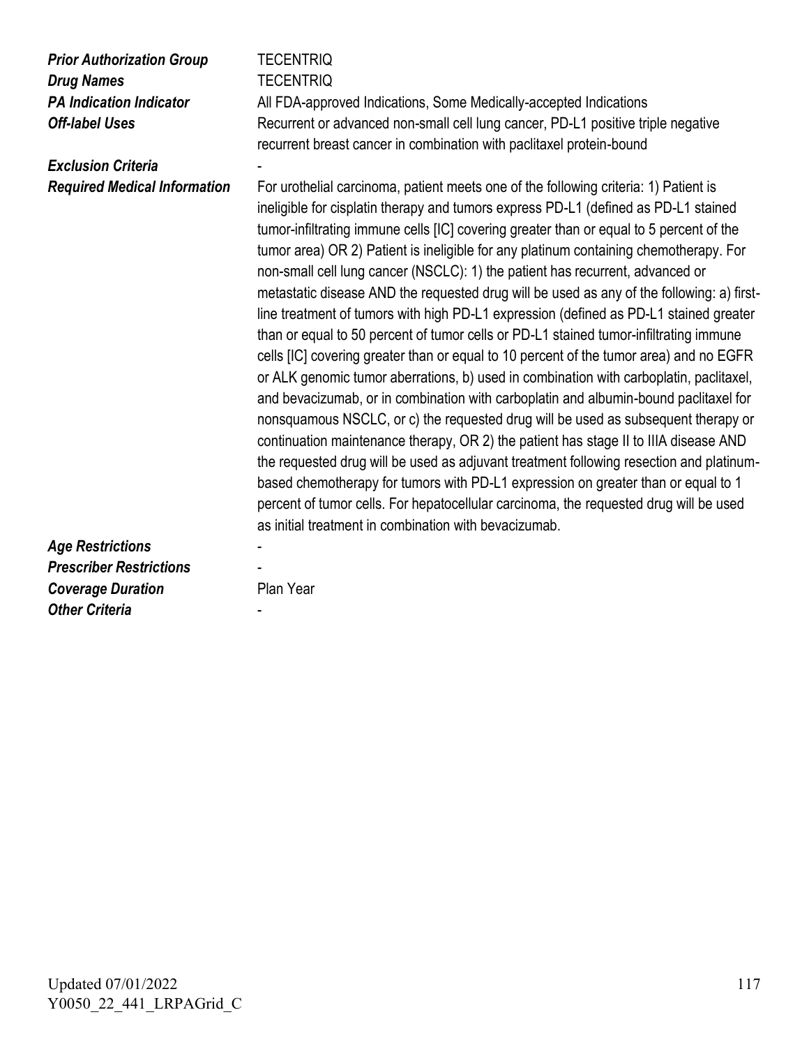| | |
|---|---|
| ***Prior Authorization Group*** | TECENTRIQ |
| ***Drug Names*** | TECENTRIQ |
| ***PA Indication Indicator*** | All FDA-approved Indications, Some Medically-accepted Indications |
| ***Off-label Uses*** | Recurrent or advanced non-small cell lung cancer, PD-L1 positive triple negative recurrent breast cancer in combination with paclitaxel protein-bound |
| ***Exclusion Criteria*** | - |
| ***Required Medical Information*** | For urothelial carcinoma, patient meets one of the following criteria: 1) Patient is ineligible for cisplatin therapy and tumors express PD-L1 (defined as PD-L1 stained tumor-infiltrating immune cells [IC] covering greater than or equal to 5 percent of the tumor area) OR 2) Patient is ineligible for any platinum containing chemotherapy. For non-small cell lung cancer (NSCLC): 1) the patient has recurrent, advanced or metastatic disease AND the requested drug will be used as any of the following: a) first-line treatment of tumors with high PD-L1 expression (defined as PD-L1 stained greater than or equal to 50 percent of tumor cells or PD-L1 stained tumor-infiltrating immune cells [IC] covering greater than or equal to 10 percent of the tumor area) and no EGFR or ALK genomic tumor aberrations, b) used in combination with carboplatin, paclitaxel, and bevacizumab, or in combination with carboplatin and albumin-bound paclitaxel for nonsquamous NSCLC, or c) the requested drug will be used as subsequent therapy or continuation maintenance therapy, OR 2) the patient has stage II to IIIA disease AND the requested drug will be used as adjuvant treatment following resection and platinum-based chemotherapy for tumors with PD-L1 expression on greater than or equal to 1 percent of tumor cells. For hepatocellular carcinoma, the requested drug will be used as initial treatment in combination with bevacizumab. |
| ***Age Restrictions*** | - |
| ***Prescriber Restrictions*** | - |
| ***Coverage Duration*** | Plan Year |
| ***Other Criteria*** | - |

Updated 07/01/2022

Y0050_22_441_LRPAGrid_C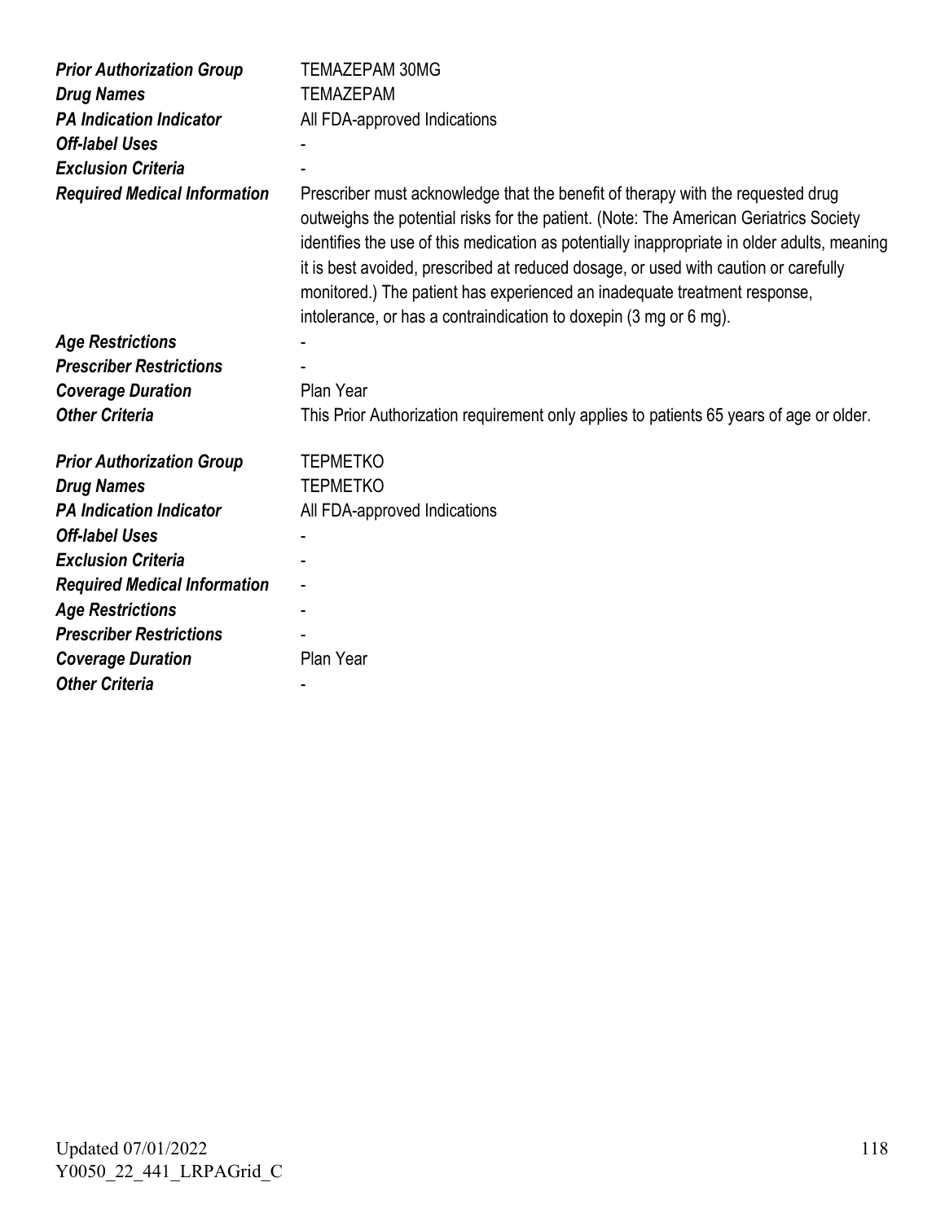| | |
|---|---|
| ***Prior Authorization Group*** | TEMAZEPAM 30MG |
| ***Drug Names*** | TEMAZEPAM |
| ***PA Indication Indicator*** | All FDA-approved Indications |
| ***Off-label Uses*** | - |
| ***Exclusion Criteria*** | - |
| ***Required Medical Information*** | Prescriber must acknowledge that the benefit of therapy with the requested drug outweighs the potential risks for the patient. (Note: The American Geriatrics Society identifies the use of this medication as potentially inappropriate in older adults, meaning it is best avoided, prescribed at reduced dosage, or used with caution or carefully monitored.) The patient has experienced an inadequate treatment response, intolerance, or has a contraindication to doxepin (3 mg or 6 mg). |
| ***Age Restrictions*** | - |
| ***Prescriber Restrictions*** | - |
| ***Coverage Duration*** | Plan Year |
| ***Other Criteria*** | This Prior Authorization requirement only applies to patients 65 years of age or older. |

| | |
|---|---|
| ***Prior Authorization Group*** | TEPMETKO |
| ***Drug Names*** | TEPMETKO |
| ***PA Indication Indicator*** | All FDA-approved Indications |
| ***Off-label Uses*** | - |
| ***Exclusion Criteria*** | - |
| ***Required Medical Information*** | - |
| ***Age Restrictions*** | - |
| ***Prescriber Restrictions*** | - |
| ***Coverage Duration*** | Plan Year |
| ***Other Criteria*** | - |

Updated 07/01/2022
Y0050_22_441_LRPAGrid_C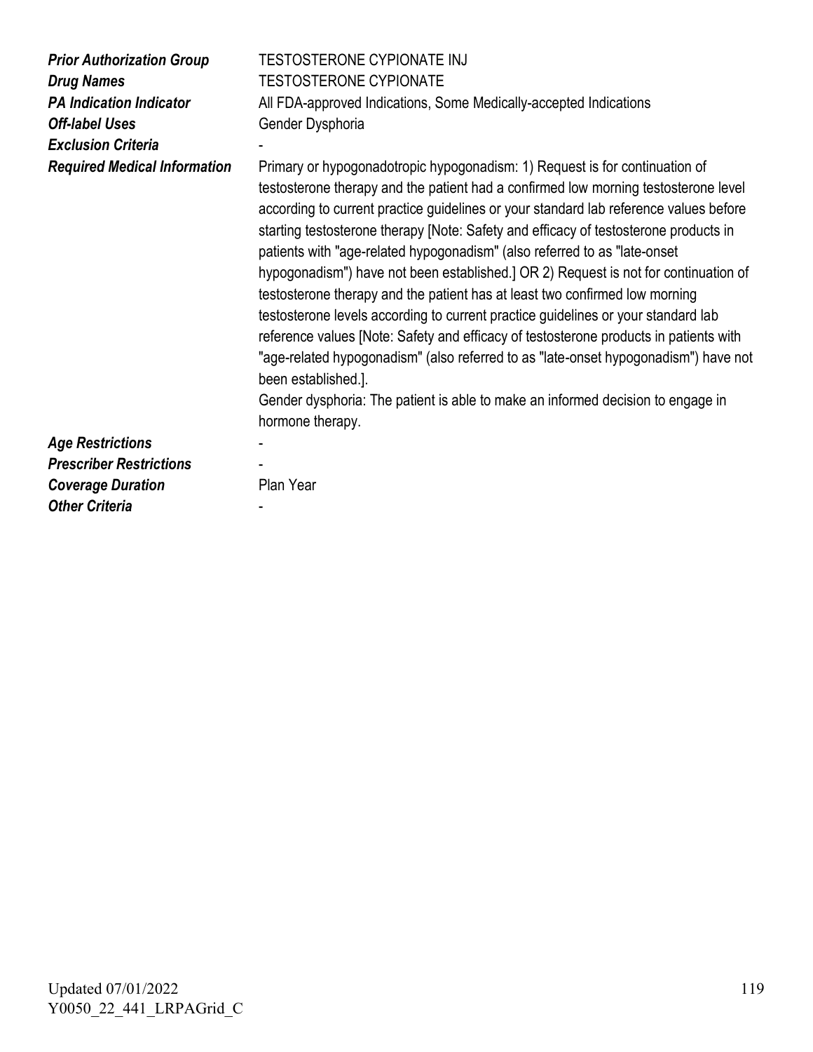| | |
|---|---|
| ***Prior Authorization Group*** | TESTOSTERONE CYPIONATE INJ |
| ***Drug Names*** | TESTOSTERONE CYPIONATE |
| ***PA Indication Indicator*** | All FDA-approved Indications, Some Medically-accepted Indications |
| ***Off-label Uses*** | Gender Dysphoria |
| ***Exclusion Criteria*** | - |
| ***Required Medical Information*** | Primary or hypogonadotropic hypogonadism: 1) Request is for continuation of testosterone therapy and the patient had a confirmed low morning testosterone level according to current practice guidelines or your standard lab reference values before starting testosterone therapy [Note: Safety and efficacy of testosterone products in patients with "age-related hypogonadism" (also referred to as "late-onset hypogonadism") have not been established.] OR 2) Request is not for continuation of testosterone therapy and the patient has at least two confirmed low morning testosterone levels according to current practice guidelines or your standard lab reference values [Note: Safety and efficacy of testosterone products in patients with "age-related hypogonadism" (also referred to as "late-onset hypogonadism") have not been established.].<br>Gender dysphoria: The patient is able to make an informed decision to engage in hormone therapy. |
| ***Age Restrictions*** | - |
| ***Prescriber Restrictions*** | - |
| ***Coverage Duration*** | Plan Year |
| ***Other Criteria*** | - |

Updated 07/01/2022
Y0050_22_441_LRPAGrid_C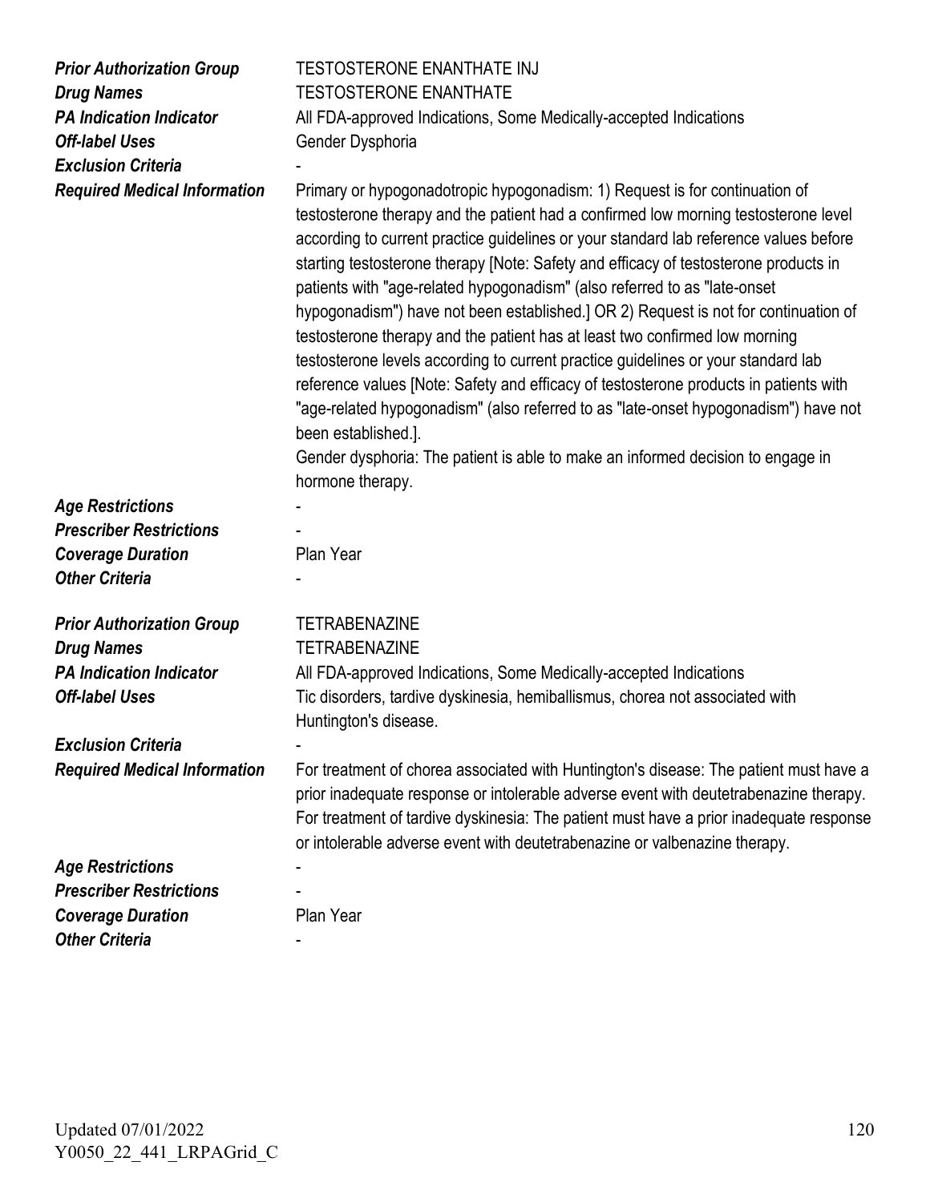**Prior Authorization Group** TESTOSTERONE ENANTHATE INJ
**Drug Names** TESTOSTERONE ENANTHATE
**PA Indication Indicator** All FDA-approved Indications, Some Medically-accepted Indications
**Off-label Uses** Gender Dysphoria
**Exclusion Criteria** -
**Required Medical Information** Primary or hypogonadotropic hypogonadism: 1) Request is for continuation of testosterone therapy and the patient had a confirmed low morning testosterone level according to current practice guidelines or your standard lab reference values before starting testosterone therapy [Note: Safety and efficacy of testosterone products in patients with "age-related hypogonadism" (also referred to as "late-onset hypogonadism") have not been established.] OR 2) Request is not for continuation of testosterone therapy and the patient has at least two confirmed low morning testosterone levels according to current practice guidelines or your standard lab reference values [Note: Safety and efficacy of testosterone products in patients with "age-related hypogonadism" (also referred to as "late-onset hypogonadism") have not been established.].
Gender dysphoria: The patient is able to make an informed decision to engage in hormone therapy.
**Age Restrictions** -
**Prescriber Restrictions** -
**Coverage Duration** Plan Year
**Other Criteria** -

**Prior Authorization Group** TETRABENAZINE
**Drug Names** TETRABENAZINE
**PA Indication Indicator** All FDA-approved Indications, Some Medically-accepted Indications
**Off-label Uses** Tic disorders, tardive dyskinesia, hemiballismus, chorea not associated with Huntington's disease.
**Exclusion Criteria** -
**Required Medical Information** For treatment of chorea associated with Huntington's disease: The patient must have a prior inadequate response or intolerable adverse event with deutetrabenazine therapy. For treatment of tardive dyskinesia: The patient must have a prior inadequate response or intolerable adverse event with deutetrabenazine or valbenazine therapy.
**Age Restrictions** -
**Prescriber Restrictions** -
**Coverage Duration** Plan Year
**Other Criteria** -

Updated 07/01/2022
Y0050_22_441_LRPAGrid_C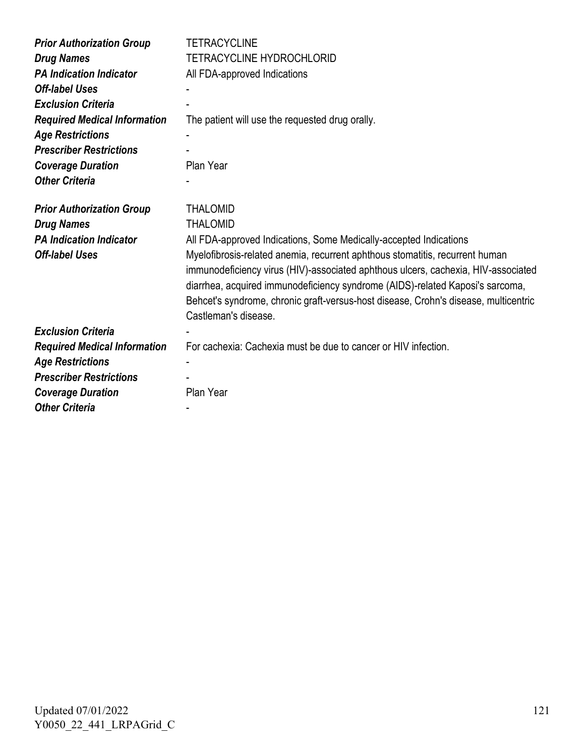| | |
|---|---|
| ***Prior Authorization Group*** | TETRACYCLINE |
| ***Drug Names*** | TETRACYCLINE HYDROCHLORID |
| ***PA Indication Indicator*** | All FDA-approved Indications |
| ***Off-label Uses*** | - |
| ***Exclusion Criteria*** | - |
| ***Required Medical Information*** | The patient will use the requested drug orally. |
| ***Age Restrictions*** | - |
| ***Prescriber Restrictions*** | - |
| ***Coverage Duration*** | Plan Year |
| ***Other Criteria*** | - |

| | |
|---|---|
| ***Prior Authorization Group*** | THALOMID |
| ***Drug Names*** | THALOMID |
| ***PA Indication Indicator*** | All FDA-approved Indications, Some Medically-accepted Indications |
| ***Off-label Uses*** | Myelofibrosis-related anemia, recurrent aphthous stomatitis, recurrent human immunodeficiency virus (HIV)-associated aphthous ulcers, cachexia, HIV-associated diarrhea, acquired immunodeficiency syndrome (AIDS)-related Kaposi's sarcoma, Behcet's syndrome, chronic graft-versus-host disease, Crohn's disease, multicentric Castleman's disease. |
| ***Exclusion Criteria*** | - |
| ***Required Medical Information*** | For cachexia: Cachexia must be due to cancer or HIV infection. |
| ***Age Restrictions*** | - |
| ***Prescriber Restrictions*** | - |
| ***Coverage Duration*** | Plan Year |
| ***Other Criteria*** | - |

Updated 07/01/2022
Y0050_22_441_LRPAGrid_C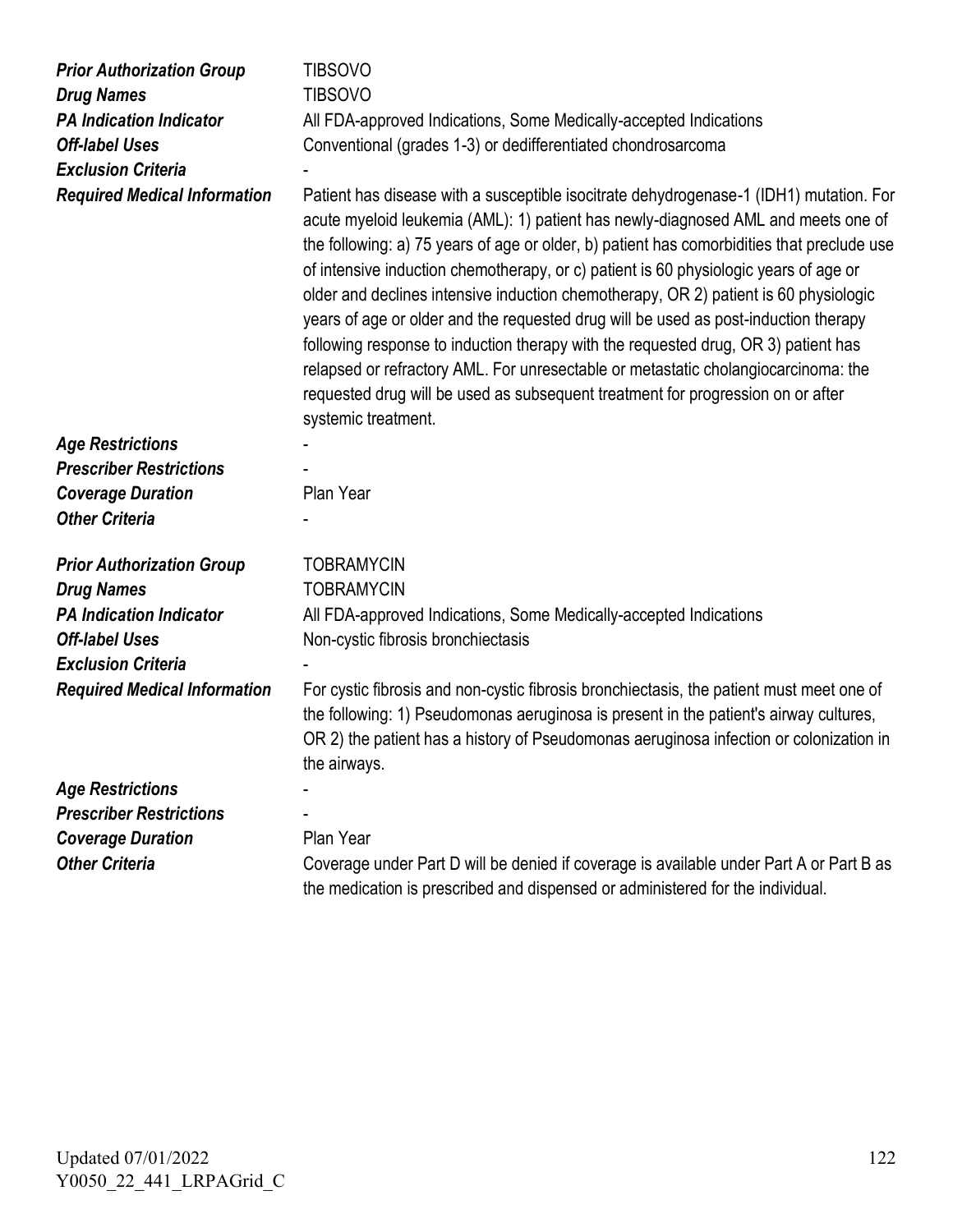| | |
|---|---|
| ***Prior Authorization Group*** | TIBSOVO |
| ***Drug Names*** | TIBSOVO |
| ***PA Indication Indicator*** | All FDA-approved Indications, Some Medically-accepted Indications |
| ***Off-label Uses*** | Conventional (grades 1-3) or dedifferentiated chondrosarcoma |
| ***Exclusion Criteria*** | - |
| ***Required Medical Information*** | Patient has disease with a susceptible isocitrate dehydrogenase-1 (IDH1) mutation. For acute myeloid leukemia (AML): 1) patient has newly-diagnosed AML and meets one of the following: a) 75 years of age or older, b) patient has comorbidities that preclude use of intensive induction chemotherapy, or c) patient is 60 physiologic years of age or older and declines intensive induction chemotherapy, OR 2) patient is 60 physiologic years of age or older and the requested drug will be used as post-induction therapy following response to induction therapy with the requested drug, OR 3) patient has relapsed or refractory AML. For unresectable or metastatic cholangiocarcinoma: the requested drug will be used as subsequent treatment for progression on or after systemic treatment. |
| ***Age Restrictions*** | - |
| ***Prescriber Restrictions*** | - |
| ***Coverage Duration*** | Plan Year |
| ***Other Criteria*** | - |

| | |
|---|---|
| ***Prior Authorization Group*** | TOBRAMYCIN |
| ***Drug Names*** | TOBRAMYCIN |
| ***PA Indication Indicator*** | All FDA-approved Indications, Some Medically-accepted Indications |
| ***Off-label Uses*** | Non-cystic fibrosis bronchiectasis |
| ***Exclusion Criteria*** | - |
| ***Required Medical Information*** | For cystic fibrosis and non-cystic fibrosis bronchiectasis, the patient must meet one of the following: 1) Pseudomonas aeruginosa is present in the patient's airway cultures, OR 2) the patient has a history of Pseudomonas aeruginosa infection or colonization in the airways. |
| ***Age Restrictions*** | - |
| ***Prescriber Restrictions*** | - |
| ***Coverage Duration*** | Plan Year |
| ***Other Criteria*** | Coverage under Part D will be denied if coverage is available under Part A or Part B as the medication is prescribed and dispensed or administered for the individual. |

Updated 07/01/2022
Y0050_22_441_LRPAGrid_C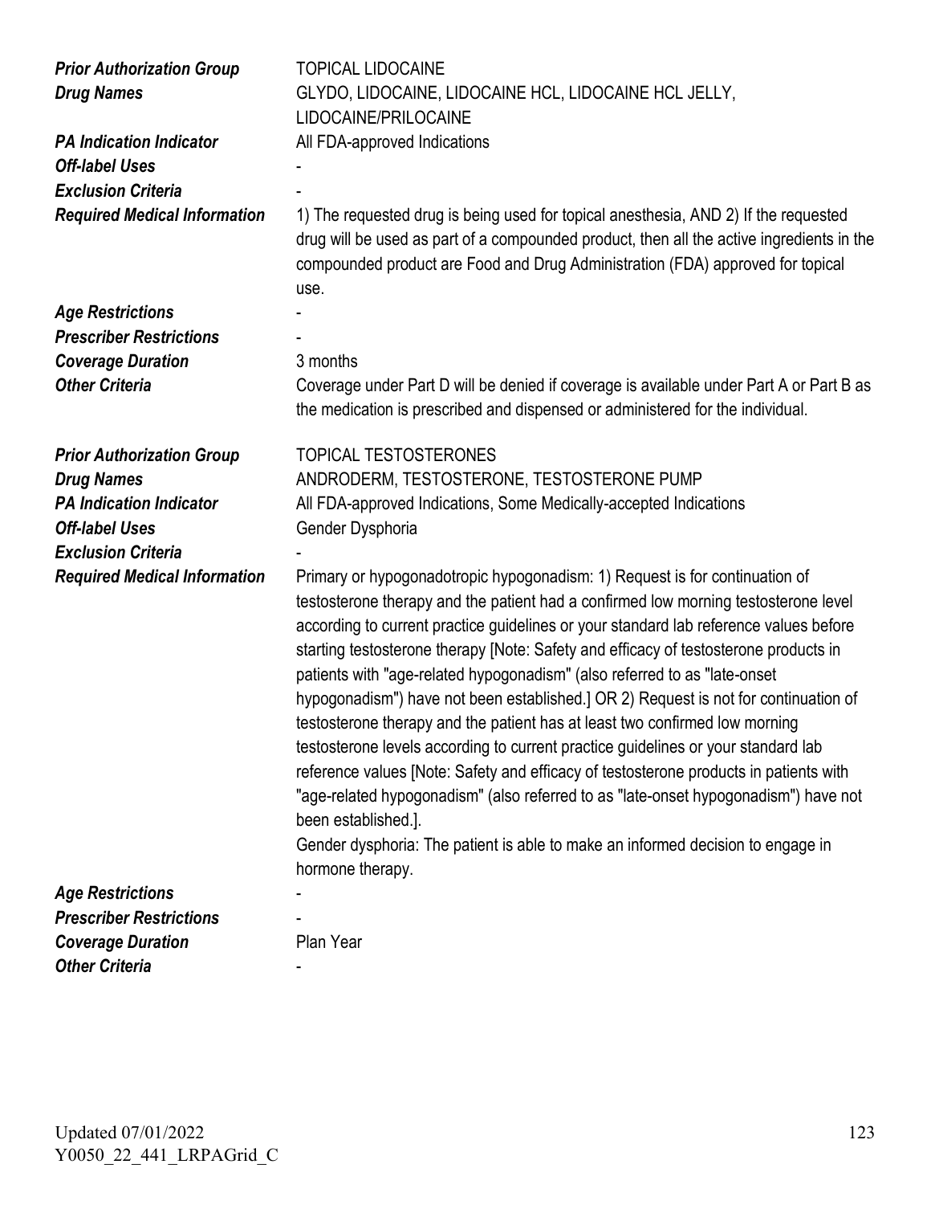| | |
|---|---|
| ***Prior Authorization Group*** | TOPICAL LIDOCAINE |
| ***Drug Names*** | GLYDO, LIDOCAINE, LIDOCAINE HCL, LIDOCAINE HCL JELLY, LIDOCAINE/PRILOCAINE |
| ***PA Indication Indicator*** | All FDA-approved Indications |
| ***Off-label Uses*** | - |
| ***Exclusion Criteria*** | - |
| ***Required Medical Information*** | 1) The requested drug is being used for topical anesthesia, AND 2) If the requested drug will be used as part of a compounded product, then all the active ingredients in the compounded product are Food and Drug Administration (FDA) approved for topical use. |
| ***Age Restrictions*** | - |
| ***Prescriber Restrictions*** | - |
| ***Coverage Duration*** | 3 months |
| ***Other Criteria*** | Coverage under Part D will be denied if coverage is available under Part A or Part B as the medication is prescribed and dispensed or administered for the individual. |

| | |
|---|---|
| ***Prior Authorization Group*** | TOPICAL TESTOSTERONES |
| ***Drug Names*** | ANDRODERM, TESTOSTERONE, TESTOSTERONE PUMP |
| ***PA Indication Indicator*** | All FDA-approved Indications, Some Medically-accepted Indications |
| ***Off-label Uses*** | Gender Dysphoria |
| ***Exclusion Criteria*** | - |
| ***Required Medical Information*** | Primary or hypogonadotropic hypogonadism: 1) Request is for continuation of testosterone therapy and the patient had a confirmed low morning testosterone level according to current practice guidelines or your standard lab reference values before starting testosterone therapy [Note: Safety and efficacy of testosterone products in patients with "age-related hypogonadism" (also referred to as "late-onset hypogonadism") have not been established.] OR 2) Request is not for continuation of testosterone therapy and the patient has at least two confirmed low morning testosterone levels according to current practice guidelines or your standard lab reference values [Note: Safety and efficacy of testosterone products in patients with "age-related hypogonadism" (also referred to as "late-onset hypogonadism") have not been established.].<br>Gender dysphoria: The patient is able to make an informed decision to engage in hormone therapy. |
| ***Age Restrictions*** | - |
| ***Prescriber Restrictions*** | - |
| ***Coverage Duration*** | Plan Year |
| ***Other Criteria*** | - |

Updated 07/01/2022
Y0050_22_441_LRPAGrid_C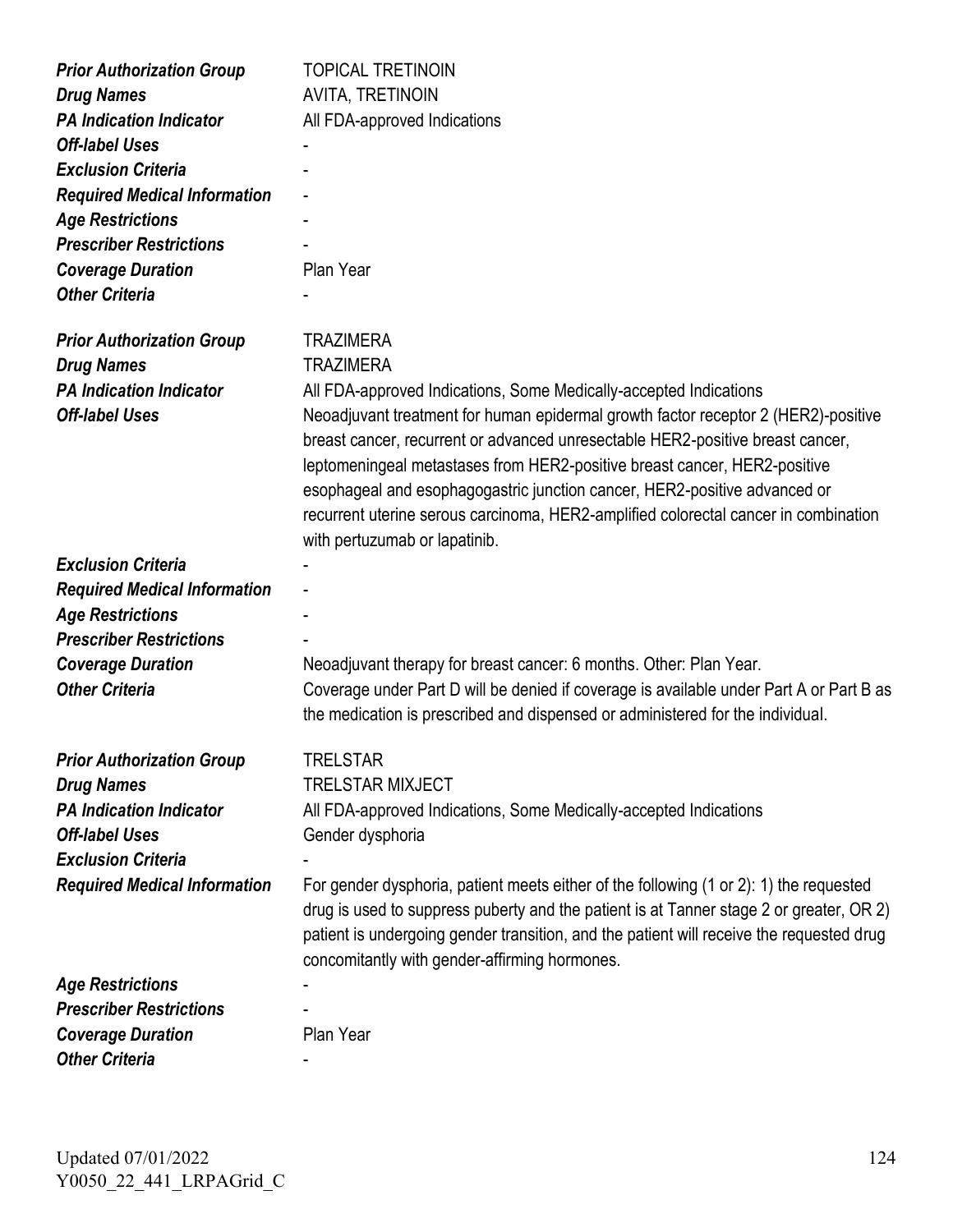| | |
|---|---|
| ***Prior Authorization Group*** | TOPICAL TRETINOIN |
| ***Drug Names*** | AVITA, TRETINOIN |
| ***PA Indication Indicator*** | All FDA-approved Indications |
| ***Off-label Uses*** | - |
| ***Exclusion Criteria*** | - |
| ***Required Medical Information*** | - |
| ***Age Restrictions*** | - |
| ***Prescriber Restrictions*** | - |
| ***Coverage Duration*** | Plan Year |
| ***Other Criteria*** | - |

| | |
|---|---|
| ***Prior Authorization Group*** | TRAZIMERA |
| ***Drug Names*** | TRAZIMERA |
| ***PA Indication Indicator*** | All FDA-approved Indications, Some Medically-accepted Indications |
| ***Off-label Uses*** | Neoadjuvant treatment for human epidermal growth factor receptor 2 (HER2)-positive breast cancer, recurrent or advanced unresectable HER2-positive breast cancer, leptomeningeal metastases from HER2-positive breast cancer, HER2-positive esophageal and esophagogastric junction cancer, HER2-positive advanced or recurrent uterine serous carcinoma, HER2-amplified colorectal cancer in combination with pertuzumab or lapatinib. |
| ***Exclusion Criteria*** | - |
| ***Required Medical Information*** | - |
| ***Age Restrictions*** | - |
| ***Prescriber Restrictions*** | - |
| ***Coverage Duration*** | Neoadjuvant therapy for breast cancer: 6 months. Other: Plan Year. |
| ***Other Criteria*** | Coverage under Part D will be denied if coverage is available under Part A or Part B as the medication is prescribed and dispensed or administered for the individual. |

| | |
|---|---|
| ***Prior Authorization Group*** | TRELSTAR |
| ***Drug Names*** | TRELSTAR MIXJECT |
| ***PA Indication Indicator*** | All FDA-approved Indications, Some Medically-accepted Indications |
| ***Off-label Uses*** | Gender dysphoria |
| ***Exclusion Criteria*** | - |
| ***Required Medical Information*** | For gender dysphoria, patient meets either of the following (1 or 2): 1) the requested drug is used to suppress puberty and the patient is at Tanner stage 2 or greater, OR 2) patient is undergoing gender transition, and the patient will receive the requested drug concomitantly with gender-affirming hormones. |
| ***Age Restrictions*** | - |
| ***Prescriber Restrictions*** | - |
| ***Coverage Duration*** | Plan Year |
| ***Other Criteria*** | - |

Updated 07/01/2022
Y0050_22_441_LRPAGrid_C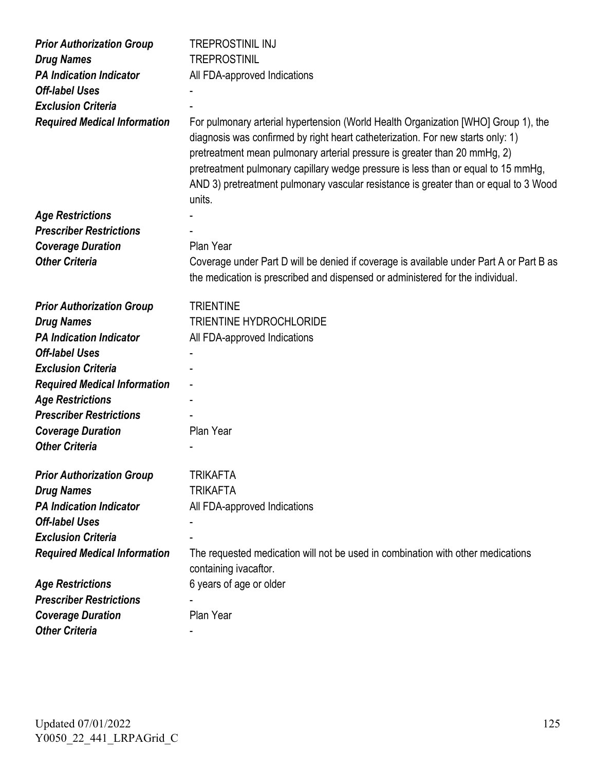| | |
|---|---|
| ***Prior Authorization Group*** | TREPROSTINIL INJ |
| ***Drug Names*** | TREPROSTINIL |
| ***PA Indication Indicator*** | All FDA-approved Indications |
| ***Off-label Uses*** | - |
| ***Exclusion Criteria*** | - |
| ***Required Medical Information*** | For pulmonary arterial hypertension (World Health Organization [WHO] Group 1), the diagnosis was confirmed by right heart catheterization. For new starts only: 1) pretreatment mean pulmonary arterial pressure is greater than 20 mmHg, 2) pretreatment pulmonary capillary wedge pressure is less than or equal to 15 mmHg, AND 3) pretreatment pulmonary vascular resistance is greater than or equal to 3 Wood units. |
| ***Age Restrictions*** | - |
| ***Prescriber Restrictions*** | - |
| ***Coverage Duration*** | Plan Year |
| ***Other Criteria*** | Coverage under Part D will be denied if coverage is available under Part A or Part B as the medication is prescribed and dispensed or administered for the individual. |

| | |
|---|---|
| ***Prior Authorization Group*** | TRIENTINE |
| ***Drug Names*** | TRIENTINE HYDROCHLORIDE |
| ***PA Indication Indicator*** | All FDA-approved Indications |
| ***Off-label Uses*** | - |
| ***Exclusion Criteria*** | - |
| ***Required Medical Information*** | - |
| ***Age Restrictions*** | - |
| ***Prescriber Restrictions*** | - |
| ***Coverage Duration*** | Plan Year |
| ***Other Criteria*** | - |

| | |
|---|---|
| ***Prior Authorization Group*** | TRIKAFTA |
| ***Drug Names*** | TRIKAFTA |
| ***PA Indication Indicator*** | All FDA-approved Indications |
| ***Off-label Uses*** | - |
| ***Exclusion Criteria*** | - |
| ***Required Medical Information*** | The requested medication will not be used in combination with other medications containing ivacaftor. |
| ***Age Restrictions*** | 6 years of age or older |
| ***Prescriber Restrictions*** | - |
| ***Coverage Duration*** | Plan Year |
| ***Other Criteria*** | - |

Updated 07/01/2022
Y0050_22_441_LRPAGrid_C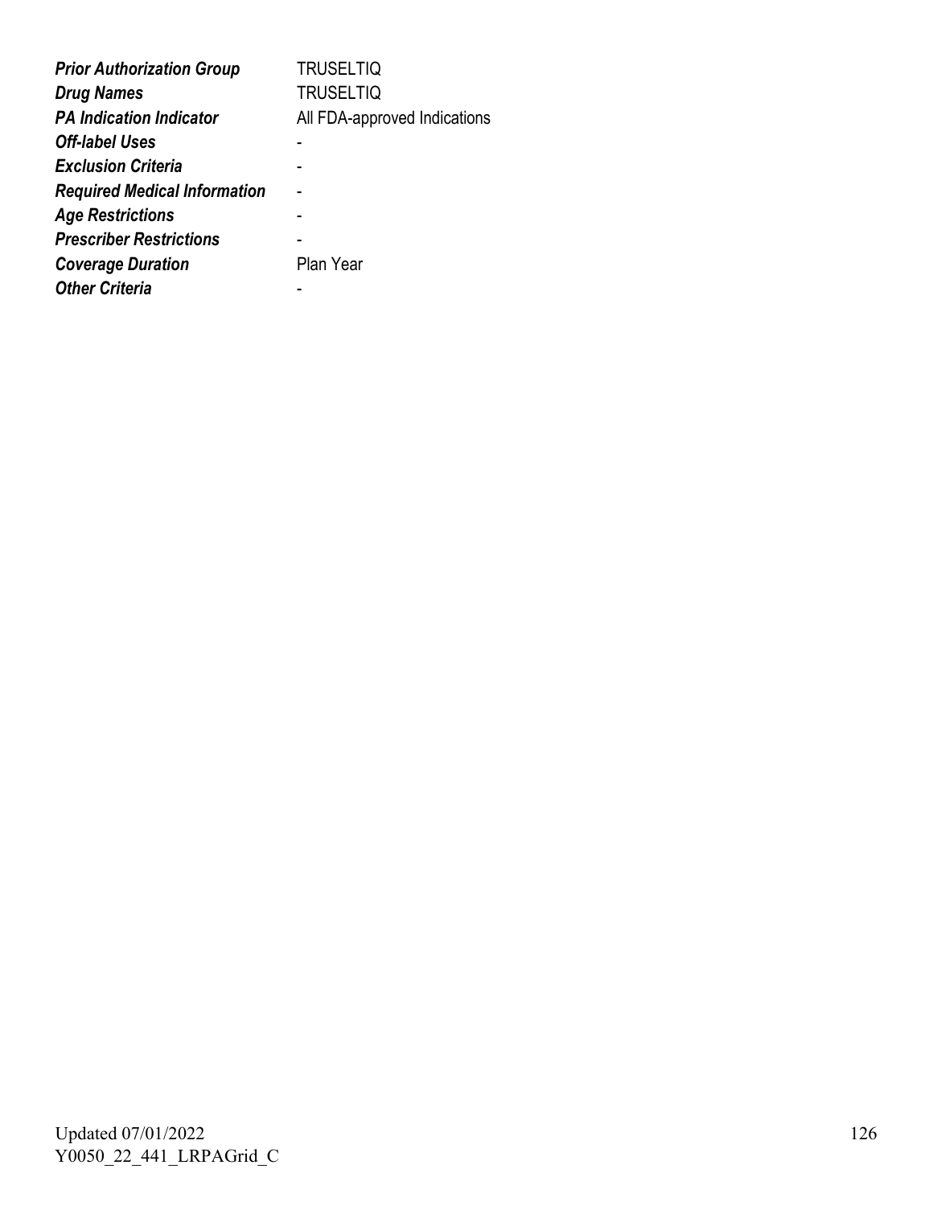| | |
|---|---|
| ***Prior Authorization Group*** | TRUSELTIQ |
| ***Drug Names*** | TRUSELTIQ |
| ***PA Indication Indicator*** | All FDA-approved Indications |
| ***Off-label Uses*** | - |
| ***Exclusion Criteria*** | - |
| ***Required Medical Information*** | - |
| ***Age Restrictions*** | - |
| ***Prescriber Restrictions*** | - |
| ***Coverage Duration*** | Plan Year |
| ***Other Criteria*** | - |

Updated 07/01/2022
Y0050_22_441_LRPAGrid_C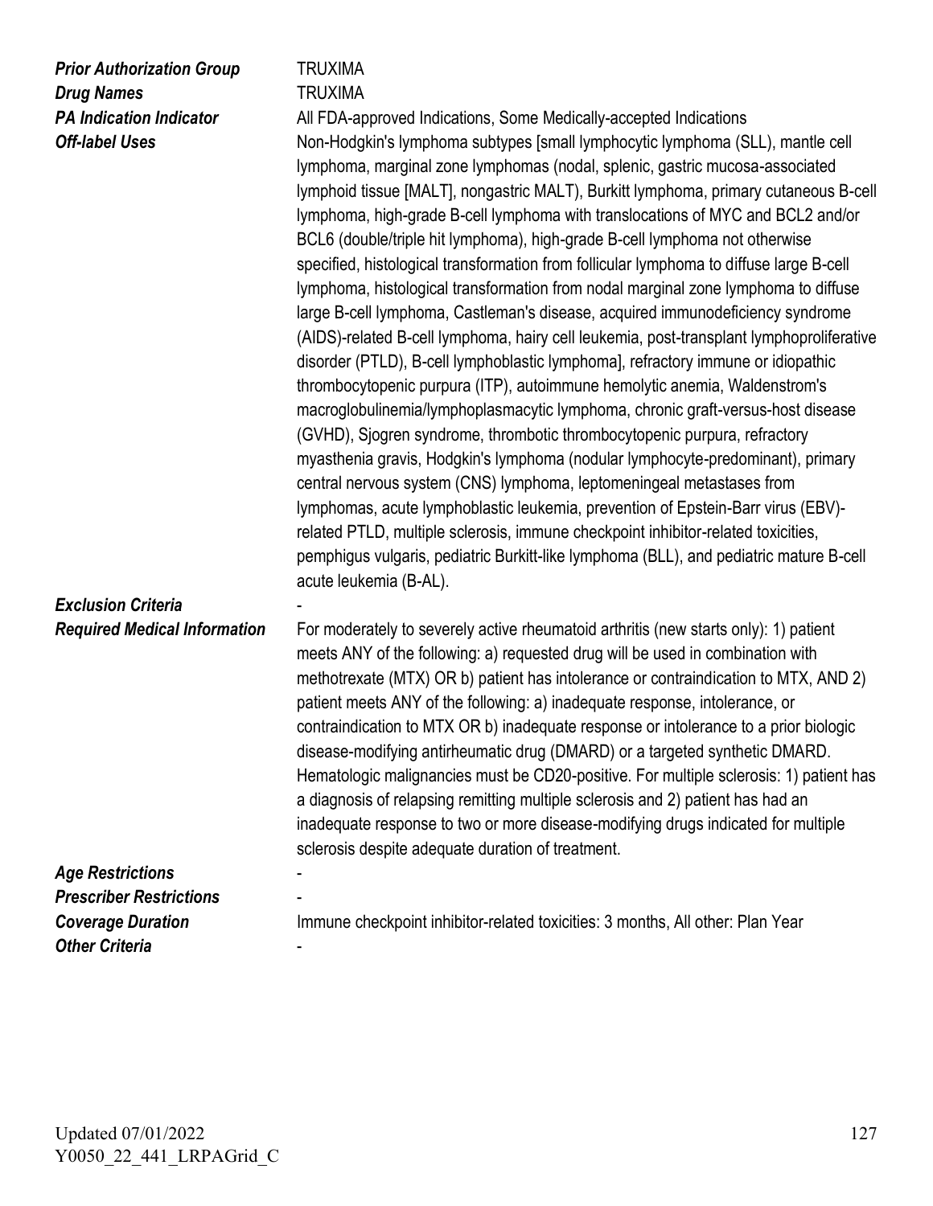| | |
|---|---|
| ***Prior Authorization Group*** | TRUXIMA |
| ***Drug Names*** | TRUXIMA |
| ***PA Indication Indicator*** | All FDA-approved Indications, Some Medically-accepted Indications |
| ***Off-label Uses*** | Non-Hodgkin's lymphoma subtypes [small lymphocytic lymphoma (SLL), mantle cell lymphoma, marginal zone lymphomas (nodal, splenic, gastric mucosa-associated lymphoid tissue [MALT], nongastric MALT), Burkitt lymphoma, primary cutaneous B-cell lymphoma, high-grade B-cell lymphoma with translocations of MYC and BCL2 and/or BCL6 (double/triple hit lymphoma), high-grade B-cell lymphoma not otherwise specified, histological transformation from follicular lymphoma to diffuse large B-cell lymphoma, histological transformation from nodal marginal zone lymphoma to diffuse large B-cell lymphoma, Castleman's disease, acquired immunodeficiency syndrome (AIDS)-related B-cell lymphoma, hairy cell leukemia, post-transplant lymphoproliferative disorder (PTLD), B-cell lymphoblastic lymphoma], refractory immune or idiopathic thrombocytopenic purpura (ITP), autoimmune hemolytic anemia, Waldenstrom's macroglobulinemia/lymphoplasmacytic lymphoma, chronic graft-versus-host disease (GVHD), Sjogren syndrome, thrombotic thrombocytopenic purpura, refractory myasthenia gravis, Hodgkin's lymphoma (nodular lymphocyte-predominant), primary central nervous system (CNS) lymphoma, leptomeningeal metastases from lymphomas, acute lymphoblastic leukemia, prevention of Epstein-Barr virus (EBV)-related PTLD, multiple sclerosis, immune checkpoint inhibitor-related toxicities, pemphigus vulgaris, pediatric Burkitt-like lymphoma (BLL), and pediatric mature B-cell acute leukemia (B-AL). |
| ***Exclusion Criteria*** | - |
| ***Required Medical Information*** | For moderately to severely active rheumatoid arthritis (new starts only): 1) patient meets ANY of the following: a) requested drug will be used in combination with methotrexate (MTX) OR b) patient has intolerance or contraindication to MTX, AND 2) patient meets ANY of the following: a) inadequate response, intolerance, or contraindication to MTX OR b) inadequate response or intolerance to a prior biologic disease-modifying antirheumatic drug (DMARD) or a targeted synthetic DMARD. Hematologic malignancies must be CD20-positive. For multiple sclerosis: 1) patient has a diagnosis of relapsing remitting multiple sclerosis and 2) patient has had an inadequate response to two or more disease-modifying drugs indicated for multiple sclerosis despite adequate duration of treatment. |
| ***Age Restrictions*** | - |
| ***Prescriber Restrictions*** | - |
| ***Coverage Duration*** | Immune checkpoint inhibitor-related toxicities: 3 months, All other: Plan Year |
| ***Other Criteria*** | - |

Updated 07/01/2022
Y0050_22_441_LRPAGrid_C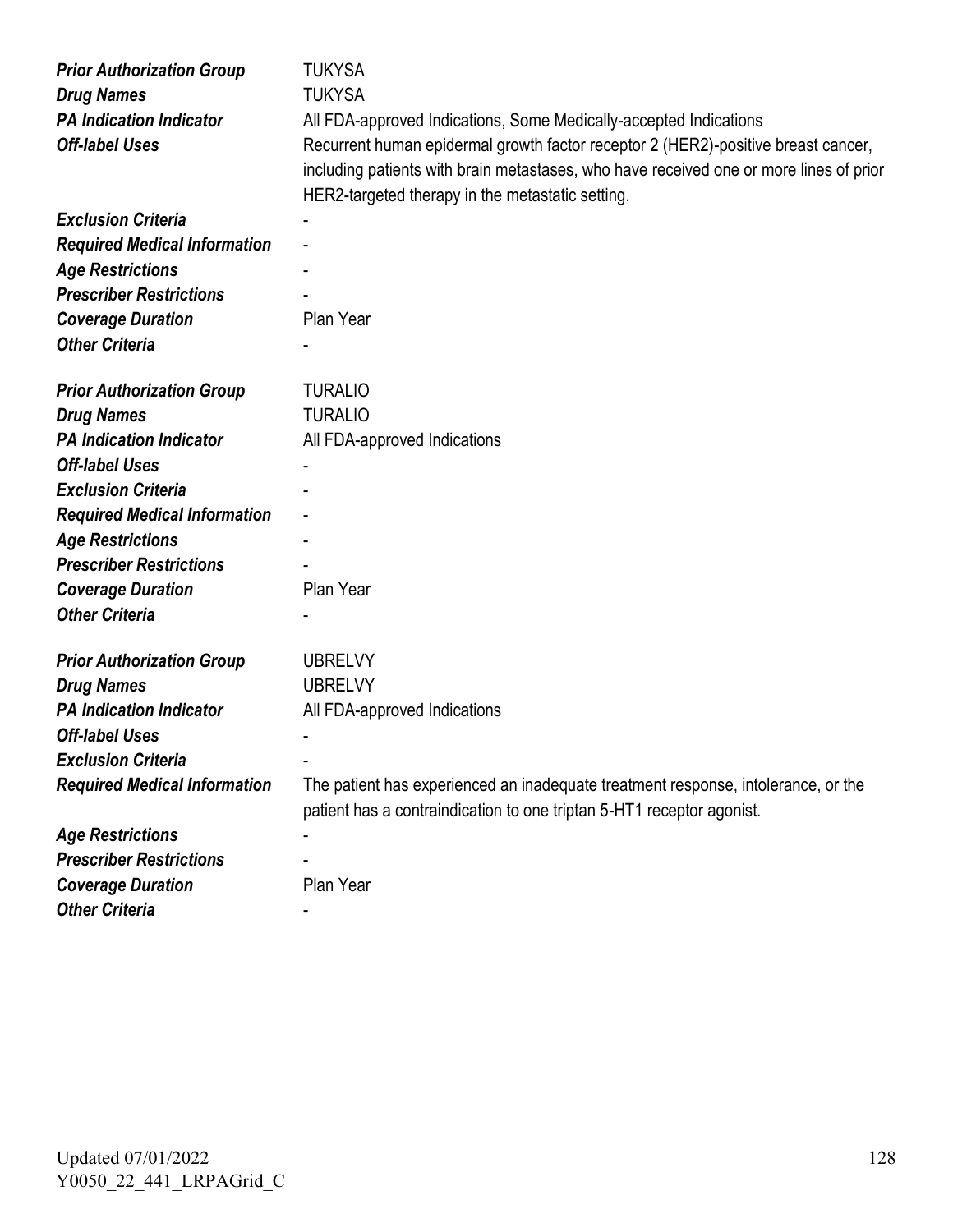| | |
|---|---|
| ***Prior Authorization Group*** | TUKYSA |
| ***Drug Names*** | TUKYSA |
| ***PA Indication Indicator*** | All FDA-approved Indications, Some Medically-accepted Indications |
| ***Off-label Uses*** | Recurrent human epidermal growth factor receptor 2 (HER2)-positive breast cancer, including patients with brain metastases, who have received one or more lines of prior HER2-targeted therapy in the metastatic setting. |
| ***Exclusion Criteria*** | - |
| ***Required Medical Information*** | - |
| ***Age Restrictions*** | - |
| ***Prescriber Restrictions*** | - |
| ***Coverage Duration*** | Plan Year |
| ***Other Criteria*** | - |

| | |
|---|---|
| ***Prior Authorization Group*** | TURALIO |
| ***Drug Names*** | TURALIO |
| ***PA Indication Indicator*** | All FDA-approved Indications |
| ***Off-label Uses*** | - |
| ***Exclusion Criteria*** | - |
| ***Required Medical Information*** | - |
| ***Age Restrictions*** | - |
| ***Prescriber Restrictions*** | - |
| ***Coverage Duration*** | Plan Year |
| ***Other Criteria*** | - |

| | |
|---|---|
| ***Prior Authorization Group*** | UBRELVY |
| ***Drug Names*** | UBRELVY |
| ***PA Indication Indicator*** | All FDA-approved Indications |
| ***Off-label Uses*** | - |
| ***Exclusion Criteria*** | - |
| ***Required Medical Information*** | The patient has experienced an inadequate treatment response, intolerance, or the patient has a contraindication to one triptan 5-HT1 receptor agonist. |
| ***Age Restrictions*** | - |
| ***Prescriber Restrictions*** | - |
| ***Coverage Duration*** | Plan Year |
| ***Other Criteria*** | - |

Updated 07/01/2022
Y0050_22_441_LRPAGrid_C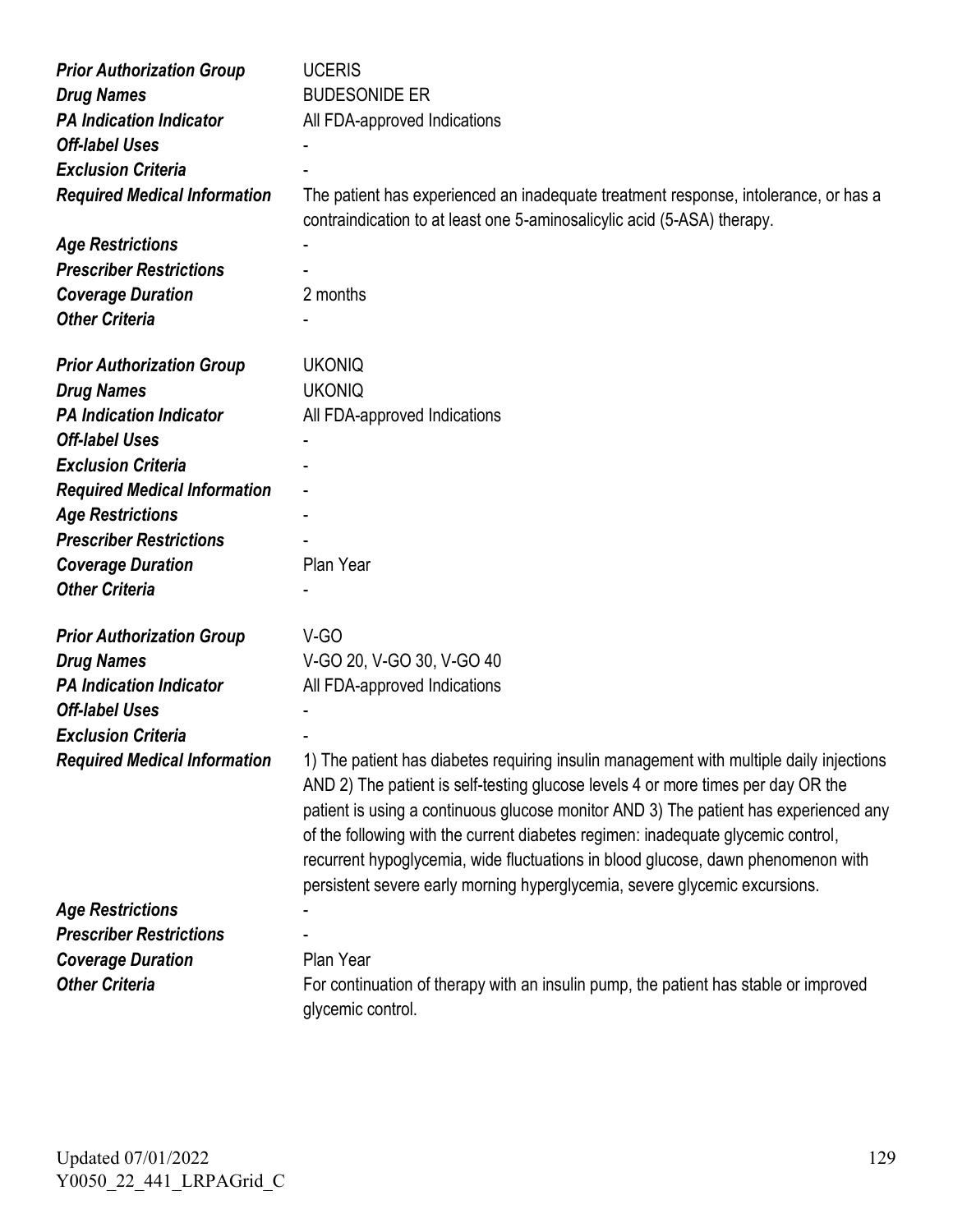| | |
|---|---|
| ***Prior Authorization Group*** | UCERIS |
| ***Drug Names*** | BUDESONIDE ER |
| ***PA Indication Indicator*** | All FDA-approved Indications |
| ***Off-label Uses*** | - |
| ***Exclusion Criteria*** | - |
| ***Required Medical Information*** | The patient has experienced an inadequate treatment response, intolerance, or has a contraindication to at least one 5-aminosalicylic acid (5-ASA) therapy. |
| ***Age Restrictions*** | - |
| ***Prescriber Restrictions*** | - |
| ***Coverage Duration*** | 2 months |
| ***Other Criteria*** | - |

| | |
|---|---|
| ***Prior Authorization Group*** | UKONIQ |
| ***Drug Names*** | UKONIQ |
| ***PA Indication Indicator*** | All FDA-approved Indications |
| ***Off-label Uses*** | - |
| ***Exclusion Criteria*** | - |
| ***Required Medical Information*** | - |
| ***Age Restrictions*** | - |
| ***Prescriber Restrictions*** | - |
| ***Coverage Duration*** | Plan Year |
| ***Other Criteria*** | - |

| | |
|---|---|
| ***Prior Authorization Group*** | V-GO |
| ***Drug Names*** | V-GO 20, V-GO 30, V-GO 40 |
| ***PA Indication Indicator*** | All FDA-approved Indications |
| ***Off-label Uses*** | - |
| ***Exclusion Criteria*** | - |
| ***Required Medical Information*** | 1) The patient has diabetes requiring insulin management with multiple daily injections AND 2) The patient is self-testing glucose levels 4 or more times per day OR the patient is using a continuous glucose monitor AND 3) The patient has experienced any of the following with the current diabetes regimen: inadequate glycemic control, recurrent hypoglycemia, wide fluctuations in blood glucose, dawn phenomenon with persistent severe early morning hyperglycemia, severe glycemic excursions. |
| ***Age Restrictions*** | - |
| ***Prescriber Restrictions*** | - |
| ***Coverage Duration*** | Plan Year |
| ***Other Criteria*** | For continuation of therapy with an insulin pump, the patient has stable or improved glycemic control. |

Updated 07/01/2022
Y0050_22_441_LRPAGrid_C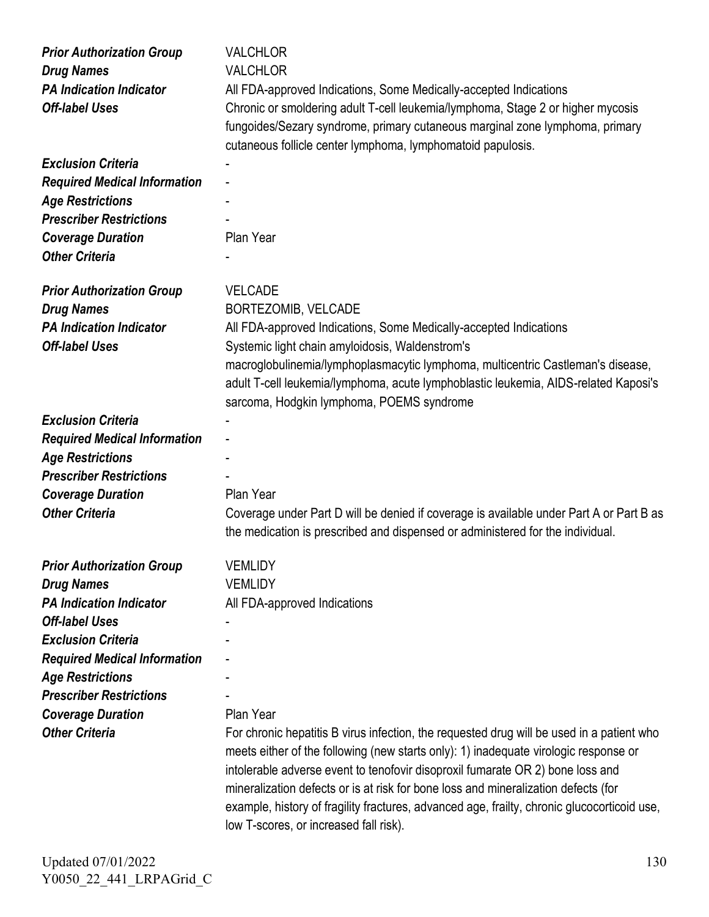| | |
|---|---|
| ***Prior Authorization Group*** | VALCHLOR |
| ***Drug Names*** | VALCHLOR |
| ***PA Indication Indicator*** | All FDA-approved Indications, Some Medically-accepted Indications |
| ***Off-label Uses*** | Chronic or smoldering adult T-cell leukemia/lymphoma, Stage 2 or higher mycosis fungoides/Sezary syndrome, primary cutaneous marginal zone lymphoma, primary cutaneous follicle center lymphoma, lymphomatoid papulosis. |
| ***Exclusion Criteria*** | - |
| ***Required Medical Information*** | - |
| ***Age Restrictions*** | - |
| ***Prescriber Restrictions*** | - |
| ***Coverage Duration*** | Plan Year |
| ***Other Criteria*** | - |

| | |
|---|---|
| ***Prior Authorization Group*** | VELCADE |
| ***Drug Names*** | BORTEZOMIB, VELCADE |
| ***PA Indication Indicator*** | All FDA-approved Indications, Some Medically-accepted Indications |
| ***Off-label Uses*** | Systemic light chain amyloidosis, Waldenstrom's macroglobulinemia/lymphoplasmacytic lymphoma, multicentric Castleman's disease, adult T-cell leukemia/lymphoma, acute lymphoblastic leukemia, AIDS-related Kaposi's sarcoma, Hodgkin lymphoma, POEMS syndrome |
| ***Exclusion Criteria*** | - |
| ***Required Medical Information*** | - |
| ***Age Restrictions*** | - |
| ***Prescriber Restrictions*** | - |
| ***Coverage Duration*** | Plan Year |
| ***Other Criteria*** | Coverage under Part D will be denied if coverage is available under Part A or Part B as the medication is prescribed and dispensed or administered for the individual. |

| | |
|---|---|
| ***Prior Authorization Group*** | VEMLIDY |
| ***Drug Names*** | VEMLIDY |
| ***PA Indication Indicator*** | All FDA-approved Indications |
| ***Off-label Uses*** | - |
| ***Exclusion Criteria*** | - |
| ***Required Medical Information*** | - |
| ***Age Restrictions*** | - |
| ***Prescriber Restrictions*** | - |
| ***Coverage Duration*** | Plan Year |
| ***Other Criteria*** | For chronic hepatitis B virus infection, the requested drug will be used in a patient who meets either of the following (new starts only): 1) inadequate virologic response or intolerable adverse event to tenofovir disoproxil fumarate OR 2) bone loss and mineralization defects or is at risk for bone loss and mineralization defects (for example, history of fragility fractures, advanced age, frailty, chronic glucocorticoid use, low T-scores, or increased fall risk). |

Updated 07/01/2022
Y0050_22_441_LRPAGrid_C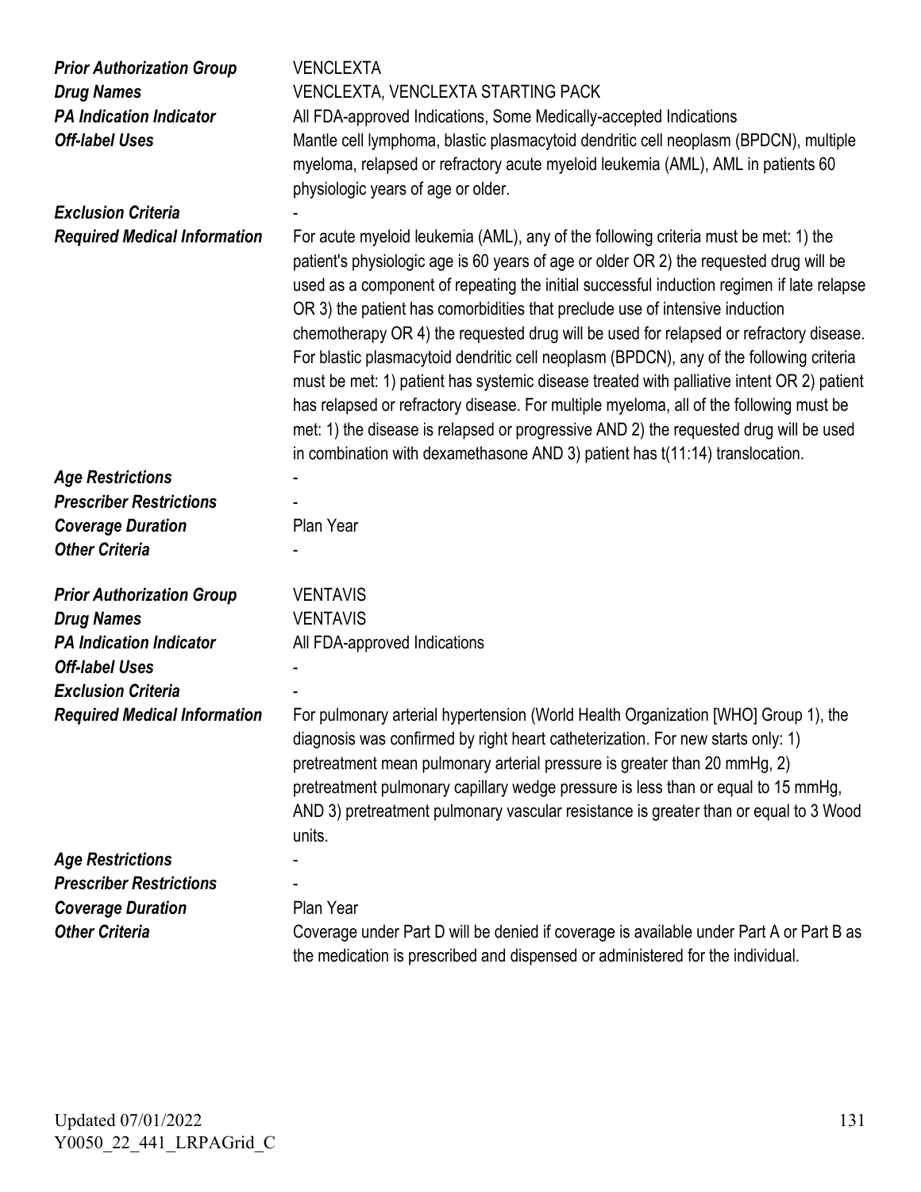| | |
|---|---|
| ***Prior Authorization Group*** | VENCLEXTA |
| ***Drug Names*** | VENCLEXTA, VENCLEXTA STARTING PACK |
| ***PA Indication Indicator*** | All FDA-approved Indications, Some Medically-accepted Indications |
| ***Off-label Uses*** | Mantle cell lymphoma, blastic plasmacytoid dendritic cell neoplasm (BPDCN), multiple myeloma, relapsed or refractory acute myeloid leukemia (AML), AML in patients 60 physiologic years of age or older. |
| ***Exclusion Criteria*** | - |
| ***Required Medical Information*** | For acute myeloid leukemia (AML), any of the following criteria must be met: 1) the patient's physiologic age is 60 years of age or older OR 2) the requested drug will be used as a component of repeating the initial successful induction regimen if late relapse OR 3) the patient has comorbidities that preclude use of intensive induction chemotherapy OR 4) the requested drug will be used for relapsed or refractory disease. For blastic plasmacytoid dendritic cell neoplasm (BPDCN), any of the following criteria must be met: 1) patient has systemic disease treated with palliative intent OR 2) patient has relapsed or refractory disease. For multiple myeloma, all of the following must be met: 1) the disease is relapsed or progressive AND 2) the requested drug will be used in combination with dexamethasone AND 3) patient has t(11:14) translocation. |
| ***Age Restrictions*** | - |
| ***Prescriber Restrictions*** | - |
| ***Coverage Duration*** | Plan Year |
| ***Other Criteria*** | - |

| | |
|---|---|
| ***Prior Authorization Group*** | VENTAVIS |
| ***Drug Names*** | VENTAVIS |
| ***PA Indication Indicator*** | All FDA-approved Indications |
| ***Off-label Uses*** | - |
| ***Exclusion Criteria*** | - |
| ***Required Medical Information*** | For pulmonary arterial hypertension (World Health Organization [WHO] Group 1), the diagnosis was confirmed by right heart catheterization. For new starts only: 1) pretreatment mean pulmonary arterial pressure is greater than 20 mmHg, 2) pretreatment pulmonary capillary wedge pressure is less than or equal to 15 mmHg, AND 3) pretreatment pulmonary vascular resistance is greater than or equal to 3 Wood units. |
| ***Age Restrictions*** | - |
| ***Prescriber Restrictions*** | - |
| ***Coverage Duration*** | Plan Year |
| ***Other Criteria*** | Coverage under Part D will be denied if coverage is available under Part A or Part B as the medication is prescribed and dispensed or administered for the individual. |

Updated 07/01/2022
Y0050_22_441_LRPAGrid_C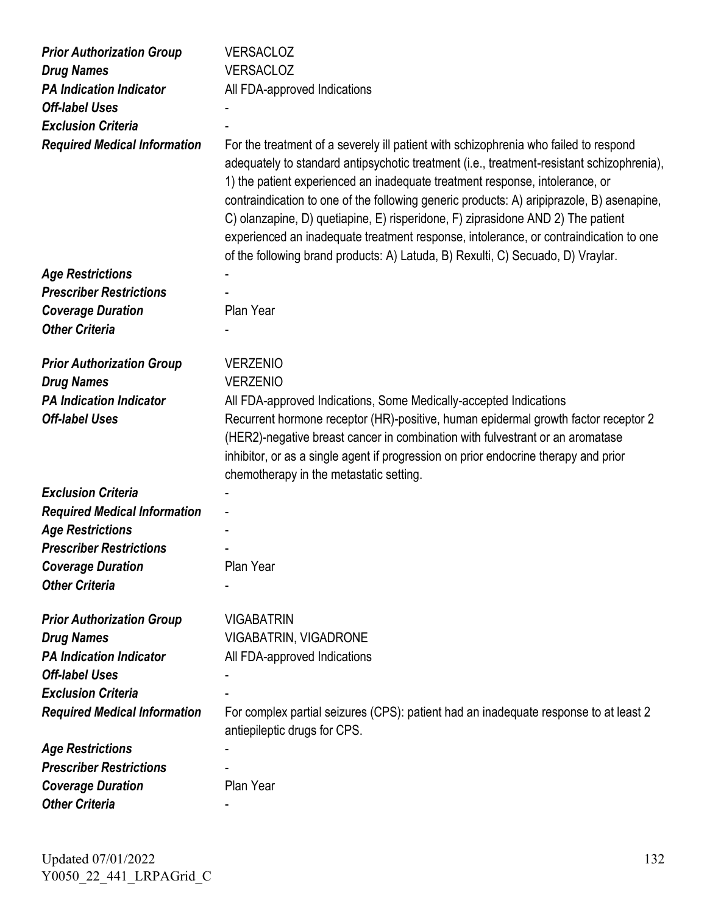| | |
|---|---|
| ***Prior Authorization Group*** | VERSACLOZ |
| ***Drug Names*** | VERSACLOZ |
| ***PA Indication Indicator*** | All FDA-approved Indications |
| ***Off-label Uses*** | - |
| ***Exclusion Criteria*** | - |
| ***Required Medical Information*** | For the treatment of a severely ill patient with schizophrenia who failed to respond adequately to standard antipsychotic treatment (i.e., treatment-resistant schizophrenia), 1) the patient experienced an inadequate treatment response, intolerance, or contraindication to one of the following generic products: A) aripiprazole, B) asenapine, C) olanzapine, D) quetiapine, E) risperidone, F) ziprasidone AND 2) The patient experienced an inadequate treatment response, intolerance, or contraindication to one of the following brand products: A) Latuda, B) Rexulti, C) Secuado, D) Vraylar. |
| ***Age Restrictions*** | - |
| ***Prescriber Restrictions*** | - |
| ***Coverage Duration*** | Plan Year |
| ***Other Criteria*** | - |

| | |
|---|---|
| ***Prior Authorization Group*** | VERZENIO |
| ***Drug Names*** | VERZENIO |
| ***PA Indication Indicator*** | All FDA-approved Indications, Some Medically-accepted Indications |
| ***Off-label Uses*** | Recurrent hormone receptor (HR)-positive, human epidermal growth factor receptor 2 (HER2)-negative breast cancer in combination with fulvestrant or an aromatase inhibitor, or as a single agent if progression on prior endocrine therapy and prior chemotherapy in the metastatic setting. |
| ***Exclusion Criteria*** | - |
| ***Required Medical Information*** | - |
| ***Age Restrictions*** | - |
| ***Prescriber Restrictions*** | - |
| ***Coverage Duration*** | Plan Year |
| ***Other Criteria*** | - |

| | |
|---|---|
| ***Prior Authorization Group*** | VIGABATRIN |
| ***Drug Names*** | VIGABATRIN, VIGADRONE |
| ***PA Indication Indicator*** | All FDA-approved Indications |
| ***Off-label Uses*** | - |
| ***Exclusion Criteria*** | - |
| ***Required Medical Information*** | For complex partial seizures (CPS): patient had an inadequate response to at least 2 antiepileptic drugs for CPS. |
| ***Age Restrictions*** | - |
| ***Prescriber Restrictions*** | - |
| ***Coverage Duration*** | Plan Year |
| ***Other Criteria*** | - |

Updated 07/01/2022
Y0050_22_441_LRPAGrid_C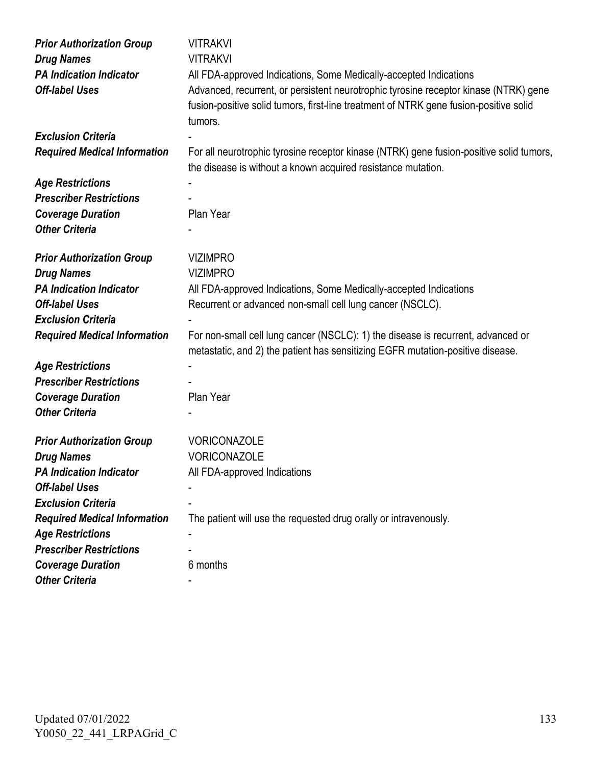| | |
|---|---|
| ***Prior Authorization Group*** | VITRAKVI |
| ***Drug Names*** | VITRAKVI |
| ***PA Indication Indicator*** | All FDA-approved Indications, Some Medically-accepted Indications |
| ***Off-label Uses*** | Advanced, recurrent, or persistent neurotrophic tyrosine receptor kinase (NTRK) gene fusion-positive solid tumors, first-line treatment of NTRK gene fusion-positive solid tumors. |
| ***Exclusion Criteria*** | - |
| ***Required Medical Information*** | For all neurotrophic tyrosine receptor kinase (NTRK) gene fusion-positive solid tumors, the disease is without a known acquired resistance mutation. |
| ***Age Restrictions*** | - |
| ***Prescriber Restrictions*** | - |
| ***Coverage Duration*** | Plan Year |
| ***Other Criteria*** | - |

| | |
|---|---|
| ***Prior Authorization Group*** | VIZIMPRO |
| ***Drug Names*** | VIZIMPRO |
| ***PA Indication Indicator*** | All FDA-approved Indications, Some Medically-accepted Indications |
| ***Off-label Uses*** | Recurrent or advanced non-small cell lung cancer (NSCLC). |
| ***Exclusion Criteria*** | - |
| ***Required Medical Information*** | For non-small cell lung cancer (NSCLC): 1) the disease is recurrent, advanced or metastatic, and 2) the patient has sensitizing EGFR mutation-positive disease. |
| ***Age Restrictions*** | - |
| ***Prescriber Restrictions*** | - |
| ***Coverage Duration*** | Plan Year |
| ***Other Criteria*** | - |

| | |
|---|---|
| ***Prior Authorization Group*** | VORICONAZOLE |
| ***Drug Names*** | VORICONAZOLE |
| ***PA Indication Indicator*** | All FDA-approved Indications |
| ***Off-label Uses*** | - |
| ***Exclusion Criteria*** | - |
| ***Required Medical Information*** | The patient will use the requested drug orally or intravenously. |
| ***Age Restrictions*** | - |
| ***Prescriber Restrictions*** | - |
| ***Coverage Duration*** | 6 months |
| ***Other Criteria*** | - |

Updated 07/01/2022
Y0050_22_441_LRPAGrid_C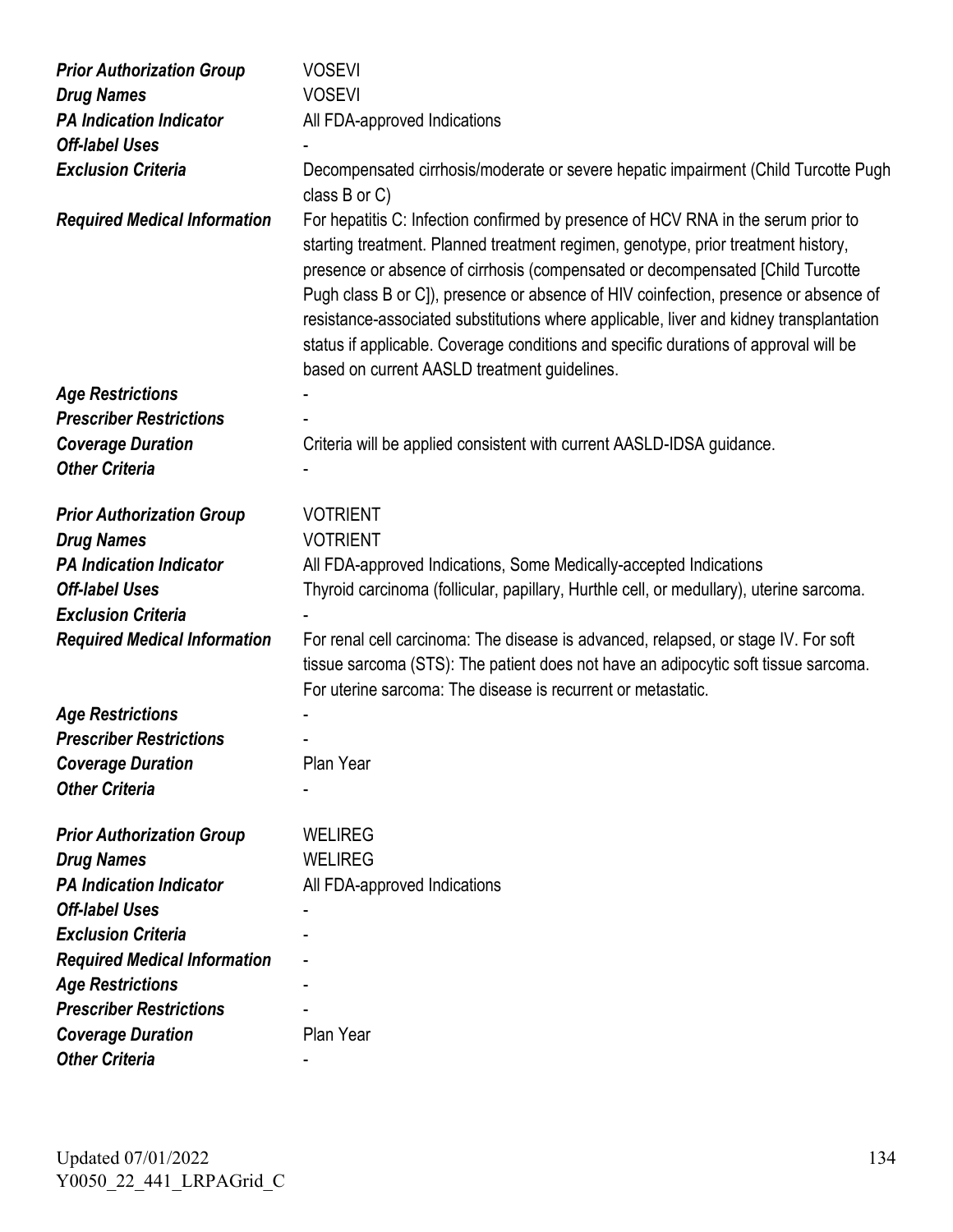| | |
|---|---|
| ***Prior Authorization Group*** | VOSEVI |
| ***Drug Names*** | VOSEVI |
| ***PA Indication Indicator*** | All FDA-approved Indications |
| ***Off-label Uses*** | - |
| ***Exclusion Criteria*** | Decompensated cirrhosis/moderate or severe hepatic impairment (Child Turcotte Pugh class B or C) |
| ***Required Medical Information*** | For hepatitis C: Infection confirmed by presence of HCV RNA in the serum prior to starting treatment. Planned treatment regimen, genotype, prior treatment history, presence or absence of cirrhosis (compensated or decompensated [Child Turcotte Pugh class B or C]), presence or absence of HIV coinfection, presence or absence of resistance-associated substitutions where applicable, liver and kidney transplantation status if applicable. Coverage conditions and specific durations of approval will be based on current AASLD treatment guidelines. |
| ***Age Restrictions*** | - |
| ***Prescriber Restrictions*** | - |
| ***Coverage Duration*** | Criteria will be applied consistent with current AASLD-IDSA guidance. |
| ***Other Criteria*** | - |

| | |
|---|---|
| ***Prior Authorization Group*** | VOTRIENT |
| ***Drug Names*** | VOTRIENT |
| ***PA Indication Indicator*** | All FDA-approved Indications, Some Medically-accepted Indications |
| ***Off-label Uses*** | Thyroid carcinoma (follicular, papillary, Hurthle cell, or medullary), uterine sarcoma. |
| ***Exclusion Criteria*** | - |
| ***Required Medical Information*** | For renal cell carcinoma: The disease is advanced, relapsed, or stage IV. For soft tissue sarcoma (STS): The patient does not have an adipocytic soft tissue sarcoma. For uterine sarcoma: The disease is recurrent or metastatic. |
| ***Age Restrictions*** | - |
| ***Prescriber Restrictions*** | - |
| ***Coverage Duration*** | Plan Year |
| ***Other Criteria*** | - |

| | |
|---|---|
| ***Prior Authorization Group*** | WELIREG |
| ***Drug Names*** | WELIREG |
| ***PA Indication Indicator*** | All FDA-approved Indications |
| ***Off-label Uses*** | - |
| ***Exclusion Criteria*** | - |
| ***Required Medical Information*** | - |
| ***Age Restrictions*** | - |
| ***Prescriber Restrictions*** | - |
| ***Coverage Duration*** | Plan Year |
| ***Other Criteria*** | - |

Updated 07/01/2022
Y0050_22_441_LRPAGrid_C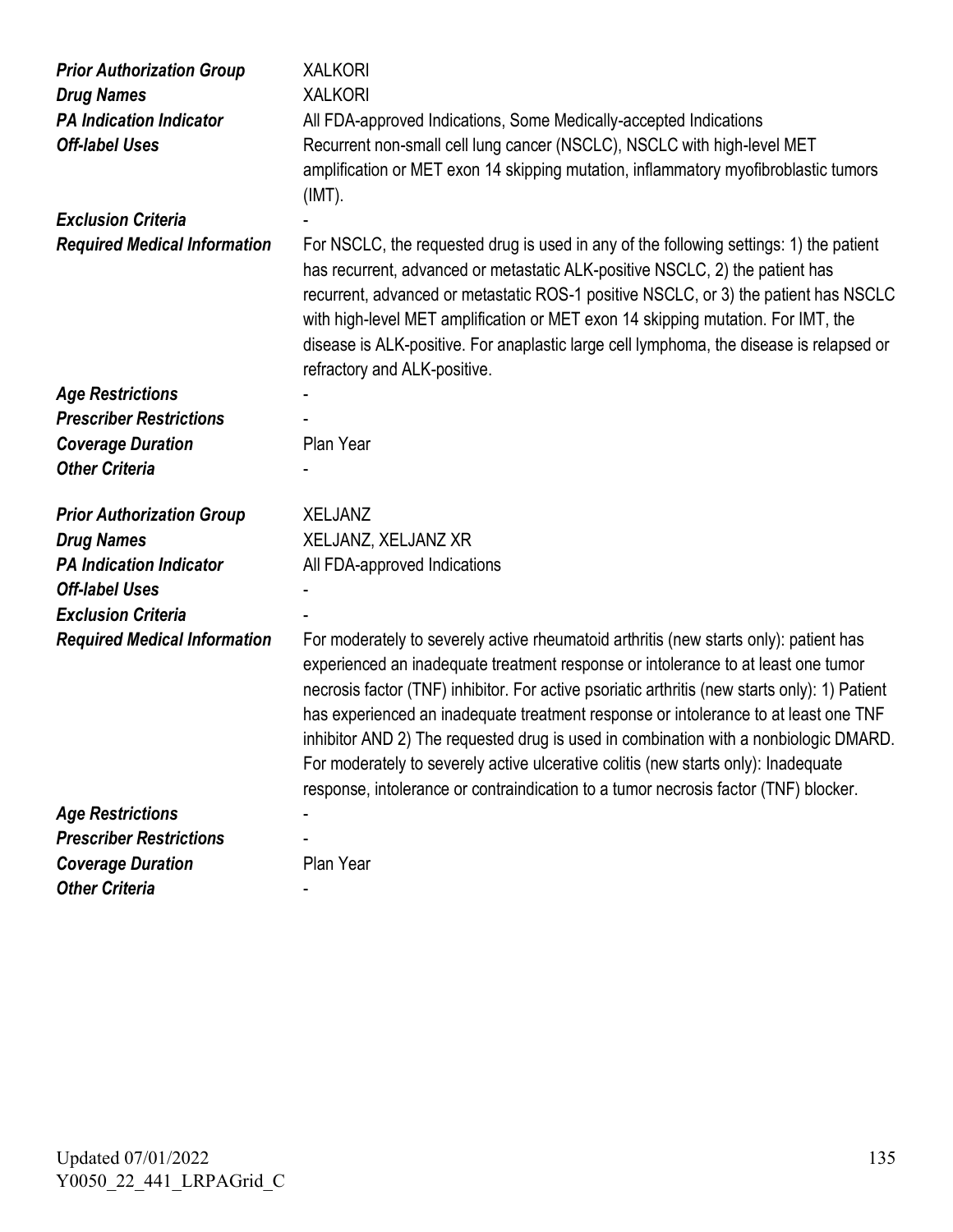| | |
|---|---|
| ***Prior Authorization Group*** | XALKORI |
| ***Drug Names*** | XALKORI |
| ***PA Indication Indicator*** | All FDA-approved Indications, Some Medically-accepted Indications |
| ***Off-label Uses*** | Recurrent non-small cell lung cancer (NSCLC), NSCLC with high-level MET amplification or MET exon 14 skipping mutation, inflammatory myofibroblastic tumors (IMT). |
| ***Exclusion Criteria*** | - |
| ***Required Medical Information*** | For NSCLC, the requested drug is used in any of the following settings: 1) the patient has recurrent, advanced or metastatic ALK-positive NSCLC, 2) the patient has recurrent, advanced or metastatic ROS-1 positive NSCLC, or 3) the patient has NSCLC with high-level MET amplification or MET exon 14 skipping mutation. For IMT, the disease is ALK-positive. For anaplastic large cell lymphoma, the disease is relapsed or refractory and ALK-positive. |
| ***Age Restrictions*** | - |
| ***Prescriber Restrictions*** | - |
| ***Coverage Duration*** | Plan Year |
| ***Other Criteria*** | - |

| | |
|---|---|
| ***Prior Authorization Group*** | XELJANZ |
| ***Drug Names*** | XELJANZ, XELJANZ XR |
| ***PA Indication Indicator*** | All FDA-approved Indications |
| ***Off-label Uses*** | - |
| ***Exclusion Criteria*** | - |
| ***Required Medical Information*** | For moderately to severely active rheumatoid arthritis (new starts only): patient has experienced an inadequate treatment response or intolerance to at least one tumor necrosis factor (TNF) inhibitor. For active psoriatic arthritis (new starts only): 1) Patient has experienced an inadequate treatment response or intolerance to at least one TNF inhibitor AND 2) The requested drug is used in combination with a nonbiologic DMARD. For moderately to severely active ulcerative colitis (new starts only): Inadequate response, intolerance or contraindication to a tumor necrosis factor (TNF) blocker. |
| ***Age Restrictions*** | - |
| ***Prescriber Restrictions*** | - |
| ***Coverage Duration*** | Plan Year |
| ***Other Criteria*** | - |

Updated 07/01/2022
Y0050_22_441_LRPAGrid_C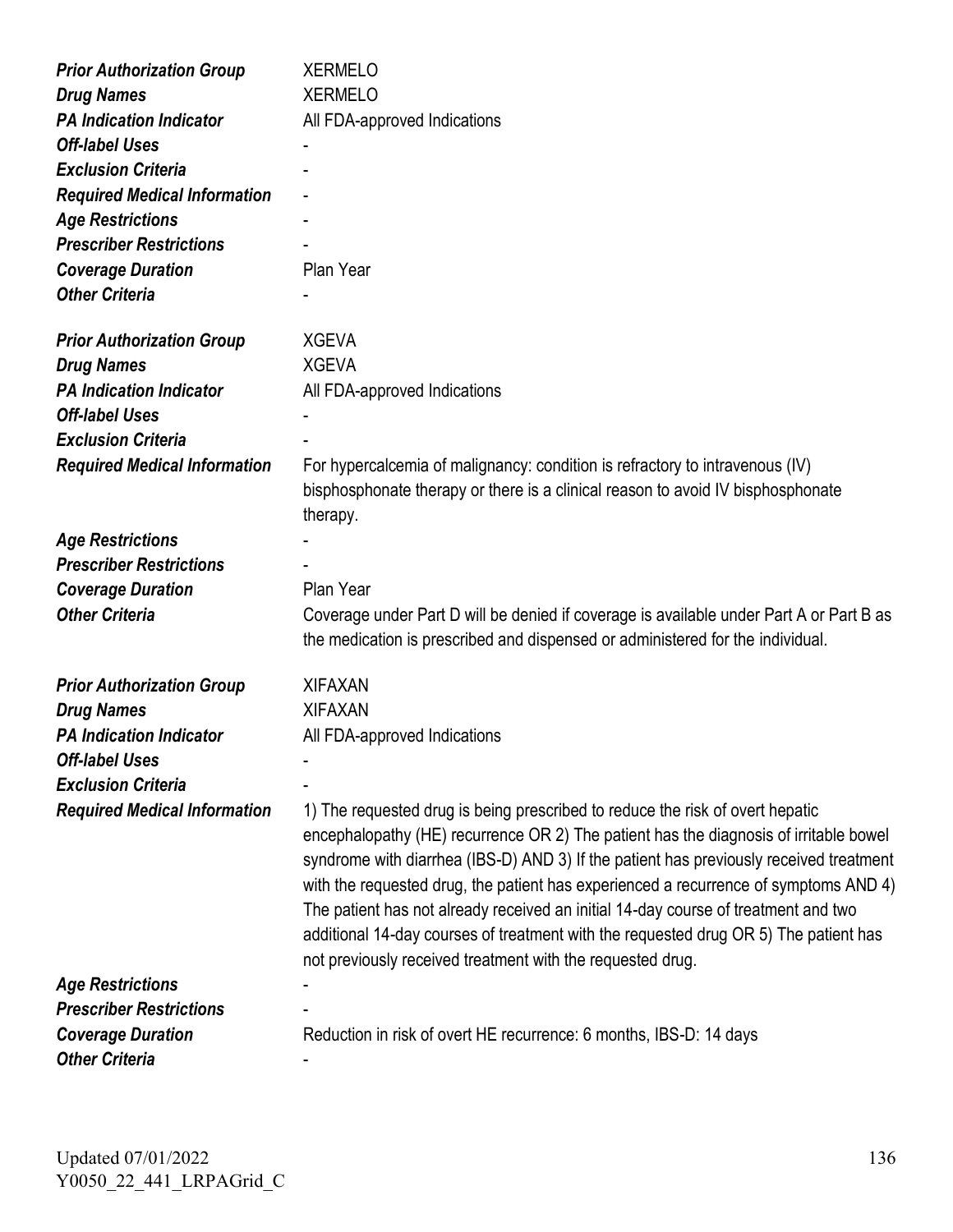| | |
|---|---|
| ***Prior Authorization Group*** | XERMELO |
| ***Drug Names*** | XERMELO |
| ***PA Indication Indicator*** | All FDA-approved Indications |
| ***Off-label Uses*** | - |
| ***Exclusion Criteria*** | - |
| ***Required Medical Information*** | - |
| ***Age Restrictions*** | - |
| ***Prescriber Restrictions*** | - |
| ***Coverage Duration*** | Plan Year |
| ***Other Criteria*** | - |

| | |
|---|---|
| ***Prior Authorization Group*** | XGEVA |
| ***Drug Names*** | XGEVA |
| ***PA Indication Indicator*** | All FDA-approved Indications |
| ***Off-label Uses*** | - |
| ***Exclusion Criteria*** | - |
| ***Required Medical Information*** | For hypercalcemia of malignancy: condition is refractory to intravenous (IV) bisphosphonate therapy or there is a clinical reason to avoid IV bisphosphonate therapy. |
| ***Age Restrictions*** | - |
| ***Prescriber Restrictions*** | - |
| ***Coverage Duration*** | Plan Year |
| ***Other Criteria*** | Coverage under Part D will be denied if coverage is available under Part A or Part B as the medication is prescribed and dispensed or administered for the individual. |

| | |
|---|---|
| ***Prior Authorization Group*** | XIFAXAN |
| ***Drug Names*** | XIFAXAN |
| ***PA Indication Indicator*** | All FDA-approved Indications |
| ***Off-label Uses*** | - |
| ***Exclusion Criteria*** | - |
| ***Required Medical Information*** | 1) The requested drug is being prescribed to reduce the risk of overt hepatic encephalopathy (HE) recurrence OR 2) The patient has the diagnosis of irritable bowel syndrome with diarrhea (IBS-D) AND 3) If the patient has previously received treatment with the requested drug, the patient has experienced a recurrence of symptoms AND 4) The patient has not already received an initial 14-day course of treatment and two additional 14-day courses of treatment with the requested drug OR 5) The patient has not previously received treatment with the requested drug. |
| ***Age Restrictions*** | - |
| ***Prescriber Restrictions*** | - |
| ***Coverage Duration*** | Reduction in risk of overt HE recurrence: 6 months, IBS-D: 14 days |
| ***Other Criteria*** | - |

Updated 07/01/2022
Y0050_22_441_LRPAGrid_C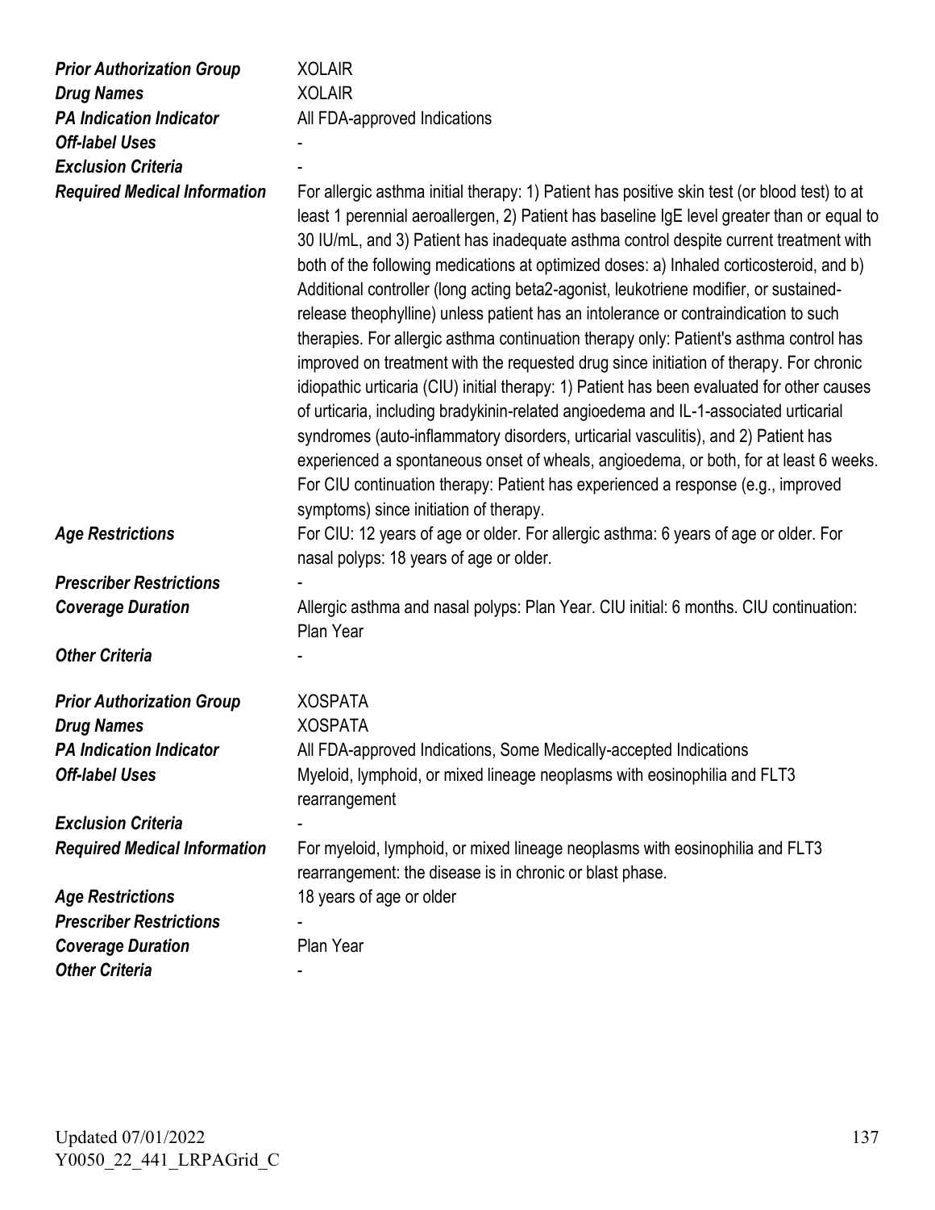| | |
|---|---|
| ***Prior Authorization Group*** | XOLAIR |
| ***Drug Names*** | XOLAIR |
| ***PA Indication Indicator*** | All FDA-approved Indications |
| ***Off-label Uses*** | - |
| ***Exclusion Criteria*** | - |
| ***Required Medical Information*** | For allergic asthma initial therapy: 1) Patient has positive skin test (or blood test) to at least 1 perennial aeroallergen, 2) Patient has baseline IgE level greater than or equal to 30 IU/mL, and 3) Patient has inadequate asthma control despite current treatment with both of the following medications at optimized doses: a) Inhaled corticosteroid, and b) Additional controller (long acting beta2-agonist, leukotriene modifier, or sustained-release theophylline) unless patient has an intolerance or contraindication to such therapies. For allergic asthma continuation therapy only: Patient's asthma control has improved on treatment with the requested drug since initiation of therapy. For chronic idiopathic urticaria (CIU) initial therapy: 1) Patient has been evaluated for other causes of urticaria, including bradykinin-related angioedema and IL-1-associated urticarial syndromes (auto-inflammatory disorders, urticarial vasculitis), and 2) Patient has experienced a spontaneous onset of wheals, angioedema, or both, for at least 6 weeks. For CIU continuation therapy: Patient has experienced a response (e.g., improved symptoms) since initiation of therapy. |
| ***Age Restrictions*** | For CIU: 12 years of age or older. For allergic asthma: 6 years of age or older. For nasal polyps: 18 years of age or older. |
| ***Prescriber Restrictions*** | - |
| ***Coverage Duration*** | Allergic asthma and nasal polyps: Plan Year. CIU initial: 6 months. CIU continuation: Plan Year |
| ***Other Criteria*** | - |

| | |
|---|---|
| ***Prior Authorization Group*** | XOSPATA |
| ***Drug Names*** | XOSPATA |
| ***PA Indication Indicator*** | All FDA-approved Indications, Some Medically-accepted Indications |
| ***Off-label Uses*** | Myeloid, lymphoid, or mixed lineage neoplasms with eosinophilia and FLT3 rearrangement |
| ***Exclusion Criteria*** | - |
| ***Required Medical Information*** | For myeloid, lymphoid, or mixed lineage neoplasms with eosinophilia and FLT3 rearrangement: the disease is in chronic or blast phase. |
| ***Age Restrictions*** | 18 years of age or older |
| ***Prescriber Restrictions*** | - |
| ***Coverage Duration*** | Plan Year |
| ***Other Criteria*** | - |

Updated 07/01/2022
Y0050_22_441_LRPAGrid_C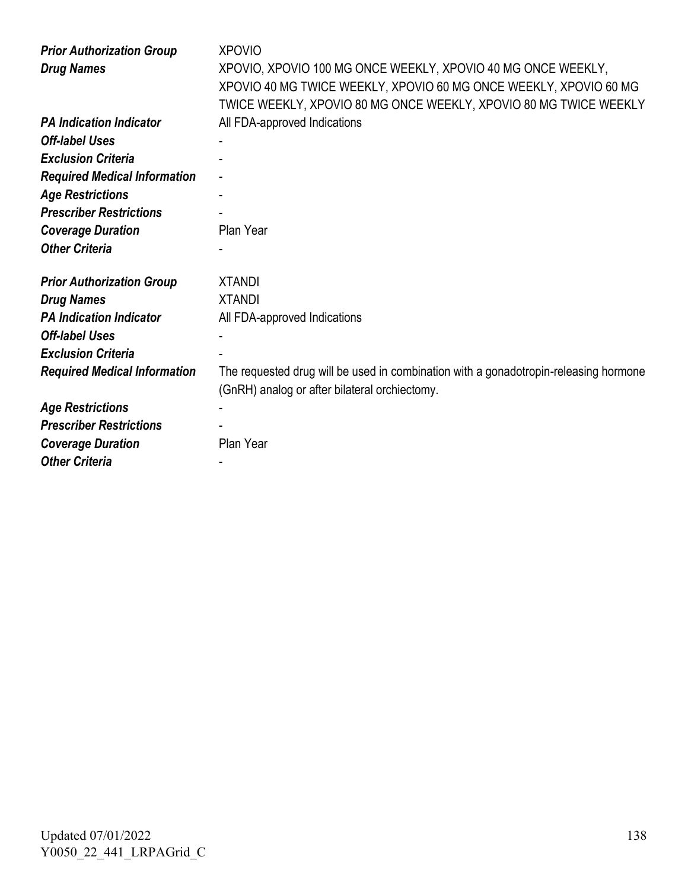| | |
|---|---|
| ***Prior Authorization Group*** | XPOVIO |
| ***Drug Names*** | XPOVIO, XPOVIO 100 MG ONCE WEEKLY, XPOVIO 40 MG ONCE WEEKLY, XPOVIO 40 MG TWICE WEEKLY, XPOVIO 60 MG ONCE WEEKLY, XPOVIO 60 MG TWICE WEEKLY, XPOVIO 80 MG ONCE WEEKLY, XPOVIO 80 MG TWICE WEEKLY |
| ***PA Indication Indicator*** | All FDA-approved Indications |
| ***Off-label Uses*** | - |
| ***Exclusion Criteria*** | - |
| ***Required Medical Information*** | - |
| ***Age Restrictions*** | - |
| ***Prescriber Restrictions*** | - |
| ***Coverage Duration*** | Plan Year |
| ***Other Criteria*** | - |

| | |
|---|---|
| ***Prior Authorization Group*** | XTANDI |
| ***Drug Names*** | XTANDI |
| ***PA Indication Indicator*** | All FDA-approved Indications |
| ***Off-label Uses*** | - |
| ***Exclusion Criteria*** | - |
| ***Required Medical Information*** | The requested drug will be used in combination with a gonadotropin-releasing hormone (GnRH) analog or after bilateral orchiectomy. |
| ***Age Restrictions*** | - |
| ***Prescriber Restrictions*** | - |
| ***Coverage Duration*** | Plan Year |
| ***Other Criteria*** | - |

Updated 07/01/2022
Y0050_22_441_LRPAGrid_C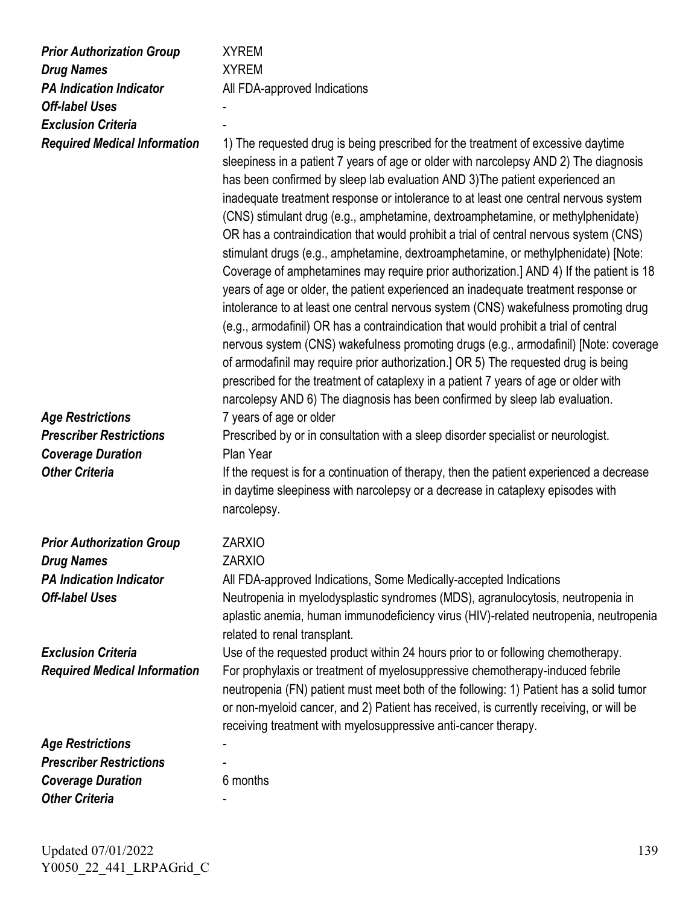| | |
|---|---|
| ***Prior Authorization Group*** | XYREM |
| ***Drug Names*** | XYREM |
| ***PA Indication Indicator*** | All FDA-approved Indications |
| ***Off-label Uses*** | - |
| ***Exclusion Criteria*** | - |
| ***Required Medical Information*** | 1) The requested drug is being prescribed for the treatment of excessive daytime sleepiness in a patient 7 years of age or older with narcolepsy AND 2) The diagnosis has been confirmed by sleep lab evaluation AND 3)The patient experienced an inadequate treatment response or intolerance to at least one central nervous system (CNS) stimulant drug (e.g., amphetamine, dextroamphetamine, or methylphenidate) OR has a contraindication that would prohibit a trial of central nervous system (CNS) stimulant drugs (e.g., amphetamine, dextroamphetamine, or methylphenidate) [Note: Coverage of amphetamines may require prior authorization.] AND 4) If the patient is 18 years of age or older, the patient experienced an inadequate treatment response or intolerance to at least one central nervous system (CNS) wakefulness promoting drug (e.g., armodafinil) OR has a contraindication that would prohibit a trial of central nervous system (CNS) wakefulness promoting drugs (e.g., armodafinil) [Note: coverage of armodafinil may require prior authorization.] OR 5) The requested drug is being prescribed for the treatment of cataplexy in a patient 7 years of age or older with narcolepsy AND 6) The diagnosis has been confirmed by sleep lab evaluation. |
| ***Age Restrictions*** | 7 years of age or older |
| ***Prescriber Restrictions*** | Prescribed by or in consultation with a sleep disorder specialist or neurologist. |
| ***Coverage Duration*** | Plan Year |
| ***Other Criteria*** | If the request is for a continuation of therapy, then the patient experienced a decrease in daytime sleepiness with narcolepsy or a decrease in cataplexy episodes with narcolepsy. |

| | |
|---|---|
| ***Prior Authorization Group*** | ZARXIO |
| ***Drug Names*** | ZARXIO |
| ***PA Indication Indicator*** | All FDA-approved Indications, Some Medically-accepted Indications |
| ***Off-label Uses*** | Neutropenia in myelodysplastic syndromes (MDS), agranulocytosis, neutropenia in aplastic anemia, human immunodeficiency virus (HIV)-related neutropenia, neutropenia related to renal transplant. |
| ***Exclusion Criteria*** | Use of the requested product within 24 hours prior to or following chemotherapy. |
| ***Required Medical Information*** | For prophylaxis or treatment of myelosuppressive chemotherapy-induced febrile neutropenia (FN) patient must meet both of the following: 1) Patient has a solid tumor or non-myeloid cancer, and 2) Patient has received, is currently receiving, or will be receiving treatment with myelosuppressive anti-cancer therapy. |
| ***Age Restrictions*** | - |
| ***Prescriber Restrictions*** | - |
| ***Coverage Duration*** | 6 months |
| ***Other Criteria*** | - |

Updated 07/01/2022
Y0050_22_441_LRPAGrid_C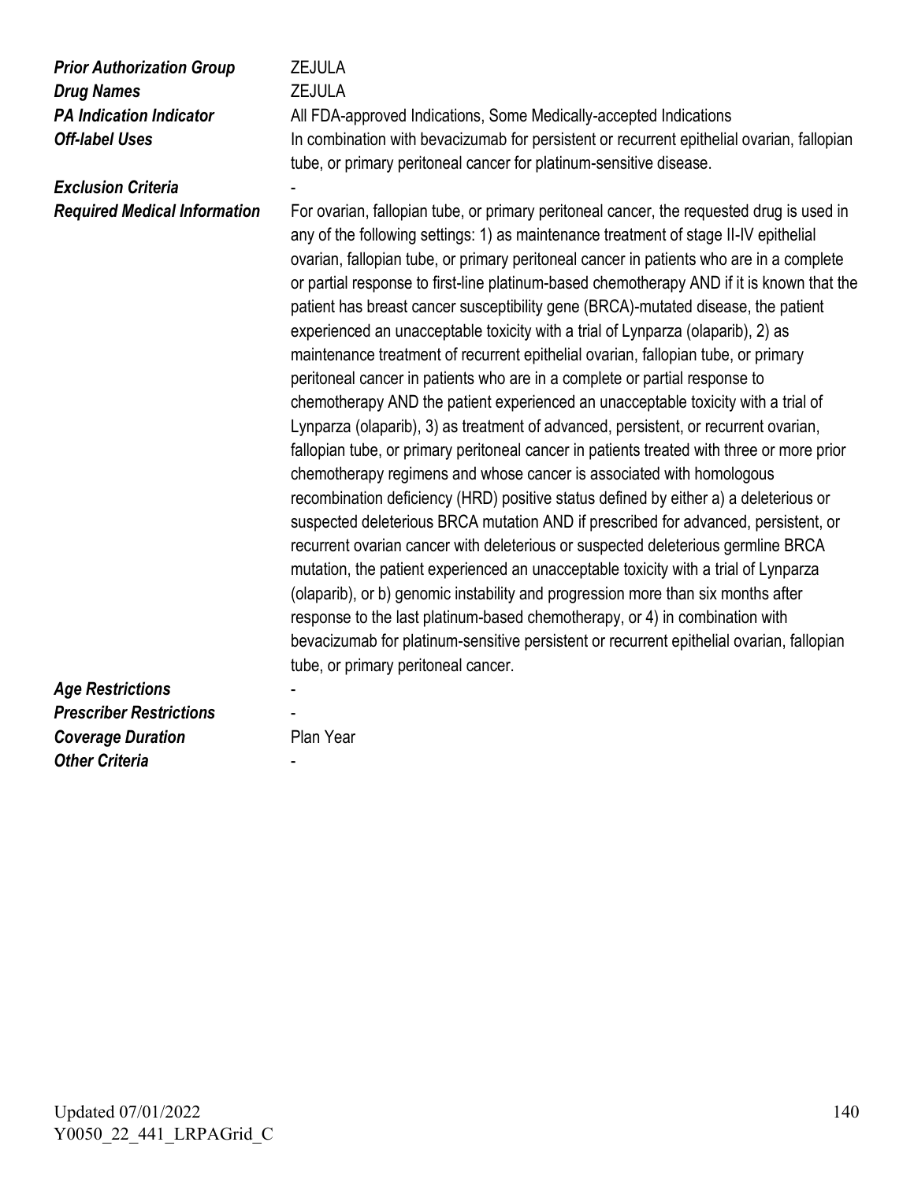| | |
|---|---|
| ***Prior Authorization Group*** | ZEJULA |
| ***Drug Names*** | ZEJULA |
| ***PA Indication Indicator*** | All FDA-approved Indications, Some Medically-accepted Indications |
| ***Off-label Uses*** | In combination with bevacizumab for persistent or recurrent epithelial ovarian, fallopian tube, or primary peritoneal cancer for platinum-sensitive disease. |
| ***Exclusion Criteria*** | - |
| ***Required Medical Information*** | For ovarian, fallopian tube, or primary peritoneal cancer, the requested drug is used in any of the following settings: 1) as maintenance treatment of stage II-IV epithelial ovarian, fallopian tube, or primary peritoneal cancer in patients who are in a complete or partial response to first-line platinum-based chemotherapy AND if it is known that the patient has breast cancer susceptibility gene (BRCA)-mutated disease, the patient experienced an unacceptable toxicity with a trial of Lynparza (olaparib), 2) as maintenance treatment of recurrent epithelial ovarian, fallopian tube, or primary peritoneal cancer in patients who are in a complete or partial response to chemotherapy AND the patient experienced an unacceptable toxicity with a trial of Lynparza (olaparib), 3) as treatment of advanced, persistent, or recurrent ovarian, fallopian tube, or primary peritoneal cancer in patients treated with three or more prior chemotherapy regimens and whose cancer is associated with homologous recombination deficiency (HRD) positive status defined by either a) a deleterious or suspected deleterious BRCA mutation AND if prescribed for advanced, persistent, or recurrent ovarian cancer with deleterious or suspected deleterious germline BRCA mutation, the patient experienced an unacceptable toxicity with a trial of Lynparza (olaparib), or b) genomic instability and progression more than six months after response to the last platinum-based chemotherapy, or 4) in combination with bevacizumab for platinum-sensitive persistent or recurrent epithelial ovarian, fallopian tube, or primary peritoneal cancer. |
| ***Age Restrictions*** | - |
| ***Prescriber Restrictions*** | - |
| ***Coverage Duration*** | Plan Year |
| ***Other Criteria*** | - |

Updated 07/01/2022
Y0050_22_441_LRPAGrid_C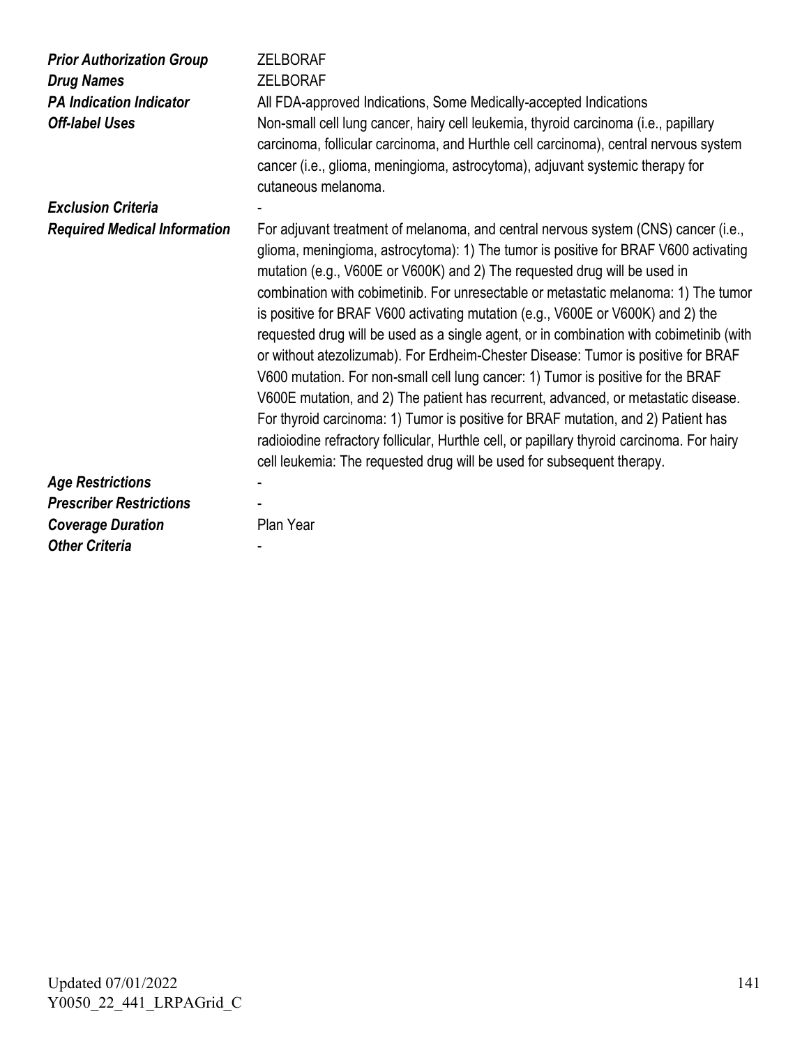| | |
|---|---|
| ***Prior Authorization Group*** | ZELBORAF |
| ***Drug Names*** | ZELBORAF |
| ***PA Indication Indicator*** | All FDA-approved Indications, Some Medically-accepted Indications |
| ***Off-label Uses*** | Non-small cell lung cancer, hairy cell leukemia, thyroid carcinoma (i.e., papillary carcinoma, follicular carcinoma, and Hurthle cell carcinoma), central nervous system cancer (i.e., glioma, meningioma, astrocytoma), adjuvant systemic therapy for cutaneous melanoma. |
| ***Exclusion Criteria*** | - |
| ***Required Medical Information*** | For adjuvant treatment of melanoma, and central nervous system (CNS) cancer (i.e., glioma, meningioma, astrocytoma): 1) The tumor is positive for BRAF V600 activating mutation (e.g., V600E or V600K) and 2) The requested drug will be used in combination with cobimetinib. For unresectable or metastatic melanoma: 1) The tumor is positive for BRAF V600 activating mutation (e.g., V600E or V600K) and 2) the requested drug will be used as a single agent, or in combination with cobimetinib (with or without atezolizumab). For Erdheim-Chester Disease: Tumor is positive for BRAF V600 mutation. For non-small cell lung cancer: 1) Tumor is positive for the BRAF V600E mutation, and 2) The patient has recurrent, advanced, or metastatic disease. For thyroid carcinoma: 1) Tumor is positive for BRAF mutation, and 2) Patient has radioiodine refractory follicular, Hurthle cell, or papillary thyroid carcinoma. For hairy cell leukemia: The requested drug will be used for subsequent therapy. |
| ***Age Restrictions*** | - |
| ***Prescriber Restrictions*** | - |
| ***Coverage Duration*** | Plan Year |
| ***Other Criteria*** | - |

Updated 07/01/2022
Y0050_22_441_LRPAGrid_C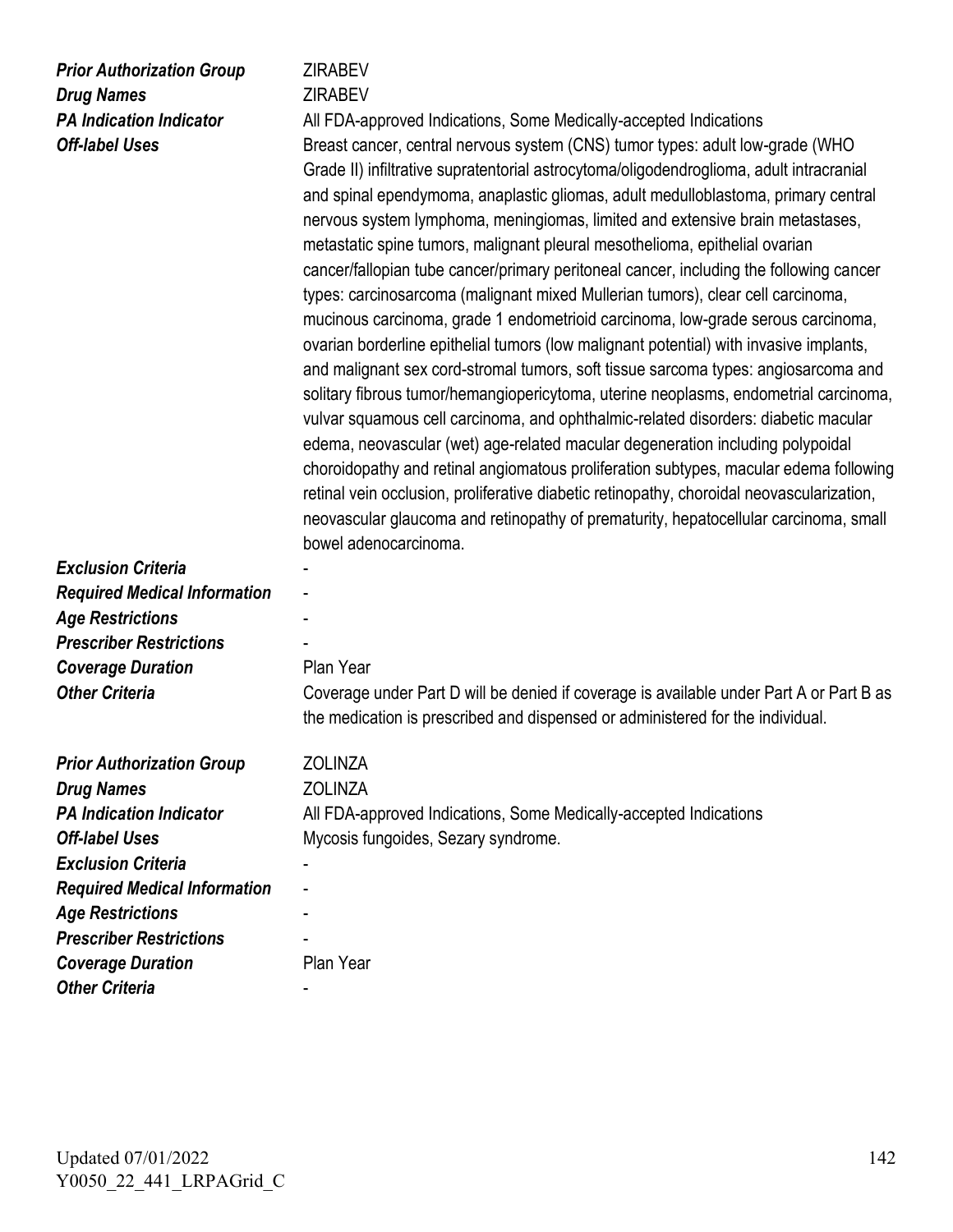| | |
|---|---|
| ***Prior Authorization Group*** | ZIRABEV |
| ***Drug Names*** | ZIRABEV |
| ***PA Indication Indicator*** | All FDA-approved Indications, Some Medically-accepted Indications |
| ***Off-label Uses*** | Breast cancer, central nervous system (CNS) tumor types: adult low-grade (WHO Grade II) infiltrative supratentorial astrocytoma/oligodendroglioma, adult intracranial and spinal ependymoma, anaplastic gliomas, adult medulloblastoma, primary central nervous system lymphoma, meningiomas, limited and extensive brain metastases, metastatic spine tumors, malignant pleural mesothelioma, epithelial ovarian cancer/fallopian tube cancer/primary peritoneal cancer, including the following cancer types: carcinosarcoma (malignant mixed Mullerian tumors), clear cell carcinoma, mucinous carcinoma, grade 1 endometrioid carcinoma, low-grade serous carcinoma, ovarian borderline epithelial tumors (low malignant potential) with invasive implants, and malignant sex cord-stromal tumors, soft tissue sarcoma types: angiosarcoma and solitary fibrous tumor/hemangiopericytoma, uterine neoplasms, endometrial carcinoma, vulvar squamous cell carcinoma, and ophthalmic-related disorders: diabetic macular edema, neovascular (wet) age-related macular degeneration including polypoidal choroidopathy and retinal angiomatous proliferation subtypes, macular edema following retinal vein occlusion, proliferative diabetic retinopathy, choroidal neovascularization, neovascular glaucoma and retinopathy of prematurity, hepatocellular carcinoma, small bowel adenocarcinoma. |
| ***Exclusion Criteria*** | - |
| ***Required Medical Information*** | - |
| ***Age Restrictions*** | - |
| ***Prescriber Restrictions*** | - |
| ***Coverage Duration*** | Plan Year |
| ***Other Criteria*** | Coverage under Part D will be denied if coverage is available under Part A or Part B as the medication is prescribed and dispensed or administered for the individual. |

| | |
|---|---|
| ***Prior Authorization Group*** | ZOLINZA |
| ***Drug Names*** | ZOLINZA |
| ***PA Indication Indicator*** | All FDA-approved Indications, Some Medically-accepted Indications |
| ***Off-label Uses*** | Mycosis fungoides, Sezary syndrome. |
| ***Exclusion Criteria*** | - |
| ***Required Medical Information*** | - |
| ***Age Restrictions*** | - |
| ***Prescriber Restrictions*** | - |
| ***Coverage Duration*** | Plan Year |
| ***Other Criteria*** | - |

Updated 07/01/2022
Y0050_22_441_LRPAGrid_C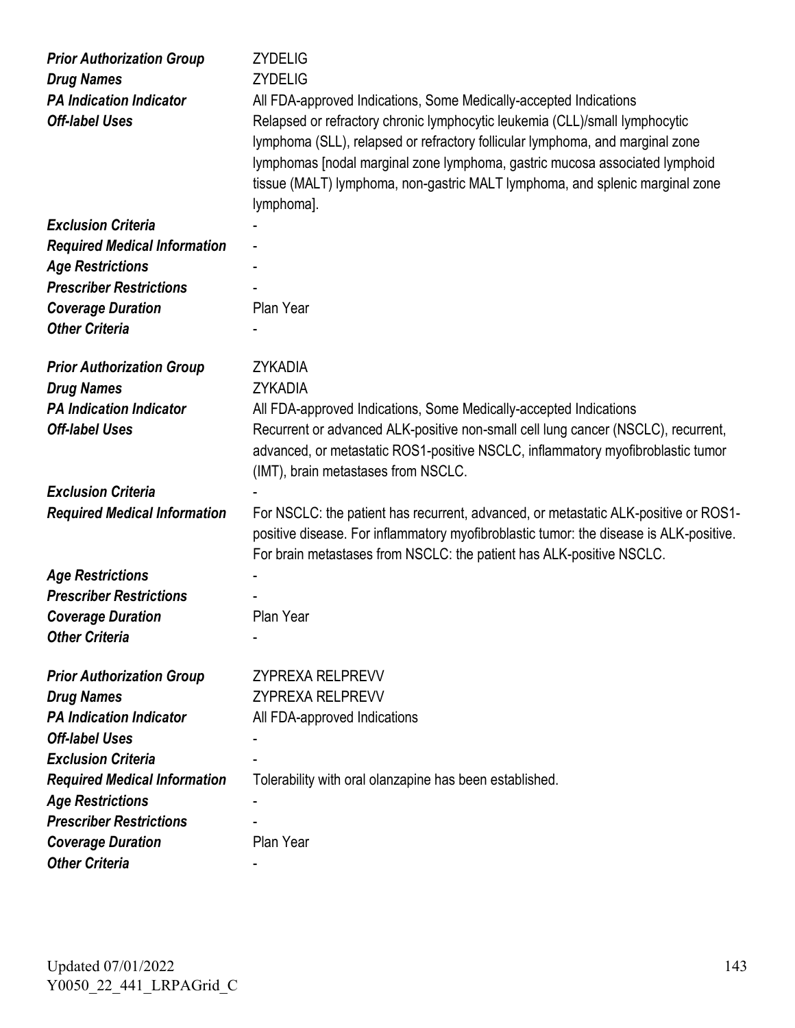| | |
|---|---|
| ***Prior Authorization Group*** | ZYDELIG |
| ***Drug Names*** | ZYDELIG |
| ***PA Indication Indicator*** | All FDA-approved Indications, Some Medically-accepted Indications |
| ***Off-label Uses*** | Relapsed or refractory chronic lymphocytic leukemia (CLL)/small lymphocytic lymphoma (SLL), relapsed or refractory follicular lymphoma, and marginal zone lymphomas [nodal marginal zone lymphoma, gastric mucosa associated lymphoid tissue (MALT) lymphoma, non-gastric MALT lymphoma, and splenic marginal zone lymphoma]. |
| ***Exclusion Criteria*** | - |
| ***Required Medical Information*** | - |
| ***Age Restrictions*** | - |
| ***Prescriber Restrictions*** | - |
| ***Coverage Duration*** | Plan Year |
| ***Other Criteria*** | - |

| | |
|---|---|
| ***Prior Authorization Group*** | ZYKADIA |
| ***Drug Names*** | ZYKADIA |
| ***PA Indication Indicator*** | All FDA-approved Indications, Some Medically-accepted Indications |
| ***Off-label Uses*** | Recurrent or advanced ALK-positive non-small cell lung cancer (NSCLC), recurrent, advanced, or metastatic ROS1-positive NSCLC, inflammatory myofibroblastic tumor (IMT), brain metastases from NSCLC. |
| ***Exclusion Criteria*** | - |
| ***Required Medical Information*** | For NSCLC: the patient has recurrent, advanced, or metastatic ALK-positive or ROS1-positive disease. For inflammatory myofibroblastic tumor: the disease is ALK-positive. For brain metastases from NSCLC: the patient has ALK-positive NSCLC. |
| ***Age Restrictions*** | - |
| ***Prescriber Restrictions*** | - |
| ***Coverage Duration*** | Plan Year |
| ***Other Criteria*** | - |

| | |
|---|---|
| ***Prior Authorization Group*** | ZYPREXA RELPREVV |
| ***Drug Names*** | ZYPREXA RELPREVV |
| ***PA Indication Indicator*** | All FDA-approved Indications |
| ***Off-label Uses*** | - |
| ***Exclusion Criteria*** | - |
| ***Required Medical Information*** | Tolerability with oral olanzapine has been established. |
| ***Age Restrictions*** | - |
| ***Prescriber Restrictions*** | - |
| ***Coverage Duration*** | Plan Year |
| ***Other Criteria*** | - |

Updated 07/01/2022
Y0050_22_441_LRPAGrid_C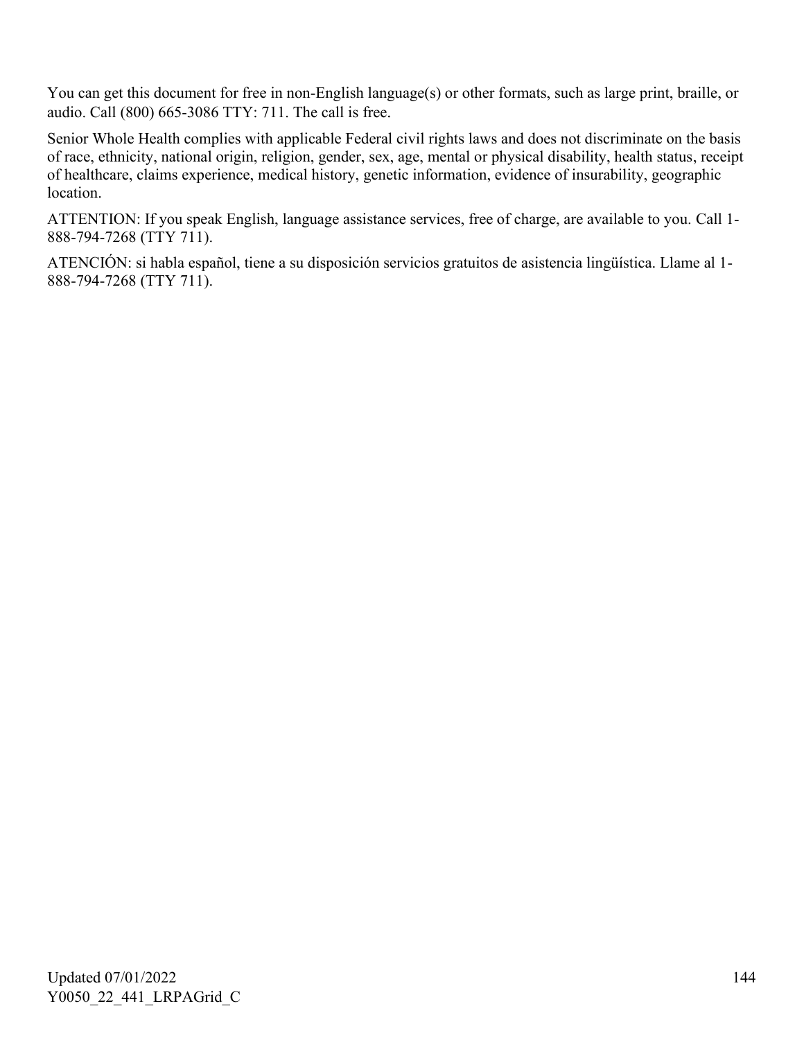You can get this document for free in non-English language(s) or other formats, such as large print, braille, or audio. Call (800) 665-3086 TTY: 711. The call is free.

Senior Whole Health complies with applicable Federal civil rights laws and does not discriminate on the basis of race, ethnicity, national origin, religion, gender, sex, age, mental or physical disability, health status, receipt of healthcare, claims experience, medical history, genetic information, evidence of insurability, geographic location.

ATTENTION: If you speak English, language assistance services, free of charge, are available to you. Call 1-888-794-7268 (TTY 711).

ATENCIÓN: si habla español, tiene a su disposición servicios gratuitos de asistencia lingüística. Llame al 1-888-794-7268 (TTY 711).

Updated 07/01/2022
Y0050_22_441_LRPAGrid_C